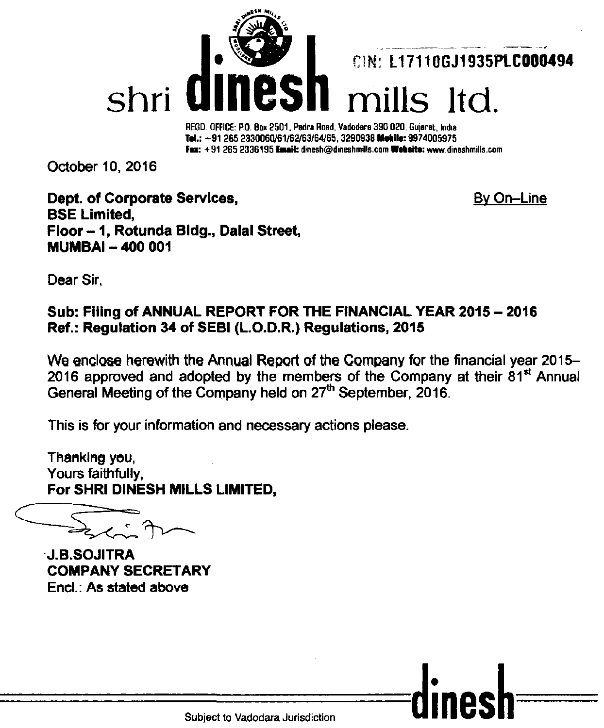CIN: L17110GJ1935PLC000494

# shri dinesh mills ltd.

REGD. OFFICE: P.O. Box 2501, Padra Road, Vadodara 390 020, Gujarat, India
Tel.: +91 265 2330060/61/62/63/64/65, 3290938 Mobile: 9974005975
Fax: +91 265 2336195 Email: dinesh@dineshmills.com Website: www.dineshmills.com

October 10, 2016

**Dept. of Corporate Services,**
**BSE Limited,**
**Floor – 1, Rotunda Bldg., Dalal Street,**
**MUMBAI – 400 001**

By On–Line

Dear Sir,

**Sub: Filing of ANNUAL REPORT FOR THE FINANCIAL YEAR 2015 – 2016**
**Ref.: Regulation 34 of SEBI (L.O.D.R.) Regulations, 2015**

We enclose herewith the Annual Report of the Company for the financial year 2015–2016 approved and adopted by the members of the Company at their 81st Annual General Meeting of the Company held on 27th September, 2016.

This is for your information and necessary actions please.

Thanking you,
Yours faithfully,
**For SHRI DINESH MILLS LIMITED,**

**J.B.SOJITRA**
**COMPANY SECRETARY**
Encl.: As stated above

Subject to Vadodara Jurisdiction

dinesh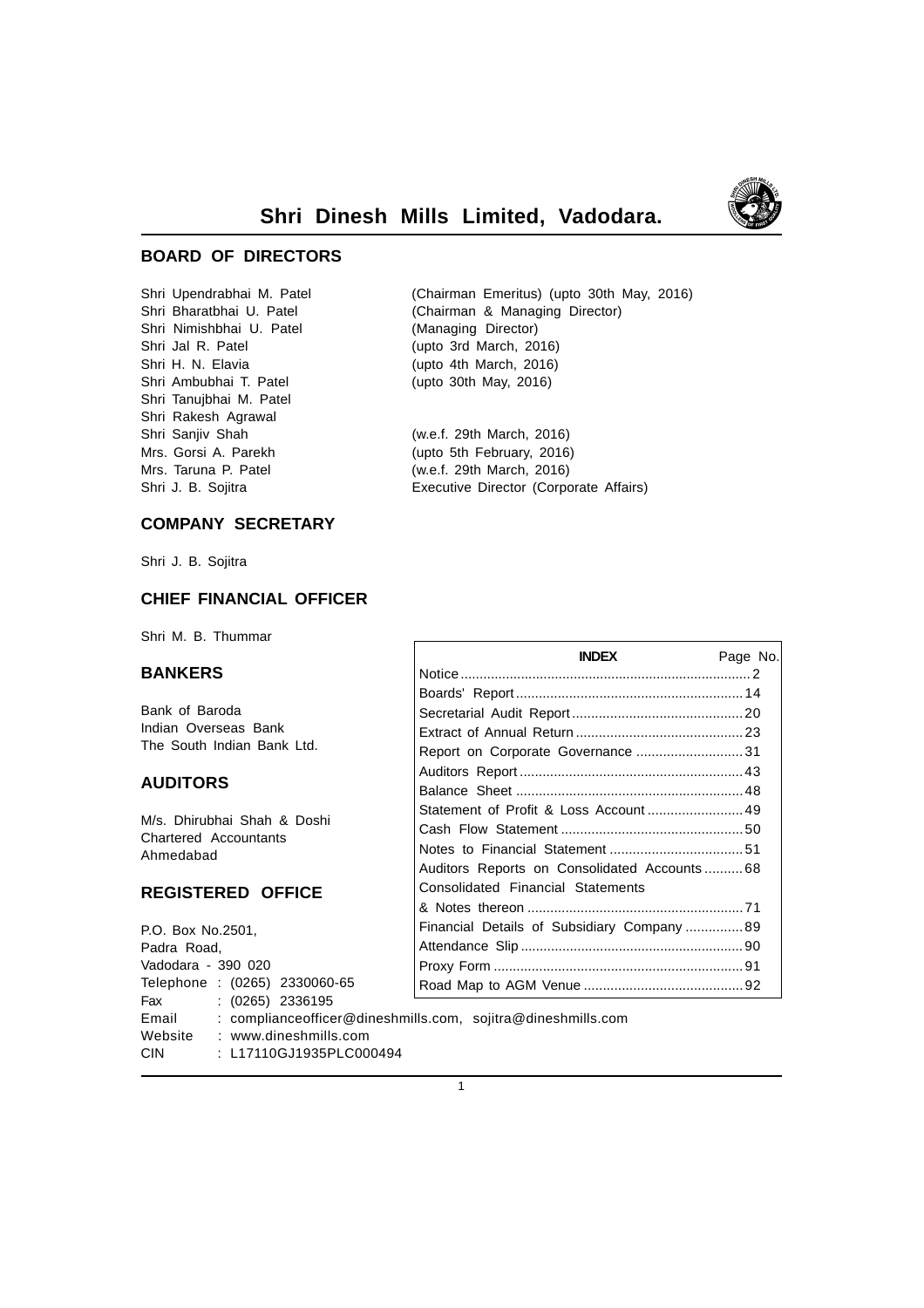# Shri Dinesh Mills Limited, Vadodara.

## BOARD OF DIRECTORS

| | |
|---|---|
| Shri Upendrabhai M. Patel | (Chairman Emeritus) (upto 30th May, 2016) |
| Shri Bharatbhai U. Patel | (Chairman & Managing Director) |
| Shri Nimishbhai U. Patel | (Managing Director) |
| Shri Jal R. Patel | (upto 3rd March, 2016) |
| Shri H. N. Elavia | (upto 4th March, 2016) |
| Shri Ambubhai T. Patel | (upto 30th May, 2016) |
| Shri Tanujbhai M. Patel | |
| Shri Rakesh Agrawal | |
| Shri Sanjiv Shah | (w.e.f. 29th March, 2016) |
| Mrs. Gorsi A. Parekh | (upto 5th February, 2016) |
| Mrs. Taruna P. Patel | (w.e.f. 29th March, 2016) |
| Shri J. B. Sojitra | Executive Director (Corporate Affairs) |

## COMPANY SECRETARY

Shri J. B. Sojitra

## CHIEF FINANCIAL OFFICER

Shri M. B. Thummar

## BANKERS

Bank of Baroda
Indian Overseas Bank
The South Indian Bank Ltd.

## AUDITORS

M/s. Dhirubhai Shah & Doshi
Chartered Accountants
Ahmedabad

## REGISTERED OFFICE

P.O. Box No.2501,
Padra Road,
Vadodara - 390 020
Telephone : (0265) 2330060-65
Fax : (0265) 2336195
Email : complianceofficer@dineshmills.com, sojitra@dineshmills.com
Website : www.dineshmills.com
CIN : L17110GJ1935PLC000494

| INDEX | Page No. |
|---|---|
| Notice | 2 |
| Boards' Report | 14 |
| Secretarial Audit Report | 20 |
| Extract of Annual Return | 23 |
| Report on Corporate Governance | 31 |
| Auditors Report | 43 |
| Balance Sheet | 48 |
| Statement of Profit & Loss Account | 49 |
| Cash Flow Statement | 50 |
| Notes to Financial Statement | 51 |
| Auditors Reports on Consolidated Accounts | 68 |
| Consolidated Financial Statements & Notes thereon | 71 |
| Financial Details of Subsidiary Company | 89 |
| Attendance Slip | 90 |
| Proxy Form | 91 |
| Road Map to AGM Venue | 92 |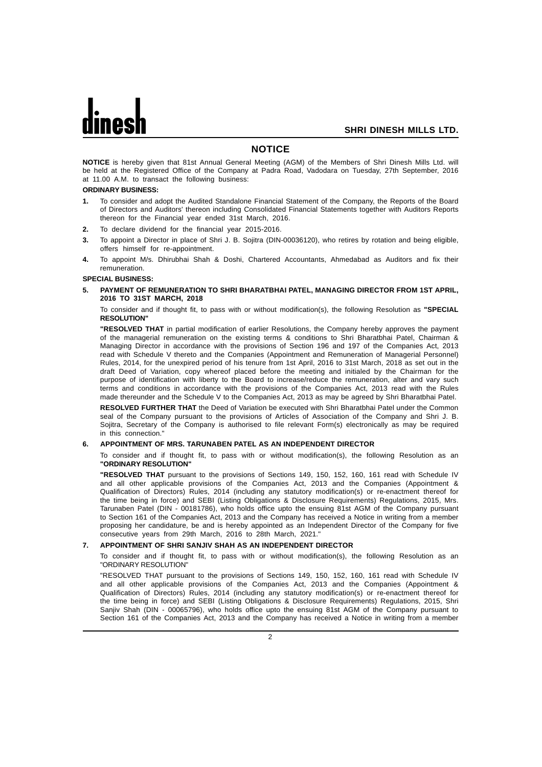# NOTICE

**NOTICE** is hereby given that 81st Annual General Meeting (AGM) of the Members of Shri Dinesh Mills Ltd. will be held at the Registered Office of the Company at Padra Road, Vadodara on Tuesday, 27th September, 2016 at 11.00 A.M. to transact the following business:

**ORDINARY BUSINESS:**

1. To consider and adopt the Audited Standalone Financial Statement of the Company, the Reports of the Board of Directors and Auditors' thereon including Consolidated Financial Statements together with Auditors Reports thereon for the Financial year ended 31st March, 2016.
2. To declare dividend for the financial year 2015-2016.
3. To appoint a Director in place of Shri J. B. Sojitra (DIN-00036120), who retires by rotation and being eligible, offers himself for re-appointment.
4. To appoint M/s. Dhirubhai Shah & Doshi, Chartered Accountants, Ahmedabad as Auditors and fix their remuneration.

**SPECIAL BUSINESS:**

5. **PAYMENT OF REMUNERATION TO SHRI BHARATBHAI PATEL, MANAGING DIRECTOR FROM 1ST APRIL, 2016 TO 31ST MARCH, 2018**

   To consider and if thought fit, to pass with or without modification(s), the following Resolution as **"SPECIAL RESOLUTION"**

   **"RESOLVED THAT** in partial modification of earlier Resolutions, the Company hereby approves the payment of the managerial remuneration on the existing terms & conditions to Shri Bharatbhai Patel, Chairman & Managing Director in accordance with the provisions of Section 196 and 197 of the Companies Act, 2013 read with Schedule V thereto and the Companies (Appointment and Remuneration of Managerial Personnel) Rules, 2014, for the unexpired period of his tenure from 1st April, 2016 to 31st March, 2018 as set out in the draft Deed of Variation, copy whereof placed before the meeting and initialed by the Chairman for the purpose of identification with liberty to the Board to increase/reduce the remuneration, alter and vary such terms and conditions in accordance with the provisions of the Companies Act, 2013 read with the Rules made thereunder and the Schedule V to the Companies Act, 2013 as may be agreed by Shri Bharatbhai Patel.

   **RESOLVED FURTHER THAT** the Deed of Variation be executed with Shri Bharatbhai Patel under the Common seal of the Company pursuant to the provisions of Articles of Association of the Company and Shri J. B. Sojitra, Secretary of the Company is authorised to file relevant Form(s) electronically as may be required in this connection."

6. **APPOINTMENT OF MRS. TARUNABEN PATEL AS AN INDEPENDENT DIRECTOR**

   To consider and if thought fit, to pass with or without modification(s), the following Resolution as an **"ORDINARY RESOLUTION"**

   **"RESOLVED THAT** pursuant to the provisions of Sections 149, 150, 152, 160, 161 read with Schedule IV and all other applicable provisions of the Companies Act, 2013 and the Companies (Appointment & Qualification of Directors) Rules, 2014 (including any statutory modification(s) or re-enactment thereof for the time being in force) and SEBI (Listing Obligations & Disclosure Requirements) Regulations, 2015, Mrs. Tarunaben Patel (DIN - 00181786), who holds office upto the ensuing 81st AGM of the Company pursuant to Section 161 of the Companies Act, 2013 and the Company has received a Notice in writing from a member proposing her candidature, be and is hereby appointed as an Independent Director of the Company for five consecutive years from 29th March, 2016 to 28th March, 2021."

7. **APPOINTMENT OF SHRI SANJIV SHAH AS AN INDEPENDENT DIRECTOR**

   To consider and if thought fit, to pass with or without modification(s), the following Resolution as an "ORDINARY RESOLUTION"

   "RESOLVED THAT pursuant to the provisions of Sections 149, 150, 152, 160, 161 read with Schedule IV and all other applicable provisions of the Companies Act, 2013 and the Companies (Appointment & Qualification of Directors) Rules, 2014 (including any statutory modification(s) or re-enactment thereof for the time being in force) and SEBI (Listing Obligations & Disclosure Requirements) Regulations, 2015, Shri Sanjiv Shah (DIN - 00065796), who holds office upto the ensuing 81st AGM of the Company pursuant to Section 161 of the Companies Act, 2013 and the Company has received a Notice in writing from a member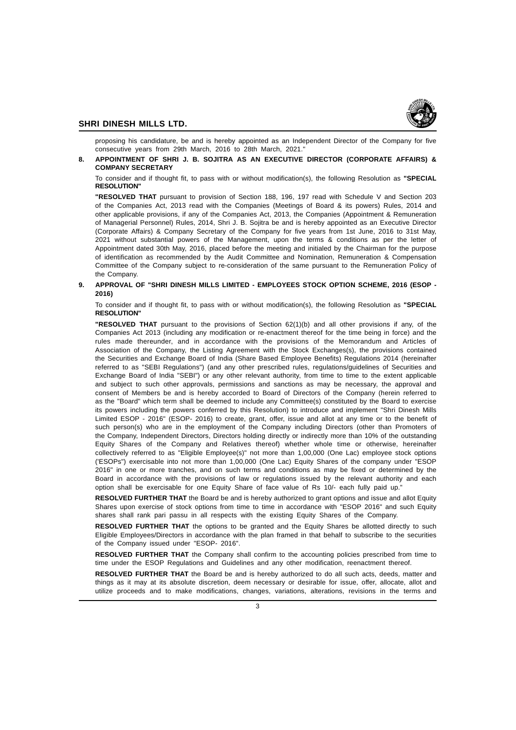proposing his candidature, be and is hereby appointed as an Independent Director of the Company for five consecutive years from 29th March, 2016 to 28th March, 2021."

**8. APPOINTMENT OF SHRI J. B. SOJITRA AS AN EXECUTIVE DIRECTOR (CORPORATE AFFAIRS) & COMPANY SECRETARY**

To consider and if thought fit, to pass with or without modification(s), the following Resolution as **"SPECIAL RESOLUTION"**

**"RESOLVED THAT** pursuant to provision of Section 188, 196, 197 read with Schedule V and Section 203 of the Companies Act, 2013 read with the Companies (Meetings of Board & its powers) Rules, 2014 and other applicable provisions, if any of the Companies Act, 2013, the Companies (Appointment & Remuneration of Managerial Personnel) Rules, 2014, Shri J. B. Sojitra be and is hereby appointed as an Executive Director (Corporate Affairs) & Company Secretary of the Company for five years from 1st June, 2016 to 31st May, 2021 without substantial powers of the Management, upon the terms & conditions as per the letter of Appointment dated 30th May, 2016, placed before the meeting and initialed by the Chairman for the purpose of identification as recommended by the Audit Committee and Nomination, Remuneration & Compensation Committee of the Company subject to re-consideration of the same pursuant to the Remuneration Policy of the Company.

**9. APPROVAL OF "SHRI DINESH MILLS LIMITED - EMPLOYEES STOCK OPTION SCHEME, 2016 (ESOP - 2016)**

To consider and if thought fit, to pass with or without modification(s), the following Resolution as **"SPECIAL RESOLUTION"**

**"RESOLVED THAT** pursuant to the provisions of Section 62(1)(b) and all other provisions if any, of the Companies Act 2013 (including any modification or re-enactment thereof for the time being in force) and the rules made thereunder, and in accordance with the provisions of the Memorandum and Articles of Association of the Company, the Listing Agreement with the Stock Exchanges(s), the provisions contained the Securities and Exchange Board of India (Share Based Employee Benefits) Regulations 2014 (hereinafter referred to as "SEBI Regulations") (and any other prescribed rules, regulations/guidelines of Securities and Exchange Board of India "SEBI") or any other relevant authority, from time to time to the extent applicable and subject to such other approvals, permissions and sanctions as may be necessary, the approval and consent of Members be and is hereby accorded to Board of Directors of the Company (herein referred to as the "Board" which term shall be deemed to include any Committee(s) constituted by the Board to exercise its powers including the powers conferred by this Resolution) to introduce and implement "Shri Dinesh Mills Limited ESOP - 2016" (ESOP- 2016) to create, grant, offer, issue and allot at any time or to the benefit of such person(s) who are in the employment of the Company including Directors (other than Promoters of the Company, Independent Directors, Directors holding directly or indirectly more than 10% of the outstanding Equity Shares of the Company and Relatives thereof) whether whole time or otherwise, hereinafter collectively referred to as "Eligible Employee(s)" not more than 1,00,000 (One Lac) employee stock options ('ESOPs") exercisable into not more than 1,00,000 (One Lac) Equity Shares of the company under "ESOP 2016" in one or more tranches, and on such terms and conditions as may be fixed or determined by the Board in accordance with the provisions of law or regulations issued by the relevant authority and each option shall be exercisable for one Equity Share of face value of Rs 10/- each fully paid up."

**RESOLVED FURTHER THAT** the Board be and is hereby authorized to grant options and issue and allot Equity Shares upon exercise of stock options from time to time in accordance with "ESOP 2016" and such Equity shares shall rank pari passu in all respects with the existing Equity Shares of the Company.

**RESOLVED FURTHER THAT** the options to be granted and the Equity Shares be allotted directly to such Eligible Employees/Directors in accordance with the plan framed in that behalf to subscribe to the securities of the Company issued under "ESOP- 2016".

**RESOLVED FURTHER THAT** the Company shall confirm to the accounting policies prescribed from time to time under the ESOP Regulations and Guidelines and any other modification, reenactment thereof.

**RESOLVED FURTHER THAT** the Board be and is hereby authorized to do all such acts, deeds, matter and things as it may at its absolute discretion, deem necessary or desirable for issue, offer, allocate, allot and utilize proceeds and to make modifications, changes, variations, alterations, revisions in the terms and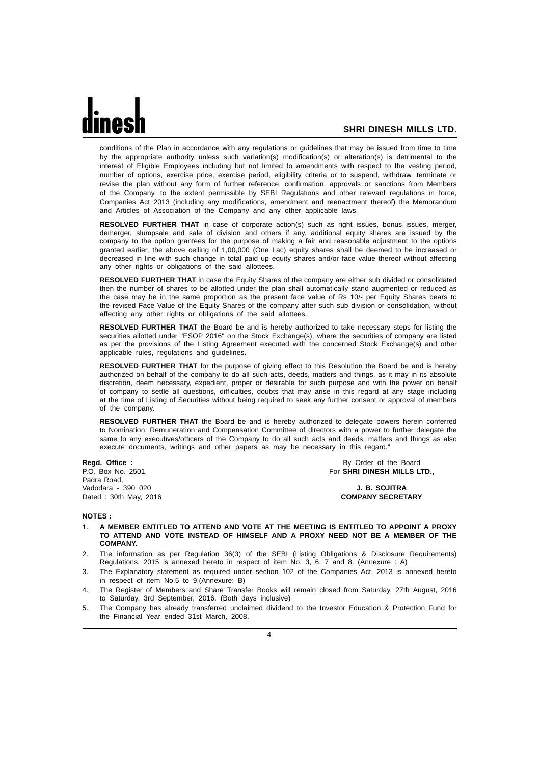conditions of the Plan in accordance with any regulations or guidelines that may be issued from time to time by the appropriate authority unless such variation(s) modification(s) or alteration(s) is detrimental to the interest of Eligible Employees including but not limited to amendments with respect to the vesting period, number of options, exercise price, exercise period, eligibility criteria or to suspend, withdraw, terminate or revise the plan without any form of further reference, confirmation, approvals or sanctions from Members of the Company, to the extent permissible by SEBI Regulations and other relevant regulations in force, Companies Act 2013 (including any modifications, amendment and reenactment thereof) the Memorandum and Articles of Association of the Company and any other applicable laws

**RESOLVED FURTHER THAT** in case of corporate action(s) such as right issues, bonus issues, merger, demerger, slumpsale and sale of division and others if any, additional equity shares are issued by the company to the option grantees for the purpose of making a fair and reasonable adjustment to the options granted earlier, the above ceiling of 1,00,000 (One Lac) equity shares shall be deemed to be increased or decreased in line with such change in total paid up equity shares and/or face value thereof without affecting any other rights or obligations of the said allottees.

**RESOLVED FURTHER THAT** in case the Equity Shares of the company are either sub divided or consolidated then the number of shares to be allotted under the plan shall automatically stand augmented or reduced as the case may be in the same proportion as the present face value of Rs 10/- per Equity Shares bears to the revised Face Value of the Equity Shares of the company after such sub division or consolidation, without affecting any other rights or obligations of the said allottees.

**RESOLVED FURTHER THAT** the Board be and is hereby authorized to take necessary steps for listing the securities allotted under "ESOP 2016" on the Stock Exchange(s), where the securities of company are listed as per the provisions of the Listing Agreement executed with the concerned Stock Exchange(s) and other applicable rules, regulations and guidelines.

**RESOLVED FURTHER THAT** for the purpose of giving effect to this Resolution the Board be and is hereby authorized on behalf of the company to do all such acts, deeds, matters and things, as it may in its absolute discretion, deem necessary, expedient, proper or desirable for such purpose and with the power on behalf of company to settle all questions, difficulties, doubts that may arise in this regard at any stage including at the time of Listing of Securities without being required to seek any further consent or approval of members of the company.

**RESOLVED FURTHER THAT** the Board be and is hereby authorized to delegate powers herein conferred to Nomination, Remuneration and Compensation Committee of directors with a power to further delegate the same to any executives/officers of the Company to do all such acts and deeds, matters and things as also execute documents, writings and other papers as may be necessary in this regard."

**Regd. Office :**
P.O. Box No. 2501,
Padra Road,
Vadodara - 390 020
Dated : 30th May, 2016

By Order of the Board
For **SHRI DINESH MILLS LTD.,**

**J. B. SOJITRA**
**COMPANY SECRETARY**

**NOTES :**

1. **A MEMBER ENTITLED TO ATTEND AND VOTE AT THE MEETING IS ENTITLED TO APPOINT A PROXY TO ATTEND AND VOTE INSTEAD OF HIMSELF AND A PROXY NEED NOT BE A MEMBER OF THE COMPANY.**
2. The information as per Regulation 36(3) of the SEBI (Listing Obligations & Disclosure Requirements) Regulations, 2015 is annexed hereto in respect of item No. 3, 6. 7 and 8. (Annexure : A)
3. The Explanatory statement as required under section 102 of the Companies Act, 2013 is annexed hereto in respect of item No.5 to 9.(Annexure: B)
4. The Register of Members and Share Transfer Books will remain closed from Saturday, 27th August, 2016 to Saturday, 3rd September, 2016. (Both days inclusive)
5. The Company has already transferred unclaimed dividend to the Investor Education & Protection Fund for the Financial Year ended 31st March, 2008.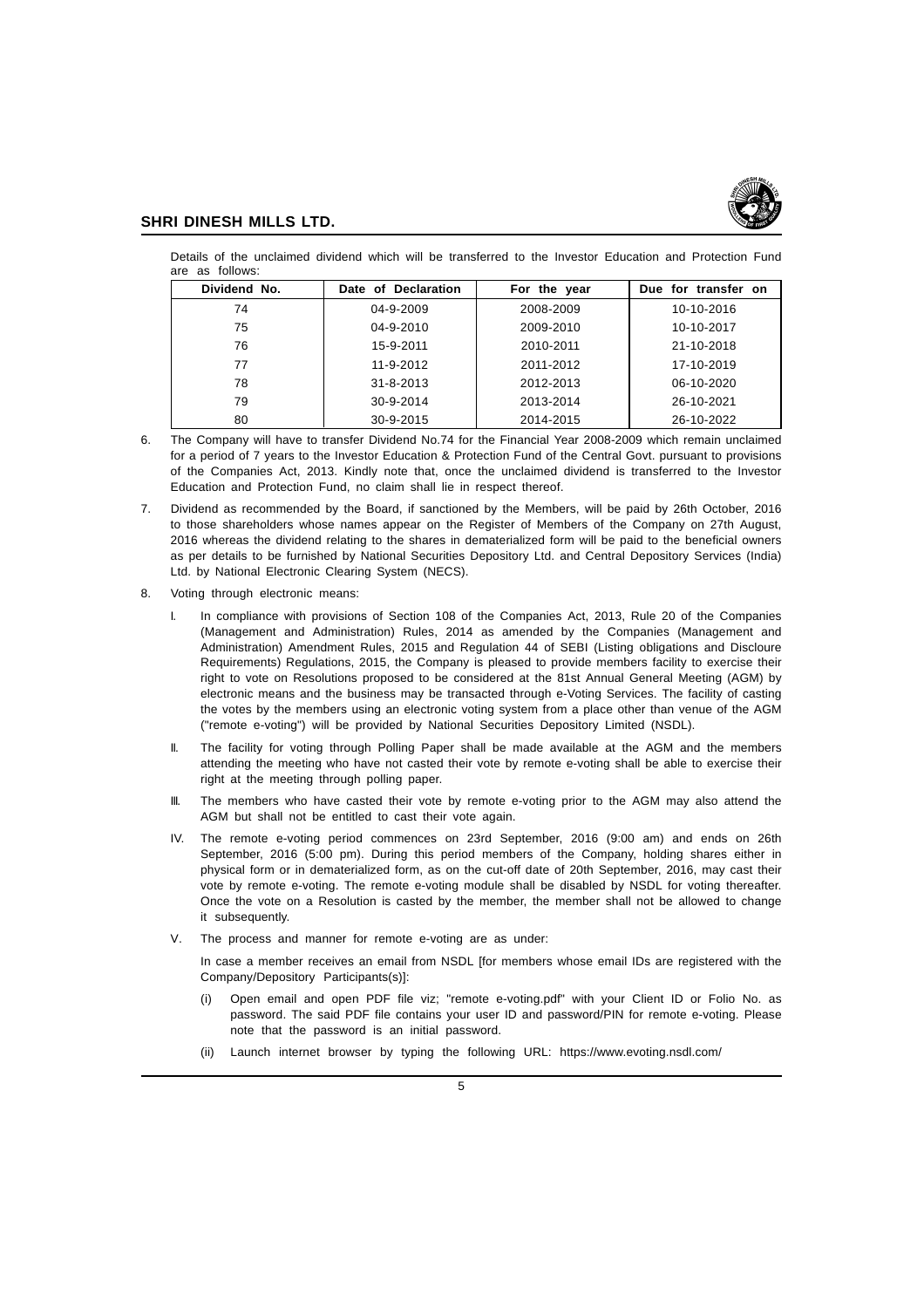Details of the unclaimed dividend which will be transferred to the Investor Education and Protection Fund are as follows:

| Dividend No. | Date of Declaration | For the year | Due for transfer on |
|---|---|---|---|
| 74 | 04-9-2009 | 2008-2009 | 10-10-2016 |
| 75 | 04-9-2010 | 2009-2010 | 10-10-2017 |
| 76 | 15-9-2011 | 2010-2011 | 21-10-2018 |
| 77 | 11-9-2012 | 2011-2012 | 17-10-2019 |
| 78 | 31-8-2013 | 2012-2013 | 06-10-2020 |
| 79 | 30-9-2014 | 2013-2014 | 26-10-2021 |
| 80 | 30-9-2015 | 2014-2015 | 26-10-2022 |

6. The Company will have to transfer Dividend No.74 for the Financial Year 2008-2009 which remain unclaimed for a period of 7 years to the Investor Education & Protection Fund of the Central Govt. pursuant to provisions of the Companies Act, 2013. Kindly note that, once the unclaimed dividend is transferred to the Investor Education and Protection Fund, no claim shall lie in respect thereof.

7. Dividend as recommended by the Board, if sanctioned by the Members, will be paid by 26th October, 2016 to those shareholders whose names appear on the Register of Members of the Company on 27th August, 2016 whereas the dividend relating to the shares in dematerialized form will be paid to the beneficial owners as per details to be furnished by National Securities Depository Ltd. and Central Depository Services (India) Ltd. by National Electronic Clearing System (NECS).

8. Voting through electronic means:

   I. In compliance with provisions of Section 108 of the Companies Act, 2013, Rule 20 of the Companies (Management and Administration) Rules, 2014 as amended by the Companies (Management and Administration) Amendment Rules, 2015 and Regulation 44 of SEBI (Listing obligations and Discloure Requirements) Regulations, 2015, the Company is pleased to provide members facility to exercise their right to vote on Resolutions proposed to be considered at the 81st Annual General Meeting (AGM) by electronic means and the business may be transacted through e-Voting Services. The facility of casting the votes by the members using an electronic voting system from a place other than venue of the AGM ("remote e-voting") will be provided by National Securities Depository Limited (NSDL).

   II. The facility for voting through Polling Paper shall be made available at the AGM and the members attending the meeting who have not casted their vote by remote e-voting shall be able to exercise their right at the meeting through polling paper.

   III. The members who have casted their vote by remote e-voting prior to the AGM may also attend the AGM but shall not be entitled to cast their vote again.

   IV. The remote e-voting period commences on 23rd September, 2016 (9:00 am) and ends on 26th September, 2016 (5:00 pm). During this period members of the Company, holding shares either in physical form or in dematerialized form, as on the cut-off date of 20th September, 2016, may cast their vote by remote e-voting. The remote e-voting module shall be disabled by NSDL for voting thereafter. Once the vote on a Resolution is casted by the member, the member shall not be allowed to change it subsequently.

   V. The process and manner for remote e-voting are as under:

   In case a member receives an email from NSDL [for members whose email IDs are registered with the Company/Depository Participants(s)]:

   (i) Open email and open PDF file viz; "remote e-voting.pdf" with your Client ID or Folio No. as password. The said PDF file contains your user ID and password/PIN for remote e-voting. Please note that the password is an initial password.

   (ii) Launch internet browser by typing the following URL: https://www.evoting.nsdl.com/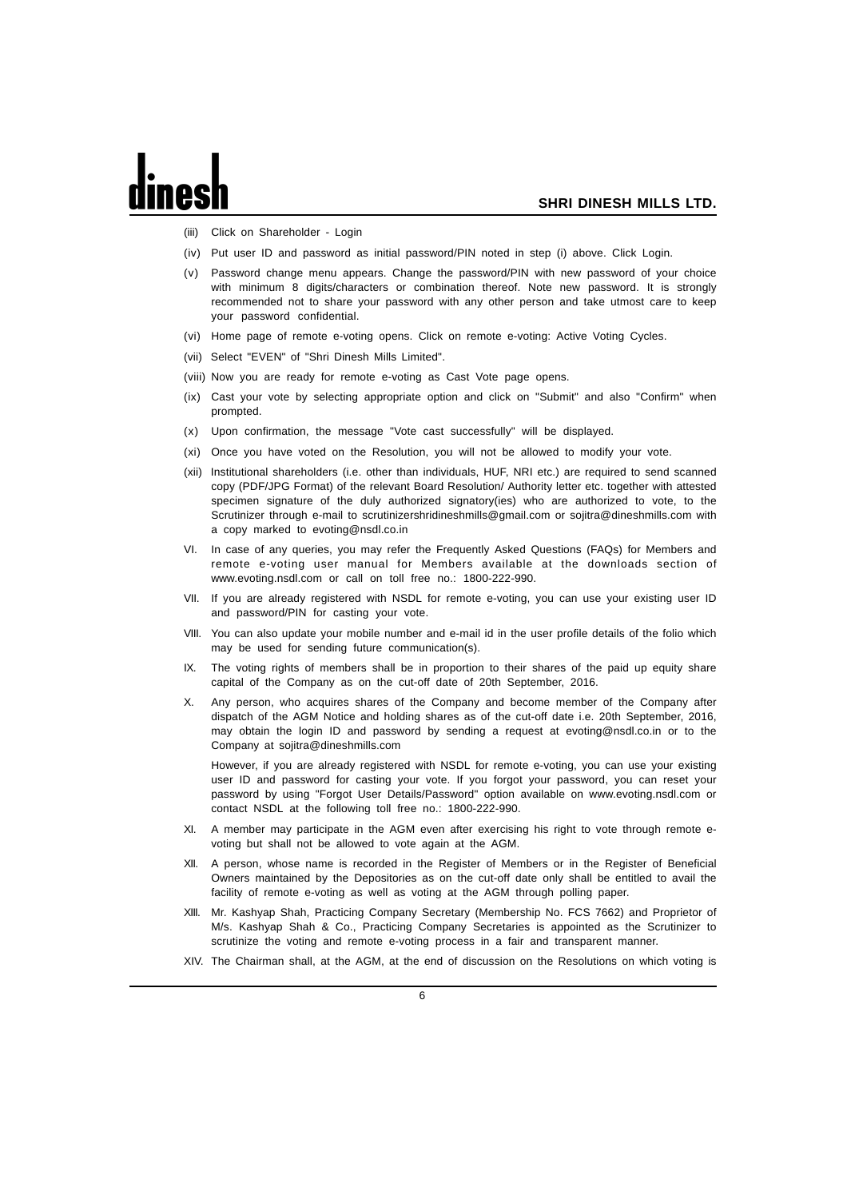(iii) Click on Shareholder - Login

(iv) Put user ID and password as initial password/PIN noted in step (i) above. Click Login.

(v) Password change menu appears. Change the password/PIN with new password of your choice with minimum 8 digits/characters or combination thereof. Note new password. It is strongly recommended not to share your password with any other person and take utmost care to keep your password confidential.

(vi) Home page of remote e-voting opens. Click on remote e-voting: Active Voting Cycles.

(vii) Select "EVEN" of "Shri Dinesh Mills Limited".

(viii) Now you are ready for remote e-voting as Cast Vote page opens.

(ix) Cast your vote by selecting appropriate option and click on "Submit" and also "Confirm" when prompted.

(x) Upon confirmation, the message "Vote cast successfully" will be displayed.

(xi) Once you have voted on the Resolution, you will not be allowed to modify your vote.

(xii) Institutional shareholders (i.e. other than individuals, HUF, NRI etc.) are required to send scanned copy (PDF/JPG Format) of the relevant Board Resolution/ Authority letter etc. together with attested specimen signature of the duly authorized signatory(ies) who are authorized to vote, to the Scrutinizer through e-mail to scrutinizershridineshmills@gmail.com or sojitra@dineshmills.com with a copy marked to evoting@nsdl.co.in

VI. In case of any queries, you may refer the Frequently Asked Questions (FAQs) for Members and remote e-voting user manual for Members available at the downloads section of www.evoting.nsdl.com or call on toll free no.: 1800-222-990.

VII. If you are already registered with NSDL for remote e-voting, you can use your existing user ID and password/PIN for casting your vote.

VIII. You can also update your mobile number and e-mail id in the user profile details of the folio which may be used for sending future communication(s).

IX. The voting rights of members shall be in proportion to their shares of the paid up equity share capital of the Company as on the cut-off date of 20th September, 2016.

X. Any person, who acquires shares of the Company and become member of the Company after dispatch of the AGM Notice and holding shares as of the cut-off date i.e. 20th September, 2016, may obtain the login ID and password by sending a request at evoting@nsdl.co.in or to the Company at sojitra@dineshmills.com

However, if you are already registered with NSDL for remote e-voting, you can use your existing user ID and password for casting your vote. If you forgot your password, you can reset your password by using "Forgot User Details/Password" option available on www.evoting.nsdl.com or contact NSDL at the following toll free no.: 1800-222-990.

XI. A member may participate in the AGM even after exercising his right to vote through remote e-voting but shall not be allowed to vote again at the AGM.

XII. A person, whose name is recorded in the Register of Members or in the Register of Beneficial Owners maintained by the Depositories as on the cut-off date only shall be entitled to avail the facility of remote e-voting as well as voting at the AGM through polling paper.

XIII. Mr. Kashyap Shah, Practicing Company Secretary (Membership No. FCS 7662) and Proprietor of M/s. Kashyap Shah & Co., Practicing Company Secretaries is appointed as the Scrutinizer to scrutinize the voting and remote e-voting process in a fair and transparent manner.

XIV. The Chairman shall, at the AGM, at the end of discussion on the Resolutions on which voting is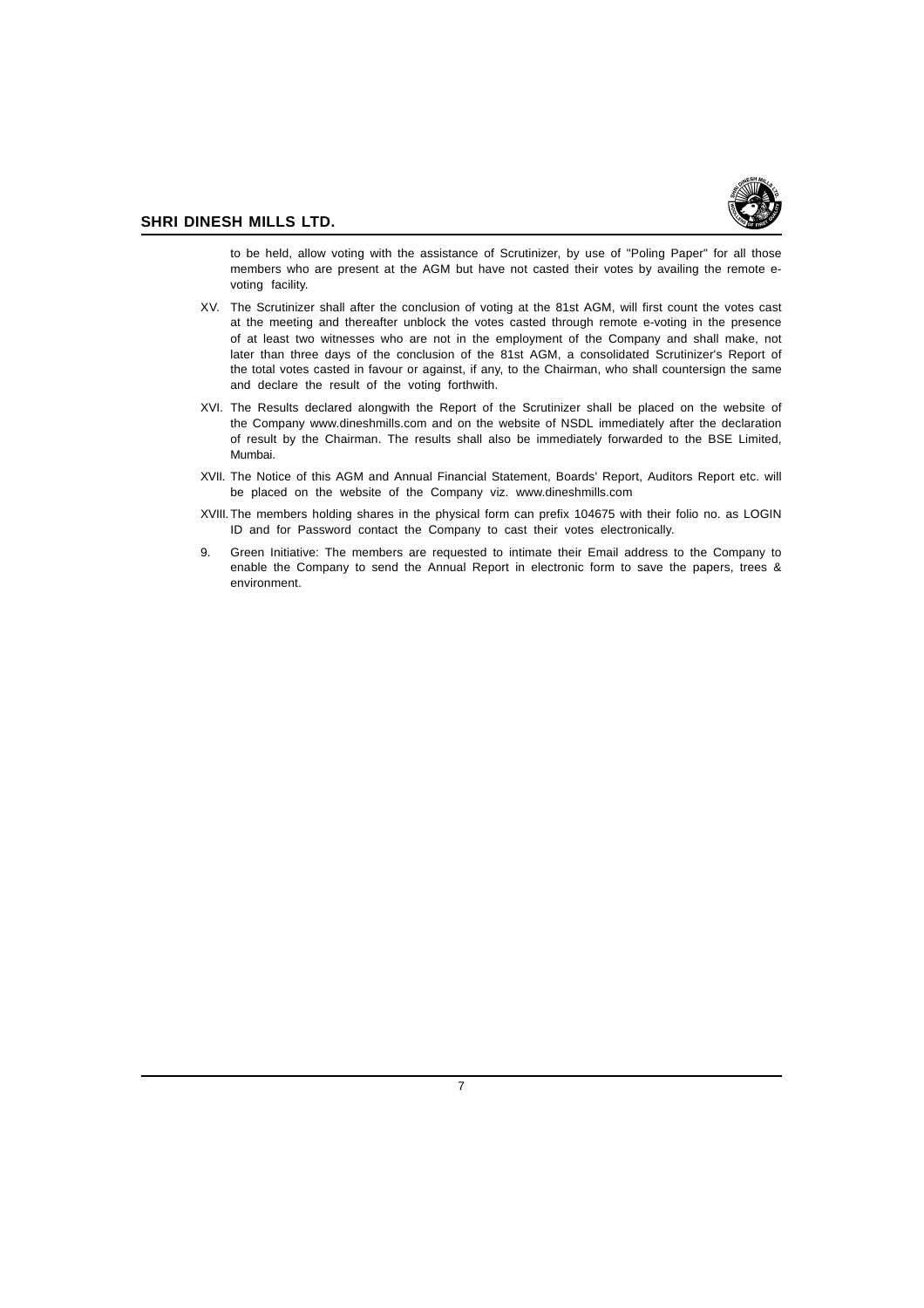to be held, allow voting with the assistance of Scrutinizer, by use of "Poling Paper" for all those members who are present at the AGM but have not casted their votes by availing the remote e-voting facility.

XV. The Scrutinizer shall after the conclusion of voting at the 81st AGM, will first count the votes cast at the meeting and thereafter unblock the votes casted through remote e-voting in the presence of at least two witnesses who are not in the employment of the Company and shall make, not later than three days of the conclusion of the 81st AGM, a consolidated Scrutinizer's Report of the total votes casted in favour or against, if any, to the Chairman, who shall countersign the same and declare the result of the voting forthwith.

XVI. The Results declared alongwith the Report of the Scrutinizer shall be placed on the website of the Company www.dineshmills.com and on the website of NSDL immediately after the declaration of result by the Chairman. The results shall also be immediately forwarded to the BSE Limited, Mumbai.

XVII. The Notice of this AGM and Annual Financial Statement, Boards' Report, Auditors Report etc. will be placed on the website of the Company viz. www.dineshmills.com

XVIII. The members holding shares in the physical form can prefix 104675 with their folio no. as LOGIN ID and for Password contact the Company to cast their votes electronically.

9. Green Initiative: The members are requested to intimate their Email address to the Company to enable the Company to send the Annual Report in electronic form to save the papers, trees & environment.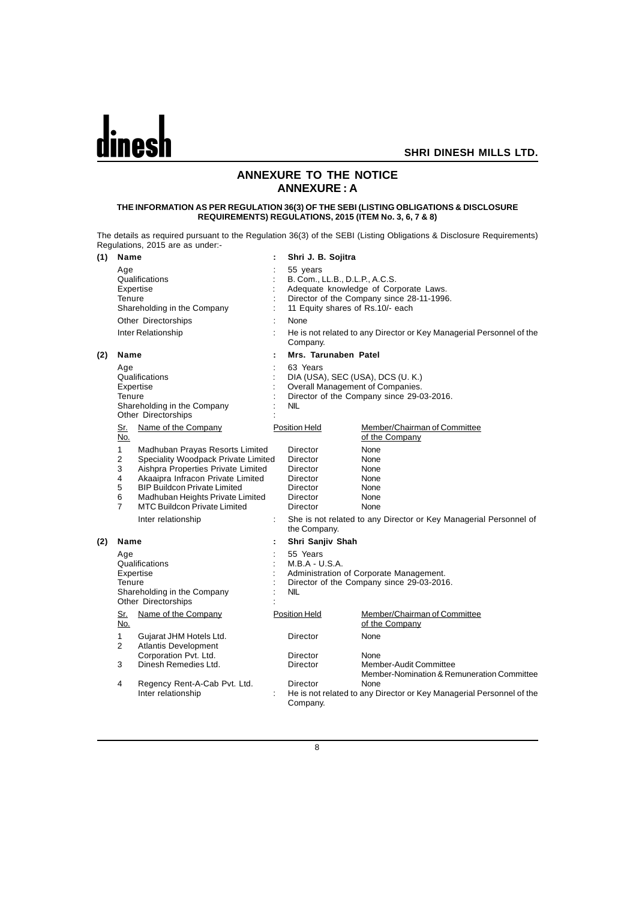# ANNEXURE TO THE NOTICE
# ANNEXURE : A

**THE INFORMATION AS PER REGULATION 36(3) OF THE SEBI (LISTING OBLIGATIONS & DISCLOSURE REQUIREMENTS) REGULATIONS, 2015 (ITEM No. 3, 6, 7 & 8)**

The details as required pursuant to the Regulation 36(3) of the SEBI (Listing Obligations & Disclosure Requirements) Regulations, 2015 are as under:-

**(1) Name : Shri J. B. Sojitra**

| | | |
|---|---|---|
| Age | : | 55 years |
| Qualifications | : | B. Com., LL.B., D.L.P., A.C.S. |
| Expertise | : | Adequate knowledge of Corporate Laws. |
| Tenure | : | Director of the Company since 28-11-1996. |
| Shareholding in the Company | : | 11 Equity shares of Rs.10/- each |
| Other Directorships | : | None |
| Inter Relationship | : | He is not related to any Director or Key Managerial Personnel of the Company. |

**(2) Name : Mrs. Tarunaben Patel**

| | | |
|---|---|---|
| Age | : | 63 Years |
| Qualifications | : | DIA (USA), SEC (USA), DCS (U. K.) |
| Expertise | : | Overall Management of Companies. |
| Tenure | : | Director of the Company since 29-03-2016. |
| Shareholding in the Company | : | NIL |
| Other Directorships | : | |

| Sr. No. | Name of the Company | Position Held | Member/Chairman of Committee of the Company |
|---|---|---|---|
| 1 | Madhuban Prayas Resorts Limited | Director | None |
| 2 | Speciality Woodpack Private Limited | Director | None |
| 3 | Aishpra Properties Private Limited | Director | None |
| 4 | Akaaipra Infracon Private Limited | Director | None |
| 5 | BIP Buildcon Private Limited | Director | None |
| 6 | Madhuban Heights Private Limited | Director | None |
| 7 | MTC Buildcon Private Limited | Director | None |

Inter relationship : She is not related to any Director or Key Managerial Personnel of the Company.

**(2) Name : Shri Sanjiv Shah**

| | | |
|---|---|---|
| Age | : | 55 Years |
| Qualifications | : | M.B.A - U.S.A. |
| Expertise | : | Administration of Corporate Management. |
| Tenure | : | Director of the Company since 29-03-2016. |
| Shareholding in the Company | : | NIL |
| Other Directorships | : | |

| Sr. No. | Name of the Company | Position Held | Member/Chairman of Committee of the Company |
|---|---|---|---|
| 1 | Gujarat JHM Hotels Ltd. | Director | None |
| 2 | Atlantis Development Corporation Pvt. Ltd. | Director | None |
| 3 | Dinesh Remedies Ltd. | Director | Member-Audit Committee<br>Member-Nomination & Remuneration Committee |
| 4 | Regency Rent-A-Cab Pvt. Ltd. | Director | None |

Inter relationship : He is not related to any Director or Key Managerial Personnel of the Company.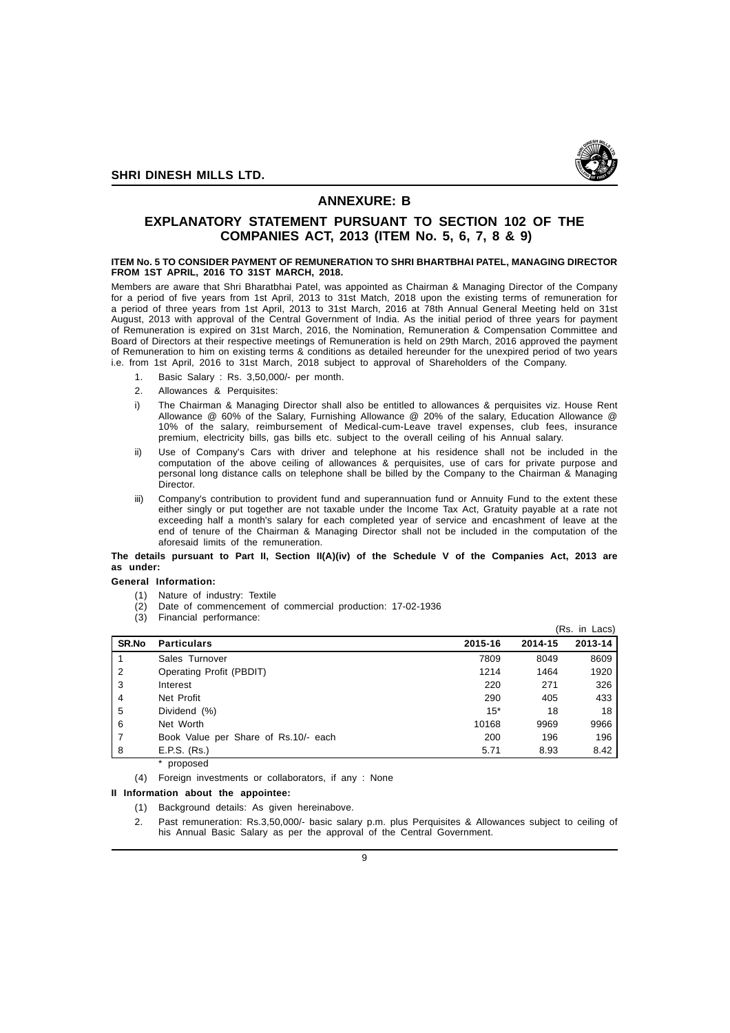## ANNEXURE: B

## EXPLANATORY STATEMENT PURSUANT TO SECTION 102 OF THE COMPANIES ACT, 2013 (ITEM No. 5, 6, 7, 8 & 9)

**ITEM No. 5 TO CONSIDER PAYMENT OF REMUNERATION TO SHRI BHARTBHAI PATEL, MANAGING DIRECTOR FROM 1ST APRIL, 2016 TO 31ST MARCH, 2018.**

Members are aware that Shri Bharatbhai Patel, was appointed as Chairman & Managing Director of the Company for a period of five years from 1st April, 2013 to 31st Match, 2018 upon the existing terms of remuneration for a period of three years from 1st April, 2013 to 31st March, 2016 at 78th Annual General Meeting held on 31st August, 2013 with approval of the Central Government of India. As the initial period of three years for payment of Remuneration is expired on 31st March, 2016, the Nomination, Remuneration & Compensation Committee and Board of Directors at their respective meetings of Remuneration is held on 29th March, 2016 approved the payment of Remuneration to him on existing terms & conditions as detailed hereunder for the unexpired period of two years i.e. from 1st April, 2016 to 31st March, 2018 subject to approval of Shareholders of the Company.

1. Basic Salary : Rs. 3,50,000/- per month.
2. Allowances & Perquisites:

i) The Chairman & Managing Director shall also be entitled to allowances & perquisites viz. House Rent Allowance @ 60% of the Salary, Furnishing Allowance @ 20% of the salary, Education Allowance @ 10% of the salary, reimbursement of Medical-cum-Leave travel expenses, club fees, insurance premium, electricity bills, gas bills etc. subject to the overall ceiling of his Annual salary.

ii) Use of Company's Cars with driver and telephone at his residence shall not be included in the computation of the above ceiling of allowances & perquisites, use of cars for private purpose and personal long distance calls on telephone shall be billed by the Company to the Chairman & Managing Director.

iii) Company's contribution to provident fund and superannuation fund or Annuity Fund to the extent these either singly or put together are not taxable under the Income Tax Act, Gratuity payable at a rate not exceeding half a month's salary for each completed year of service and encashment of leave at the end of tenure of the Chairman & Managing Director shall not be included in the computation of the aforesaid limits of the remuneration.

**The details pursuant to Part II, Section II(A)(iv) of the Schedule V of the Companies Act, 2013 are as under:**

**General Information:**

(1) Nature of industry: Textile
(2) Date of commencement of commercial production: 17-02-1936
(3) Financial performance:

(Rs. in Lacs)

| SR.No | Particulars | 2015-16 | 2014-15 | 2013-14 |
|---|---|---|---|---|
| 1 | Sales Turnover | 7809 | 8049 | 8609 |
| 2 | Operating Profit (PBDIT) | 1214 | 1464 | 1920 |
| 3 | Interest | 220 | 271 | 326 |
| 4 | Net Profit | 290 | 405 | 433 |
| 5 | Dividend (%) | 15* | 18 | 18 |
| 6 | Net Worth | 10168 | 9969 | 9966 |
| 7 | Book Value per Share of Rs.10/- each | 200 | 196 | 196 |
| 8 | E.P.S. (Rs.) | 5.71 | 8.93 | 8.42 |

\* proposed

(4) Foreign investments or collaborators, if any : None

**II Information about the appointee:**

(1) Background details: As given hereinabove.

2. Past remuneration: Rs.3,50,000/- basic salary p.m. plus Perquisites & Allowances subject to ceiling of his Annual Basic Salary as per the approval of the Central Government.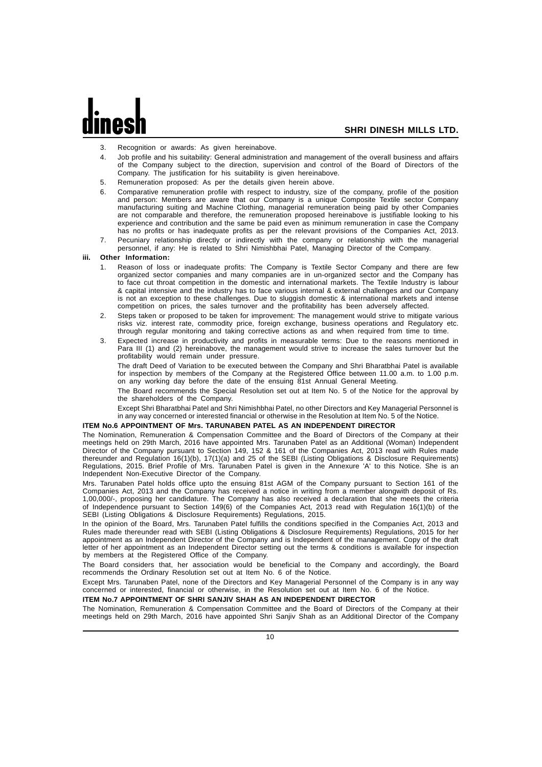3. Recognition or awards: As given hereinabove.
4. Job profile and his suitability: General administration and management of the overall business and affairs of the Company subject to the direction, supervision and control of the Board of Directors of the Company. The justification for his suitability is given hereinabove.
5. Remuneration proposed: As per the details given herein above.
6. Comparative remuneration profile with respect to industry, size of the company, profile of the position and person: Members are aware that our Company is a unique Composite Textile sector Company manufacturing suiting and Machine Clothing, managerial remuneration being paid by other Companies are not comparable and therefore, the remuneration proposed hereinabove is justifiable looking to his experience and contribution and the same be paid even as minimum remuneration in case the Company has no profits or has inadequate profits as per the relevant provisions of the Companies Act, 2013.
7. Pecuniary relationship directly or indirectly with the company or relationship with the managerial personnel, if any: He is related to Shri Nimishbhai Patel, Managing Director of the Company.

**iii. Other Information:**

1. Reason of loss or inadequate profits: The Company is Textile Sector Company and there are few organized sector companies and many companies are in un-organized sector and the Company has to face cut throat competition in the domestic and international markets. The Textile Industry is labour & capital intensive and the industry has to face various internal & external challenges and our Company is not an exception to these challenges. Due to sluggish domestic & international markets and intense competition on prices, the sales turnover and the profitability has been adversely affected.
2. Steps taken or proposed to be taken for improvement: The management would strive to mitigate various risks viz. interest rate, commodity price, foreign exchange, business operations and Regulatory etc. through regular monitoring and taking corrective actions as and when required from time to time.
3. Expected increase in productivity and profits in measurable terms: Due to the reasons mentioned in Para III (1) and (2) hereinabove, the management would strive to increase the sales turnover but the profitability would remain under pressure.

   The draft Deed of Variation to be executed between the Company and Shri Bharatbhai Patel is available for inspection by members of the Company at the Registered Office between 11.00 a.m. to 1.00 p.m. on any working day before the date of the ensuing 81st Annual General Meeting.

   The Board recommends the Special Resolution set out at Item No. 5 of the Notice for the approval by the shareholders of the Company.

   Except Shri Bharatbhai Patel and Shri Nimishbhai Patel, no other Directors and Key Managerial Personnel is in any way concerned or interested financial or otherwise in the Resolution at Item No. 5 of the Notice.

**ITEM No.6 APPOINTMENT OF Mrs. TARUNABEN PATEL AS AN INDEPENDENT DIRECTOR**

The Nomination, Remuneration & Compensation Committee and the Board of Directors of the Company at their meetings held on 29th March, 2016 have appointed Mrs. Tarunaben Patel as an Additional (Woman) Independent Director of the Company pursuant to Section 149, 152 & 161 of the Companies Act, 2013 read with Rules made thereunder and Regulation 16(1)(b), 17(1)(a) and 25 of the SEBI (Listing Obligations & Disclosure Requirements) Regulations, 2015. Brief Profile of Mrs. Tarunaben Patel is given in the Annexure 'A' to this Notice. She is an Independent Non-Executive Director of the Company.

Mrs. Tarunaben Patel holds office upto the ensuing 81st AGM of the Company pursuant to Section 161 of the Companies Act, 2013 and the Company has received a notice in writing from a member alongwith deposit of Rs. 1,00,000/-, proposing her candidature. The Company has also received a declaration that she meets the criteria of Independence pursuant to Section 149(6) of the Companies Act, 2013 read with Regulation 16(1)(b) of the SEBI (Listing Obligations & Disclosure Requirements) Regulations, 2015.

In the opinion of the Board, Mrs. Tarunaben Patel fulfills the conditions specified in the Companies Act, 2013 and Rules made thereunder read with SEBI (Listing Obligations & Disclosure Requirements) Regulations, 2015 for her appointment as an Independent Director of the Company and is Independent of the management. Copy of the draft letter of her appointment as an Independent Director setting out the terms & conditions is available for inspection by members at the Registered Office of the Company.

The Board considers that, her association would be beneficial to the Company and accordingly, the Board recommends the Ordinary Resolution set out at Item No. 6 of the Notice.

Except Mrs. Tarunaben Patel, none of the Directors and Key Managerial Personnel of the Company is in any way concerned or interested, financial or otherwise, in the Resolution set out at Item No. 6 of the Notice.

**ITEM No.7 APPOINTMENT OF SHRI SANJIV SHAH AS AN INDEPENDENT DIRECTOR**

The Nomination, Remuneration & Compensation Committee and the Board of Directors of the Company at their meetings held on 29th March, 2016 have appointed Shri Sanjiv Shah as an Additional Director of the Company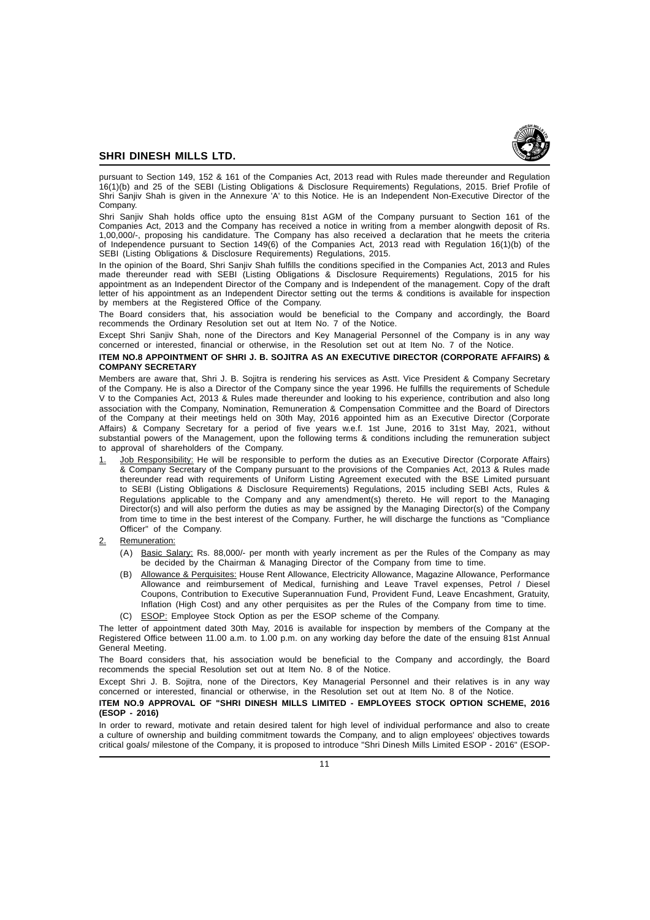pursuant to Section 149, 152 & 161 of the Companies Act, 2013 read with Rules made thereunder and Regulation 16(1)(b) and 25 of the SEBI (Listing Obligations & Disclosure Requirements) Regulations, 2015. Brief Profile of Shri Sanjiv Shah is given in the Annexure 'A' to this Notice. He is an Independent Non-Executive Director of the Company.

Shri Sanjiv Shah holds office upto the ensuing 81st AGM of the Company pursuant to Section 161 of the Companies Act, 2013 and the Company has received a notice in writing from a member alongwith deposit of Rs. 1,00,000/-, proposing his candidature. The Company has also received a declaration that he meets the criteria of Independence pursuant to Section 149(6) of the Companies Act, 2013 read with Regulation 16(1)(b) of the SEBI (Listing Obligations & Disclosure Requirements) Regulations, 2015.

In the opinion of the Board, Shri Sanjiv Shah fulfills the conditions specified in the Companies Act, 2013 and Rules made thereunder read with SEBI (Listing Obligations & Disclosure Requirements) Regulations, 2015 for his appointment as an Independent Director of the Company and is Independent of the management. Copy of the draft letter of his appointment as an Independent Director setting out the terms & conditions is available for inspection by members at the Registered Office of the Company.

The Board considers that, his association would be beneficial to the Company and accordingly, the Board recommends the Ordinary Resolution set out at Item No. 7 of the Notice.

Except Shri Sanjiv Shah, none of the Directors and Key Managerial Personnel of the Company is in any way concerned or interested, financial or otherwise, in the Resolution set out at Item No. 7 of the Notice.

**ITEM NO.8 APPOINTMENT OF SHRI J. B. SOJITRA AS AN EXECUTIVE DIRECTOR (CORPORATE AFFAIRS) & COMPANY SECRETARY**

Members are aware that, Shri J. B. Sojitra is rendering his services as Astt. Vice President & Company Secretary of the Company. He is also a Director of the Company since the year 1996. He fulfills the requirements of Schedule V to the Companies Act, 2013 & Rules made thereunder and looking to his experience, contribution and also long association with the Company, Nomination, Remuneration & Compensation Committee and the Board of Directors of the Company at their meetings held on 30th May, 2016 appointed him as an Executive Director (Corporate Affairs) & Company Secretary for a period of five years w.e.f. 1st June, 2016 to 31st May, 2021, without substantial powers of the Management, upon the following terms & conditions including the remuneration subject to approval of shareholders of the Company.

1. Job Responsibility: He will be responsible to perform the duties as an Executive Director (Corporate Affairs) & Company Secretary of the Company pursuant to the provisions of the Companies Act, 2013 & Rules made thereunder read with requirements of Uniform Listing Agreement executed with the BSE Limited pursuant to SEBI (Listing Obligations & Disclosure Requirements) Regulations, 2015 including SEBI Acts, Rules & Regulations applicable to the Company and any amendment(s) thereto. He will report to the Managing Director(s) and will also perform the duties as may be assigned by the Managing Director(s) of the Company from time to time in the best interest of the Company. Further, he will discharge the functions as "Compliance Officer" of the Company.

2. Remuneration:

   (A) Basic Salary: Rs. 88,000/- per month with yearly increment as per the Rules of the Company as may be decided by the Chairman & Managing Director of the Company from time to time.

   (B) Allowance & Perquisites: House Rent Allowance, Electricity Allowance, Magazine Allowance, Performance Allowance and reimbursement of Medical, furnishing and Leave Travel expenses, Petrol / Diesel Coupons, Contribution to Executive Superannuation Fund, Provident Fund, Leave Encashment, Gratuity, Inflation (High Cost) and any other perquisites as per the Rules of the Company from time to time.

   (C) ESOP: Employee Stock Option as per the ESOP scheme of the Company.

The letter of appointment dated 30th May, 2016 is available for inspection by members of the Company at the Registered Office between 11.00 a.m. to 1.00 p.m. on any working day before the date of the ensuing 81st Annual General Meeting.

The Board considers that, his association would be beneficial to the Company and accordingly, the Board recommends the special Resolution set out at Item No. 8 of the Notice.

Except Shri J. B. Sojitra, none of the Directors, Key Managerial Personnel and their relatives is in any way concerned or interested, financial or otherwise, in the Resolution set out at Item No. 8 of the Notice.

**ITEM NO.9 APPROVAL OF "SHRI DINESH MILLS LIMITED - EMPLOYEES STOCK OPTION SCHEME, 2016 (ESOP - 2016)**

In order to reward, motivate and retain desired talent for high level of individual performance and also to create a culture of ownership and building commitment towards the Company, and to align employees' objectives towards critical goals/ milestone of the Company, it is proposed to introduce "Shri Dinesh Mills Limited ESOP - 2016" (ESOP-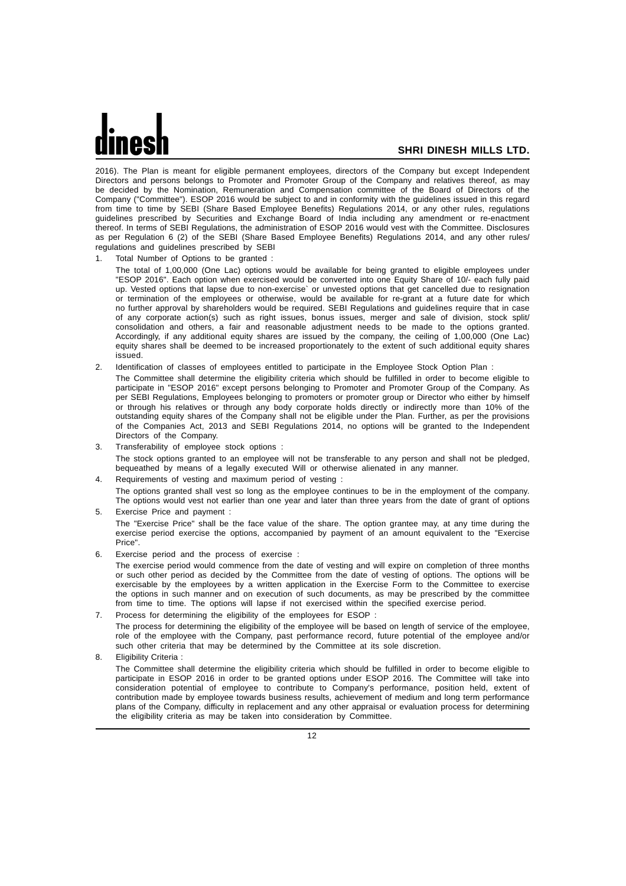2016). The Plan is meant for eligible permanent employees, directors of the Company but except Independent Directors and persons belongs to Promoter and Promoter Group of the Company and relatives thereof, as may be decided by the Nomination, Remuneration and Compensation committee of the Board of Directors of the Company ("Committee"). ESOP 2016 would be subject to and in conformity with the guidelines issued in this regard from time to time by SEBI (Share Based Employee Benefits) Regulations 2014, or any other rules, regulations guidelines prescribed by Securities and Exchange Board of India including any amendment or re-enactment thereof. In terms of SEBI Regulations, the administration of ESOP 2016 would vest with the Committee. Disclosures as per Regulation 6 (2) of the SEBI (Share Based Employee Benefits) Regulations 2014, and any other rules/ regulations and guidelines prescribed by SEBI

1. Total Number of Options to be granted :

   The total of 1,00,000 (One Lac) options would be available for being granted to eligible employees under "ESOP 2016". Each option when exercised would be converted into one Equity Share of 10/- each fully paid up. Vested options that lapse due to non-exercise` or unvested options that get cancelled due to resignation or termination of the employees or otherwise, would be available for re-grant at a future date for which no further approval by shareholders would be required. SEBI Regulations and guidelines require that in case of any corporate action(s) such as right issues, bonus issues, merger and sale of division, stock split/ consolidation and others, a fair and reasonable adjustment needs to be made to the options granted. Accordingly, if any additional equity shares are issued by the company, the ceiling of 1,00,000 (One Lac) equity shares shall be deemed to be increased proportionately to the extent of such additional equity shares issued.

2. Identification of classes of employees entitled to participate in the Employee Stock Option Plan :

   The Committee shall determine the eligibility criteria which should be fulfilled in order to become eligible to participate in "ESOP 2016" except persons belonging to Promoter and Promoter Group of the Company. As per SEBI Regulations, Employees belonging to promoters or promoter group or Director who either by himself or through his relatives or through any body corporate holds directly or indirectly more than 10% of the outstanding equity shares of the Company shall not be eligible under the Plan. Further, as per the provisions of the Companies Act, 2013 and SEBI Regulations 2014, no options will be granted to the Independent Directors of the Company.

3. Transferability of employee stock options :

   The stock options granted to an employee will not be transferable to any person and shall not be pledged, bequeathed by means of a legally executed Will or otherwise alienated in any manner.

4. Requirements of vesting and maximum period of vesting :

   The options granted shall vest so long as the employee continues to be in the employment of the company. The options would vest not earlier than one year and later than three years from the date of grant of options

5. Exercise Price and payment :

   The "Exercise Price" shall be the face value of the share. The option grantee may, at any time during the exercise period exercise the options, accompanied by payment of an amount equivalent to the "Exercise Price".

6. Exercise period and the process of exercise :

   The exercise period would commence from the date of vesting and will expire on completion of three months or such other period as decided by the Committee from the date of vesting of options. The options will be exercisable by the employees by a written application in the Exercise Form to the Committee to exercise the options in such manner and on execution of such documents, as may be prescribed by the committee from time to time. The options will lapse if not exercised within the specified exercise period.

7. Process for determining the eligibility of the employees for ESOP :

   The process for determining the eligibility of the employee will be based on length of service of the employee, role of the employee with the Company, past performance record, future potential of the employee and/or such other criteria that may be determined by the Committee at its sole discretion.

8. Eligibility Criteria :

   The Committee shall determine the eligibility criteria which should be fulfilled in order to become eligible to participate in ESOP 2016 in order to be granted options under ESOP 2016. The Committee will take into consideration potential of employee to contribute to Company's performance, position held, extent of contribution made by employee towards business results, achievement of medium and long term performance plans of the Company, difficulty in replacement and any other appraisal or evaluation process for determining the eligibility criteria as may be taken into consideration by Committee.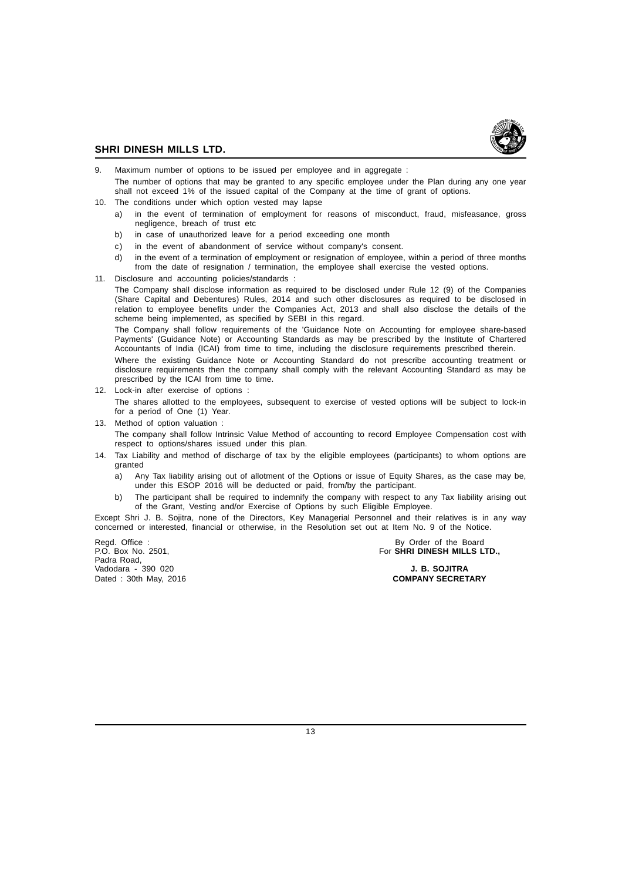9. Maximum number of options to be issued per employee and in aggregate :

   The number of options that may be granted to any specific employee under the Plan during any one year shall not exceed 1% of the issued capital of the Company at the time of grant of options.

10. The conditions under which option vested may lapse

    a) in the event of termination of employment for reasons of misconduct, fraud, misfeasance, gross negligence, breach of trust etc

    b) in case of unauthorized leave for a period exceeding one month

    c) in the event of abandonment of service without company's consent.

    d) in the event of a termination of employment or resignation of employee, within a period of three months from the date of resignation / termination, the employee shall exercise the vested options.

11. Disclosure and accounting policies/standards :

    The Company shall disclose information as required to be disclosed under Rule 12 (9) of the Companies (Share Capital and Debentures) Rules, 2014 and such other disclosures as required to be disclosed in relation to employee benefits under the Companies Act, 2013 and shall also disclose the details of the scheme being implemented, as specified by SEBI in this regard.

    The Company shall follow requirements of the 'Guidance Note on Accounting for employee share-based Payments' (Guidance Note) or Accounting Standards as may be prescribed by the Institute of Chartered Accountants of India (ICAI) from time to time, including the disclosure requirements prescribed therein.

    Where the existing Guidance Note or Accounting Standard do not prescribe accounting treatment or disclosure requirements then the company shall comply with the relevant Accounting Standard as may be prescribed by the ICAI from time to time.

12. Lock-in after exercise of options :

    The shares allotted to the employees, subsequent to exercise of vested options will be subject to lock-in for a period of One (1) Year.

13. Method of option valuation :

    The company shall follow Intrinsic Value Method of accounting to record Employee Compensation cost with respect to options/shares issued under this plan.

14. Tax Liability and method of discharge of tax by the eligible employees (participants) to whom options are granted

    a) Any Tax liability arising out of allotment of the Options or issue of Equity Shares, as the case may be, under this ESOP 2016 will be deducted or paid, from/by the participant.

    b) The participant shall be required to indemnify the company with respect to any Tax liability arising out of the Grant, Vesting and/or Exercise of Options by such Eligible Employee.

Except Shri J. B. Sojitra, none of the Directors, Key Managerial Personnel and their relatives is in any way concerned or interested, financial or otherwise, in the Resolution set out at Item No. 9 of the Notice.

Regd. Office :
P.O. Box No. 2501,
Padra Road,
Vadodara - 390 020
Dated : 30th May, 2016

By Order of the Board
For **SHRI DINESH MILLS LTD.,**

**J. B. SOJITRA**
**COMPANY SECRETARY**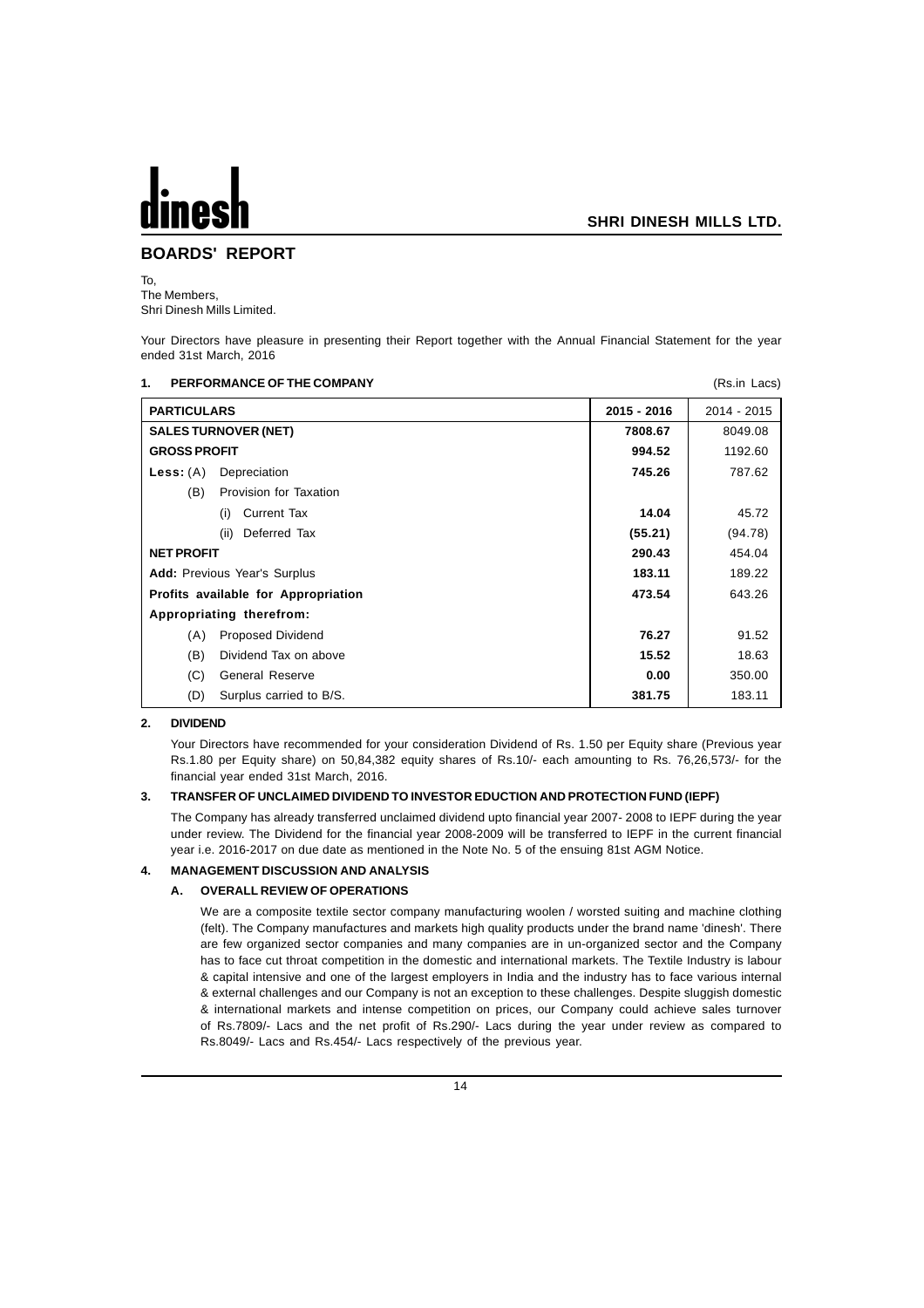# BOARDS' REPORT

To,
The Members,
Shri Dinesh Mills Limited.

Your Directors have pleasure in presenting their Report together with the Annual Financial Statement for the year ended 31st March, 2016

## 1. PERFORMANCE OF THE COMPANY

(Rs.in Lacs)

| PARTICULARS | 2015 - 2016 | 2014 - 2015 |
|---|---|---|
| **SALES TURNOVER (NET)** | **7808.67** | 8049.08 |
| **GROSS PROFIT** | **994.52** | 1192.60 |
| **Less:** (A) Depreciation | **745.26** | 787.62 |
| (B) Provision for Taxation | | |
| (i) Current Tax | **14.04** | 45.72 |
| (ii) Deferred Tax | **(55.21)** | (94.78) |
| **NET PROFIT** | **290.43** | 454.04 |
| **Add:** Previous Year's Surplus | **183.11** | 189.22 |
| **Profits available for Appropriation** | **473.54** | 643.26 |
| **Appropriating therefrom:** | | |
| (A) Proposed Dividend | **76.27** | 91.52 |
| (B) Dividend Tax on above | **15.52** | 18.63 |
| (C) General Reserve | **0.00** | 350.00 |
| (D) Surplus carried to B/S. | **381.75** | 183.11 |

## 2. DIVIDEND

Your Directors have recommended for your consideration Dividend of Rs. 1.50 per Equity share (Previous year Rs.1.80 per Equity share) on 50,84,382 equity shares of Rs.10/- each amounting to Rs. 76,26,573/- for the financial year ended 31st March, 2016.

## 3. TRANSFER OF UNCLAIMED DIVIDEND TO INVESTOR EDUCTION AND PROTECTION FUND (IEPF)

The Company has already transferred unclaimed dividend upto financial year 2007- 2008 to IEPF during the year under review. The Dividend for the financial year 2008-2009 will be transferred to IEPF in the current financial year i.e. 2016-2017 on due date as mentioned in the Note No. 5 of the ensuing 81st AGM Notice.

## 4. MANAGEMENT DISCUSSION AND ANALYSIS

### A. OVERALL REVIEW OF OPERATIONS

We are a composite textile sector company manufacturing woolen / worsted suiting and machine clothing (felt). The Company manufactures and markets high quality products under the brand name 'dinesh'. There are few organized sector companies and many companies are in un-organized sector and the Company has to face cut throat competition in the domestic and international markets. The Textile Industry is labour & capital intensive and one of the largest employers in India and the industry has to face various internal & external challenges and our Company is not an exception to these challenges. Despite sluggish domestic & international markets and intense competition on prices, our Company could achieve sales turnover of Rs.7809/- Lacs and the net profit of Rs.290/- Lacs during the year under review as compared to Rs.8049/- Lacs and Rs.454/- Lacs respectively of the previous year.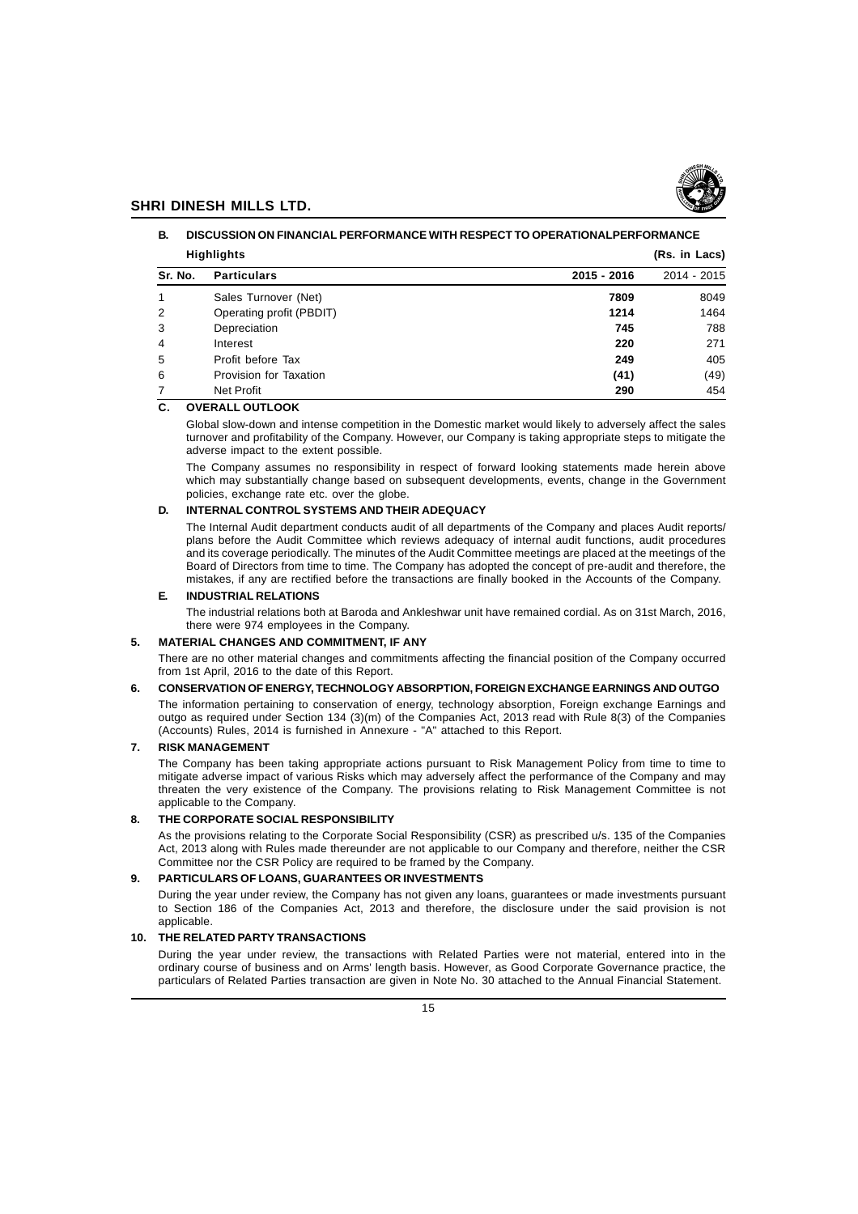### B. DISCUSSION ON FINANCIAL PERFORMANCE WITH RESPECT TO OPERATIONALPERFORMANCE

**Highlights** **(Rs. in Lacs)**

| Sr. No. | Particulars | 2015 - 2016 | 2014 - 2015 |
|---|---|---|---|
| 1 | Sales Turnover (Net) | **7809** | 8049 |
| 2 | Operating profit (PBDIT) | **1214** | 1464 |
| 3 | Depreciation | **745** | 788 |
| 4 | Interest | **220** | 271 |
| 5 | Profit before Tax | **249** | 405 |
| 6 | Provision for Taxation | **(41)** | (49) |
| 7 | Net Profit | **290** | 454 |

### C. OVERALL OUTLOOK

Global slow-down and intense competition in the Domestic market would likely to adversely affect the sales turnover and profitability of the Company. However, our Company is taking appropriate steps to mitigate the adverse impact to the extent possible.

The Company assumes no responsibility in respect of forward looking statements made herein above which may substantially change based on subsequent developments, events, change in the Government policies, exchange rate etc. over the globe.

### D. INTERNAL CONTROL SYSTEMS AND THEIR ADEQUACY

The Internal Audit department conducts audit of all departments of the Company and places Audit reports/ plans before the Audit Committee which reviews adequacy of internal audit functions, audit procedures and its coverage periodically. The minutes of the Audit Committee meetings are placed at the meetings of the Board of Directors from time to time. The Company has adopted the concept of pre-audit and therefore, the mistakes, if any are rectified before the transactions are finally booked in the Accounts of the Company.

### E. INDUSTRIAL RELATIONS

The industrial relations both at Baroda and Ankleshwar unit have remained cordial. As on 31st March, 2016, there were 974 employees in the Company.

## 5. MATERIAL CHANGES AND COMMITMENT, IF ANY

There are no other material changes and commitments affecting the financial position of the Company occurred from 1st April, 2016 to the date of this Report.

## 6. CONSERVATION OF ENERGY, TECHNOLOGY ABSORPTION, FOREIGN EXCHANGE EARNINGS AND OUTGO

The information pertaining to conservation of energy, technology absorption, Foreign exchange Earnings and outgo as required under Section 134 (3)(m) of the Companies Act, 2013 read with Rule 8(3) of the Companies (Accounts) Rules, 2014 is furnished in Annexure - "A" attached to this Report.

## 7. RISK MANAGEMENT

The Company has been taking appropriate actions pursuant to Risk Management Policy from time to time to mitigate adverse impact of various Risks which may adversely affect the performance of the Company and may threaten the very existence of the Company. The provisions relating to Risk Management Committee is not applicable to the Company.

## 8. THE CORPORATE SOCIAL RESPONSIBILITY

As the provisions relating to the Corporate Social Responsibility (CSR) as prescribed u/s. 135 of the Companies Act, 2013 along with Rules made thereunder are not applicable to our Company and therefore, neither the CSR Committee nor the CSR Policy are required to be framed by the Company.

## 9. PARTICULARS OF LOANS, GUARANTEES OR INVESTMENTS

During the year under review, the Company has not given any loans, guarantees or made investments pursuant to Section 186 of the Companies Act, 2013 and therefore, the disclosure under the said provision is not applicable.

## 10. THE RELATED PARTY TRANSACTIONS

During the year under review, the transactions with Related Parties were not material, entered into in the ordinary course of business and on Arms' length basis. However, as Good Corporate Governance practice, the particulars of Related Parties transaction are given in Note No. 30 attached to the Annual Financial Statement.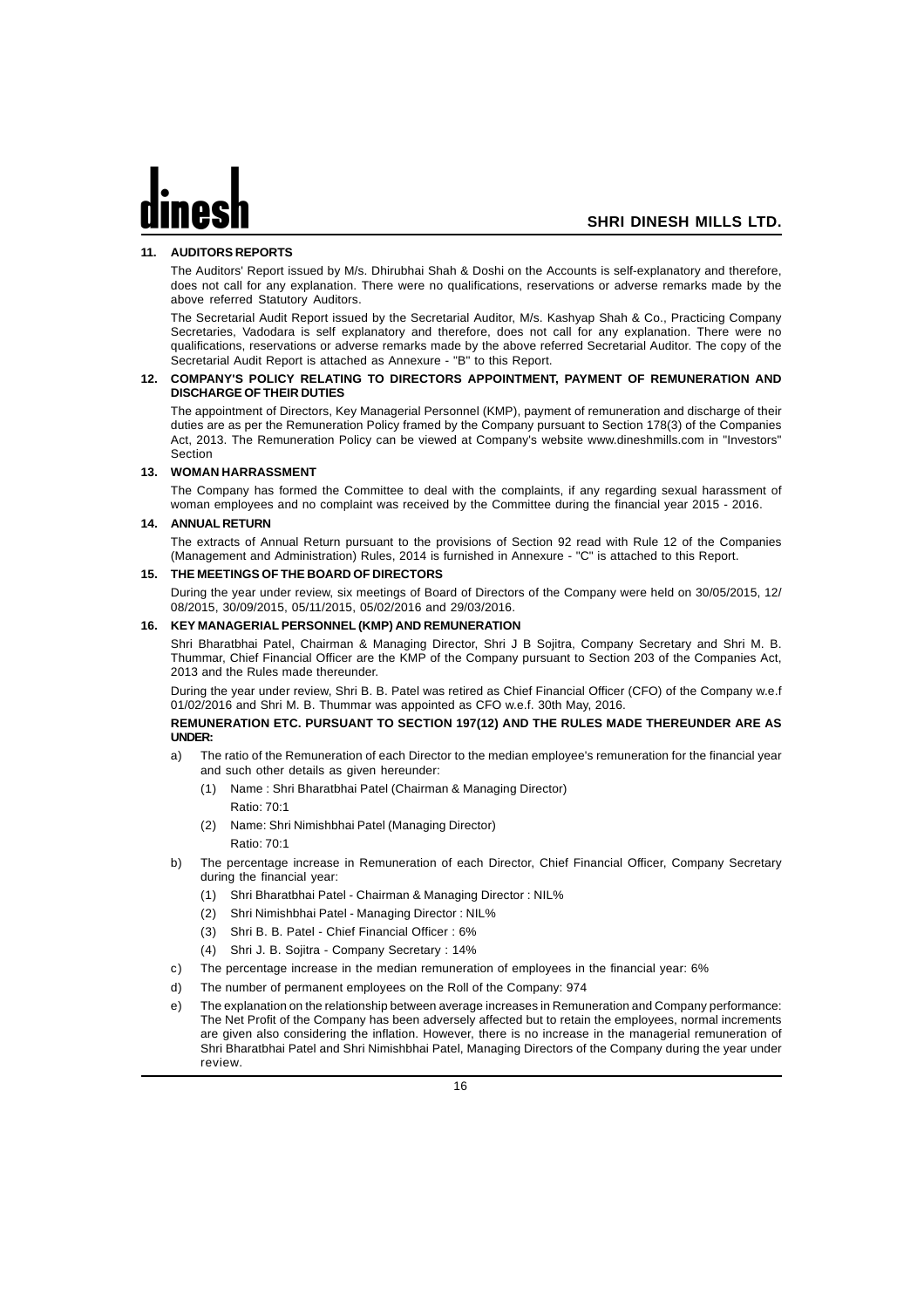## 11. AUDITORS REPORTS

The Auditors' Report issued by M/s. Dhirubhai Shah & Doshi on the Accounts is self-explanatory and therefore, does not call for any explanation. There were no qualifications, reservations or adverse remarks made by the above referred Statutory Auditors.

The Secretarial Audit Report issued by the Secretarial Auditor, M/s. Kashyap Shah & Co., Practicing Company Secretaries, Vadodara is self explanatory and therefore, does not call for any explanation. There were no qualifications, reservations or adverse remarks made by the above referred Secretarial Auditor. The copy of the Secretarial Audit Report is attached as Annexure - "B" to this Report.

## 12. COMPANY'S POLICY RELATING TO DIRECTORS APPOINTMENT, PAYMENT OF REMUNERATION AND DISCHARGE OF THEIR DUTIES

The appointment of Directors, Key Managerial Personnel (KMP), payment of remuneration and discharge of their duties are as per the Remuneration Policy framed by the Company pursuant to Section 178(3) of the Companies Act, 2013. The Remuneration Policy can be viewed at Company's website www.dineshmills.com in "Investors" Section

## 13. WOMAN HARRASSMENT

The Company has formed the Committee to deal with the complaints, if any regarding sexual harassment of woman employees and no complaint was received by the Committee during the financial year 2015 - 2016.

## 14. ANNUAL RETURN

The extracts of Annual Return pursuant to the provisions of Section 92 read with Rule 12 of the Companies (Management and Administration) Rules, 2014 is furnished in Annexure - "C" is attached to this Report.

## 15. THE MEETINGS OF THE BOARD OF DIRECTORS

During the year under review, six meetings of Board of Directors of the Company were held on 30/05/2015, 12/08/2015, 30/09/2015, 05/11/2015, 05/02/2016 and 29/03/2016.

## 16. KEY MANAGERIAL PERSONNEL (KMP) AND REMUNERATION

Shri Bharatbhai Patel, Chairman & Managing Director, Shri J B Sojitra, Company Secretary and Shri M. B. Thummar, Chief Financial Officer are the KMP of the Company pursuant to Section 203 of the Companies Act, 2013 and the Rules made thereunder.

During the year under review, Shri B. B. Patel was retired as Chief Financial Officer (CFO) of the Company w.e.f 01/02/2016 and Shri M. B. Thummar was appointed as CFO w.e.f. 30th May, 2016.

**REMUNERATION ETC. PURSUANT TO SECTION 197(12) AND THE RULES MADE THEREUNDER ARE AS UNDER:**

a) The ratio of the Remuneration of each Director to the median employee's remuneration for the financial year and such other details as given hereunder:

   (1) Name : Shri Bharatbhai Patel (Chairman & Managing Director)
   Ratio: 70:1

   (2) Name: Shri Nimishbhai Patel (Managing Director)
   Ratio: 70:1

b) The percentage increase in Remuneration of each Director, Chief Financial Officer, Company Secretary during the financial year:

   (1) Shri Bharatbhai Patel - Chairman & Managing Director : NIL%
   (2) Shri Nimishbhai Patel - Managing Director : NIL%
   (3) Shri B. B. Patel - Chief Financial Officer : 6%
   (4) Shri J. B. Sojitra - Company Secretary : 14%

c) The percentage increase in the median remuneration of employees in the financial year: 6%

d) The number of permanent employees on the Roll of the Company: 974

e) The explanation on the relationship between average increases in Remuneration and Company performance: The Net Profit of the Company has been adversely affected but to retain the employees, normal increments are given also considering the inflation. However, there is no increase in the managerial remuneration of Shri Bharatbhai Patel and Shri Nimishbhai Patel, Managing Directors of the Company during the year under review.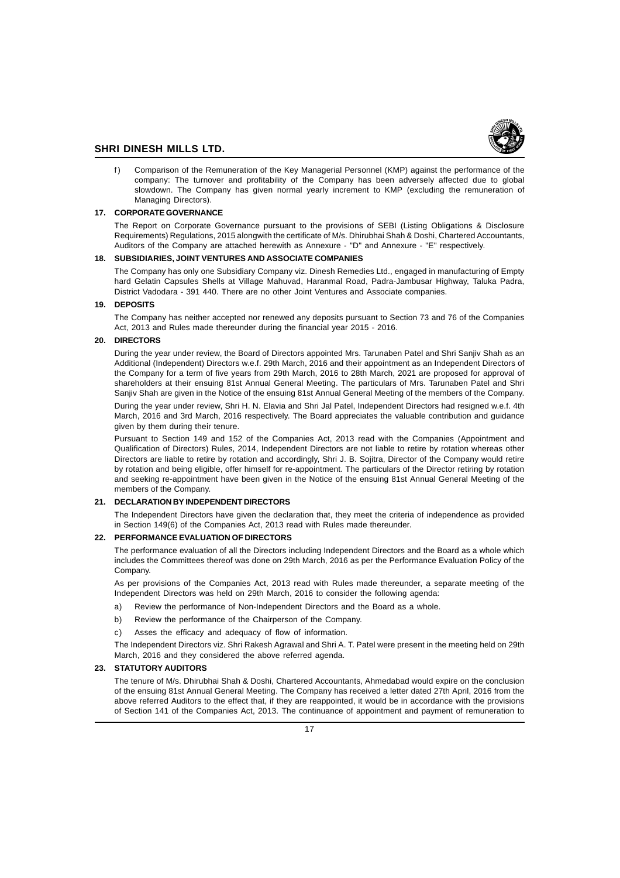f) Comparison of the Remuneration of the Key Managerial Personnel (KMP) against the performance of the company: The turnover and profitability of the Company has been adversely affected due to global slowdown. The Company has given normal yearly increment to KMP (excluding the remuneration of Managing Directors).

## 17. CORPORATE GOVERNANCE

The Report on Corporate Governance pursuant to the provisions of SEBI (Listing Obligations & Disclosure Requirements) Regulations, 2015 alongwith the certificate of M/s. Dhirubhai Shah & Doshi, Chartered Accountants, Auditors of the Company are attached herewith as Annexure - "D" and Annexure - "E" respectively.

## 18. SUBSIDIARIES, JOINT VENTURES AND ASSOCIATE COMPANIES

The Company has only one Subsidiary Company viz. Dinesh Remedies Ltd., engaged in manufacturing of Empty hard Gelatin Capsules Shells at Village Mahuvad, Haranmal Road, Padra-Jambusar Highway, Taluka Padra, District Vadodara - 391 440. There are no other Joint Ventures and Associate companies.

## 19. DEPOSITS

The Company has neither accepted nor renewed any deposits pursuant to Section 73 and 76 of the Companies Act, 2013 and Rules made thereunder during the financial year 2015 - 2016.

## 20. DIRECTORS

During the year under review, the Board of Directors appointed Mrs. Tarunaben Patel and Shri Sanjiv Shah as an Additional (Independent) Directors w.e.f. 29th March, 2016 and their appointment as an Independent Directors of the Company for a term of five years from 29th March, 2016 to 28th March, 2021 are proposed for approval of shareholders at their ensuing 81st Annual General Meeting. The particulars of Mrs. Tarunaben Patel and Shri Sanjiv Shah are given in the Notice of the ensuing 81st Annual General Meeting of the members of the Company.

During the year under review, Shri H. N. Elavia and Shri Jal Patel, Independent Directors had resigned w.e.f. 4th March, 2016 and 3rd March, 2016 respectively. The Board appreciates the valuable contribution and guidance given by them during their tenure.

Pursuant to Section 149 and 152 of the Companies Act, 2013 read with the Companies (Appointment and Qualification of Directors) Rules, 2014, Independent Directors are not liable to retire by rotation whereas other Directors are liable to retire by rotation and accordingly, Shri J. B. Sojitra, Director of the Company would retire by rotation and being eligible, offer himself for re-appointment. The particulars of the Director retiring by rotation and seeking re-appointment have been given in the Notice of the ensuing 81st Annual General Meeting of the members of the Company.

## 21. DECLARATION BY INDEPENDENT DIRECTORS

The Independent Directors have given the declaration that, they meet the criteria of independence as provided in Section 149(6) of the Companies Act, 2013 read with Rules made thereunder.

## 22. PERFORMANCE EVALUATION OF DIRECTORS

The performance evaluation of all the Directors including Independent Directors and the Board as a whole which includes the Committees thereof was done on 29th March, 2016 as per the Performance Evaluation Policy of the Company.

As per provisions of the Companies Act, 2013 read with Rules made thereunder, a separate meeting of the Independent Directors was held on 29th March, 2016 to consider the following agenda:

a) Review the performance of Non-Independent Directors and the Board as a whole.

b) Review the performance of the Chairperson of the Company.

c) Asses the efficacy and adequacy of flow of information.

The Independent Directors viz. Shri Rakesh Agrawal and Shri A. T. Patel were present in the meeting held on 29th March, 2016 and they considered the above referred agenda.

## 23. STATUTORY AUDITORS

The tenure of M/s. Dhirubhai Shah & Doshi, Chartered Accountants, Ahmedabad would expire on the conclusion of the ensuing 81st Annual General Meeting. The Company has received a letter dated 27th April, 2016 from the above referred Auditors to the effect that, if they are reappointed, it would be in accordance with the provisions of Section 141 of the Companies Act, 2013. The continuance of appointment and payment of remuneration to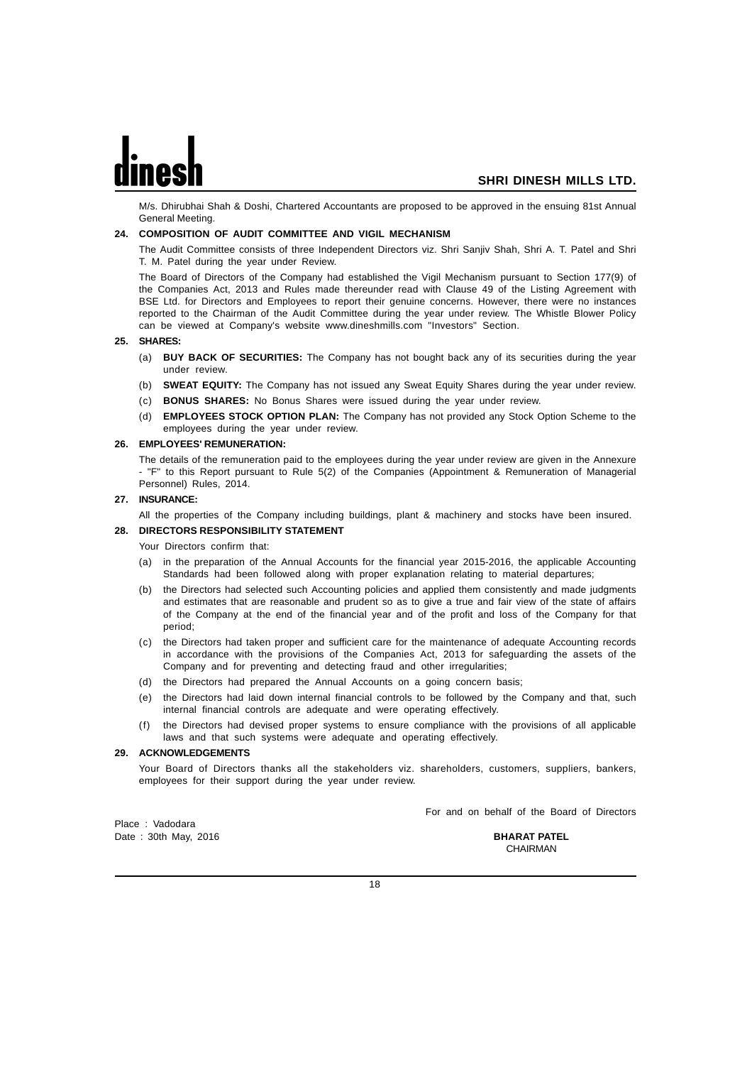M/s. Dhirubhai Shah & Doshi, Chartered Accountants are proposed to be approved in the ensuing 81st Annual General Meeting.

**24. COMPOSITION OF AUDIT COMMITTEE AND VIGIL MECHANISM**

The Audit Committee consists of three Independent Directors viz. Shri Sanjiv Shah, Shri A. T. Patel and Shri T. M. Patel during the year under Review.

The Board of Directors of the Company had established the Vigil Mechanism pursuant to Section 177(9) of the Companies Act, 2013 and Rules made thereunder read with Clause 49 of the Listing Agreement with BSE Ltd. for Directors and Employees to report their genuine concerns. However, there were no instances reported to the Chairman of the Audit Committee during the year under review. The Whistle Blower Policy can be viewed at Company's website www.dineshmills.com "Investors" Section.

**25. SHARES:**

(a) **BUY BACK OF SECURITIES:** The Company has not bought back any of its securities during the year under review.

(b) **SWEAT EQUITY:** The Company has not issued any Sweat Equity Shares during the year under review.

(c) **BONUS SHARES:** No Bonus Shares were issued during the year under review.

(d) **EMPLOYEES STOCK OPTION PLAN:** The Company has not provided any Stock Option Scheme to the employees during the year under review.

**26. EMPLOYEES' REMUNERATION:**

The details of the remuneration paid to the employees during the year under review are given in the Annexure - "F" to this Report pursuant to Rule 5(2) of the Companies (Appointment & Remuneration of Managerial Personnel) Rules, 2014.

**27. INSURANCE:**

All the properties of the Company including buildings, plant & machinery and stocks have been insured.

**28. DIRECTORS RESPONSIBILITY STATEMENT**

Your Directors confirm that:

(a) in the preparation of the Annual Accounts for the financial year 2015-2016, the applicable Accounting Standards had been followed along with proper explanation relating to material departures;

(b) the Directors had selected such Accounting policies and applied them consistently and made judgments and estimates that are reasonable and prudent so as to give a true and fair view of the state of affairs of the Company at the end of the financial year and of the profit and loss of the Company for that period;

(c) the Directors had taken proper and sufficient care for the maintenance of adequate Accounting records in accordance with the provisions of the Companies Act, 2013 for safeguarding the assets of the Company and for preventing and detecting fraud and other irregularities;

(d) the Directors had prepared the Annual Accounts on a going concern basis;

(e) the Directors had laid down internal financial controls to be followed by the Company and that, such internal financial controls are adequate and were operating effectively.

(f) the Directors had devised proper systems to ensure compliance with the provisions of all applicable laws and that such systems were adequate and operating effectively.

**29. ACKNOWLEDGEMENTS**

Your Board of Directors thanks all the stakeholders viz. shareholders, customers, suppliers, bankers, employees for their support during the year under review.

For and on behalf of the Board of Directors

Place : Vadodara
Date : 30th May, 2016

**BHARAT PATEL**
CHAIRMAN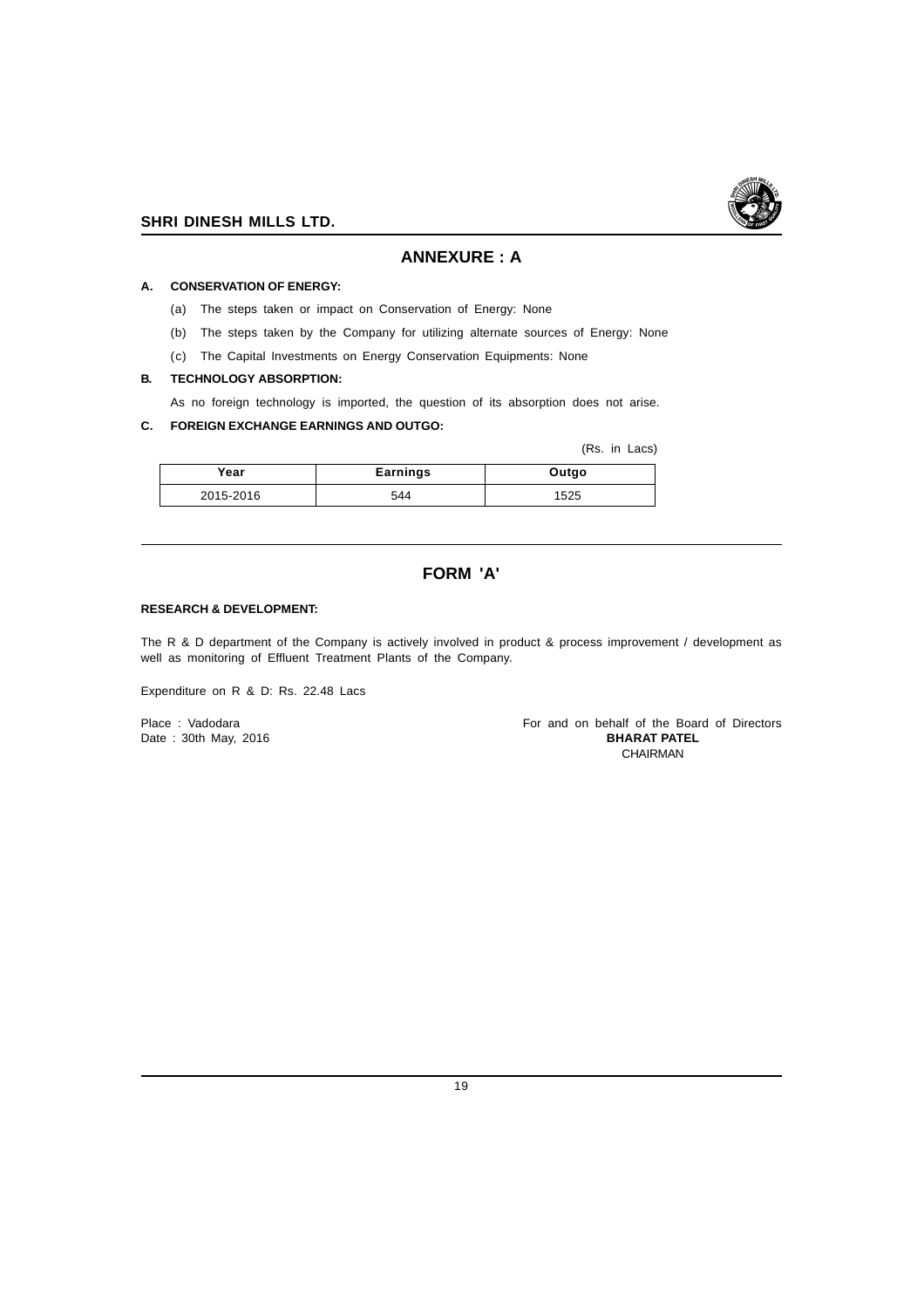## ANNEXURE : A

**A. CONSERVATION OF ENERGY:**

(a) The steps taken or impact on Conservation of Energy: None

(b) The steps taken by the Company for utilizing alternate sources of Energy: None

(c) The Capital Investments on Energy Conservation Equipments: None

**B. TECHNOLOGY ABSORPTION:**

As no foreign technology is imported, the question of its absorption does not arise.

**C. FOREIGN EXCHANGE EARNINGS AND OUTGO:**

(Rs. in Lacs)

| Year | Earnings | Outgo |
|---|---|---|
| 2015-2016 | 544 | 1525 |

## FORM 'A'

**RESEARCH & DEVELOPMENT:**

The R & D department of the Company is actively involved in product & process improvement / development as well as monitoring of Effluent Treatment Plants of the Company.

Expenditure on R & D: Rs. 22.48 Lacs

Place : Vadodara
Date : 30th May, 2016

For and on behalf of the Board of Directors
**BHARAT PATEL**
CHAIRMAN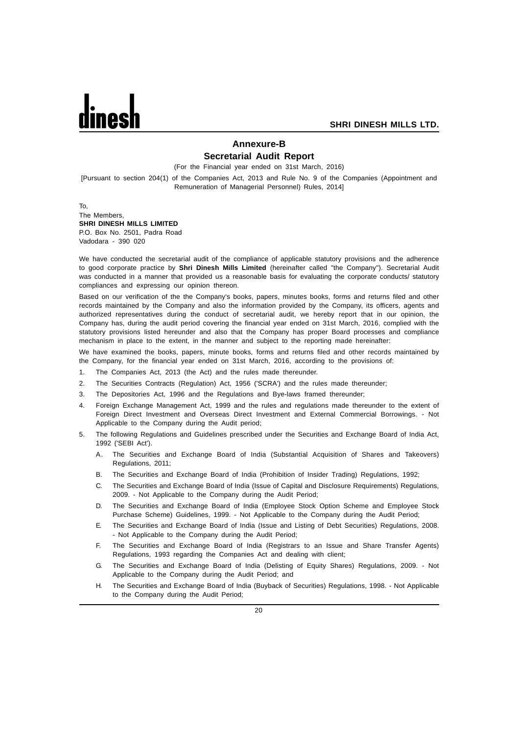## Annexure-B

## Secretarial Audit Report

(For the Financial year ended on 31st March, 2016)

[Pursuant to section 204(1) of the Companies Act, 2013 and Rule No. 9 of the Companies (Appointment and Remuneration of Managerial Personnel) Rules, 2014]

To,
The Members,
**SHRI DINESH MILLS LIMITED**
P.O. Box No. 2501, Padra Road
Vadodara - 390 020

We have conducted the secretarial audit of the compliance of applicable statutory provisions and the adherence to good corporate practice by **Shri Dinesh Mills Limited** (hereinafter called "the Company"). Secretarial Audit was conducted in a manner that provided us a reasonable basis for evaluating the corporate conducts/ statutory compliances and expressing our opinion thereon.

Based on our verification of the the Company's books, papers, minutes books, forms and returns filed and other records maintained by the Company and also the information provided by the Company, its officers, agents and authorized representatives during the conduct of secretarial audit, we hereby report that in our opinion, the Company has, during the audit period covering the financial year ended on 31st March, 2016, complied with the statutory provisions listed hereunder and also that the Company has proper Board processes and compliance mechanism in place to the extent, in the manner and subject to the reporting made hereinafter:

We have examined the books, papers, minute books, forms and returns filed and other records maintained by the Company, for the financial year ended on 31st March, 2016, according to the provisions of:

1. The Companies Act, 2013 (the Act) and the rules made thereunder.
2. The Securities Contracts (Regulation) Act, 1956 ('SCRA') and the rules made thereunder;
3. The Depositories Act, 1996 and the Regulations and Bye-laws framed thereunder;
4. Foreign Exchange Management Act, 1999 and the rules and regulations made thereunder to the extent of Foreign Direct Investment and Overseas Direct Investment and External Commercial Borrowings. - Not Applicable to the Company during the Audit period;
5. The following Regulations and Guidelines prescribed under the Securities and Exchange Board of India Act, 1992 ('SEBI Act').
   - A. The Securities and Exchange Board of India (Substantial Acquisition of Shares and Takeovers) Regulations, 2011;
   - B. The Securities and Exchange Board of India (Prohibition of Insider Trading) Regulations, 1992;
   - C. The Securities and Exchange Board of India (Issue of Capital and Disclosure Requirements) Regulations, 2009. - Not Applicable to the Company during the Audit Period;
   - D. The Securities and Exchange Board of India (Employee Stock Option Scheme and Employee Stock Purchase Scheme) Guidelines, 1999. - Not Applicable to the Company during the Audit Period;
   - E. The Securities and Exchange Board of India (Issue and Listing of Debt Securities) Regulations, 2008. - Not Applicable to the Company during the Audit Period;
   - F. The Securities and Exchange Board of India (Registrars to an Issue and Share Transfer Agents) Regulations, 1993 regarding the Companies Act and dealing with client;
   - G. The Securities and Exchange Board of India (Delisting of Equity Shares) Regulations, 2009. - Not Applicable to the Company during the Audit Period; and
   - H. The Securities and Exchange Board of India (Buyback of Securities) Regulations, 1998. - Not Applicable to the Company during the Audit Period;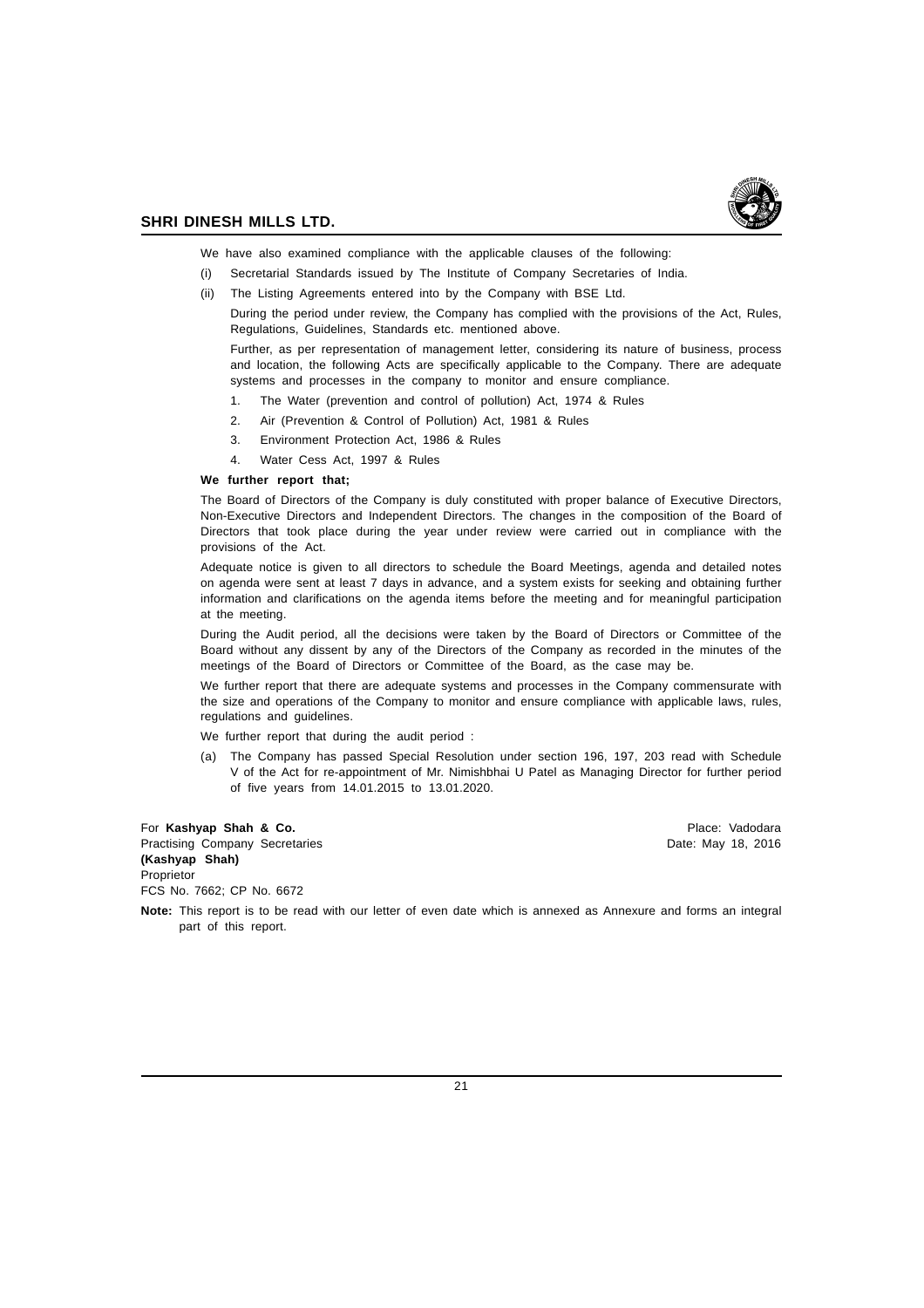We have also examined compliance with the applicable clauses of the following:

(i) Secretarial Standards issued by The Institute of Company Secretaries of India.

(ii) The Listing Agreements entered into by the Company with BSE Ltd.

During the period under review, the Company has complied with the provisions of the Act, Rules, Regulations, Guidelines, Standards etc. mentioned above.

Further, as per representation of management letter, considering its nature of business, process and location, the following Acts are specifically applicable to the Company. There are adequate systems and processes in the company to monitor and ensure compliance.

1. The Water (prevention and control of pollution) Act, 1974 & Rules
2. Air (Prevention & Control of Pollution) Act, 1981 & Rules
3. Environment Protection Act, 1986 & Rules
4. Water Cess Act, 1997 & Rules

**We further report that;**

The Board of Directors of the Company is duly constituted with proper balance of Executive Directors, Non-Executive Directors and Independent Directors. The changes in the composition of the Board of Directors that took place during the year under review were carried out in compliance with the provisions of the Act.

Adequate notice is given to all directors to schedule the Board Meetings, agenda and detailed notes on agenda were sent at least 7 days in advance, and a system exists for seeking and obtaining further information and clarifications on the agenda items before the meeting and for meaningful participation at the meeting.

During the Audit period, all the decisions were taken by the Board of Directors or Committee of the Board without any dissent by any of the Directors of the Company as recorded in the minutes of the meetings of the Board of Directors or Committee of the Board, as the case may be.

We further report that there are adequate systems and processes in the Company commensurate with the size and operations of the Company to monitor and ensure compliance with applicable laws, rules, regulations and guidelines.

We further report that during the audit period :

(a) The Company has passed Special Resolution under section 196, 197, 203 read with Schedule V of the Act for re-appointment of Mr. Nimishbhai U Patel as Managing Director for further period of five years from 14.01.2015 to 13.01.2020.

For **Kashyap Shah & Co.**
Practising Company Secretaries
**(Kashyap Shah)**
Proprietor
FCS No. 7662; CP No. 6672

Place: Vadodara
Date: May 18, 2016

**Note:** This report is to be read with our letter of even date which is annexed as Annexure and forms an integral part of this report.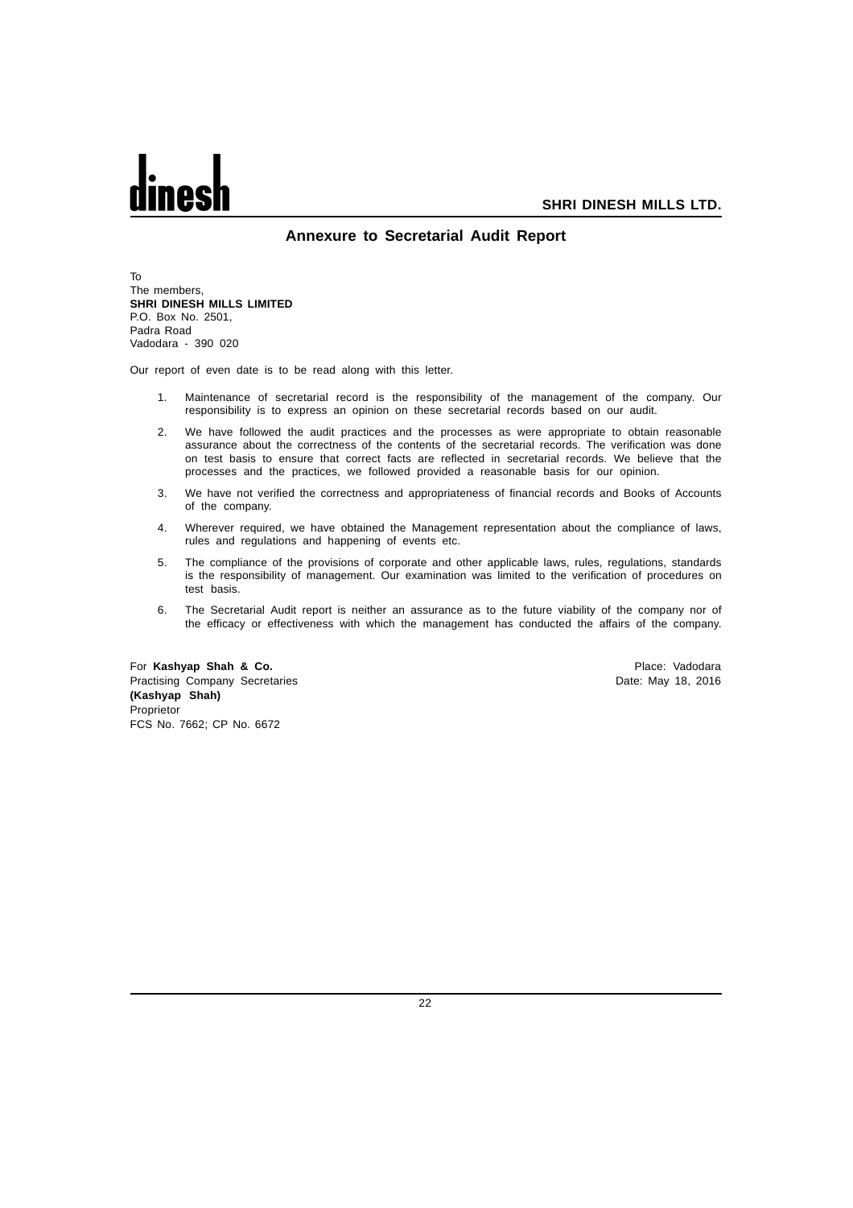## Annexure to Secretarial Audit Report

To
The members,
**SHRI DINESH MILLS LIMITED**
P.O. Box No. 2501,
Padra Road
Vadodara - 390 020

Our report of even date is to be read along with this letter.

1. Maintenance of secretarial record is the responsibility of the management of the company. Our responsibility is to express an opinion on these secretarial records based on our audit.
2. We have followed the audit practices and the processes as were appropriate to obtain reasonable assurance about the correctness of the contents of the secretarial records. The verification was done on test basis to ensure that correct facts are reflected in secretarial records. We believe that the processes and the practices, we followed provided a reasonable basis for our opinion.
3. We have not verified the correctness and appropriateness of financial records and Books of Accounts of the company.
4. Wherever required, we have obtained the Management representation about the compliance of laws, rules and regulations and happening of events etc.
5. The compliance of the provisions of corporate and other applicable laws, rules, regulations, standards is the responsibility of management. Our examination was limited to the verification of procedures on test basis.
6. The Secretarial Audit report is neither an assurance as to the future viability of the company nor of the efficacy or effectiveness with which the management has conducted the affairs of the company.

For **Kashyap Shah & Co.**
Practising Company Secretaries
**(Kashyap Shah)**
Proprietor
FCS No. 7662; CP No. 6672

Place: Vadodara
Date: May 18, 2016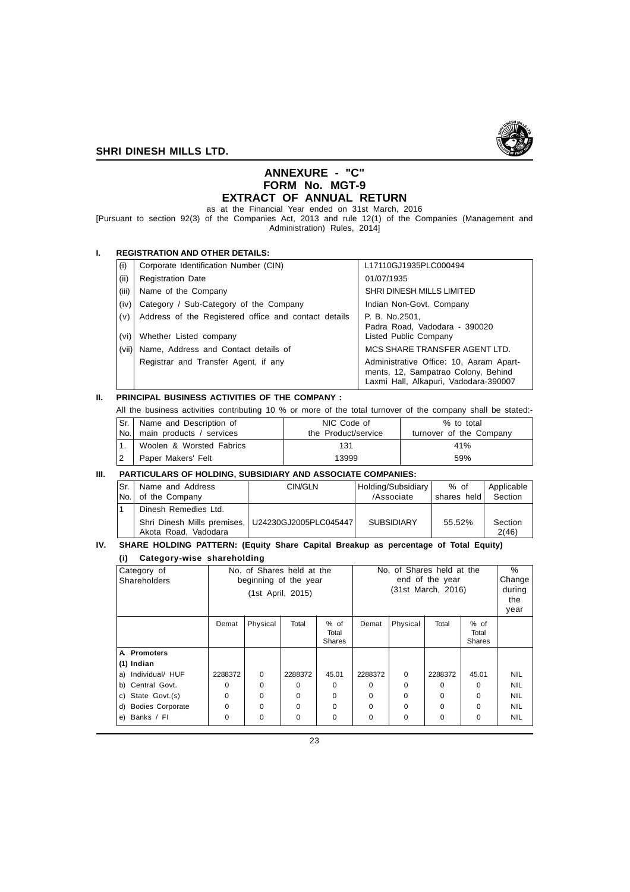# ANNEXURE - "C"
## FORM No. MGT-9
## EXTRACT OF ANNUAL RETURN

as at the Financial Year ended on 31st March, 2016

[Pursuant to section 92(3) of the Companies Act, 2013 and rule 12(1) of the Companies (Management and Administration) Rules, 2014]

### I. REGISTRATION AND OTHER DETAILS:

| | | |
|---|---|---|
| (i) | Corporate Identification Number (CIN) | L17110GJ1935PLC000494 |
| (ii) | Registration Date | 01/07/1935 |
| (iii) | Name of the Company | SHRI DINESH MILLS LIMITED |
| (iv) | Category / Sub-Category of the Company | Indian Non-Govt. Company |
| (v) | Address of the Registered office and contact details | P. B. No.2501, Padra Road, Vadodara - 390020 |
| (vi) | Whether Listed company | Listed Public Company |
| (vii) | Name, Address and Contact details of Registrar and Transfer Agent, if any | MCS SHARE TRANSFER AGENT LTD. Administrative Office: 10, Aaram Apartments, 12, Sampatrao Colony, Behind Laxmi Hall, Alkapuri, Vadodara-390007 |

### II. PRINCIPAL BUSINESS ACTIVITIES OF THE COMPANY :

All the business activities contributing 10 % or more of the total turnover of the company shall be stated:-

| Sr. No. | Name and Description of main products / services | NIC Code of the Product/service | % to total turnover of the Company |
|---|---|---|---|
| 1. | Woolen & Worsted Fabrics | 131 | 41% |
| 2 | Paper Makers' Felt | 13999 | 59% |

### III. PARTICULARS OF HOLDING, SUBSIDIARY AND ASSOCIATE COMPANIES:

| Sr. No. | Name and Address of the Company | CIN/GLN | Holding/Subsidiary /Associate | % of shares held | Applicable Section |
|---|---|---|---|---|---|
| 1 | Dinesh Remedies Ltd. Shri Dinesh Mills premises, Akota Road, Vadodara | U24230GJ2005PLC045447 | SUBSIDIARY | 55.52% | Section 2(46) |

### IV. SHARE HOLDING PATTERN: (Equity Share Capital Breakup as percentage of Total Equity)

#### (i) Category-wise shareholding

| Category of Shareholders | No. of Shares held at the beginning of the year (1st April, 2015) | | | | No. of Shares held at the end of the year (31st March, 2016) | | | | % Change during the year |
|---|---|---|---|---|---|---|---|---|---|
| | Demat | Physical | Total | % of Total Shares | Demat | Physical | Total | % of Total Shares | |
| **A. Promoters** | | | | | | | | | |
| **(1) Indian** | | | | | | | | | |
| a) Individual/ HUF | 2288372 | 0 | 2288372 | 45.01 | 2288372 | 0 | 2288372 | 45.01 | NIL |
| b) Central Govt. | 0 | 0 | 0 | 0 | 0 | 0 | 0 | 0 | NIL |
| c) State Govt.(s) | 0 | 0 | 0 | 0 | 0 | 0 | 0 | 0 | NIL |
| d) Bodies Corporate | 0 | 0 | 0 | 0 | 0 | 0 | 0 | 0 | NIL |
| e) Banks / FI | 0 | 0 | 0 | 0 | 0 | 0 | 0 | 0 | NIL |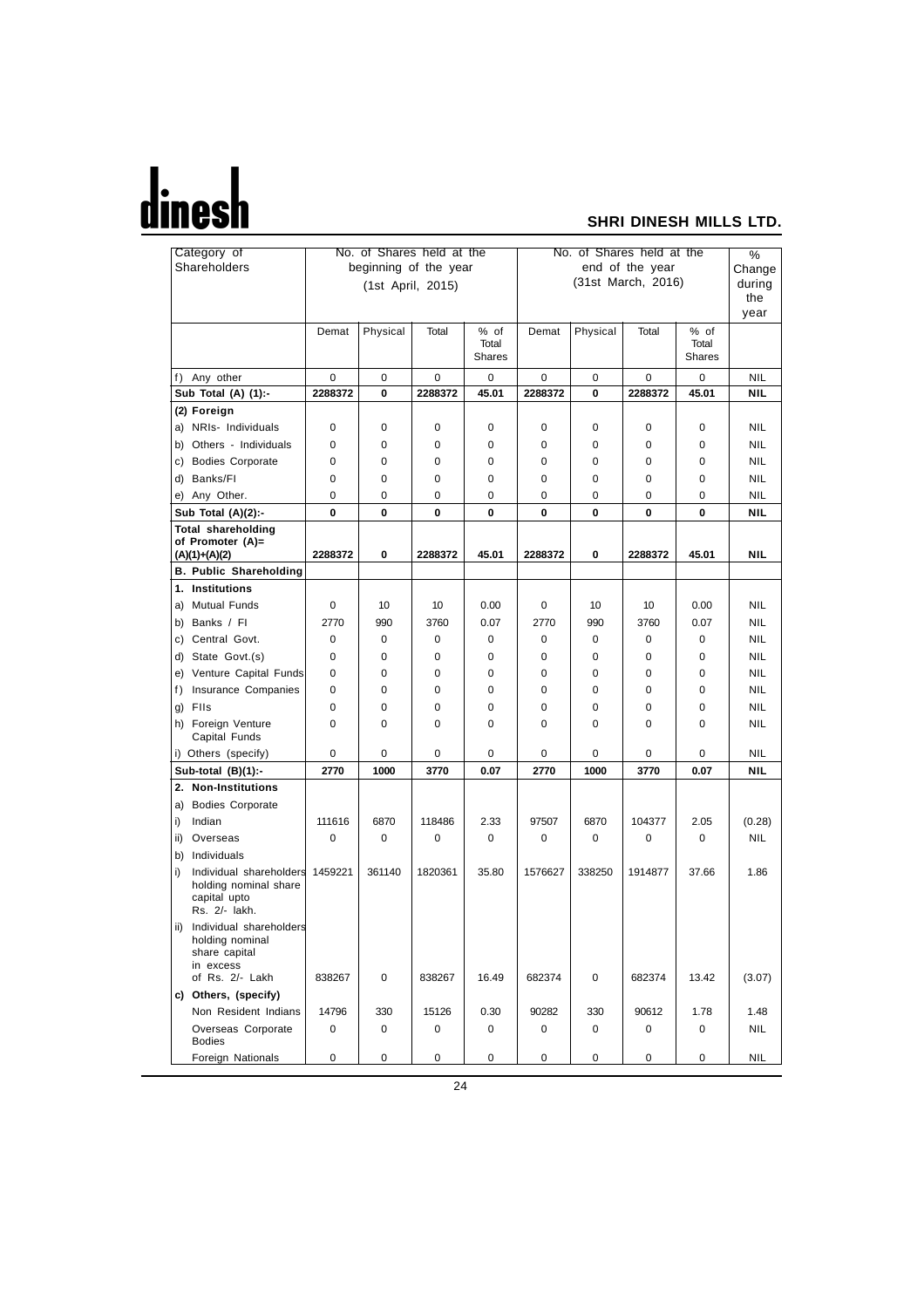| Category of Shareholders | No. of Shares held at the beginning of the year (1st April, 2015) | | | | No. of Shares held at the end of the year (31st March, 2016) | | | | % Change during the year |
|---|---|---|---|---|---|---|---|---|---|
| | Demat | Physical | Total | % of Total Shares | Demat | Physical | Total | % of Total Shares | |
| f) Any other | 0 | 0 | 0 | 0 | 0 | 0 | 0 | 0 | NIL |
| **Sub Total (A) (1):-** | **2288372** | **0** | **2288372** | **45.01** | **2288372** | **0** | **2288372** | **45.01** | **NIL** |
| **(2) Foreign** | | | | | | | | | |
| a) NRIs- Individuals | 0 | 0 | 0 | 0 | 0 | 0 | 0 | 0 | NIL |
| b) Others - Individuals | 0 | 0 | 0 | 0 | 0 | 0 | 0 | 0 | NIL |
| c) Bodies Corporate | 0 | 0 | 0 | 0 | 0 | 0 | 0 | 0 | NIL |
| d) Banks/FI | 0 | 0 | 0 | 0 | 0 | 0 | 0 | 0 | NIL |
| e) Any Other. | 0 | 0 | 0 | 0 | 0 | 0 | 0 | 0 | NIL |
| **Sub Total (A)(2):-** | **0** | **0** | **0** | **0** | **0** | **0** | **0** | **0** | **NIL** |
| **Total shareholding of Promoter (A)= (A)(1)+(A)(2)** | **2288372** | **0** | **2288372** | **45.01** | **2288372** | **0** | **2288372** | **45.01** | **NIL** |
| **B. Public Shareholding** | | | | | | | | | |
| **1. Institutions** | | | | | | | | | |
| a) Mutual Funds | 0 | 10 | 10 | 0.00 | 0 | 10 | 10 | 0.00 | NIL |
| b) Banks / FI | 2770 | 990 | 3760 | 0.07 | 2770 | 990 | 3760 | 0.07 | NIL |
| c) Central Govt. | 0 | 0 | 0 | 0 | 0 | 0 | 0 | 0 | NIL |
| d) State Govt.(s) | 0 | 0 | 0 | 0 | 0 | 0 | 0 | 0 | NIL |
| e) Venture Capital Funds | 0 | 0 | 0 | 0 | 0 | 0 | 0 | 0 | NIL |
| f) Insurance Companies | 0 | 0 | 0 | 0 | 0 | 0 | 0 | 0 | NIL |
| g) FIIs | 0 | 0 | 0 | 0 | 0 | 0 | 0 | 0 | NIL |
| h) Foreign Venture Capital Funds | 0 | 0 | 0 | 0 | 0 | 0 | 0 | 0 | NIL |
| i) Others (specify) | 0 | 0 | 0 | 0 | 0 | 0 | 0 | 0 | NIL |
| **Sub-total (B)(1):-** | **2770** | **1000** | **3770** | **0.07** | **2770** | **1000** | **3770** | **0.07** | **NIL** |
| **2. Non-Institutions** | | | | | | | | | |
| a) Bodies Corporate | | | | | | | | | |
| i) Indian | 111616 | 6870 | 118486 | 2.33 | 97507 | 6870 | 104377 | 2.05 | (0.28) |
| ii) Overseas | 0 | 0 | 0 | 0 | 0 | 0 | 0 | 0 | NIL |
| b) Individuals | | | | | | | | | |
| i) Individual shareholders holding nominal share capital upto Rs. 2/- lakh. | 1459221 | 361140 | 1820361 | 35.80 | 1576627 | 338250 | 1914877 | 37.66 | 1.86 |
| ii) Individual shareholders holding nominal share capital in excess of Rs. 2/- Lakh | 838267 | 0 | 838267 | 16.49 | 682374 | 0 | 682374 | 13.42 | (3.07) |
| **c) Others, (specify)** | | | | | | | | | |
| Non Resident Indians | 14796 | 330 | 15126 | 0.30 | 90282 | 330 | 90612 | 1.78 | 1.48 |
| Overseas Corporate Bodies | 0 | 0 | 0 | 0 | 0 | 0 | 0 | 0 | NIL |
| Foreign Nationals | 0 | 0 | 0 | 0 | 0 | 0 | 0 | 0 | NIL |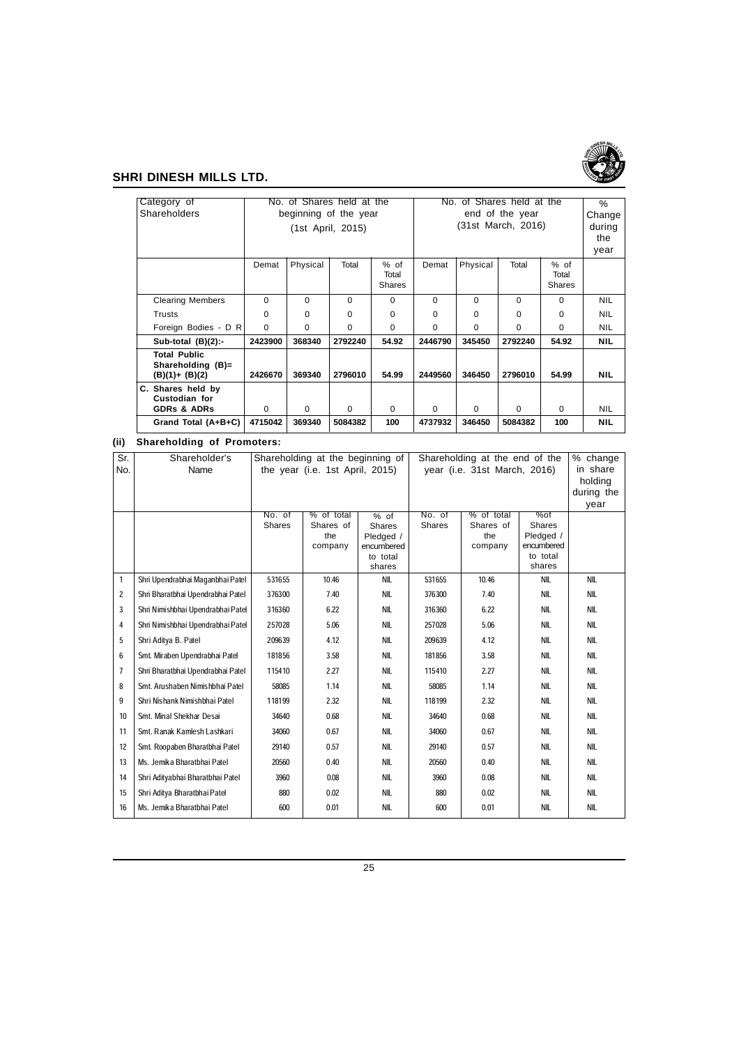| Category of Shareholders | No. of Shares held at the beginning of the year (1st April, 2015) | | | | No. of Shares held at the end of the year (31st March, 2016) | | | | % Change during the year |
|---|---|---|---|---|---|---|---|---|---|
| | Demat | Physical | Total | % of Total Shares | Demat | Physical | Total | % of Total Shares | |
| Clearing Members | 0 | 0 | 0 | 0 | 0 | 0 | 0 | 0 | NIL |
| Trusts | 0 | 0 | 0 | 0 | 0 | 0 | 0 | 0 | NIL |
| Foreign Bodies - D R | 0 | 0 | 0 | 0 | 0 | 0 | 0 | 0 | NIL |
| **Sub-total (B)(2):-** | **2423900** | **368340** | **2792240** | **54.92** | **2446790** | **345450** | **2792240** | **54.92** | **NIL** |
| **Total Public Shareholding (B)= (B)(1)+ (B)(2)** | **2426670** | **369340** | **2796010** | **54.99** | **2449560** | **346450** | **2796010** | **54.99** | **NIL** |
| **C. Shares held by Custodian for GDRs & ADRs** | 0 | 0 | 0 | 0 | 0 | 0 | 0 | 0 | NIL |
| **Grand Total (A+B+C)** | **4715042** | **369340** | **5084382** | **100** | **4737932** | **346450** | **5084382** | **100** | **NIL** |

### (ii) Shareholding of Promoters:

| Sr. No. | Shareholder's Name | Shareholding at the beginning of the year (i.e. 1st April, 2015) | | | Shareholding at the end of the year (i.e. 31st March, 2016) | | | % change in share holding during the year |
|---|---|---|---|---|---|---|---|---|
| | | No. of Shares | % of total Shares of the company | % of Shares Pledged / encumbered to total shares | No. of Shares | % of total Shares of the company | %of Shares Pledged / encumbered to total shares | |
| 1 | Shri Upendrabhai Maganbhai Patel | 531655 | 10.46 | NIL | 531655 | 10.46 | NIL | NIL |
| 2 | Shri Bharatbhai Upendrabhai Patel | 376300 | 7.40 | NIL | 376300 | 7.40 | NIL | NIL |
| 3 | Shri Nimishbhai Upendrabhai Patel | 316360 | 6.22 | NIL | 316360 | 6.22 | NIL | NIL |
| 4 | Shri Nimishbhai Upendrabhai Patel | 257028 | 5.06 | NIL | 257028 | 5.06 | NIL | NIL |
| 5 | Shri Aditya B. Patel | 209639 | 4.12 | NIL | 209639 | 4.12 | NIL | NIL |
| 6 | Smt. Miraben Upendrabhai Patel | 181856 | 3.58 | NIL | 181856 | 3.58 | NIL | NIL |
| 7 | Shri Bharatbhai Upendrabhai Patel | 115410 | 2.27 | NIL | 115410 | 2.27 | NIL | NIL |
| 8 | Smt. Arushaben Nimishbhai Patel | 58085 | 1.14 | NIL | 58085 | 1.14 | NIL | NIL |
| 9 | Shri Nishank Nimishbhai Patel | 118199 | 2.32 | NIL | 118199 | 2.32 | NIL | NIL |
| 10 | Smt. Minal Shekhar Desai | 34640 | 0.68 | NIL | 34640 | 0.68 | NIL | NIL |
| 11 | Smt. Ranak Kamlesh Lashkari | 34060 | 0.67 | NIL | 34060 | 0.67 | NIL | NIL |
| 12 | Smt. Roopaben Bharatbhai Patel | 29140 | 0.57 | NIL | 29140 | 0.57 | NIL | NIL |
| 13 | Ms. Jemika Bharatbhai Patel | 20560 | 0.40 | NIL | 20560 | 0.40 | NIL | NIL |
| 14 | Shri Adityabhai Bharatbhai Patel | 3960 | 0.08 | NIL | 3960 | 0.08 | NIL | NIL |
| 15 | Shri Aditya Bharatbhai Patel | 880 | 0.02 | NIL | 880 | 0.02 | NIL | NIL |
| 16 | Ms. Jemika Bharatbhai Patel | 600 | 0.01 | NIL | 600 | 0.01 | NIL | NIL |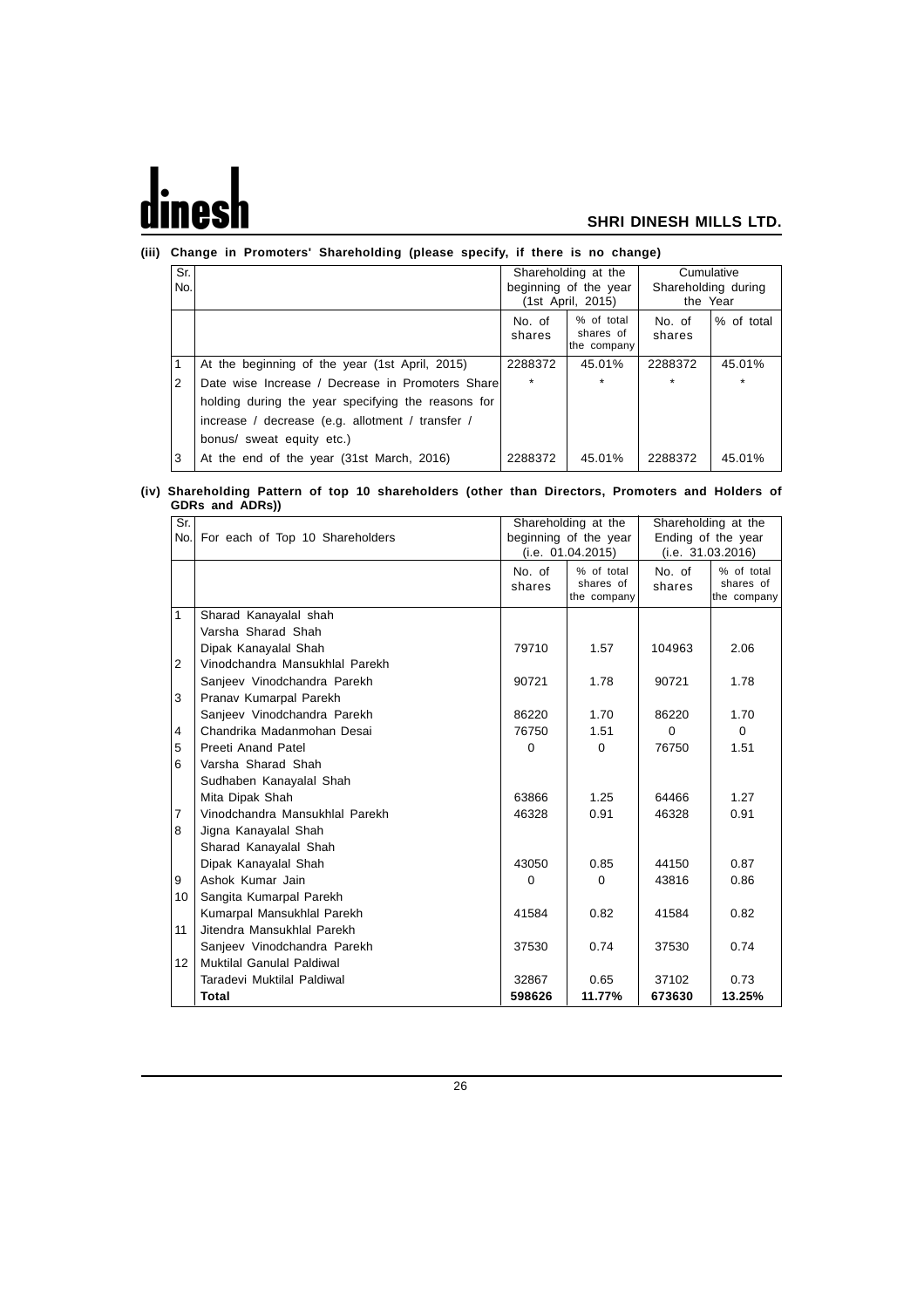**(iii) Change in Promoters' Shareholding (please specify, if there is no change)**

| Sr. No. | | Shareholding at the beginning of the year (1st April, 2015) | | Cumulative Shareholding during the Year | |
|---|---|---|---|---|---|
| | | No. of shares | % of total shares of the company | No. of shares | % of total |
| 1 | At the beginning of the year (1st April, 2015) | 2288372 | 45.01% | 2288372 | 45.01% |
| 2 | Date wise Increase / Decrease in Promoters Share holding during the year specifying the reasons for increase / decrease (e.g. allotment / transfer / bonus/ sweat equity etc.) | * | * | * | * |
| 3 | At the end of the year (31st March, 2016) | 2288372 | 45.01% | 2288372 | 45.01% |

**(iv) Shareholding Pattern of top 10 shareholders (other than Directors, Promoters and Holders of GDRs and ADRs))**

| Sr. No. | For each of Top 10 Shareholders | Shareholding at the beginning of the year (i.e. 01.04.2015) | | Shareholding at the Ending of the year (i.e. 31.03.2016) | |
|---|---|---|---|---|---|
| | | No. of shares | % of total shares of the company | No. of shares | % of total shares of the company |
| 1 | Sharad Kanayalal shah<br>Varsha Sharad Shah<br>Dipak Kanayalal Shah | 79710 | 1.57 | 104963 | 2.06 |
| 2 | Vinodchandra Mansukhlal Parekh<br>Sanjeev Vinodchandra Parekh | 90721 | 1.78 | 90721 | 1.78 |
| 3 | Pranav Kumarpal Parekh<br>Sanjeev Vinodchandra Parekh | 86220 | 1.70 | 86220 | 1.70 |
| 4 | Chandrika Madanmohan Desai | 76750 | 1.51 | 0 | 0 |
| 5 | Preeti Anand Patel | 0 | 0 | 76750 | 1.51 |
| 6 | Varsha Sharad Shah<br>Sudhaben Kanayalal Shah<br>Mita Dipak Shah | 63866 | 1.25 | 64466 | 1.27 |
| 7 | Vinodchandra Mansukhlal Parekh | 46328 | 0.91 | 46328 | 0.91 |
| 8 | Jigna Kanayalal Shah<br>Sharad Kanayalal Shah<br>Dipak Kanayalal Shah | 43050 | 0.85 | 44150 | 0.87 |
| 9 | Ashok Kumar Jain | 0 | 0 | 43816 | 0.86 |
| 10 | Sangita Kumarpal Parekh<br>Kumarpal Mansukhlal Parekh | 41584 | 0.82 | 41584 | 0.82 |
| 11 | Jitendra Mansukhlal Parekh<br>Sanjeev Vinodchandra Parekh | 37530 | 0.74 | 37530 | 0.74 |
| 12 | Muktilal Ganulal Paldiwal<br>Taradevi Muktilal Paldiwal | 32867 | 0.65 | 37102 | 0.73 |
| | **Total** | **598626** | **11.77%** | **673630** | **13.25%** |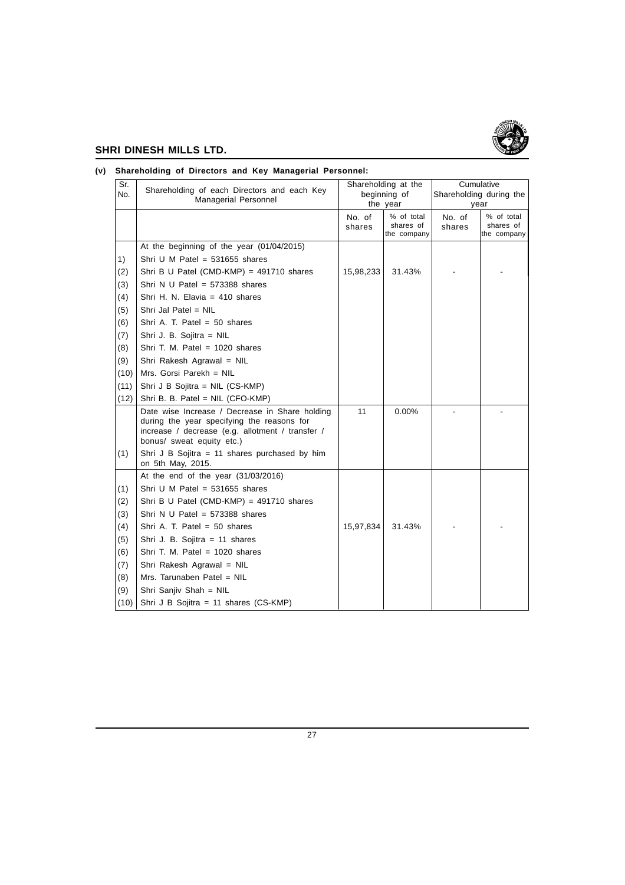**(v) Shareholding of Directors and Key Managerial Personnel:**

| Sr. No. | Shareholding of each Directors and each Key Managerial Personnel | Shareholding at the beginning of the year | | Cumulative Shareholding during the year | |
|---|---|---|---|---|---|
| | | No. of shares | % of total shares of the company | No. of shares | % of total shares of the company |
| | At the beginning of the year (01/04/2015) | | | | |
| 1) | Shri U M Patel = 531655 shares | | | | |
| (2) | Shri B U Patel (CMD-KMP) = 491710 shares | 15,98,233 | 31.43% | - | - |
| (3) | Shri N U Patel = 573388 shares | | | | |
| (4) | Shri H. N. Elavia = 410 shares | | | | |
| (5) | Shri Jal Patel = NIL | | | | |
| (6) | Shri A. T. Patel = 50 shares | | | | |
| (7) | Shri J. B. Sojitra = NIL | | | | |
| (8) | Shri T. M. Patel = 1020 shares | | | | |
| (9) | Shri Rakesh Agrawal = NIL | | | | |
| (10) | Mrs. Gorsi Parekh = NIL | | | | |
| (11) | Shri J B Sojitra = NIL (CS-KMP) | | | | |
| (12) | Shri B. B. Patel = NIL (CFO-KMP) | | | | |
| | Date wise Increase / Decrease in Share holding during the year specifying the reasons for increase / decrease (e.g. allotment / transfer / bonus/ sweat equity etc.) | 11 | 0.00% | - | - |
| (1) | Shri J B Sojitra = 11 shares purchased by him on 5th May, 2015. | | | | |
| | At the end of the year (31/03/2016) | | | | |
| (1) | Shri U M Patel = 531655 shares | | | | |
| (2) | Shri B U Patel (CMD-KMP) = 491710 shares | | | | |
| (3) | Shri N U Patel = 573388 shares | | | | |
| (4) | Shri A. T. Patel = 50 shares | 15,97,834 | 31.43% | - | - |
| (5) | Shri J. B. Sojitra = 11 shares | | | | |
| (6) | Shri T. M. Patel = 1020 shares | | | | |
| (7) | Shri Rakesh Agrawal = NIL | | | | |
| (8) | Mrs. Tarunaben Patel = NIL | | | | |
| (9) | Shri Sanjiv Shah = NIL | | | | |
| (10) | Shri J B Sojitra = 11 shares (CS-KMP) | | | | |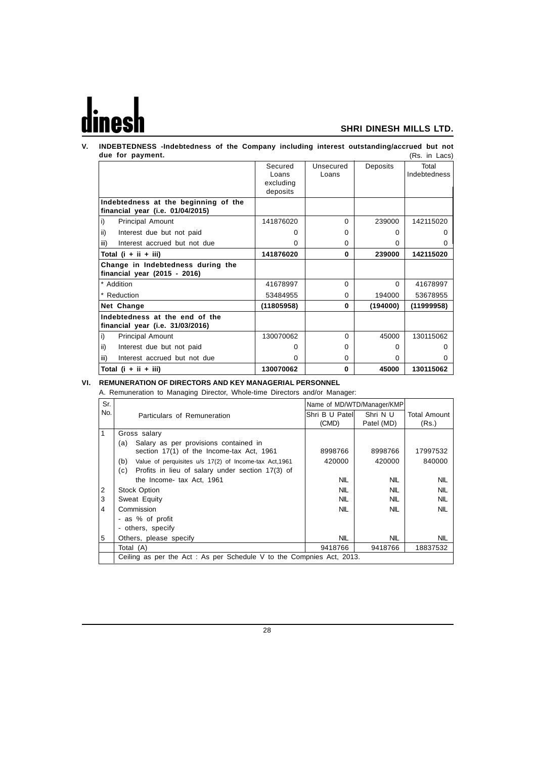## V. INDEBTEDNESS -Indebtedness of the Company including interest outstanding/accrued but not due for payment.

(Rs. in Lacs)

| | Secured Loans excluding deposits | Unsecured Loans | Deposits | Total Indebtedness |
|---|---|---|---|---|
| **Indebtedness at the beginning of the financial year (i.e. 01/04/2015)** | | | | |
| i) Principal Amount | 141876020 | 0 | 239000 | 142115020 |
| ii) Interest due but not paid | 0 | 0 | 0 | 0 |
| iii) Interest accrued but not due | 0 | 0 | 0 | 0 |
| **Total (i + ii + iii)** | **141876020** | **0** | **239000** | **142115020** |
| **Change in Indebtedness during the financial year (2015 - 2016)** | | | | |
| * Addition | 41678997 | 0 | 0 | 41678997 |
| * Reduction | 53484955 | 0 | 194000 | 53678955 |
| **Net Change** | **(11805958)** | **0** | **(194000)** | **(11999958)** |
| **Indebtedness at the end of the financial year (i.e. 31/03/2016)** | | | | |
| i) Principal Amount | 130070062 | 0 | 45000 | 130115062 |
| ii) Interest due but not paid | 0 | 0 | 0 | 0 |
| iii) Interest accrued but not due | 0 | 0 | 0 | 0 |
| **Total (i + ii + iii)** | **130070062** | **0** | **45000** | **130115062** |

## VI. REMUNERATION OF DIRECTORS AND KEY MANAGERIAL PERSONNEL

A. Remuneration to Managing Director, Whole-time Directors and/or Manager:

| Sr. No. | Particulars of Remuneration | Name of MD/WTD/Manager/KMP | | Total Amount (Rs.) |
|---|---|---|---|---|
| | | Shri B U Patel (CMD) | Shri N U Patel (MD) | |
| 1 | Gross salary | | | |
| | (a) Salary as per provisions contained in section 17(1) of the Income-tax Act, 1961 | 8998766 | 8998766 | 17997532 |
| | (b) Value of perquisites u/s 17(2) of Income-tax Act,1961 | 420000 | 420000 | 840000 |
| | (c) Profits in lieu of salary under section 17(3) of the Income- tax Act, 1961 | NIL | NIL | NIL |
| 2 | Stock Option | NIL | NIL | NIL |
| 3 | Sweat Equity | NIL | NIL | NIL |
| 4 | Commission<br>- as % of profit<br>- others, specify | NIL | NIL | NIL |
| 5 | Others, please specify | NIL | NIL | NIL |
| | Total (A) | 9418766 | 9418766 | 18837532 |
| | Ceiling as per the Act : As per Schedule V to the Compnies Act, 2013. | | | |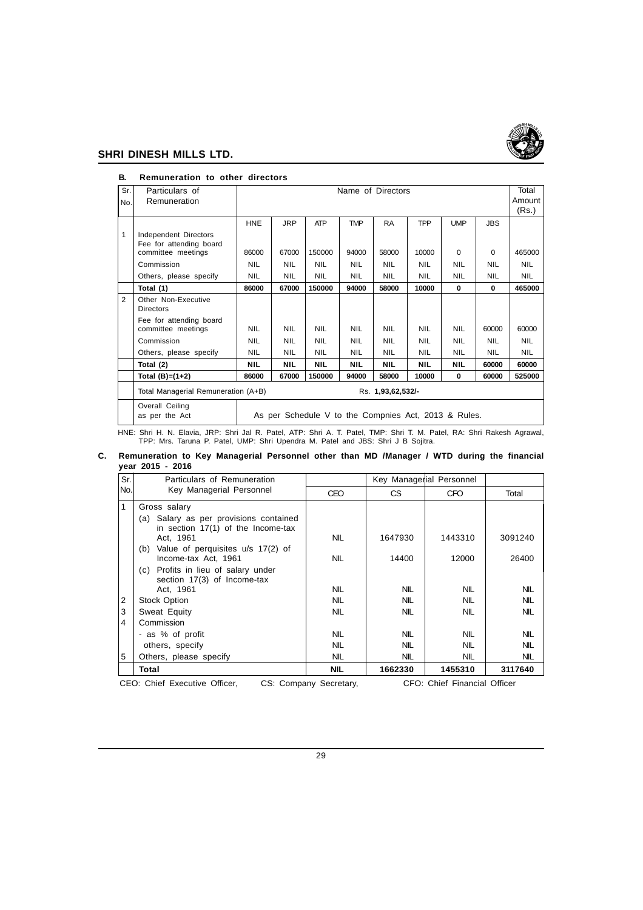## B. Remuneration to other directors

| Sr. No. | Particulars of Remuneration | Name of Directors | | | | | | | | Total Amount (Rs.) |
|---|---|---|---|---|---|---|---|---|---|---|
| | | HNE | JRP | ATP | TMP | RA | TPP | UMP | JBS | |
| 1 | Independent Directors<br>Fee for attending board committee meetings | 86000 | 67000 | 150000 | 94000 | 58000 | 10000 | 0 | 0 | 465000 |
| | Commission | NIL | NIL | NIL | NIL | NIL | NIL | NIL | NIL | NIL |
| | Others, please specify | NIL | NIL | NIL | NIL | NIL | NIL | NIL | NIL | NIL |
| | **Total (1)** | **86000** | **67000** | **150000** | **94000** | **58000** | **10000** | **0** | **0** | **465000** |
| 2 | Other Non-Executive Directors | | | | | | | | | |
| | Fee for attending board committee meetings | NIL | NIL | NIL | NIL | NIL | NIL | NIL | 60000 | 60000 |
| | Commission | NIL | NIL | NIL | NIL | NIL | NIL | NIL | NIL | NIL |
| | Others, please specify | NIL | NIL | NIL | NIL | NIL | NIL | NIL | NIL | NIL |
| | **Total (2)** | **NIL** | **NIL** | **NIL** | **NIL** | **NIL** | **NIL** | **NIL** | **60000** | **60000** |
| | **Total (B)=(1+2)** | **86000** | **67000** | **150000** | **94000** | **58000** | **10000** | **0** | **60000** | **525000** |
| | Total Managerial Remuneration (A+B) | Rs. **1,93,62,532/-** | | | | | | | | |
| | Overall Ceiling as per the Act | As per Schedule V to the Compnies Act, 2013 & Rules. | | | | | | | | |

HNE: Shri H. N. Elavia, JRP: Shri Jal R. Patel, ATP: Shri A. T. Patel, TMP: Shri T. M. Patel, RA: Shri Rakesh Agrawal, TPP: Mrs. Taruna P. Patel, UMP: Shri Upendra M. Patel and JBS: Shri J B Sojitra.

## C. Remuneration to Key Managerial Personnel other than MD /Manager / WTD during the financial year 2015 - 2016

| Sr. No. | Particulars of Remuneration Key Managerial Personnel | Key Managerial Personnel | | | |
|---|---|---|---|---|---|
| | | CEO | CS | CFO | Total |
| 1 | Gross salary | | | | |
| | (a) Salary as per provisions contained in section 17(1) of the Income-tax Act, 1961 | NIL | 1647930 | 1443310 | 3091240 |
| | (b) Value of perquisites u/s 17(2) of Income-tax Act, 1961 | NIL | 14400 | 12000 | 26400 |
| | (c) Profits in lieu of salary under section 17(3) of Income-tax Act, 1961 | NIL | NIL | NIL | NIL |
| 2 | Stock Option | NIL | NIL | NIL | NIL |
| 3 | Sweat Equity | NIL | NIL | NIL | NIL |
| 4 | Commission | | | | |
| | - as % of profit | NIL | NIL | NIL | NIL |
| | others, specify | NIL | NIL | NIL | NIL |
| 5 | Others, please specify | NIL | NIL | NIL | NIL |
| | **Total** | **NIL** | **1662330** | **1455310** | **3117640** |

CEO: Chief Executive Officer, CS: Company Secretary, CFO: Chief Financial Officer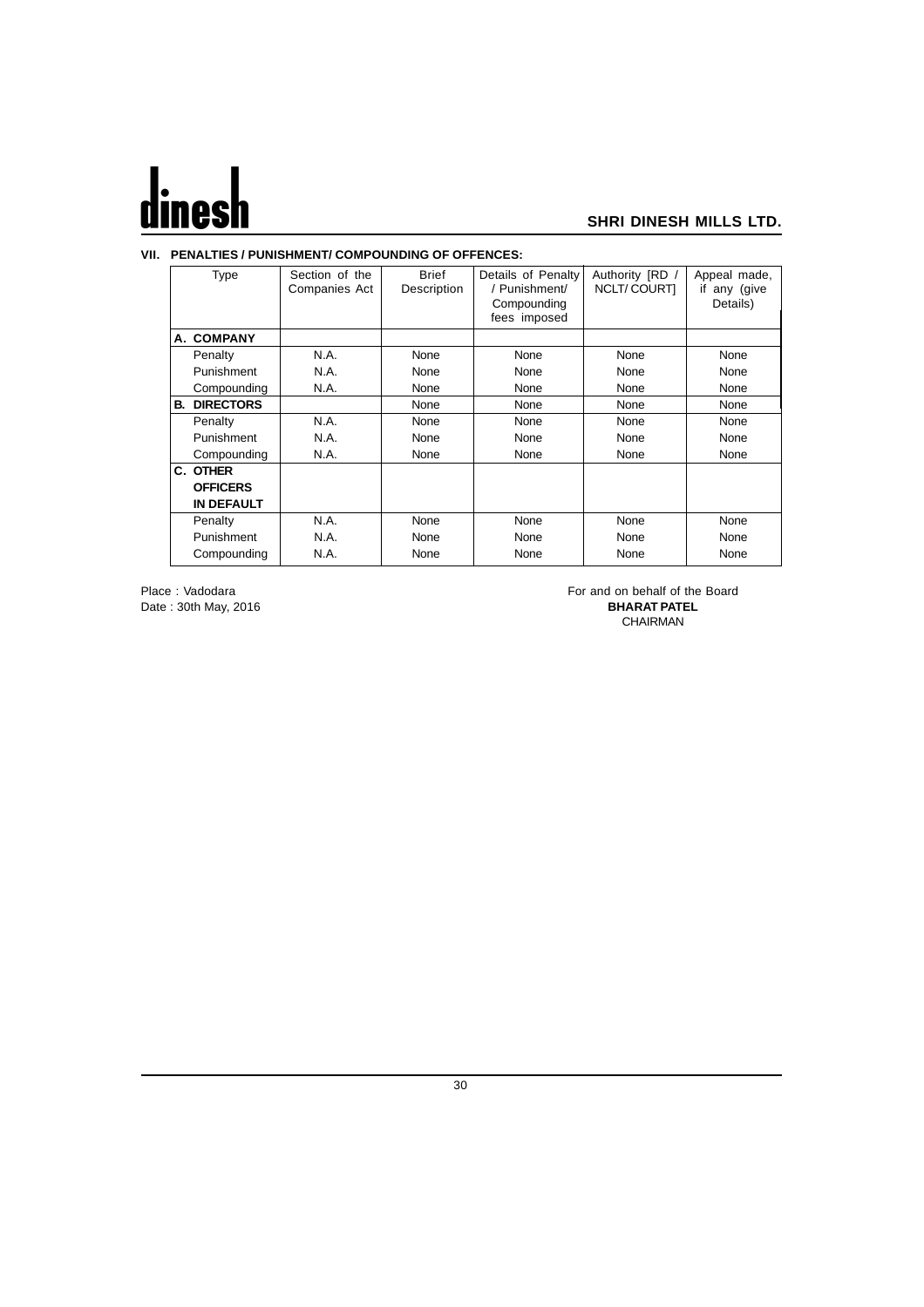## VII. PENALTIES / PUNISHMENT/ COMPOUNDING OF OFFENCES:

| Type | Section of the Companies Act | Brief Description | Details of Penalty / Punishment/ Compounding fees imposed | Authority [RD / NCLT/ COURT] | Appeal made, if any (give Details) |
|---|---|---|---|---|---|
| **A. COMPANY** | | | | | |
| Penalty | N.A. | None | None | None | None |
| Punishment | N.A. | None | None | None | None |
| Compounding | N.A. | None | None | None | None |
| **B. DIRECTORS** | | None | None | None | None |
| Penalty | N.A. | None | None | None | None |
| Punishment | N.A. | None | None | None | None |
| Compounding | N.A. | None | None | None | None |
| **C. OTHER OFFICERS IN DEFAULT** | | | | | |
| Penalty | N.A. | None | None | None | None |
| Punishment | N.A. | None | None | None | None |
| Compounding | N.A. | None | None | None | None |

Place : Vadodara
Date : 30th May, 2016

For and on behalf of the Board
**BHARAT PATEL**
CHAIRMAN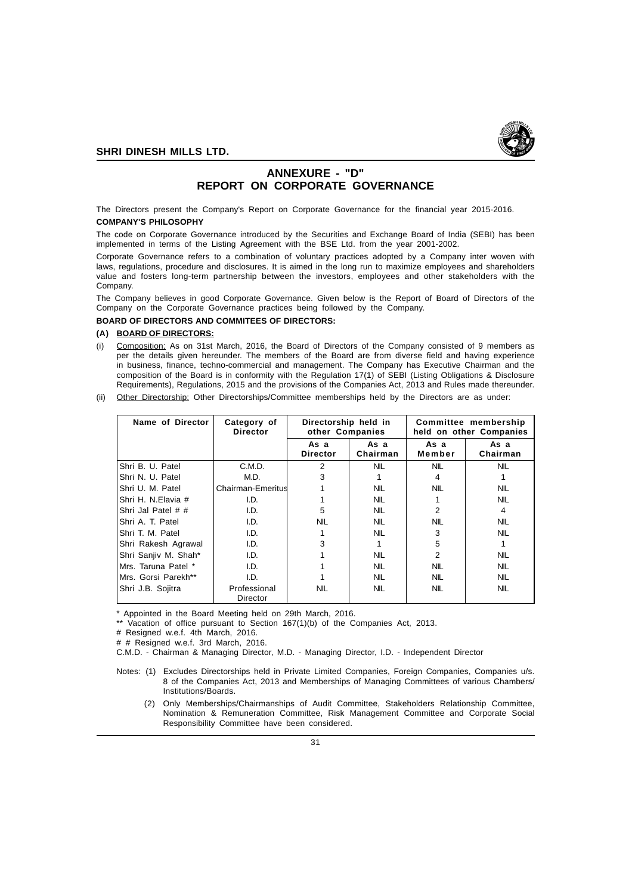## ANNEXURE - "D"
## REPORT ON CORPORATE GOVERNANCE

The Directors present the Company's Report on Corporate Governance for the financial year 2015-2016.

**COMPANY'S PHILOSOPHY**

The code on Corporate Governance introduced by the Securities and Exchange Board of India (SEBI) has been implemented in terms of the Listing Agreement with the BSE Ltd. from the year 2001-2002.

Corporate Governance refers to a combination of voluntary practices adopted by a Company inter woven with laws, regulations, procedure and disclosures. It is aimed in the long run to maximize employees and shareholders value and fosters long-term partnership between the investors, employees and other stakeholders with the Company.

The Company believes in good Corporate Governance. Given below is the Report of Board of Directors of the Company on the Corporate Governance practices being followed by the Company.

**BOARD OF DIRECTORS AND COMMITEES OF DIRECTORS:**

**(A) BOARD OF DIRECTORS:**

(i) Composition: As on 31st March, 2016, the Board of Directors of the Company consisted of 9 members as per the details given hereunder. The members of the Board are from diverse field and having experience in business, finance, techno-commercial and management. The Company has Executive Chairman and the composition of the Board is in conformity with the Regulation 17(1) of SEBI (Listing Obligations & Disclosure Requirements), Regulations, 2015 and the provisions of the Companies Act, 2013 and Rules made thereunder.

(ii) Other Directorship: Other Directorships/Committee memberships held by the Directors are as under:

| Name of Director | Category of Director | Directorship held in other Companies | | Committee membership held on other Companies | |
|---|---|---|---|---|---|
| | | As a Director | As a Chairman | As a Member | As a Chairman |
| Shri B. U. Patel | C.M.D. | 2 | NIL | NIL | NIL |
| Shri N. U. Patel | M.D. | 3 | 1 | 4 | 1 |
| Shri U. M. Patel | Chairman-Emeritus | 1 | NIL | NIL | NIL |
| Shri H. N.Elavia # | I.D. | 1 | NIL | 1 | NIL |
| Shri Jal Patel # # | I.D. | 5 | NIL | 2 | 4 |
| Shri A. T. Patel | I.D. | NIL | NIL | NIL | NIL |
| Shri T. M. Patel | I.D. | 1 | NIL | 3 | NIL |
| Shri Rakesh Agrawal | I.D. | 3 | 1 | 5 | 1 |
| Shri Sanjiv M. Shah* | I.D. | 1 | NIL | 2 | NIL |
| Mrs. Taruna Patel * | I.D. | 1 | NIL | NIL | NIL |
| Mrs. Gorsi Parekh** | I.D. | 1 | NIL | NIL | NIL |
| Shri J.B. Sojitra | Professional Director | NIL | NIL | NIL | NIL |

\* Appointed in the Board Meeting held on 29th March, 2016.

** Vacation of office pursuant to Section 167(1)(b) of the Companies Act, 2013.

# Resigned w.e.f. 4th March, 2016.

# # Resigned w.e.f. 3rd March, 2016.

C.M.D. - Chairman & Managing Director, M.D. - Managing Director, I.D. - Independent Director

Notes: (1) Excludes Directorships held in Private Limited Companies, Foreign Companies, Companies u/s. 8 of the Companies Act, 2013 and Memberships of Managing Committees of various Chambers/ Institutions/Boards.

(2) Only Memberships/Chairmanships of Audit Committee, Stakeholders Relationship Committee, Nomination & Remuneration Committee, Risk Management Committee and Corporate Social Responsibility Committee have been considered.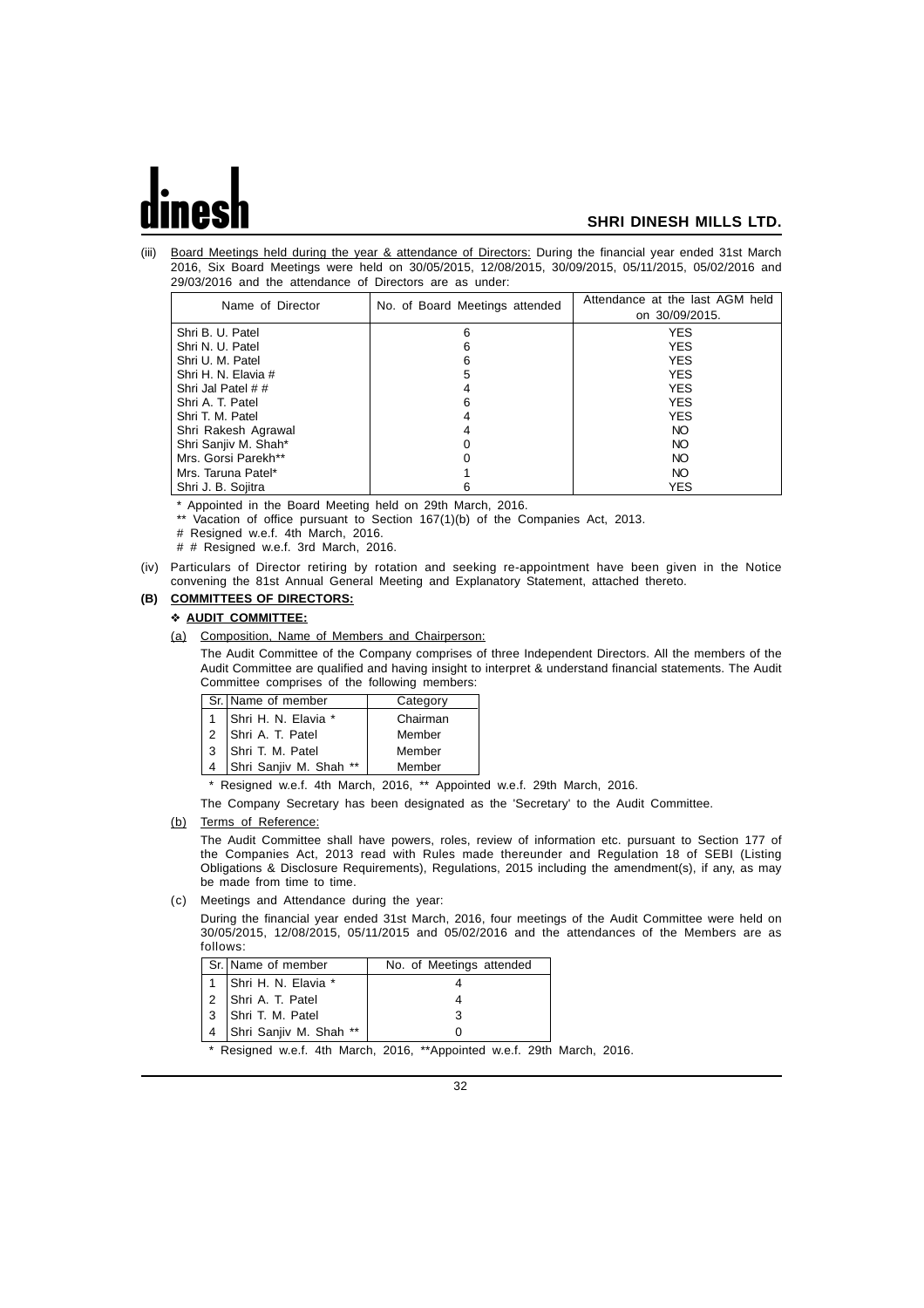(iii) Board Meetings held during the year & attendance of Directors: During the financial year ended 31st March 2016, Six Board Meetings were held on 30/05/2015, 12/08/2015, 30/09/2015, 05/11/2015, 05/02/2016 and 29/03/2016 and the attendance of Directors are as under:

| Name of Director | No. of Board Meetings attended | Attendance at the last AGM held on 30/09/2015. |
|---|---|---|
| Shri B. U. Patel | 6 | YES |
| Shri N. U. Patel | 6 | YES |
| Shri U. M. Patel | 6 | YES |
| Shri H. N. Elavia # | 5 | YES |
| Shri Jal Patel # # | 4 | YES |
| Shri A. T. Patel | 6 | YES |
| Shri T. M. Patel | 4 | YES |
| Shri Rakesh Agrawal | 4 | NO |
| Shri Sanjiv M. Shah* | 0 | NO |
| Mrs. Gorsi Parekh** | 0 | NO |
| Mrs. Taruna Patel* | 1 | NO |
| Shri J. B. Sojitra | 6 | YES |

\* Appointed in the Board Meeting held on 29th March, 2016.

** Vacation of office pursuant to Section 167(1)(b) of the Companies Act, 2013.

# Resigned w.e.f. 4th March, 2016.

# # Resigned w.e.f. 3rd March, 2016.

(iv) Particulars of Director retiring by rotation and seeking re-appointment have been given in the Notice convening the 81st Annual General Meeting and Explanatory Statement, attached thereto.

**(B) COMMITTEES OF DIRECTORS:**

❖ **AUDIT COMMITTEE:**

(a) Composition, Name of Members and Chairperson:

The Audit Committee of the Company comprises of three Independent Directors. All the members of the Audit Committee are qualified and having insight to interpret & understand financial statements. The Audit Committee comprises of the following members:

| Sr. | Name of member | Category |
|---|---|---|
| 1 | Shri H. N. Elavia * | Chairman |
| 2 | Shri A. T. Patel | Member |
| 3 | Shri T. M. Patel | Member |
| 4 | Shri Sanjiv M. Shah ** | Member |

\* Resigned w.e.f. 4th March, 2016, ** Appointed w.e.f. 29th March, 2016.

The Company Secretary has been designated as the 'Secretary' to the Audit Committee.

(b) Terms of Reference:

The Audit Committee shall have powers, roles, review of information etc. pursuant to Section 177 of the Companies Act, 2013 read with Rules made thereunder and Regulation 18 of SEBI (Listing Obligations & Disclosure Requirements), Regulations, 2015 including the amendment(s), if any, as may be made from time to time.

(c) Meetings and Attendance during the year:

During the financial year ended 31st March, 2016, four meetings of the Audit Committee were held on 30/05/2015, 12/08/2015, 05/11/2015 and 05/02/2016 and the attendances of the Members are as follows:

| Sr. | Name of member | No. of Meetings attended |
|---|---|---|
| 1 | Shri H. N. Elavia * | 4 |
| 2 | Shri A. T. Patel | 4 |
| 3 | Shri T. M. Patel | 3 |
| 4 | Shri Sanjiv M. Shah ** | 0 |

\* Resigned w.e.f. 4th March, 2016, **Appointed w.e.f. 29th March, 2016.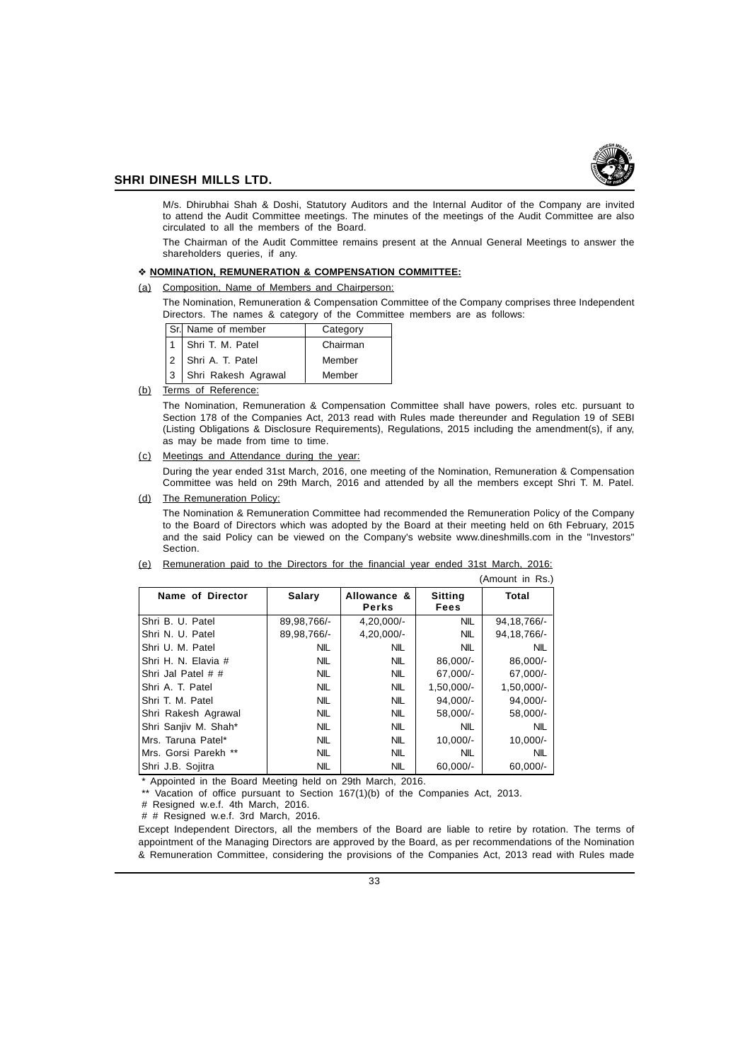M/s. Dhirubhai Shah & Doshi, Statutory Auditors and the Internal Auditor of the Company are invited to attend the Audit Committee meetings. The minutes of the meetings of the Audit Committee are also circulated to all the members of the Board.

The Chairman of the Audit Committee remains present at the Annual General Meetings to answer the shareholders queries, if any.

## ❖ NOMINATION, REMUNERATION & COMPENSATION COMMITTEE:

(a) Composition, Name of Members and Chairperson:

The Nomination, Remuneration & Compensation Committee of the Company comprises three Independent Directors. The names & category of the Committee members are as follows:

| Sr. | Name of member | Category |
|---|---|---|
| 1 | Shri T. M. Patel | Chairman |
| 2 | Shri A. T. Patel | Member |
| 3 | Shri Rakesh Agrawal | Member |

(b) Terms of Reference:

The Nomination, Remuneration & Compensation Committee shall have powers, roles etc. pursuant to Section 178 of the Companies Act, 2013 read with Rules made thereunder and Regulation 19 of SEBI (Listing Obligations & Disclosure Requirements), Regulations, 2015 including the amendment(s), if any, as may be made from time to time.

(c) Meetings and Attendance during the year:

During the year ended 31st March, 2016, one meeting of the Nomination, Remuneration & Compensation Committee was held on 29th March, 2016 and attended by all the members except Shri T. M. Patel.

(d) The Remuneration Policy:

The Nomination & Remuneration Committee had recommended the Remuneration Policy of the Company to the Board of Directors which was adopted by the Board at their meeting held on 6th February, 2015 and the said Policy can be viewed on the Company's website www.dineshmills.com in the "Investors" Section.

(e) Remuneration paid to the Directors for the financial year ended 31st March, 2016:

(Amount in Rs.)

| Name of Director | Salary | Allowance & Perks | Sitting Fees | Total |
|---|---|---|---|---|
| Shri B. U. Patel | 89,98,766/- | 4,20,000/- | NIL | 94,18,766/- |
| Shri N. U. Patel | 89,98,766/- | 4,20,000/- | NIL | 94,18,766/- |
| Shri U. M. Patel | NIL | NIL | NIL | NIL |
| Shri H. N. Elavia # | NIL | NIL | 86,000/- | 86,000/- |
| Shri Jal Patel # # | NIL | NIL | 67,000/- | 67,000/- |
| Shri A. T. Patel | NIL | NIL | 1,50,000/- | 1,50,000/- |
| Shri T. M. Patel | NIL | NIL | 94,000/- | 94,000/- |
| Shri Rakesh Agrawal | NIL | NIL | 58,000/- | 58,000/- |
| Shri Sanjiv M. Shah* | NIL | NIL | NIL | NIL |
| Mrs. Taruna Patel* | NIL | NIL | 10,000/- | 10,000/- |
| Mrs. Gorsi Parekh ** | NIL | NIL | NIL | NIL |
| Shri J.B. Sojitra | NIL | NIL | 60,000/- | 60,000/- |

\* Appointed in the Board Meeting held on 29th March, 2016.

** Vacation of office pursuant to Section 167(1)(b) of the Companies Act, 2013.

\# Resigned w.e.f. 4th March, 2016.

\# # Resigned w.e.f. 3rd March, 2016.

Except Independent Directors, all the members of the Board are liable to retire by rotation. The terms of appointment of the Managing Directors are approved by the Board, as per recommendations of the Nomination & Remuneration Committee, considering the provisions of the Companies Act, 2013 read with Rules made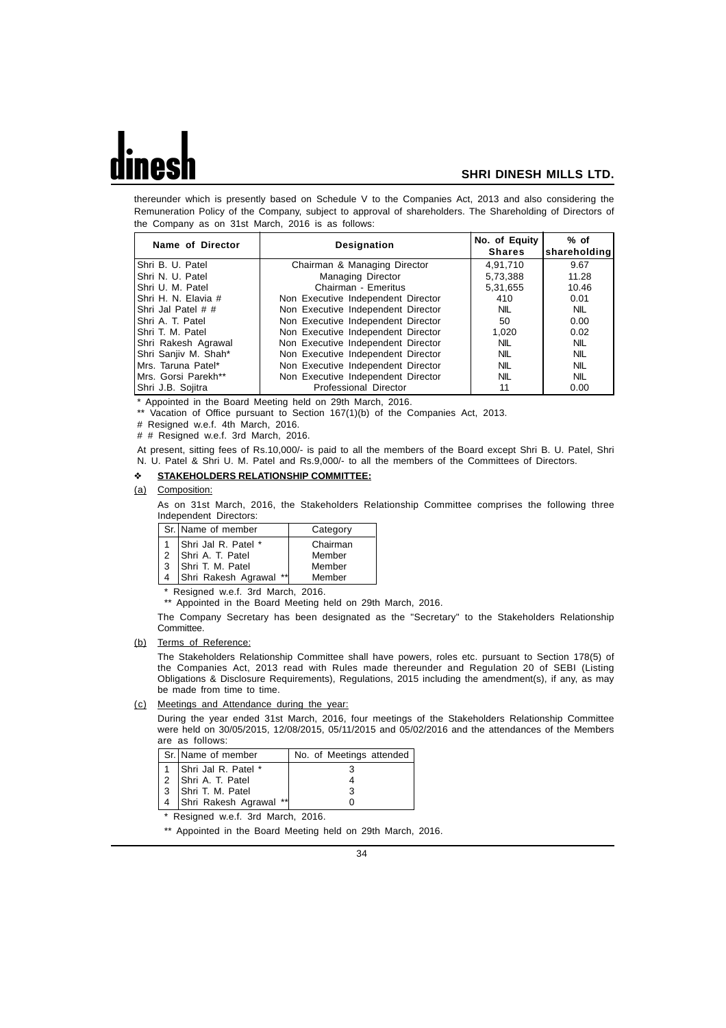thereunder which is presently based on Schedule V to the Companies Act, 2013 and also considering the Remuneration Policy of the Company, subject to approval of shareholders. The Shareholding of Directors of the Company as on 31st March, 2016 is as follows:

| Name of Director | Designation | No. of Equity Shares | % of shareholding |
|---|---|---|---|
| Shri B. U. Patel | Chairman & Managing Director | 4,91,710 | 9.67 |
| Shri N. U. Patel | Managing Director | 5,73,388 | 11.28 |
| Shri U. M. Patel | Chairman - Emeritus | 5,31,655 | 10.46 |
| Shri H. N. Elavia # | Non Executive Independent Director | 410 | 0.01 |
| Shri Jal Patel # # | Non Executive Independent Director | NIL | NIL |
| Shri A. T. Patel | Non Executive Independent Director | 50 | 0.00 |
| Shri T. M. Patel | Non Executive Independent Director | 1,020 | 0.02 |
| Shri Rakesh Agrawal | Non Executive Independent Director | NIL | NIL |
| Shri Sanjiv M. Shah* | Non Executive Independent Director | NIL | NIL |
| Mrs. Taruna Patel* | Non Executive Independent Director | NIL | NIL |
| Mrs. Gorsi Parekh** | Non Executive Independent Director | NIL | NIL |
| Shri J.B. Sojitra | Professional Director | 11 | 0.00 |

\* Appointed in the Board Meeting held on 29th March, 2016.

** Vacation of Office pursuant to Section 167(1)(b) of the Companies Act, 2013.

# Resigned w.e.f. 4th March, 2016.

# # Resigned w.e.f. 3rd March, 2016.

At present, sitting fees of Rs.10,000/- is paid to all the members of the Board except Shri B. U. Patel, Shri N. U. Patel & Shri U. M. Patel and Rs.9,000/- to all the members of the Committees of Directors.

## ❖ STAKEHOLDERS RELATIONSHIP COMMITTEE:

(a) Composition:

As on 31st March, 2016, the Stakeholders Relationship Committee comprises the following three Independent Directors:

| Sr. | Name of member | Category |
|---|---|---|
| 1 | Shri Jal R. Patel * | Chairman |
| 2 | Shri A. T. Patel | Member |
| 3 | Shri T. M. Patel | Member |
| 4 | Shri Rakesh Agrawal ** | Member |

\* Resigned w.e.f. 3rd March, 2016.

** Appointed in the Board Meeting held on 29th March, 2016.

The Company Secretary has been designated as the "Secretary" to the Stakeholders Relationship Committee.

(b) Terms of Reference:

The Stakeholders Relationship Committee shall have powers, roles etc. pursuant to Section 178(5) of the Companies Act, 2013 read with Rules made thereunder and Regulation 20 of SEBI (Listing Obligations & Disclosure Requirements), Regulations, 2015 including the amendment(s), if any, as may be made from time to time.

(c) Meetings and Attendance during the year:

During the year ended 31st March, 2016, four meetings of the Stakeholders Relationship Committee were held on 30/05/2015, 12/08/2015, 05/11/2015 and 05/02/2016 and the attendances of the Members are as follows:

| Sr. | Name of member | No. of Meetings attended |
|---|---|---|
| 1 | Shri Jal R. Patel * | 3 |
| 2 | Shri A. T. Patel | 4 |
| 3 | Shri T. M. Patel | 3 |
| 4 | Shri Rakesh Agrawal ** | 0 |

\* Resigned w.e.f. 3rd March, 2016.

** Appointed in the Board Meeting held on 29th March, 2016.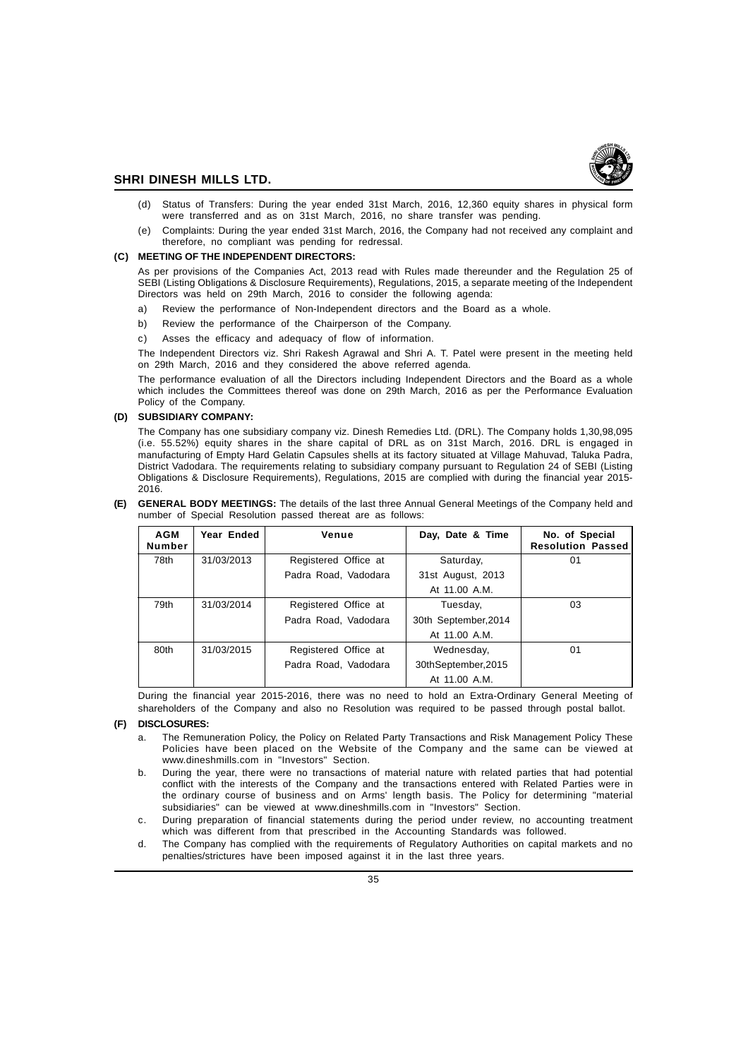(d) Status of Transfers: During the year ended 31st March, 2016, 12,360 equity shares in physical form were transferred and as on 31st March, 2016, no share transfer was pending.

(e) Complaints: During the year ended 31st March, 2016, the Company had not received any complaint and therefore, no compliant was pending for redressal.

**(C) MEETING OF THE INDEPENDENT DIRECTORS:**

As per provisions of the Companies Act, 2013 read with Rules made thereunder and the Regulation 25 of SEBI (Listing Obligations & Disclosure Requirements), Regulations, 2015, a separate meeting of the Independent Directors was held on 29th March, 2016 to consider the following agenda:

a) Review the performance of Non-Independent directors and the Board as a whole.

b) Review the performance of the Chairperson of the Company.

c) Asses the efficacy and adequacy of flow of information.

The Independent Directors viz. Shri Rakesh Agrawal and Shri A. T. Patel were present in the meeting held on 29th March, 2016 and they considered the above referred agenda.

The performance evaluation of all the Directors including Independent Directors and the Board as a whole which includes the Committees thereof was done on 29th March, 2016 as per the Performance Evaluation Policy of the Company.

**(D) SUBSIDIARY COMPANY:**

The Company has one subsidiary company viz. Dinesh Remedies Ltd. (DRL). The Company holds 1,30,98,095 (i.e. 55.52%) equity shares in the share capital of DRL as on 31st March, 2016. DRL is engaged in manufacturing of Empty Hard Gelatin Capsules shells at its factory situated at Village Mahuvad, Taluka Padra, District Vadodara. The requirements relating to subsidiary company pursuant to Regulation 24 of SEBI (Listing Obligations & Disclosure Requirements), Regulations, 2015 are complied with during the financial year 2015-2016.

**(E) GENERAL BODY MEETINGS:** The details of the last three Annual General Meetings of the Company held and number of Special Resolution passed thereat are as follows:

| AGM Number | Year Ended | Venue | Day, Date & Time | No. of Special Resolution Passed |
|---|---|---|---|---|
| 78th | 31/03/2013 | Registered Office at Padra Road, Vadodara | Saturday, 31st August, 2013 At 11.00 A.M. | 01 |
| 79th | 31/03/2014 | Registered Office at Padra Road, Vadodara | Tuesday, 30th September,2014 At 11.00 A.M. | 03 |
| 80th | 31/03/2015 | Registered Office at Padra Road, Vadodara | Wednesday, 30thSeptember,2015 At 11.00 A.M. | 01 |

During the financial year 2015-2016, there was no need to hold an Extra-Ordinary General Meeting of shareholders of the Company and also no Resolution was required to be passed through postal ballot.

**(F) DISCLOSURES:**

a. The Remuneration Policy, the Policy on Related Party Transactions and Risk Management Policy These Policies have been placed on the Website of the Company and the same can be viewed at www.dineshmills.com in "Investors" Section.

b. During the year, there were no transactions of material nature with related parties that had potential conflict with the interests of the Company and the transactions entered with Related Parties were in the ordinary course of business and on Arms' length basis. The Policy for determining "material subsidiaries" can be viewed at www.dineshmills.com in "Investors" Section.

c. During preparation of financial statements during the period under review, no accounting treatment which was different from that prescribed in the Accounting Standards was followed.

d. The Company has complied with the requirements of Regulatory Authorities on capital markets and no penalties/strictures have been imposed against it in the last three years.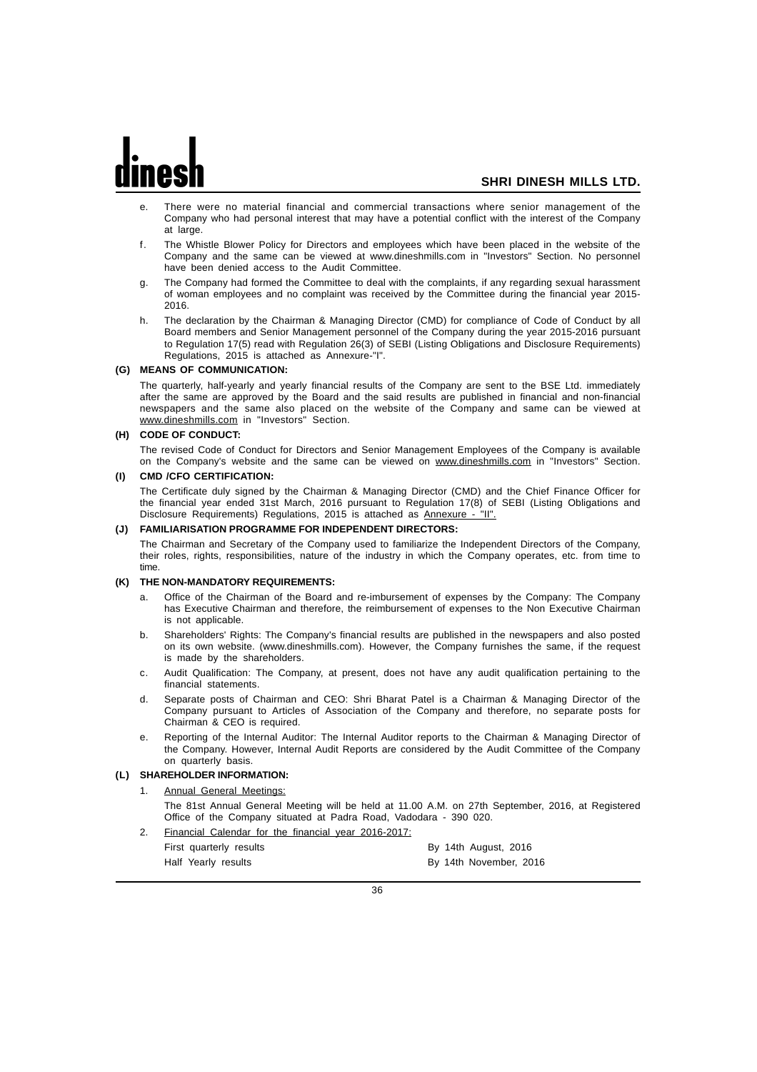e. There were no material financial and commercial transactions where senior management of the Company who had personal interest that may have a potential conflict with the interest of the Company at large.

f. The Whistle Blower Policy for Directors and employees which have been placed in the website of the Company and the same can be viewed at www.dineshmills.com in "Investors" Section. No personnel have been denied access to the Audit Committee.

g. The Company had formed the Committee to deal with the complaints, if any regarding sexual harassment of woman employees and no complaint was received by the Committee during the financial year 2015-2016.

h. The declaration by the Chairman & Managing Director (CMD) for compliance of Code of Conduct by all Board members and Senior Management personnel of the Company during the year 2015-2016 pursuant to Regulation 17(5) read with Regulation 26(3) of SEBI (Listing Obligations and Disclosure Requirements) Regulations, 2015 is attached as Annexure-"I".

**(G) MEANS OF COMMUNICATION:**

The quarterly, half-yearly and yearly financial results of the Company are sent to the BSE Ltd. immediately after the same are approved by the Board and the said results are published in financial and non-financial newspapers and the same also placed on the website of the Company and same can be viewed at www.dineshmills.com in "Investors" Section.

**(H) CODE OF CONDUCT:**

The revised Code of Conduct for Directors and Senior Management Employees of the Company is available on the Company's website and the same can be viewed on www.dineshmills.com in "Investors" Section.

**(I) CMD /CFO CERTIFICATION:**

The Certificate duly signed by the Chairman & Managing Director (CMD) and the Chief Finance Officer for the financial year ended 31st March, 2016 pursuant to Regulation 17(8) of SEBI (Listing Obligations and Disclosure Requirements) Regulations, 2015 is attached as Annexure - "II".

**(J) FAMILIARISATION PROGRAMME FOR INDEPENDENT DIRECTORS:**

The Chairman and Secretary of the Company used to familiarize the Independent Directors of the Company, their roles, rights, responsibilities, nature of the industry in which the Company operates, etc. from time to time.

**(K) THE NON-MANDATORY REQUIREMENTS:**

a. Office of the Chairman of the Board and re-imbursement of expenses by the Company: The Company has Executive Chairman and therefore, the reimbursement of expenses to the Non Executive Chairman is not applicable.

b. Shareholders' Rights: The Company's financial results are published in the newspapers and also posted on its own website. (www.dineshmills.com). However, the Company furnishes the same, if the request is made by the shareholders.

c. Audit Qualification: The Company, at present, does not have any audit qualification pertaining to the financial statements.

d. Separate posts of Chairman and CEO: Shri Bharat Patel is a Chairman & Managing Director of the Company pursuant to Articles of Association of the Company and therefore, no separate posts for Chairman & CEO is required.

e. Reporting of the Internal Auditor: The Internal Auditor reports to the Chairman & Managing Director of the Company. However, Internal Audit Reports are considered by the Audit Committee of the Company on quarterly basis.

**(L) SHAREHOLDER INFORMATION:**

1. Annual General Meetings:

   The 81st Annual General Meeting will be held at 11.00 A.M. on 27th September, 2016, at Registered Office of the Company situated at Padra Road, Vadodara - 390 020.

2. Financial Calendar for the financial year 2016-2017:

| | |
|---|---|
| First quarterly results | By 14th August, 2016 |
| Half Yearly results | By 14th November, 2016 |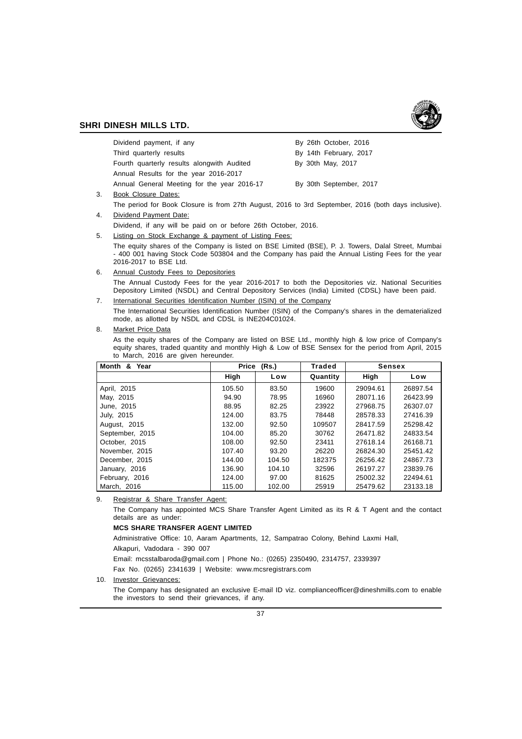| | |
|---|---|
| Dividend payment, if any | By 26th October, 2016 |
| Third quarterly results | By 14th February, 2017 |
| Fourth quarterly results alongwith Audited Annual Results for the year 2016-2017 | By 30th May, 2017 |
| Annual General Meeting for the year 2016-17 | By 30th September, 2017 |

3. Book Closure Dates:

   The period for Book Closure is from 27th August, 2016 to 3rd September, 2016 (both days inclusive).

4. Dividend Payment Date:

   Dividend, if any will be paid on or before 26th October, 2016.

5. Listing on Stock Exchange & payment of Listing Fees:

   The equity shares of the Company is listed on BSE Limited (BSE), P. J. Towers, Dalal Street, Mumbai - 400 001 having Stock Code 503804 and the Company has paid the Annual Listing Fees for the year 2016-2017 to BSE Ltd.

6. Annual Custody Fees to Depositories

   The Annual Custody Fees for the year 2016-2017 to both the Depositories viz. National Securities Depository Limited (NSDL) and Central Depository Services (India) Limited (CDSL) have been paid.

7. International Securities Identification Number (ISIN) of the Company

   The International Securities Identification Number (ISIN) of the Company's shares in the dematerialized mode, as allotted by NSDL and CDSL is INE204C01024.

8. Market Price Data

   As the equity shares of the Company are listed on BSE Ltd., monthly high & low price of Company's equity shares, traded quantity and monthly High & Low of BSE Sensex for the period from April, 2015 to March, 2016 are given hereunder.

| Month & Year | Price (Rs.) | | Traded | Sensex | |
|---|---|---|---|---|---|
| | High | Low | Quantity | High | Low |
| April, 2015 | 105.50 | 83.50 | 19600 | 29094.61 | 26897.54 |
| May, 2015 | 94.90 | 78.95 | 16960 | 28071.16 | 26423.99 |
| June, 2015 | 88.95 | 82.25 | 23922 | 27968.75 | 26307.07 |
| July, 2015 | 124.00 | 83.75 | 78448 | 28578.33 | 27416.39 |
| August, 2015 | 132.00 | 92.50 | 109507 | 28417.59 | 25298.42 |
| September, 2015 | 104.00 | 85.20 | 30762 | 26471.82 | 24833.54 |
| October, 2015 | 108.00 | 92.50 | 23411 | 27618.14 | 26168.71 |
| November, 2015 | 107.40 | 93.20 | 26220 | 26824.30 | 25451.42 |
| December, 2015 | 144.00 | 104.50 | 182375 | 26256.42 | 24867.73 |
| January, 2016 | 136.90 | 104.10 | 32596 | 26197.27 | 23839.76 |
| February, 2016 | 124.00 | 97.00 | 81625 | 25002.32 | 22494.61 |
| March, 2016 | 115.00 | 102.00 | 25919 | 25479.62 | 23133.18 |

9. Registrar & Share Transfer Agent:

   The Company has appointed MCS Share Transfer Agent Limited as its R & T Agent and the contact details are as under:

   **MCS SHARE TRANSFER AGENT LIMITED**

   Administrative Office: 10, Aaram Apartments, 12, Sampatrao Colony, Behind Laxmi Hall,

   Alkapuri, Vadodara - 390 007

   Email: mcsstalbaroda@gmail.com | Phone No.: (0265) 2350490, 2314757, 2339397

   Fax No. (0265) 2341639 | Website: www.mcsregistrars.com

10. Investor Grievances:

    The Company has designated an exclusive E-mail ID viz. complianceofficer@dineshmills.com to enable the investors to send their grievances, if any.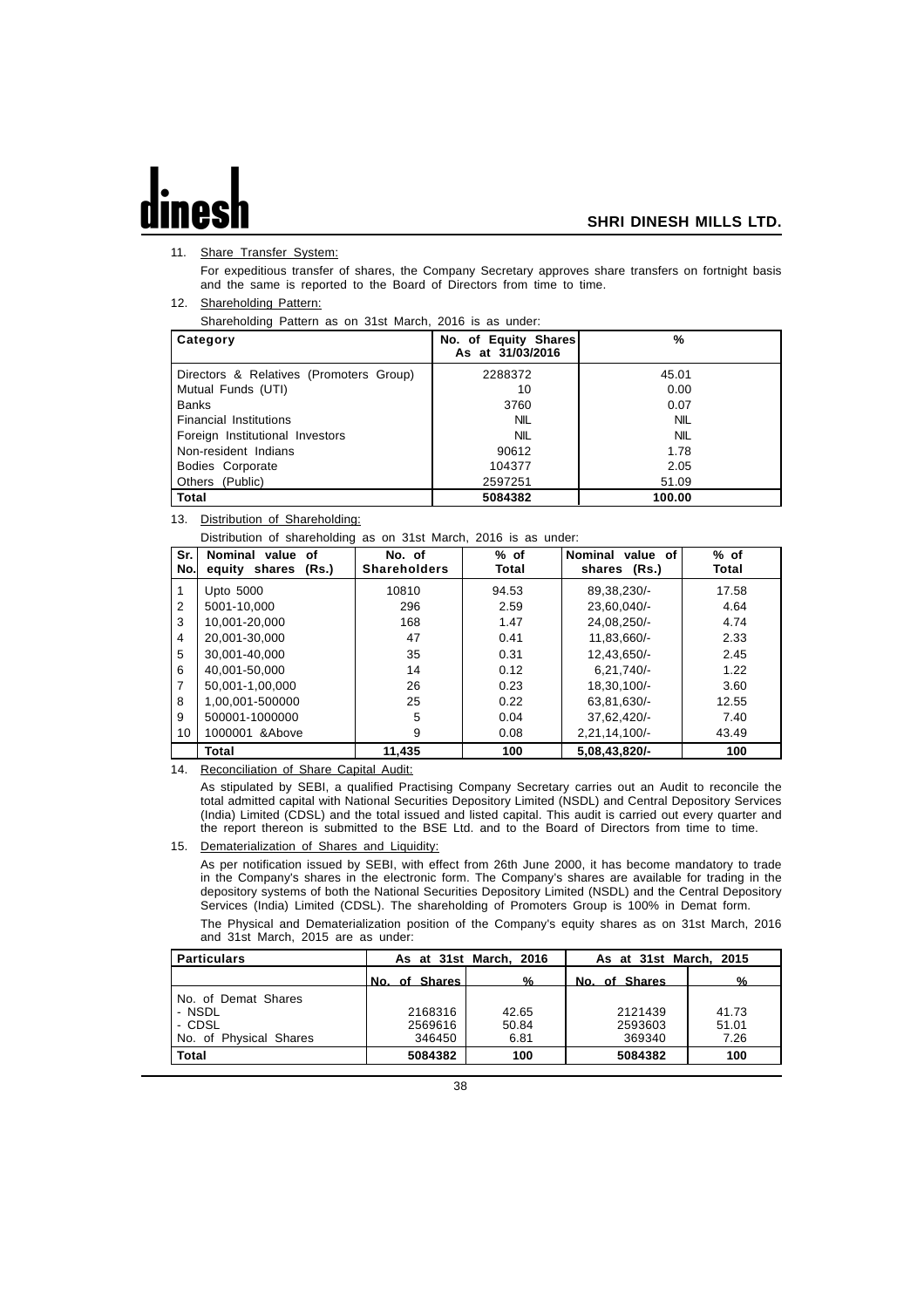11. Share Transfer System:

For expeditious transfer of shares, the Company Secretary approves share transfers on fortnight basis and the same is reported to the Board of Directors from time to time.

12. Shareholding Pattern:

Shareholding Pattern as on 31st March, 2016 is as under:

| Category | No. of Equity Shares As at 31/03/2016 | % |
|---|---|---|
| Directors & Relatives (Promoters Group) | 2288372 | 45.01 |
| Mutual Funds (UTI) | 10 | 0.00 |
| Banks | 3760 | 0.07 |
| Financial Institutions | NIL | NIL |
| Foreign Institutional Investors | NIL | NIL |
| Non-resident Indians | 90612 | 1.78 |
| Bodies Corporate | 104377 | 2.05 |
| Others (Public) | 2597251 | 51.09 |
| **Total** | **5084382** | **100.00** |

13. Distribution of Shareholding:

Distribution of shareholding as on 31st March, 2016 is as under:

| Sr. No. | Nominal value of equity shares (Rs.) | No. of Shareholders | % of Total | Nominal value of shares (Rs.) | % of Total |
|---|---|---|---|---|---|
| 1 | Upto 5000 | 10810 | 94.53 | 89,38,230/- | 17.58 |
| 2 | 5001-10,000 | 296 | 2.59 | 23,60,040/- | 4.64 |
| 3 | 10,001-20,000 | 168 | 1.47 | 24,08,250/- | 4.74 |
| 4 | 20,001-30,000 | 47 | 0.41 | 11,83,660/- | 2.33 |
| 5 | 30,001-40,000 | 35 | 0.31 | 12,43,650/- | 2.45 |
| 6 | 40,001-50,000 | 14 | 0.12 | 6,21,740/- | 1.22 |
| 7 | 50,001-1,00,000 | 26 | 0.23 | 18,30,100/- | 3.60 |
| 8 | 1,00,001-500000 | 25 | 0.22 | 63,81,630/- | 12.55 |
| 9 | 500001-1000000 | 5 | 0.04 | 37,62,420/- | 7.40 |
| 10 | 1000001 &Above | 9 | 0.08 | 2,21,14,100/- | 43.49 |
| | **Total** | **11,435** | **100** | **5,08,43,820/-** | **100** |

14. Reconciliation of Share Capital Audit:

As stipulated by SEBI, a qualified Practising Company Secretary carries out an Audit to reconcile the total admitted capital with National Securities Depository Limited (NSDL) and Central Depository Services (India) Limited (CDSL) and the total issued and listed capital. This audit is carried out every quarter and the report thereon is submitted to the BSE Ltd. and to the Board of Directors from time to time.

15. Dematerialization of Shares and Liquidity:

As per notification issued by SEBI, with effect from 26th June 2000, it has become mandatory to trade in the Company's shares in the electronic form. The Company's shares are available for trading in the depository systems of both the National Securities Depository Limited (NSDL) and the Central Depository Services (India) Limited (CDSL). The shareholding of Promoters Group is 100% in Demat form.

The Physical and Dematerialization position of the Company's equity shares as on 31st March, 2016 and 31st March, 2015 are as under:

| Particulars | As at 31st March, 2016 | | As at 31st March, 2015 | |
|---|---|---|---|---|
| | No. of Shares | % | No. of Shares | % |
| No. of Demat Shares | | | | |
| - NSDL | 2168316 | 42.65 | 2121439 | 41.73 |
| - CDSL | 2569616 | 50.84 | 2593603 | 51.01 |
| No. of Physical Shares | 346450 | 6.81 | 369340 | 7.26 |
| **Total** | **5084382** | **100** | **5084382** | **100** |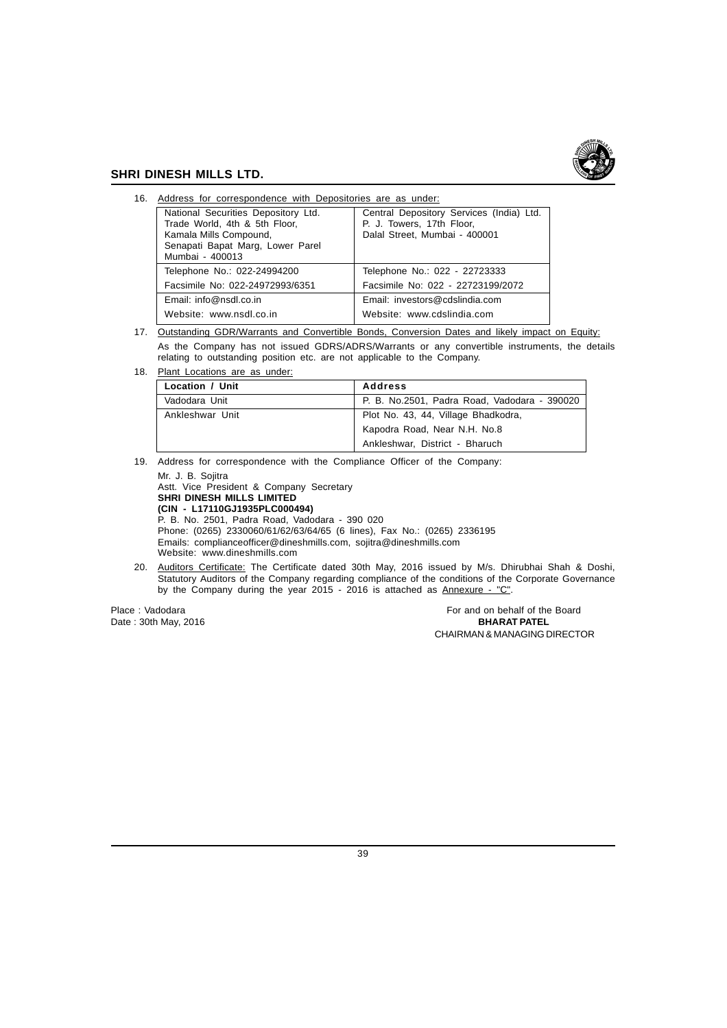16. Address for correspondence with Depositories are as under:

| National Securities Depository Ltd. Trade World, 4th & 5th Floor, Kamala Mills Compound, Senapati Bapat Marg, Lower Parel Mumbai - 400013 | Central Depository Services (India) Ltd. P. J. Towers, 17th Floor, Dalal Street, Mumbai - 400001 |
|---|---|
| Telephone No.: 022-24994200 | Telephone No.: 022 - 22723333 |
| Facsimile No: 022-24972993/6351 | Facsimile No: 022 - 22723199/2072 |
| Email: info@nsdl.co.in | Email: investors@cdslindia.com |
| Website: www.nsdl.co.in | Website: www.cdslindia.com |

17. Outstanding GDR/Warrants and Convertible Bonds, Conversion Dates and likely impact on Equity:

    As the Company has not issued GDRS/ADRS/Warrants or any convertible instruments, the details relating to outstanding position etc. are not applicable to the Company.

18. Plant Locations are as under:

| Location / Unit | Address |
|---|---|
| Vadodara Unit | P. B. No.2501, Padra Road, Vadodara - 390020 |
| Ankleshwar Unit | Plot No. 43, 44, Village Bhadkodra, Kapodra Road, Near N.H. No.8 Ankleshwar, District - Bharuch |

19. Address for correspondence with the Compliance Officer of the Company:

    Mr. J. B. Sojitra
    Astt. Vice President & Company Secretary
    **SHRI DINESH MILLS LIMITED**
    **(CIN - L17110GJ1935PLC000494)**
    P. B. No. 2501, Padra Road, Vadodara - 390 020
    Phone: (0265) 2330060/61/62/63/64/65 (6 lines), Fax No.: (0265) 2336195
    Emails: complianceofficer@dineshmills.com, sojitra@dineshmills.com
    Website: www.dineshmills.com

20. Auditors Certificate: The Certificate dated 30th May, 2016 issued by M/s. Dhirubhai Shah & Doshi, Statutory Auditors of the Company regarding compliance of the conditions of the Corporate Governance by the Company during the year 2015 - 2016 is attached as Annexure - "C".

Place : Vadodara
Date : 30th May, 2016

For and on behalf of the Board
**BHARAT PATEL**
CHAIRMAN & MANAGING DIRECTOR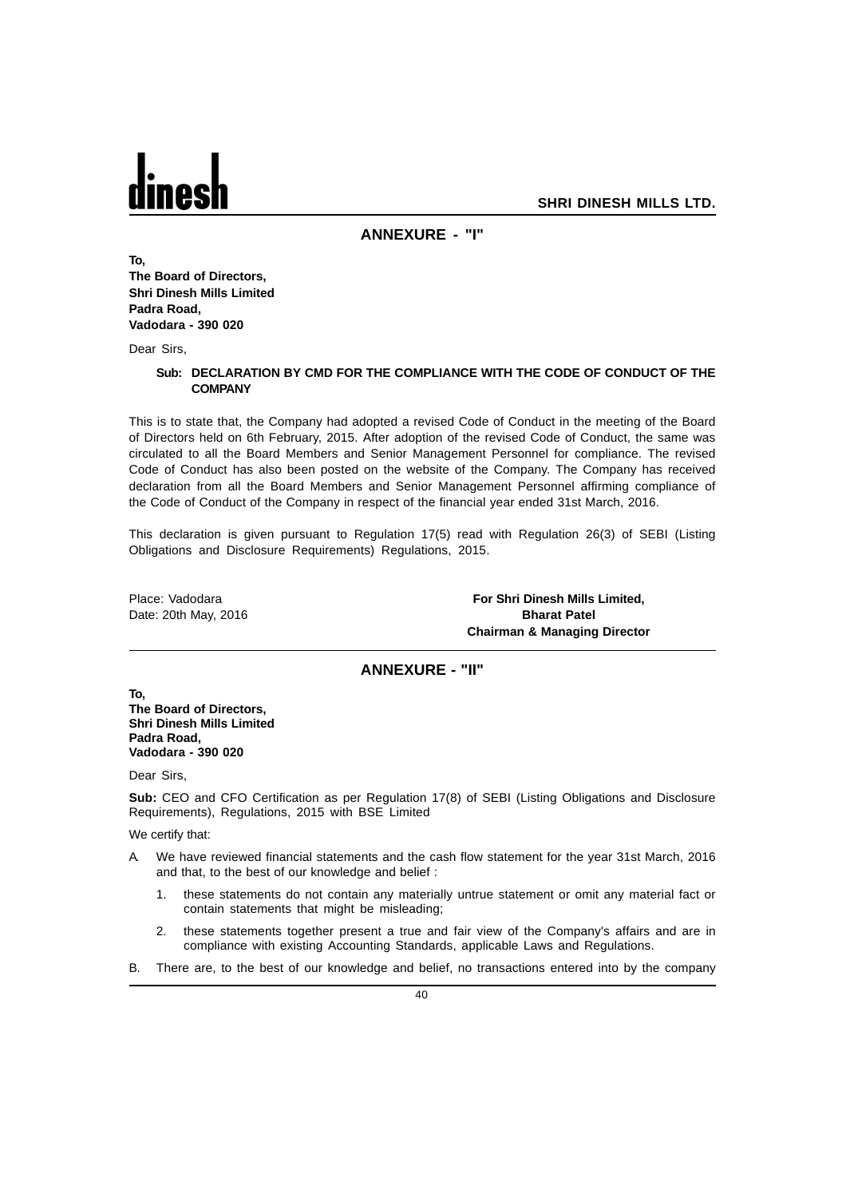## ANNEXURE - "I"

**To,**
**The Board of Directors,**
**Shri Dinesh Mills Limited**
**Padra Road,**
**Vadodara - 390 020**

Dear Sirs,

**Sub: DECLARATION BY CMD FOR THE COMPLIANCE WITH THE CODE OF CONDUCT OF THE COMPANY**

This is to state that, the Company had adopted a revised Code of Conduct in the meeting of the Board of Directors held on 6th February, 2015. After adoption of the revised Code of Conduct, the same was circulated to all the Board Members and Senior Management Personnel for compliance. The revised Code of Conduct has also been posted on the website of the Company. The Company has received declaration from all the Board Members and Senior Management Personnel affirming compliance of the Code of Conduct of the Company in respect of the financial year ended 31st March, 2016.

This declaration is given pursuant to Regulation 17(5) read with Regulation 26(3) of SEBI (Listing Obligations and Disclosure Requirements) Regulations, 2015.

Place: Vadodara
Date: 20th May, 2016

**For Shri Dinesh Mills Limited,**
**Bharat Patel**
**Chairman & Managing Director**

## ANNEXURE - "II"

**To,**
**The Board of Directors,**
**Shri Dinesh Mills Limited**
**Padra Road,**
**Vadodara - 390 020**

Dear Sirs,

**Sub:** CEO and CFO Certification as per Regulation 17(8) of SEBI (Listing Obligations and Disclosure Requirements), Regulations, 2015 with BSE Limited

We certify that:

A. We have reviewed financial statements and the cash flow statement for the year 31st March, 2016 and that, to the best of our knowledge and belief :

   1. these statements do not contain any materially untrue statement or omit any material fact or contain statements that might be misleading;

   2. these statements together present a true and fair view of the Company's affairs and are in compliance with existing Accounting Standards, applicable Laws and Regulations.

B. There are, to the best of our knowledge and belief, no transactions entered into by the company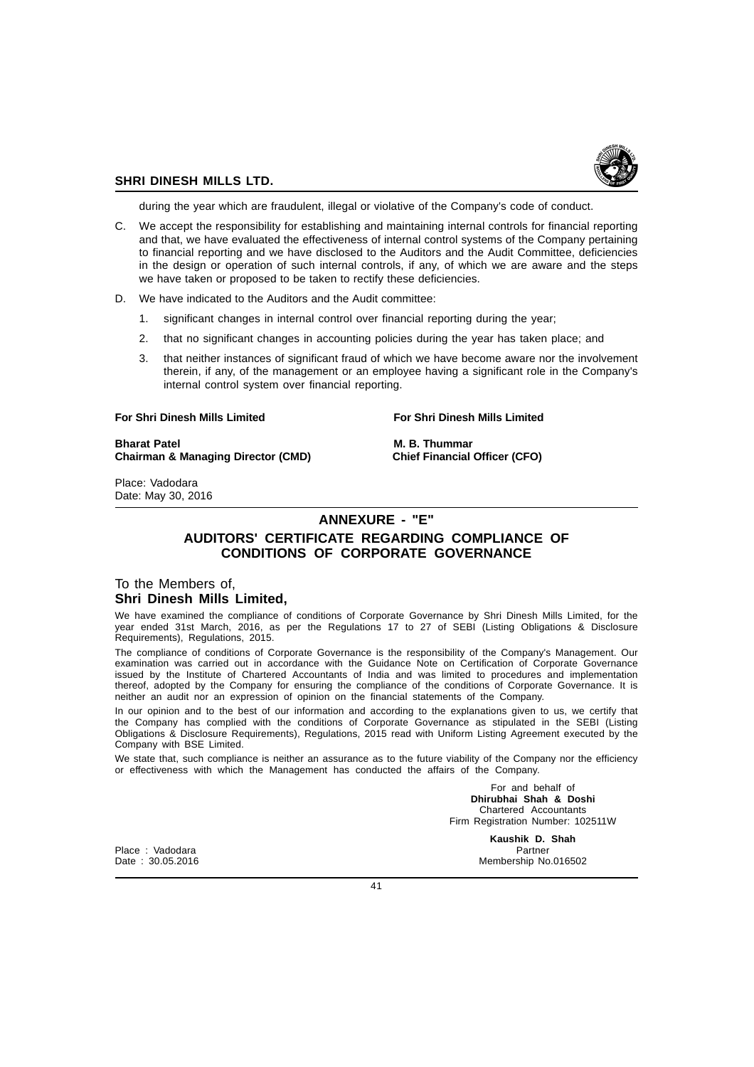during the year which are fraudulent, illegal or violative of the Company's code of conduct.

C. We accept the responsibility for establishing and maintaining internal controls for financial reporting and that, we have evaluated the effectiveness of internal control systems of the Company pertaining to financial reporting and we have disclosed to the Auditors and the Audit Committee, deficiencies in the design or operation of such internal controls, if any, of which we are aware and the steps we have taken or proposed to be taken to rectify these deficiencies.

D. We have indicated to the Auditors and the Audit committee:

   1. significant changes in internal control over financial reporting during the year;

   2. that no significant changes in accounting policies during the year has taken place; and

   3. that neither instances of significant fraud of which we have become aware nor the involvement therein, if any, of the management or an employee having a significant role in the Company's internal control system over financial reporting.

**For Shri Dinesh Mills Limited**

**Bharat Patel**
**Chairman & Managing Director (CMD)**

**For Shri Dinesh Mills Limited**

**M. B. Thummar**
**Chief Financial Officer (CFO)**

Place: Vadodara
Date: May 30, 2016

## ANNEXURE - "E"

## AUDITORS' CERTIFICATE REGARDING COMPLIANCE OF CONDITIONS OF CORPORATE GOVERNANCE

To the Members of,
**Shri Dinesh Mills Limited,**

We have examined the compliance of conditions of Corporate Governance by Shri Dinesh Mills Limited, for the year ended 31st March, 2016, as per the Regulations 17 to 27 of SEBI (Listing Obligations & Disclosure Requirements), Regulations, 2015.

The compliance of conditions of Corporate Governance is the responsibility of the Company's Management. Our examination was carried out in accordance with the Guidance Note on Certification of Corporate Governance issued by the Institute of Chartered Accountants of India and was limited to procedures and implementation thereof, adopted by the Company for ensuring the compliance of the conditions of Corporate Governance. It is neither an audit nor an expression of opinion on the financial statements of the Company.

In our opinion and to the best of our information and according to the explanations given to us, we certify that the Company has complied with the conditions of Corporate Governance as stipulated in the SEBI (Listing Obligations & Disclosure Requirements), Regulations, 2015 read with Uniform Listing Agreement executed by the Company with BSE Limited.

We state that, such compliance is neither an assurance as to the future viability of the Company nor the efficiency or effectiveness with which the Management has conducted the affairs of the Company.

For and behalf of
**Dhirubhai Shah & Doshi**
Chartered Accountants
Firm Registration Number: 102511W

**Kaushik D. Shah**
Partner
Membership No.016502

Place : Vadodara
Date : 30.05.2016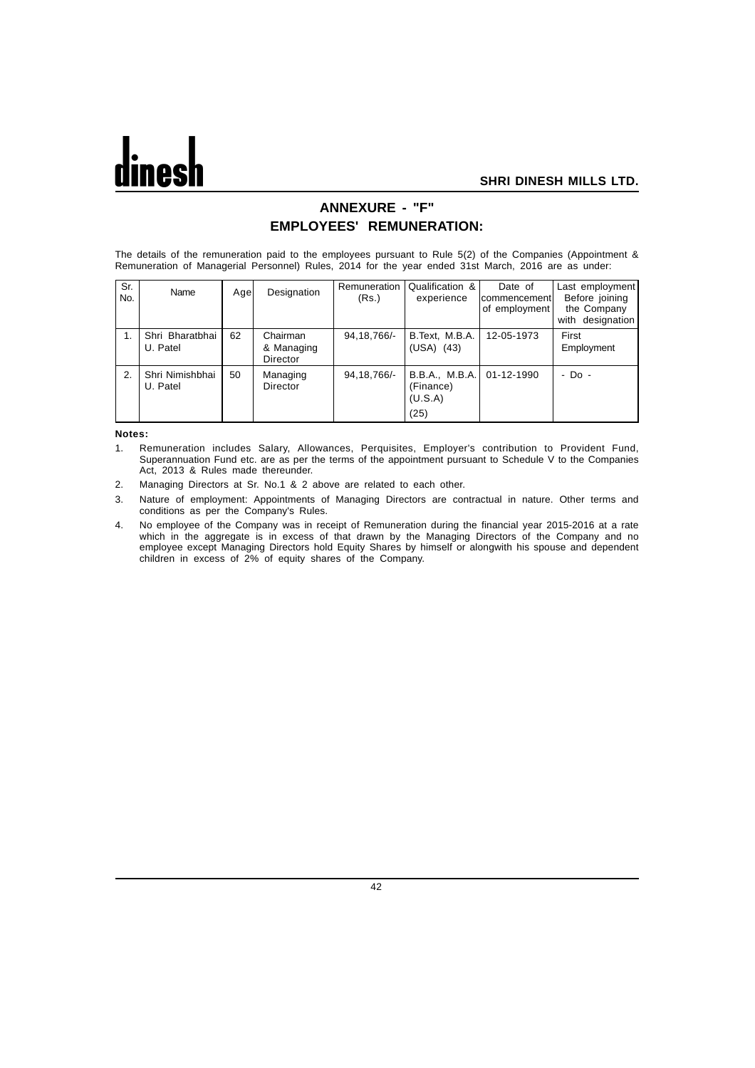## ANNEXURE - "F"

## EMPLOYEES' REMUNERATION:

The details of the remuneration paid to the employees pursuant to Rule 5(2) of the Companies (Appointment & Remuneration of Managerial Personnel) Rules, 2014 for the year ended 31st March, 2016 are as under:

| Sr. No. | Name | Age | Designation | Remuneration (Rs.) | Qualification & experience | Date of commencement of employment | Last employment Before joining the Company with designation |
|---|---|---|---|---|---|---|---|
| 1. | Shri Bharatbhai U. Patel | 62 | Chairman & Managing Director | 94,18,766/- | B.Text, M.B.A. (USA) (43) | 12-05-1973 | First Employment |
| 2. | Shri Nimishbhai U. Patel | 50 | Managing Director | 94,18,766/- | B.B.A., M.B.A. (Finance) (U.S.A) (25) | 01-12-1990 | - Do - |

**Notes:**

1. Remuneration includes Salary, Allowances, Perquisites, Employer's contribution to Provident Fund, Superannuation Fund etc. are as per the terms of the appointment pursuant to Schedule V to the Companies Act, 2013 & Rules made thereunder.
2. Managing Directors at Sr. No.1 & 2 above are related to each other.
3. Nature of employment: Appointments of Managing Directors are contractual in nature. Other terms and conditions as per the Company's Rules.
4. No employee of the Company was in receipt of Remuneration during the financial year 2015-2016 at a rate which in the aggregate is in excess of that drawn by the Managing Directors of the Company and no employee except Managing Directors hold Equity Shares by himself or alongwith his spouse and dependent children in excess of 2% of equity shares of the Company.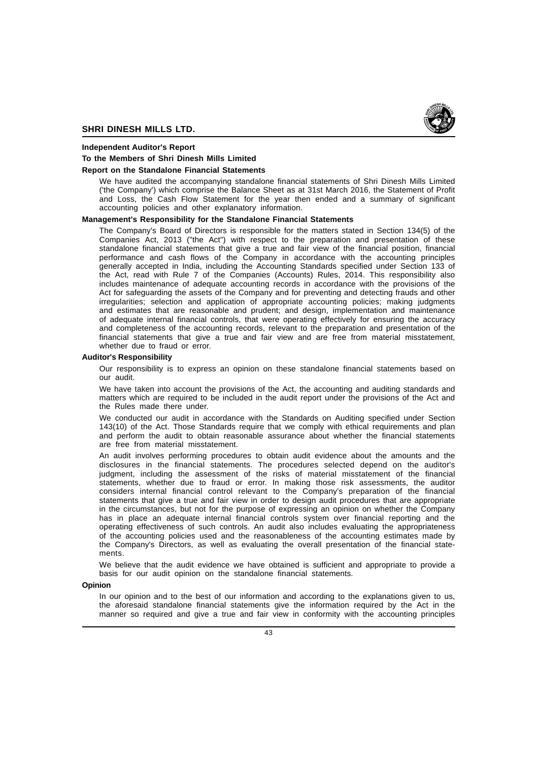## Independent Auditor's Report

### To the Members of Shri Dinesh Mills Limited

### Report on the Standalone Financial Statements

We have audited the accompanying standalone financial statements of Shri Dinesh Mills Limited ('the Company') which comprise the Balance Sheet as at 31st March 2016, the Statement of Profit and Loss, the Cash Flow Statement for the year then ended and a summary of significant accounting policies and other explanatory information.

### Management's Responsibility for the Standalone Financial Statements

The Company's Board of Directors is responsible for the matters stated in Section 134(5) of the Companies Act, 2013 ("the Act") with respect to the preparation and presentation of these standalone financial statements that give a true and fair view of the financial position, financial performance and cash flows of the Company in accordance with the accounting principles generally accepted in India, including the Accounting Standards specified under Section 133 of the Act, read with Rule 7 of the Companies (Accounts) Rules, 2014. This responsibility also includes maintenance of adequate accounting records in accordance with the provisions of the Act for safeguarding the assets of the Company and for preventing and detecting frauds and other irregularities; selection and application of appropriate accounting policies; making judgments and estimates that are reasonable and prudent; and design, implementation and maintenance of adequate internal financial controls, that were operating effectively for ensuring the accuracy and completeness of the accounting records, relevant to the preparation and presentation of the financial statements that give a true and fair view and are free from material misstatement, whether due to fraud or error.

### Auditor's Responsibility

Our responsibility is to express an opinion on these standalone financial statements based on our audit.

We have taken into account the provisions of the Act, the accounting and auditing standards and matters which are required to be included in the audit report under the provisions of the Act and the Rules made there under.

We conducted our audit in accordance with the Standards on Auditing specified under Section 143(10) of the Act. Those Standards require that we comply with ethical requirements and plan and perform the audit to obtain reasonable assurance about whether the financial statements are free from material misstatement.

An audit involves performing procedures to obtain audit evidence about the amounts and the disclosures in the financial statements. The procedures selected depend on the auditor's judgment, including the assessment of the risks of material misstatement of the financial statements, whether due to fraud or error. In making those risk assessments, the auditor considers internal financial control relevant to the Company's preparation of the financial statements that give a true and fair view in order to design audit procedures that are appropriate in the circumstances, but not for the purpose of expressing an opinion on whether the Company has in place an adequate internal financial controls system over financial reporting and the operating effectiveness of such controls. An audit also includes evaluating the appropriateness of the accounting policies used and the reasonableness of the accounting estimates made by the Company's Directors, as well as evaluating the overall presentation of the financial statements.

We believe that the audit evidence we have obtained is sufficient and appropriate to provide a basis for our audit opinion on the standalone financial statements.

### Opinion

In our opinion and to the best of our information and according to the explanations given to us, the aforesaid standalone financial statements give the information required by the Act in the manner so required and give a true and fair view in conformity with the accounting principles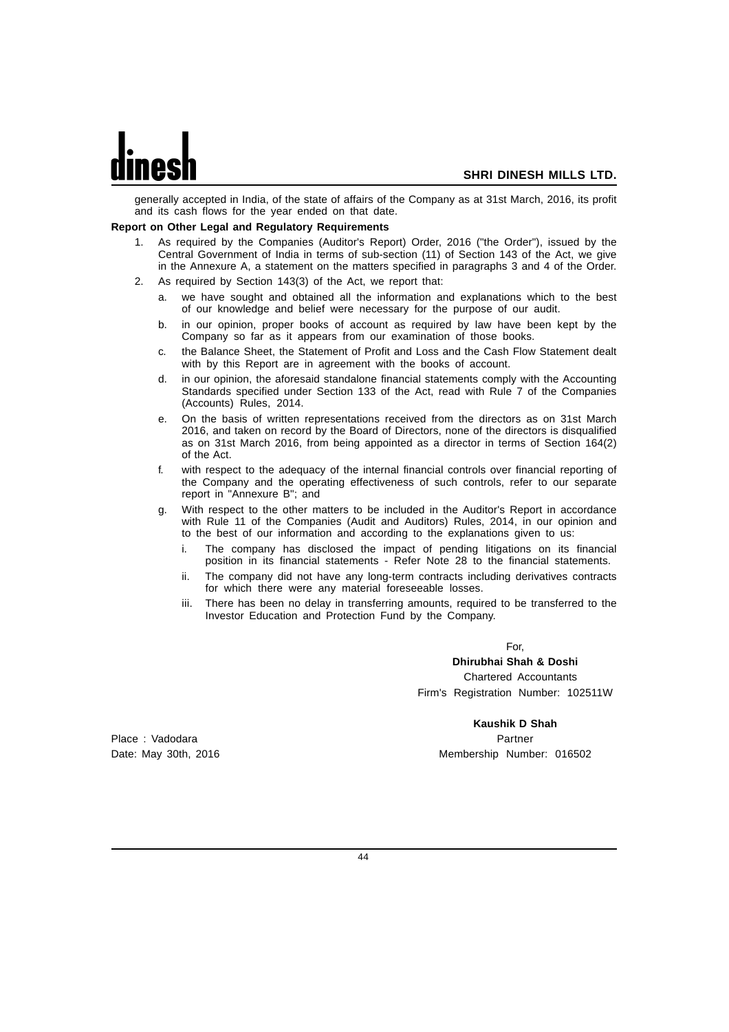generally accepted in India, of the state of affairs of the Company as at 31st March, 2016, its profit and its cash flows for the year ended on that date.

**Report on Other Legal and Regulatory Requirements**

1. As required by the Companies (Auditor's Report) Order, 2016 ("the Order"), issued by the Central Government of India in terms of sub-section (11) of Section 143 of the Act, we give in the Annexure A, a statement on the matters specified in paragraphs 3 and 4 of the Order.
2. As required by Section 143(3) of the Act, we report that:
   a. we have sought and obtained all the information and explanations which to the best of our knowledge and belief were necessary for the purpose of our audit.
   b. in our opinion, proper books of account as required by law have been kept by the Company so far as it appears from our examination of those books.
   c. the Balance Sheet, the Statement of Profit and Loss and the Cash Flow Statement dealt with by this Report are in agreement with the books of account.
   d. in our opinion, the aforesaid standalone financial statements comply with the Accounting Standards specified under Section 133 of the Act, read with Rule 7 of the Companies (Accounts) Rules, 2014.
   e. On the basis of written representations received from the directors as on 31st March 2016, and taken on record by the Board of Directors, none of the directors is disqualified as on 31st March 2016, from being appointed as a director in terms of Section 164(2) of the Act.
   f. with respect to the adequacy of the internal financial controls over financial reporting of the Company and the operating effectiveness of such controls, refer to our separate report in "Annexure B"; and
   g. With respect to the other matters to be included in the Auditor's Report in accordance with Rule 11 of the Companies (Audit and Auditors) Rules, 2014, in our opinion and to the best of our information and according to the explanations given to us:
      i. The company has disclosed the impact of pending litigations on its financial position in its financial statements - Refer Note 28 to the financial statements.
      ii. The company did not have any long-term contracts including derivatives contracts for which there were any material foreseeable losses.
      iii. There has been no delay in transferring amounts, required to be transferred to the Investor Education and Protection Fund by the Company.

For,
**Dhirubhai Shah & Doshi**
Chartered Accountants
Firm's Registration Number: 102511W

**Kaushik D Shah**
Partner
Membership Number: 016502

Place : Vadodara
Date: May 30th, 2016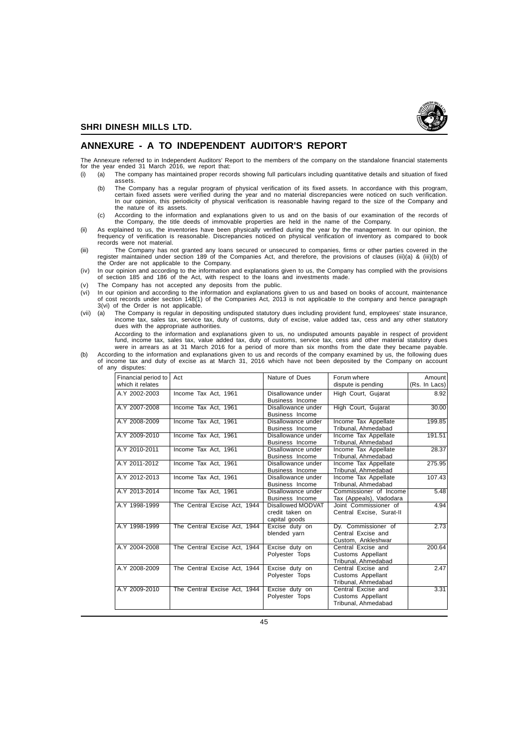## ANNEXURE - A TO INDEPENDENT AUDITOR'S REPORT

The Annexure referred to in Independent Auditors' Report to the members of the company on the standalone financial statements for the year ended 31 March 2016, we report that:

(i) (a) The company has maintained proper records showing full particulars including quantitative details and situation of fixed assets.

(b) The Company has a regular program of physical verification of its fixed assets. In accordance with this program, certain fixed assets were verified during the year and no material discrepancies were noticed on such verification. In our opinion, this periodicity of physical verification is reasonable having regard to the size of the Company and the nature of its assets.

(c) According to the information and explanations given to us and on the basis of our examination of the records of the Company, the title deeds of immovable properties are held in the name of the Company.

(ii) As explained to us, the inventories have been physically verified during the year by the management. In our opinion, the frequency of verification is reasonable. Discrepancies noticed on physical verification of inventory as compared to book records were not material.

(iii) The Company has not granted any loans secured or unsecured to companies, firms or other parties covered in the register maintained under section 189 of the Companies Act, and therefore, the provisions of clauses (iii)(a) & (iii)(b) of the Order are not applicable to the Company.

(iv) In our opinion and according to the information and explanations given to us, the Company has complied with the provisions of section 185 and 186 of the Act, with respect to the loans and investments made.

(v) The Company has not accepted any deposits from the public.

(vi) In our opinion and according to the information and explanations given to us and based on books of account, maintenance of cost records under section 148(1) of the Companies Act, 2013 is not applicable to the company and hence paragraph 3(vi) of the Order is not applicable.

(vii) (a) The Company is regular in depositing undisputed statutory dues including provident fund, employees' state insurance, income tax, sales tax, service tax, duty of customs, duty of excise, value added tax, cess and any other statutory dues with the appropriate authorities.

According to the information and explanations given to us, no undisputed amounts payable in respect of provident fund, income tax, sales tax, value added tax, duty of customs, service tax, cess and other material statutory dues were in arrears as at 31 March 2016 for a period of more than six months from the date they became payable.

(b) According to the information and explanations given to us and records of the company examined by us, the following dues of income tax and duty of excise as at March 31, 2016 which have not been deposited by the Company on account of any disputes:

| Financial period to which it relates | Act | Nature of Dues | Forum where dispute is pending | Amount (Rs. In Lacs) |
|---|---|---|---|---|
| A.Y 2002-2003 | Income Tax Act, 1961 | Disallowance under Business Income | High Court, Gujarat | 8.92 |
| A.Y 2007-2008 | Income Tax Act, 1961 | Disallowance under Business Income | High Court, Gujarat | 30.00 |
| A.Y 2008-2009 | Income Tax Act, 1961 | Disallowance under Business Income | Income Tax Appellate Tribunal, Ahmedabad | 199.85 |
| A.Y 2009-2010 | Income Tax Act, 1961 | Disallowance under Business Income | Income Tax Appellate Tribunal, Ahmedabad | 191.51 |
| A.Y 2010-2011 | Income Tax Act, 1961 | Disallowance under Business Income | Income Tax Appellate Tribunal, Ahmedabad | 28.37 |
| A.Y 2011-2012 | Income Tax Act, 1961 | Disallowance under Business Income | Income Tax Appellate Tribunal, Ahmedabad | 275.95 |
| A.Y 2012-2013 | Income Tax Act, 1961 | Disallowance under Business Income | Income Tax Appellate Tribunal, Ahmedabad | 107.43 |
| A.Y 2013-2014 | Income Tax Act, 1961 | Disallowance under Business Income | Commissioner of Income Tax (Appeals), Vadodara | 5.48 |
| A.Y 1998-1999 | The Central Excise Act, 1944 | Disallowed MODVAT credit taken on capital goods | Joint Commissioner of Central Excise, Surat-II | 4.94 |
| A.Y 1998-1999 | The Central Excise Act, 1944 | Excise duty on blended yarn | Dy. Commissioner of Central Excise and Custom, Ankleshwar | 2.73 |
| A.Y 2004-2008 | The Central Excise Act, 1944 | Excise duty on Polyester Tops | Central Excise and Customs Appellant Tribunal, Ahmedabad | 200.64 |
| A.Y 2008-2009 | The Central Excise Act, 1944 | Excise duty on Polyester Tops | Central Excise and Customs Appellant Tribunal, Ahmedabad | 2.47 |
| A.Y 2009-2010 | The Central Excise Act, 1944 | Excise duty on Polyester Tops | Central Excise and Customs Appellant Tribunal, Ahmedabad | 3.31 |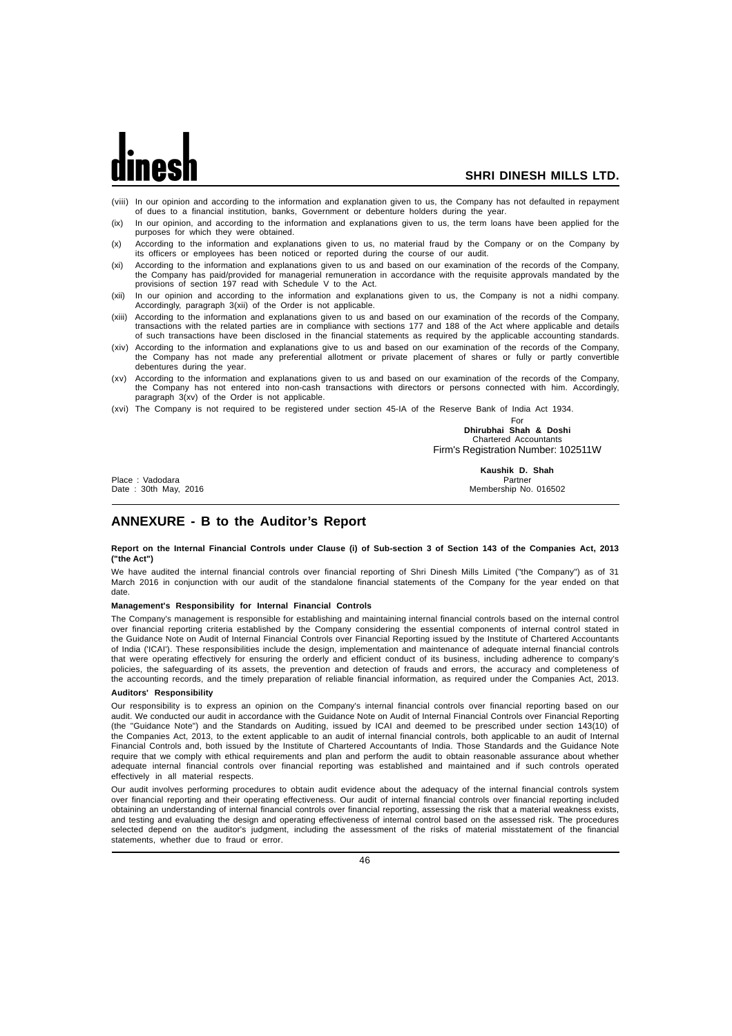(viii) In our opinion and according to the information and explanation given to us, the Company has not defaulted in repayment of dues to a financial institution, banks, Government or debenture holders during the year.

(ix) In our opinion, and according to the information and explanations given to us, the term loans have been applied for the purposes for which they were obtained.

(x) According to the information and explanations given to us, no material fraud by the Company or on the Company by its officers or employees has been noticed or reported during the course of our audit.

(xi) According to the information and explanations given to us and based on our examination of the records of the Company, the Company has paid/provided for managerial remuneration in accordance with the requisite approvals mandated by the provisions of section 197 read with Schedule V to the Act.

(xii) In our opinion and according to the information and explanations given to us, the Company is not a nidhi company. Accordingly, paragraph 3(xii) of the Order is not applicable.

(xiii) According to the information and explanations given to us and based on our examination of the records of the Company, transactions with the related parties are in compliance with sections 177 and 188 of the Act where applicable and details of such transactions have been disclosed in the financial statements as required by the applicable accounting standards.

(xiv) According to the information and explanations give to us and based on our examination of the records of the Company, the Company has not made any preferential allotment or private placement of shares or fully or partly convertible debentures during the year.

(xv) According to the information and explanations given to us and based on our examination of the records of the Company, the Company has not entered into non-cash transactions with directors or persons connected with him. Accordingly, paragraph 3(xv) of the Order is not applicable.

(xvi) The Company is not required to be registered under section 45-IA of the Reserve Bank of India Act 1934.

For
**Dhirubhai Shah & Doshi**
Chartered Accountants
Firm's Registration Number: 102511W

**Kaushik D. Shah**
Partner
Membership No. 016502

Place : Vadodara
Date : 30th May, 2016

## ANNEXURE - B to the Auditor's Report

**Report on the Internal Financial Controls under Clause (i) of Sub-section 3 of Section 143 of the Companies Act, 2013 ("the Act")**

We have audited the internal financial controls over financial reporting of Shri Dinesh Mills Limited ("the Company") as of 31 March 2016 in conjunction with our audit of the standalone financial statements of the Company for the year ended on that date.

**Management's Responsibility for Internal Financial Controls**

The Company's management is responsible for establishing and maintaining internal financial controls based on the internal control over financial reporting criteria established by the Company considering the essential components of internal control stated in the Guidance Note on Audit of Internal Financial Controls over Financial Reporting issued by the Institute of Chartered Accountants of India ('ICAI'). These responsibilities include the design, implementation and maintenance of adequate internal financial controls that were operating effectively for ensuring the orderly and efficient conduct of its business, including adherence to company's policies, the safeguarding of its assets, the prevention and detection of frauds and errors, the accuracy and completeness of the accounting records, and the timely preparation of reliable financial information, as required under the Companies Act, 2013.

**Auditors' Responsibility**

Our responsibility is to express an opinion on the Company's internal financial controls over financial reporting based on our audit. We conducted our audit in accordance with the Guidance Note on Audit of Internal Financial Controls over Financial Reporting (the "Guidance Note") and the Standards on Auditing, issued by ICAI and deemed to be prescribed under section 143(10) of the Companies Act, 2013, to the extent applicable to an audit of internal financial controls, both applicable to an audit of Internal Financial Controls and, both issued by the Institute of Chartered Accountants of India. Those Standards and the Guidance Note require that we comply with ethical requirements and plan and perform the audit to obtain reasonable assurance about whether adequate internal financial controls over financial reporting was established and maintained and if such controls operated effectively in all material respects.

Our audit involves performing procedures to obtain audit evidence about the adequacy of the internal financial controls system over financial reporting and their operating effectiveness. Our audit of internal financial controls over financial reporting included obtaining an understanding of internal financial controls over financial reporting, assessing the risk that a material weakness exists, and testing and evaluating the design and operating effectiveness of internal control based on the assessed risk. The procedures selected depend on the auditor's judgment, including the assessment of the risks of material misstatement of the financial statements, whether due to fraud or error.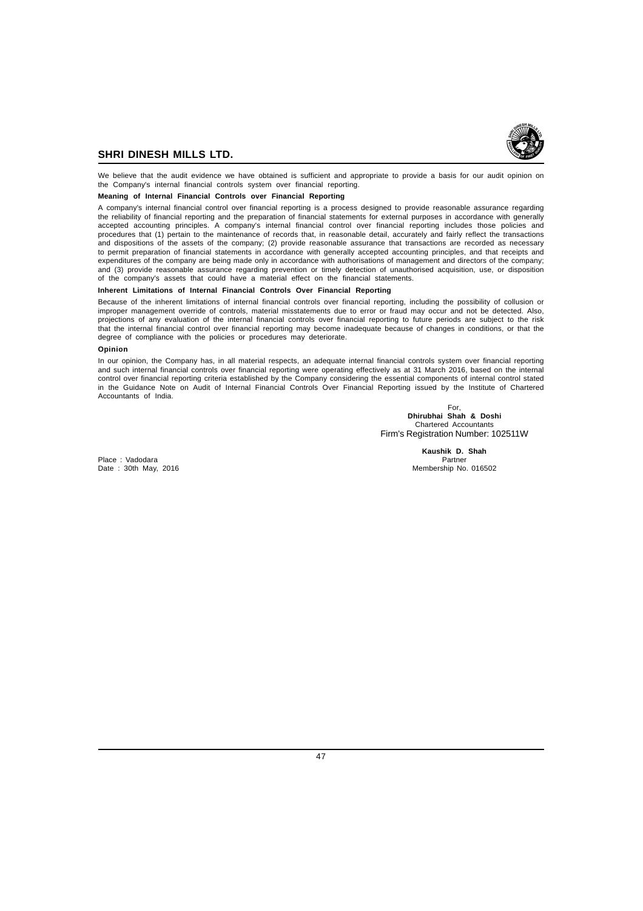We believe that the audit evidence we have obtained is sufficient and appropriate to provide a basis for our audit opinion on the Company's internal financial controls system over financial reporting.

**Meaning of Internal Financial Controls over Financial Reporting**

A company's internal financial control over financial reporting is a process designed to provide reasonable assurance regarding the reliability of financial reporting and the preparation of financial statements for external purposes in accordance with generally accepted accounting principles. A company's internal financial control over financial reporting includes those policies and procedures that (1) pertain to the maintenance of records that, in reasonable detail, accurately and fairly reflect the transactions and dispositions of the assets of the company; (2) provide reasonable assurance that transactions are recorded as necessary to permit preparation of financial statements in accordance with generally accepted accounting principles, and that receipts and expenditures of the company are being made only in accordance with authorisations of management and directors of the company; and (3) provide reasonable assurance regarding prevention or timely detection of unauthorised acquisition, use, or disposition of the company's assets that could have a material effect on the financial statements.

**Inherent Limitations of Internal Financial Controls Over Financial Reporting**

Because of the inherent limitations of internal financial controls over financial reporting, including the possibility of collusion or improper management override of controls, material misstatements due to error or fraud may occur and not be detected. Also, projections of any evaluation of the internal financial controls over financial reporting to future periods are subject to the risk that the internal financial control over financial reporting may become inadequate because of changes in conditions, or that the degree of compliance with the policies or procedures may deteriorate.

**Opinion**

In our opinion, the Company has, in all material respects, an adequate internal financial controls system over financial reporting and such internal financial controls over financial reporting were operating effectively as at 31 March 2016, based on the internal control over financial reporting criteria established by the Company considering the essential components of internal control stated in the Guidance Note on Audit of Internal Financial Controls Over Financial Reporting issued by the Institute of Chartered Accountants of India.

For,
**Dhirubhai Shah & Doshi**
Chartered Accountants
Firm's Registration Number: 102511W

**Kaushik D. Shah**
Partner
Membership No. 016502

Place : Vadodara
Date : 30th May, 2016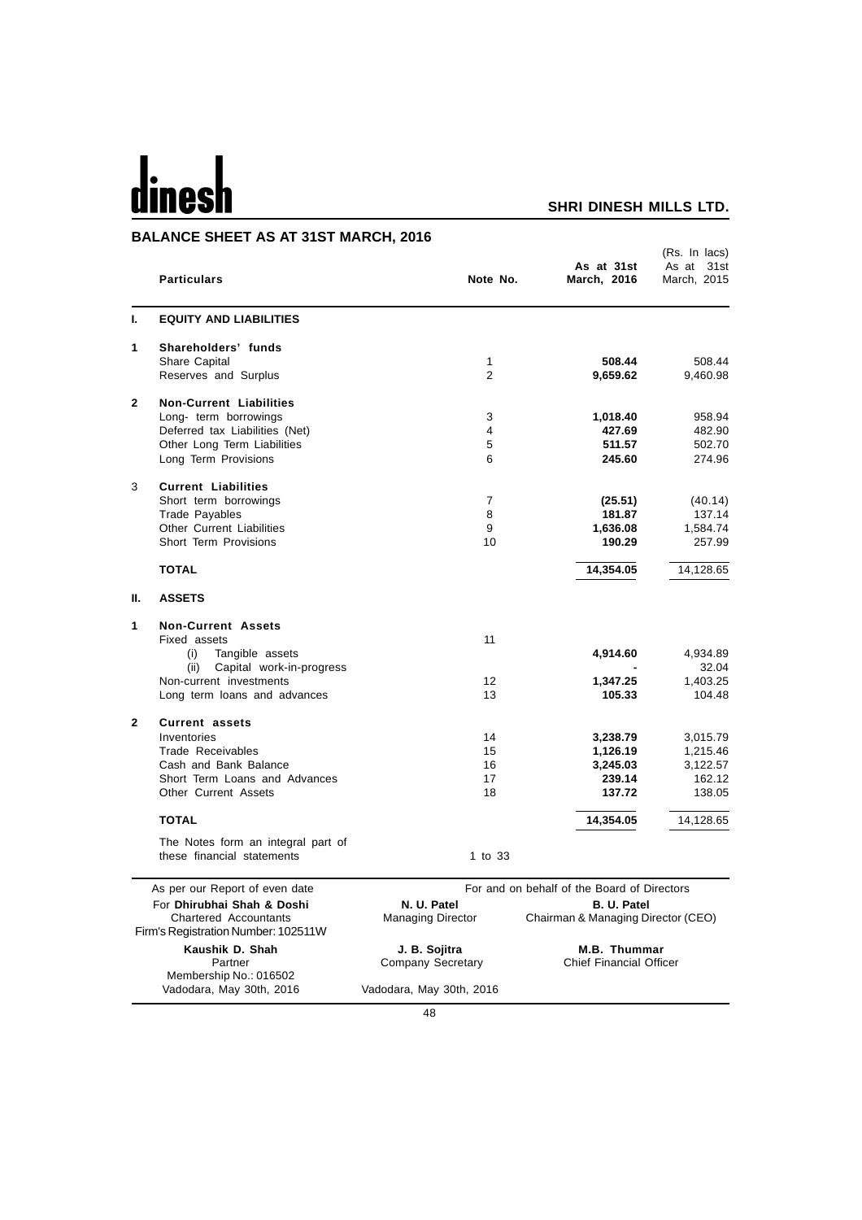## BALANCE SHEET AS AT 31ST MARCH, 2016

(Rs. In lacs)

| | Particulars | Note No. | As at 31st March, 2016 | As at 31st March, 2015 |
|---|---|---|---|---|
| **I.** | **EQUITY AND LIABILITIES** | | | |
| **1** | **Shareholders' funds** | | | |
| | Share Capital | 1 | **508.44** | 508.44 |
| | Reserves and Surplus | 2 | **9,659.62** | 9,460.98 |
| **2** | **Non-Current Liabilities** | | | |
| | Long- term borrowings | 3 | **1,018.40** | 958.94 |
| | Deferred tax Liabilities (Net) | 4 | **427.69** | 482.90 |
| | Other Long Term Liabilities | 5 | **511.57** | 502.70 |
| | Long Term Provisions | 6 | **245.60** | 274.96 |
| 3 | **Current Liabilities** | | | |
| | Short term borrowings | 7 | **(25.51)** | (40.14) |
| | Trade Payables | 8 | **181.87** | 137.14 |
| | Other Current Liabilities | 9 | **1,636.08** | 1,584.74 |
| | Short Term Provisions | 10 | **190.29** | 257.99 |
| | **TOTAL** | | **14,354.05** | 14,128.65 |
| **II.** | **ASSETS** | | | |
| **1** | **Non-Current Assets** | | | |
| | Fixed assets | 11 | | |
| | (i) Tangible assets | | **4,914.60** | 4,934.89 |
| | (ii) Capital work-in-progress | | **-** | 32.04 |
| | Non-current investments | 12 | **1,347.25** | 1,403.25 |
| | Long term loans and advances | 13 | **105.33** | 104.48 |
| **2** | **Current assets** | | | |
| | Inventories | 14 | **3,238.79** | 3,015.79 |
| | Trade Receivables | 15 | **1,126.19** | 1,215.46 |
| | Cash and Bank Balance | 16 | **3,245.03** | 3,122.57 |
| | Short Term Loans and Advances | 17 | **239.14** | 162.12 |
| | Other Current Assets | 18 | **137.72** | 138.05 |
| | **TOTAL** | | **14,354.05** | 14,128.65 |
| | The Notes form an integral part of these financial statements | 1 to 33 | | |

As per our Report of even date

For **Dhirubhai Shah & Doshi**
Chartered Accountants
Firm's Registration Number: 102511W

**Kaushik D. Shah**
Partner
Membership No.: 016502
Vadodara, May 30th, 2016

For and on behalf of the Board of Directors

**N. U. Patel**
Managing Director

**B. U. Patel**
Chairman & Managing Director (CEO)

**J. B. Sojitra**
Company Secretary

**M.B. Thummar**
Chief Financial Officer

Vadodara, May 30th, 2016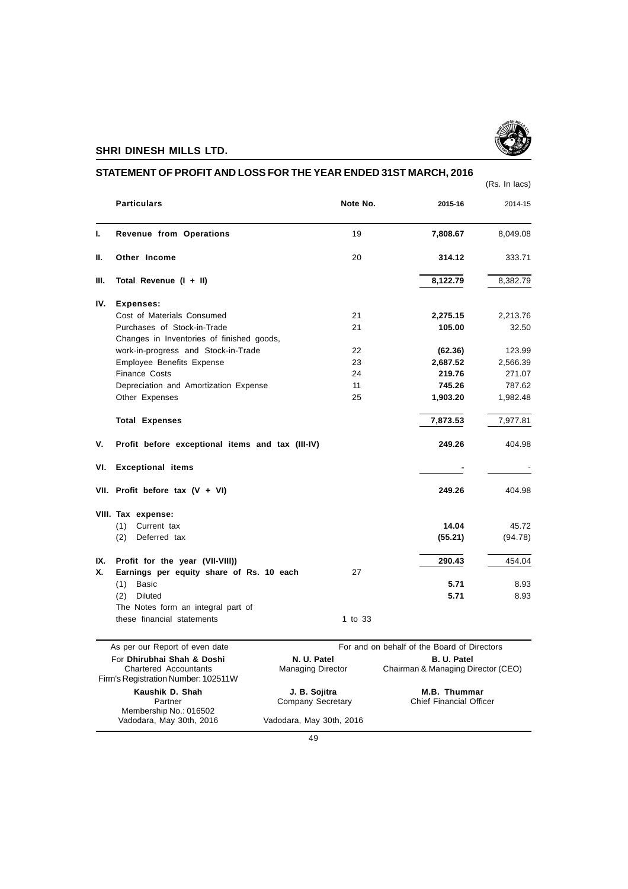## SHRI DINESH MILLS LTD.

## STATEMENT OF PROFIT AND LOSS FOR THE YEAR ENDED 31ST MARCH, 2016

(Rs. In lacs)

| | Particulars | Note No. | 2015-16 | 2014-15 |
|---|---|---|---|---|
| I. | **Revenue from Operations** | 19 | **7,808.67** | 8,049.08 |
| II. | **Other Income** | 20 | **314.12** | 333.71 |
| III. | **Total Revenue (I + II)** | | **8,122.79** | 8,382.79 |
| IV. | **Expenses:** | | | |
| | Cost of Materials Consumed | 21 | **2,275.15** | 2,213.76 |
| | Purchases of Stock-in-Trade | 21 | **105.00** | 32.50 |
| | Changes in Inventories of finished goods, work-in-progress and Stock-in-Trade | 22 | **(62.36)** | 123.99 |
| | Employee Benefits Expense | 23 | **2,687.52** | 2,566.39 |
| | Finance Costs | 24 | **219.76** | 271.07 |
| | Depreciation and Amortization Expense | 11 | **745.26** | 787.62 |
| | Other Expenses | 25 | **1,903.20** | 1,982.48 |
| | **Total Expenses** | | **7,873.53** | 7,977.81 |
| V. | **Profit before exceptional items and tax (III-IV)** | | **249.26** | 404.98 |
| VI. | **Exceptional items** | | **-** | - |
| VII. | **Profit before tax (V + VI)** | | **249.26** | 404.98 |
| VIII. | **Tax expense:** | | | |
| | (1) Current tax | | **14.04** | 45.72 |
| | (2) Deferred tax | | **(55.21)** | (94.78) |
| IX. | **Profit for the year (VII-VIII))** | | **290.43** | 454.04 |
| X. | **Earnings per equity share of Rs. 10 each** | 27 | | |
| | (1) Basic | | **5.71** | 8.93 |
| | (2) Diluted | | **5.71** | 8.93 |
| | The Notes form an integral part of these financial statements | 1 to 33 | | |

As per our Report of even date

For **Dhirubhai Shah & Doshi**
Chartered Accountants
Firm's Registration Number: 102511W

**Kaushik D. Shah**
Partner
Membership No.: 016502
Vadodara, May 30th, 2016

For and on behalf of the Board of Directors

**N. U. Patel**
Managing Director

**B. U. Patel**
Chairman & Managing Director (CEO)

**J. B. Sojitra**
Company Secretary

**M.B. Thummar**
Chief Financial Officer

Vadodara, May 30th, 2016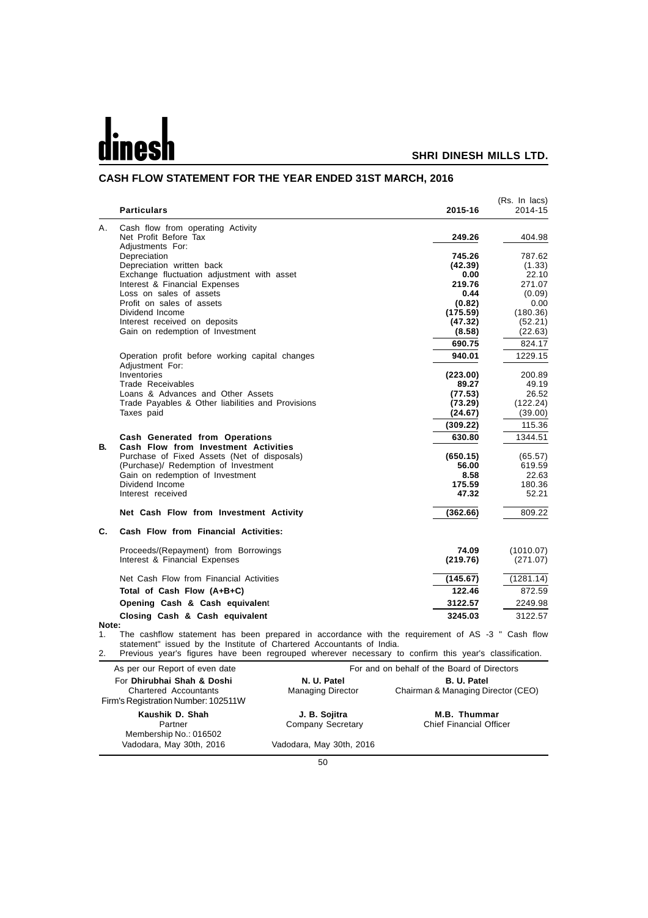# CASH FLOW STATEMENT FOR THE YEAR ENDED 31ST MARCH, 2016

(Rs. In lacs)

| | Particulars | 2015-16 | 2014-15 |
|---|---|---|---|
| A. | Cash flow from operating Activity | | |
| | Net Profit Before Tax | **249.26** | 404.98 |
| | Adjustments For: | | |
| | Depreciation | **745.26** | 787.62 |
| | Depreciation written back | **(42.39)** | (1.33) |
| | Exchange fluctuation adjustment with asset | **0.00** | 22.10 |
| | Interest & Financial Expenses | **219.76** | 271.07 |
| | Loss on sales of assets | **0.44** | (0.09) |
| | Profit on sales of assets | **(0.82)** | 0.00 |
| | Dividend Income | **(175.59)** | (180.36) |
| | Interest received on deposits | **(47.32)** | (52.21) |
| | Gain on redemption of Investment | **(8.58)** | (22.63) |
| | | **690.75** | 824.17 |
| | Operation profit before working capital changes | **940.01** | 1229.15 |
| | Adjustment For: | | |
| | Inventories | **(223.00)** | 200.89 |
| | Trade Receivables | **89.27** | 49.19 |
| | Loans & Advances and Other Assets | **(77.53)** | 26.52 |
| | Trade Payables & Other liabilities and Provisions | **(73.29)** | (122.24) |
| | Taxes paid | **(24.67)** | (39.00) |
| | | **(309.22)** | 115.36 |
| | **Cash Generated from Operations** | **630.80** | 1344.51 |
| **B.** | **Cash Flow from Investment Activities** | | |
| | Purchase of Fixed Assets (Net of disposals) | **(650.15)** | (65.57) |
| | (Purchase)/ Redemption of Investment | **56.00** | 619.59 |
| | Gain on redemption of Investment | **8.58** | 22.63 |
| | Dividend Income | **175.59** | 180.36 |
| | Interest received | **47.32** | 52.21 |
| | **Net Cash Flow from Investment Activity** | **(362.66)** | 809.22 |
| **C.** | **Cash Flow from Financial Activities:** | | |
| | Proceeds/(Repayment) from Borrowings | **74.09** | (1010.07) |
| | Interest & Financial Expenses | **(219.76)** | (271.07) |
| | Net Cash Flow from Financial Activities | **(145.67)** | (1281.14) |
| | **Total of Cash Flow (A+B+C)** | **122.46** | 872.59 |
| | **Opening Cash & Cash equivalent** | **3122.57** | 2249.98 |
| | **Closing Cash & Cash equivalent** | **3245.03** | 3122.57 |

**Note:**

1. The cashflow statement has been prepared in accordance with the requirement of AS -3 " Cash flow statement" issued by the Institute of Chartered Accountants of India.
2. Previous year's figures have been regrouped wherever necessary to confirm this year's classification.

| As per our Report of even date | For and on behalf of the Board of Directors | |
|---|---|---|
| For **Dhirubhai Shah & Doshi**<br>Chartered Accountants<br>Firm's Registration Number: 102511W | **N. U. Patel**<br>Managing Director | **B. U. Patel**<br>Chairman & Managing Director (CEO) |
| **Kaushik D. Shah**<br>Partner<br>Membership No.: 016502<br>Vadodara, May 30th, 2016 | **J. B. Sojitra**<br>Company Secretary<br><br>Vadodara, May 30th, 2016 | **M.B. Thummar**<br>Chief Financial Officer |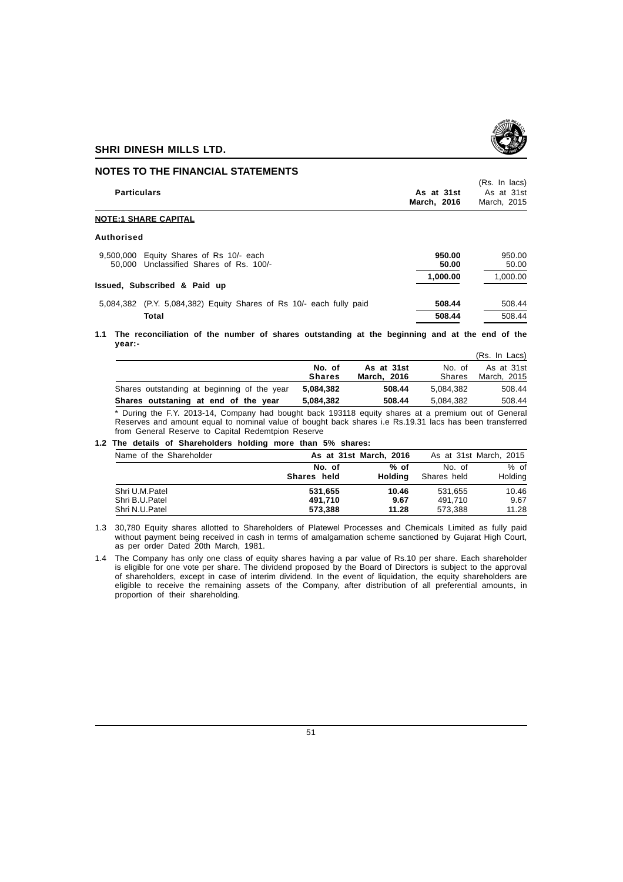## NOTES TO THE FINANCIAL STATEMENTS

(Rs. In lacs)

| Particulars | As at 31st March, 2016 | As at 31st March, 2015 |
|---|---|---|
| **NOTE:1 SHARE CAPITAL** | | |
| **Authorised** | | |
| 9,500,000 Equity Shares of Rs 10/- each | **950.00** | 950.00 |
| 50,000 Unclassified Shares of Rs. 100/- | **50.00** | 50.00 |
| | **1,000.00** | 1,000.00 |
| **Issued, Subscribed & Paid up** | | |
| 5,084,382 (P.Y. 5,084,382) Equity Shares of Rs 10/- each fully paid | **508.44** | 508.44 |
| **Total** | **508.44** | 508.44 |

**1.1 The reconciliation of the number of shares outstanding at the beginning and at the end of the year:-**

(Rs. In Lacs)

| | No. of Shares | As at 31st March, 2016 | No. of Shares | As at 31st March, 2015 |
|---|---|---|---|---|
| Shares outstanding at beginning of the year | **5,084,382** | **508.44** | 5,084,382 | 508.44 |
| **Shares outstaning at end of the year** | **5,084,382** | **508.44** | 5,084,382 | 508.44 |

* During the F.Y. 2013-14, Company had bought back 193118 equity shares at a premium out of General Reserves and amount equal to nominal value of bought back shares i.e Rs.19.31 lacs has been transferred from General Reserve to Capital Redemtpion Reserve

**1.2 The details of Shareholders holding more than 5% shares:**

| Name of the Shareholder | As at 31st March, 2016 | | As at 31st March, 2015 | |
|---|---|---|---|---|
| | No. of Shares held | % of Holding | No. of Shares held | % of Holding |
| Shri U.M.Patel | **531,655** | **10.46** | 531,655 | 10.46 |
| Shri B.U.Patel | **491,710** | **9.67** | 491,710 | 9.67 |
| Shri N.U.Patel | **573,388** | **11.28** | 573,388 | 11.28 |

1.3 30,780 Equity shares allotted to Shareholders of Platewel Processes and Chemicals Limited as fully paid without payment being received in cash in terms of amalgamation scheme sanctioned by Gujarat High Court, as per order Dated 20th March, 1981.

1.4 The Company has only one class of equity shares having a par value of Rs.10 per share. Each shareholder is eligible for one vote per share. The dividend proposed by the Board of Directors is subject to the approval of shareholders, except in case of interim dividend. In the event of liquidation, the equity shareholders are eligible to receive the remaining assets of the Company, after distribution of all preferential amounts, in proportion of their shareholding.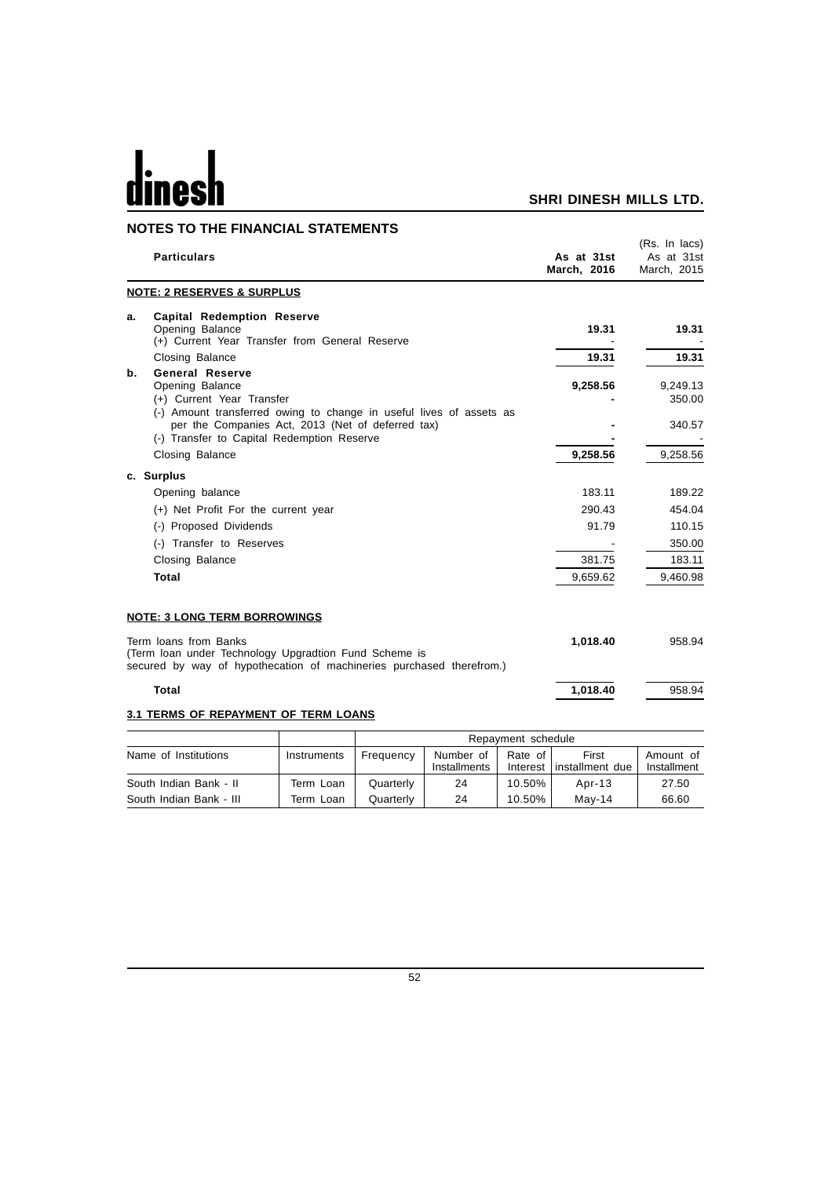## NOTES TO THE FINANCIAL STATEMENTS

(Rs. In lacs)

| | Particulars | As at 31st March, 2016 | As at 31st March, 2015 |
|---|---|---|---|
| | **NOTE: 2 RESERVES & SURPLUS** | | |
| **a.** | **Capital Redemption Reserve** | | |
| | Opening Balance | **19.31** | **19.31** |
| | (+) Current Year Transfer from General Reserve | - | - |
| | Closing Balance | **19.31** | **19.31** |
| **b.** | **General Reserve** | | |
| | Opening Balance | **9,258.56** | 9,249.13 |
| | (+) Current Year Transfer | **-** | 350.00 |
| | (-) Amount transferred owing to change in useful lives of assets as per the Companies Act, 2013 (Net of deferred tax) | **-** | 340.57 |
| | (-) Transfer to Capital Redemption Reserve | **-** | - |
| | Closing Balance | **9,258.56** | 9,258.56 |
| **c.** | **Surplus** | | |
| | Opening balance | 183.11 | 189.22 |
| | (+) Net Profit For the current year | 290.43 | 454.04 |
| | (-) Proposed Dividends | 91.79 | 110.15 |
| | (-) Transfer to Reserves | - | 350.00 |
| | Closing Balance | 381.75 | 183.11 |
| | **Total** | 9,659.62 | 9,460.98 |

**NOTE: 3 LONG TERM BORROWINGS**

| Particulars | As at 31st March, 2016 | As at 31st March, 2015 |
|---|---|---|
| Term loans from Banks (Term loan under Technology Upgradtion Fund Scheme is secured by way of hypothecation of machineries purchased therefrom.) | **1,018.40** | 958.94 |
| **Total** | **1,018.40** | 958.94 |

**3.1 TERMS OF REPAYMENT OF TERM LOANS**

| Name of Institutions | Instruments | Repayment schedule | | | | |
|---|---|---|---|---|---|---|
| | | Frequency | Number of Installments | Rate of Interest | First installment due | Amount of Installment |
| South Indian Bank - II | Term Loan | Quarterly | 24 | 10.50% | Apr-13 | 27.50 |
| South Indian Bank - III | Term Loan | Quarterly | 24 | 10.50% | May-14 | 66.60 |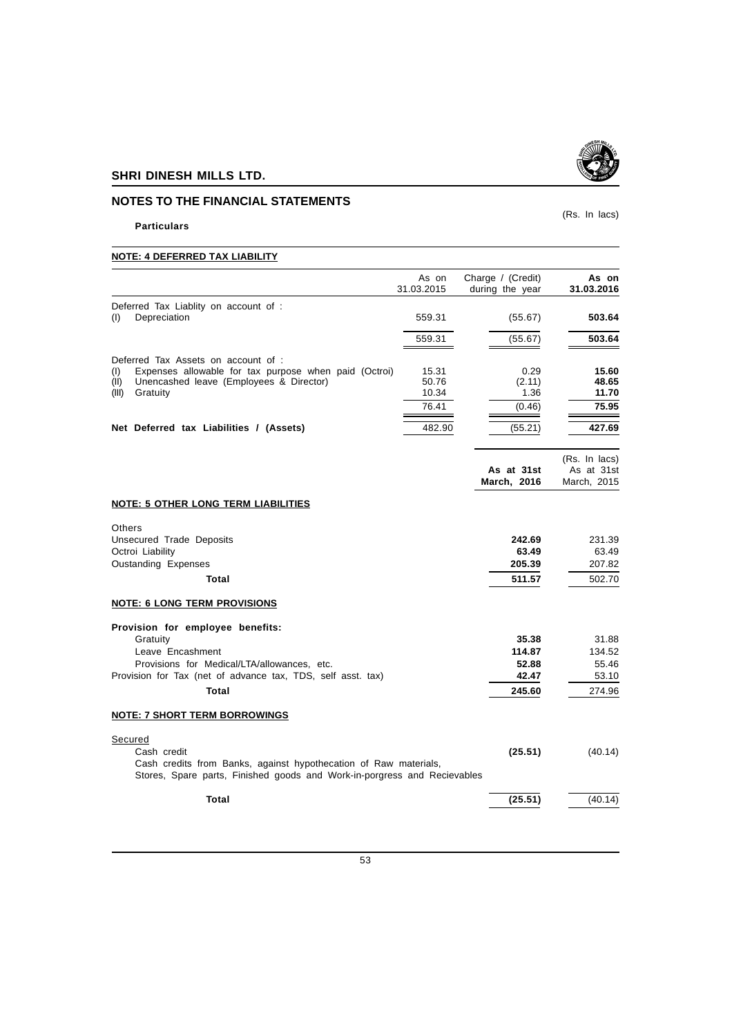## NOTES TO THE FINANCIAL STATEMENTS

(Rs. In lacs)

**Particulars**

### NOTE: 4 DEFERRED TAX LIABILITY

| | As on 31.03.2015 | Charge / (Credit) during the year | **As on 31.03.2016** |
|---|---|---|---|
| Deferred Tax Liablity on account of : | | | |
| (I) Depreciation | 559.31 | (55.67) | **503.64** |
| | 559.31 | (55.67) | **503.64** |
| Deferred Tax Assets on account of : | | | |
| (I) Expenses allowable for tax purpose when paid (Octroi) | 15.31 | 0.29 | **15.60** |
| (II) Unencashed leave (Employees & Director) | 50.76 | (2.11) | **48.65** |
| (III) Gratuity | 10.34 | 1.36 | **11.70** |
| | 76.41 | (0.46) | **75.95** |
| **Net Deferred tax Liabilities / (Assets)** | 482.90 | (55.21) | **427.69** |

(Rs. In lacs)

| | **As at 31st March, 2016** | As at 31st March, 2015 |
|---|---|---|
| **NOTE: 5 OTHER LONG TERM LIABILITIES** | | |
| Others | | |
| Unsecured Trade Deposits | **242.69** | 231.39 |
| Octroi Liability | **63.49** | 63.49 |
| Oustanding Expenses | **205.39** | 207.82 |
| **Total** | **511.57** | 502.70 |
| **NOTE: 6 LONG TERM PROVISIONS** | | |
| **Provision for employee benefits:** | | |
| Gratuity | **35.38** | 31.88 |
| Leave Encashment | **114.87** | 134.52 |
| Provisions for Medical/LTA/allowances, etc. | **52.88** | 55.46 |
| Provision for Tax (net of advance tax, TDS, self asst. tax) | **42.47** | 53.10 |
| **Total** | **245.60** | 274.96 |
| **NOTE: 7 SHORT TERM BORROWINGS** | | |
| Secured | | |
| Cash credit | **(25.51)** | (40.14) |
| Cash credits from Banks, against hypothecation of Raw materials, Stores, Spare parts, Finished goods and Work-in-porgress and Recievables | | |
| **Total** | **(25.51)** | (40.14) |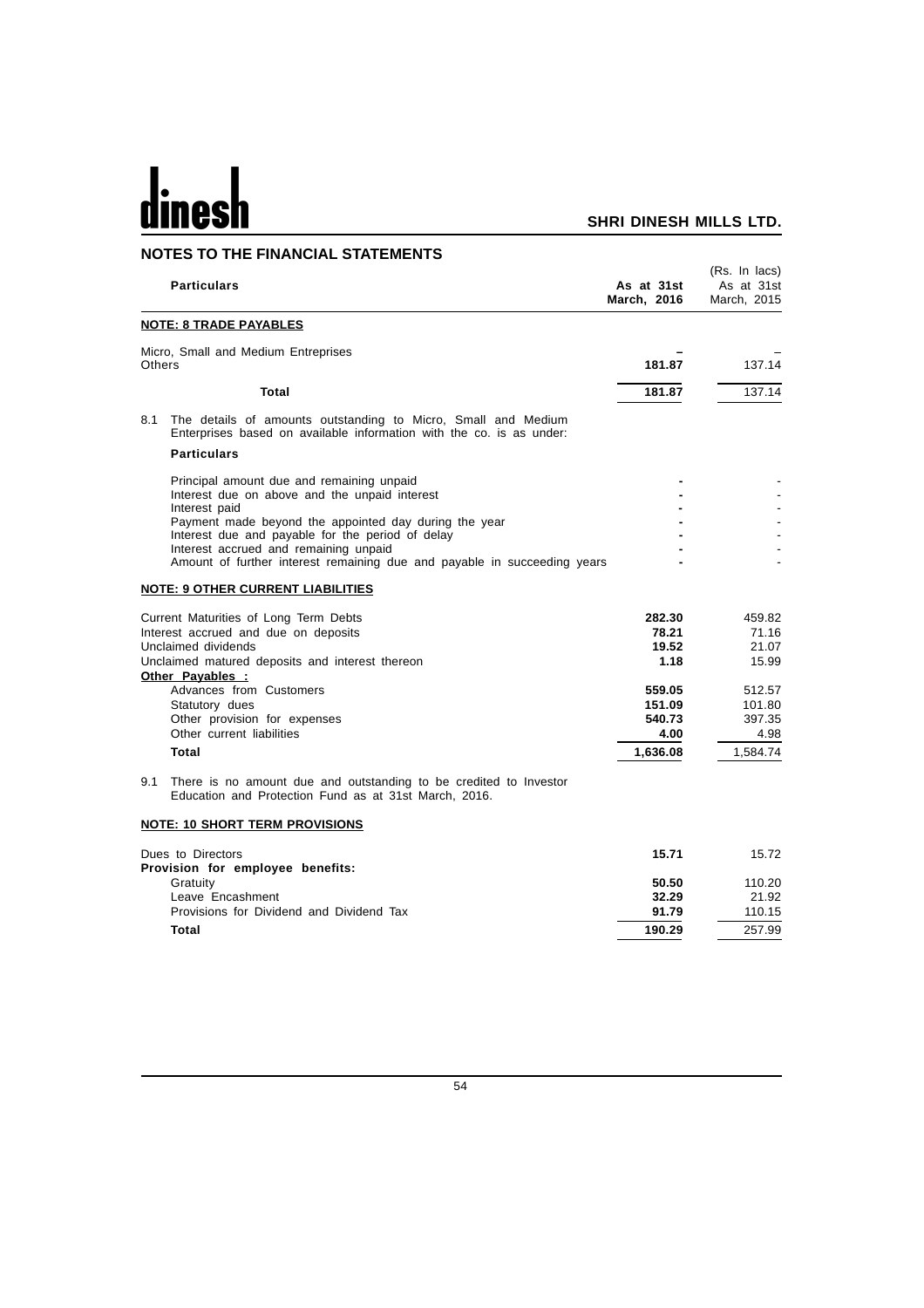## NOTES TO THE FINANCIAL STATEMENTS

(Rs. In lacs)

| Particulars | As at 31st March, 2016 | As at 31st March, 2015 |
|---|---|---|
| **NOTE: 8 TRADE PAYABLES** | | |
| Micro, Small and Medium Entreprises | – | – |
| Others | 181.87 | 137.14 |
| **Total** | **181.87** | 137.14 |

8.1 The details of amounts outstanding to Micro, Small and Medium Enterprises based on available information with the co. is as under:

| Particulars | | |
|---|---|---|
| Principal amount due and remaining unpaid | - | - |
| Interest due on above and the unpaid interest | - | - |
| Interest paid | - | - |
| Payment made beyond the appointed day during the year | - | - |
| Interest due and payable for the period of delay | - | - |
| Interest accrued and remaining unpaid | - | - |
| Amount of further interest remaining due and payable in succeeding years | - | - |

| Particulars | As at 31st March, 2016 | As at 31st March, 2015 |
|---|---|---|
| **NOTE: 9 OTHER CURRENT LIABILITIES** | | |
| Current Maturities of Long Term Debts | 282.30 | 459.82 |
| Interest accrued and due on deposits | 78.21 | 71.16 |
| Unclaimed dividends | 19.52 | 21.07 |
| Unclaimed matured deposits and interest thereon | 1.18 | 15.99 |
| **Other Payables :** | | |
| Advances from Customers | 559.05 | 512.57 |
| Statutory dues | 151.09 | 101.80 |
| Other provision for expenses | 540.73 | 397.35 |
| Other current liabilities | 4.00 | 4.98 |
| **Total** | **1,636.08** | 1,584.74 |

9.1 There is no amount due and outstanding to be credited to Investor Education and Protection Fund as at 31st March, 2016.

| Particulars | As at 31st March, 2016 | As at 31st March, 2015 |
|---|---|---|
| **NOTE: 10 SHORT TERM PROVISIONS** | | |
| Dues to Directors | 15.71 | 15.72 |
| **Provision for employee benefits:** | | |
| Gratuity | 50.50 | 110.20 |
| Leave Encashment | 32.29 | 21.92 |
| Provisions for Dividend and Dividend Tax | 91.79 | 110.15 |
| **Total** | **190.29** | 257.99 |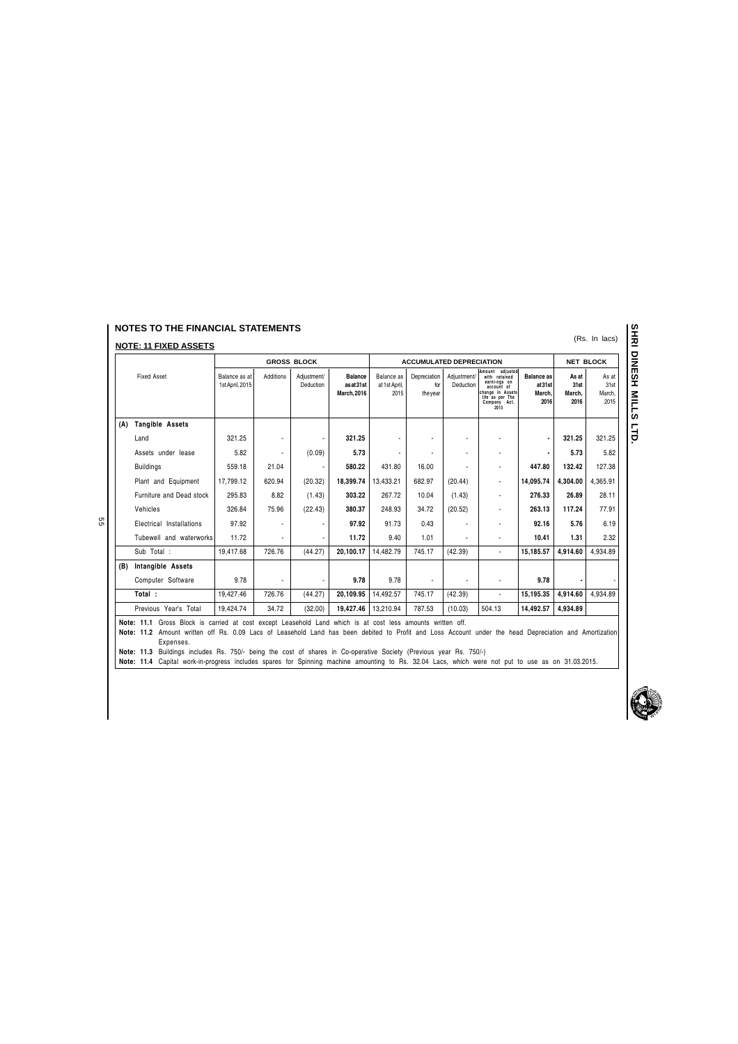# NOTES TO THE FINANCIAL STATEMENTS

## NOTE: 11 FIXED ASSETS

(Rs. In lacs)

| | Fixed Asset | GROSS BLOCK | | | | ACCUMULATED DEPRECIATION | | | | | NET BLOCK | |
|---|---|---|---|---|---|---|---|---|---|---|---|---|
| | | Balance as at 1st April, 2015 | Additions | Adjustment/ Deduction | **Balance as at 31st March, 2016** | Balance as at 1st April, 2015 | Depreciation for the year | Adjustment/ Deduction | Amount adjusted with retained earnings on account of change in Assets life as per The Company Act. 2013 | **Balance as at 31st March, 2016** | **As at 31st March, 2016** | As at 31st March, 2015 |
| **(A)** | **Tangible Assets** | | | | | | | | | | | |
| | Land | 321.25 | - | - | **321.25** | - | - | - | - | **-** | **321.25** | 321.25 |
| | Assets under lease | 5.82 | - | (0.09) | **5.73** | - | - | - | - | **-** | **5.73** | 5.82 |
| | Buildings | 559.18 | 21.04 | - | **580.22** | 431.80 | 16.00 | - | - | **447.80** | **132.42** | 127.38 |
| | Plant and Equipment | 17,799.12 | 620.94 | (20.32) | **18,399.74** | 13,433.21 | 682.97 | (20.44) | - | **14,095.74** | **4,304.00** | 4,365.91 |
| | Furniture and Dead stock | 295.83 | 8.82 | (1.43) | **303.22** | 267.72 | 10.04 | (1.43) | - | **276.33** | **26.89** | 28.11 |
| | Vehicles | 326.84 | 75.96 | (22.43) | **380.37** | 248.93 | 34.72 | (20.52) | - | **263.13** | **117.24** | 77.91 |
| | Electrical Installations | 97.92 | - | - | **97.92** | 91.73 | 0.43 | - | - | **92.16** | **5.76** | 6.19 |
| | Tubewell and waterworks | 11.72 | - | - | **11.72** | 9.40 | 1.01 | - | - | **10.41** | **1.31** | 2.32 |
| | Sub Total : | 19,417.68 | 726.76 | (44.27) | **20,100.17** | 14,482.79 | 745.17 | (42.39) | - | **15,185.57** | **4,914.60** | 4,934.89 |
| **(B)** | **Intangible Assets** | | | | | | | | | | | |
| | Computer Software | 9.78 | - | - | **9.78** | 9.78 | - | - | - | **9.78** | **-** | - |
| | **Total :** | 19,427.46 | 726.76 | (44.27) | **20,109.95** | 14,492.57 | 745.17 | (42.39) | - | **15,195.35** | **4,914.60** | 4,934.89 |
| | Previous Year's Total | 19,424.74 | 34.72 | (32.00) | **19,427.46** | 13,210.94 | 787.53 | (10.03) | 504.13 | **14,492.57** | **4,934.89** | |

**Note: 11.1** Gross Block is carried at cost except Leasehold Land which is at cost less amounts written off.

**Note: 11.2** Amount written off Rs. 0.09 Lacs of Leasehold Land has been debited to Profit and Loss Account under the head Depreciation and Amortization Expenses.

**Note: 11.3** Buildings includes Rs. 750/- being the cost of shares in Co-operative Society (Previous year Rs. 750/-)

**Note: 11.4** Capital work-in-progress includes spares for Spinning machine amounting to Rs. 32.04 Lacs, which were not put to use as on 31.03.2015.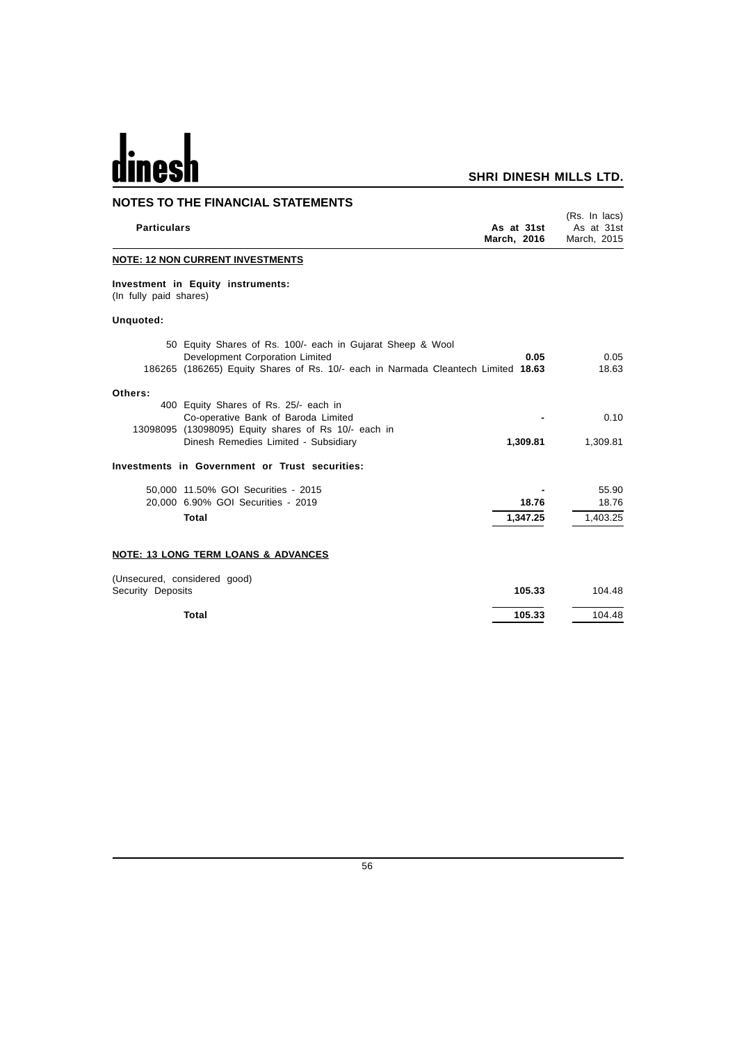## NOTES TO THE FINANCIAL STATEMENTS

(Rs. In lacs)

| Particulars | As at 31st March, 2016 | As at 31st March, 2015 |
|---|---|---|
| **NOTE: 12 NON CURRENT INVESTMENTS** | | |
| **Investment in Equity instruments:** (In fully paid shares) | | |
| **Unquoted:** | | |
| 50 Equity Shares of Rs. 100/- each in Gujarat Sheep & Wool Development Corporation Limited | **0.05** | 0.05 |
| 186265 (186265) Equity Shares of Rs. 10/- each in Narmada Cleantech Limited | **18.63** | 18.63 |
| **Others:** | | |
| 400 Equity Shares of Rs. 25/- each in Co-operative Bank of Baroda Limited | **-** | 0.10 |
| 13098095 (13098095) Equity shares of Rs 10/- each in Dinesh Remedies Limited - Subsidiary | **1,309.81** | 1,309.81 |
| **Investments in Government or Trust securities:** | | |
| 50,000 11.50% GOI Securities - 2015 | **-** | 55.90 |
| 20,000 6.90% GOI Securities - 2019 | **18.76** | 18.76 |
| **Total** | **1,347.25** | 1,403.25 |
| **NOTE: 13 LONG TERM LOANS & ADVANCES** | | |
| (Unsecured, considered good) | | |
| Security Deposits | **105.33** | 104.48 |
| **Total** | **105.33** | 104.48 |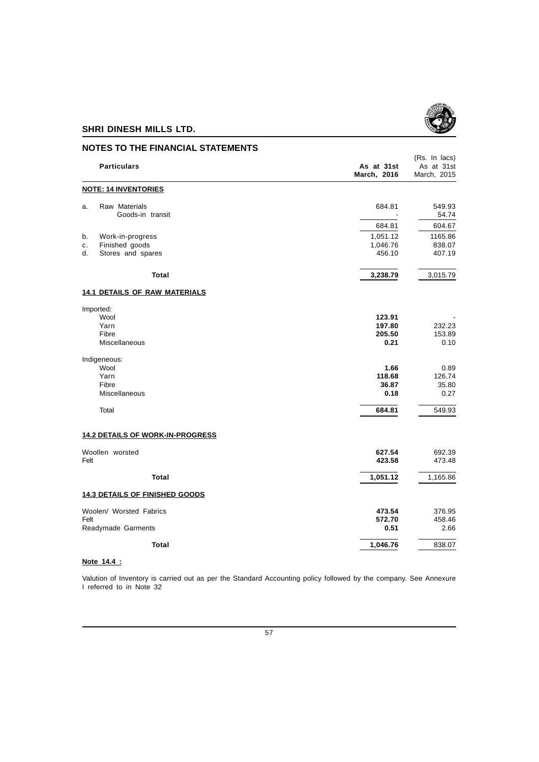## NOTES TO THE FINANCIAL STATEMENTS

(Rs. In lacs)

| | Particulars | As at 31st March, 2016 | As at 31st March, 2015 |
|---|---|---|---|
| | **NOTE: 14 INVENTORIES** | | |
| a. | Raw Materials | 684.81 | 549.93 |
| | Goods-in transit | - | 54.74 |
| | | 684.81 | 604.67 |
| b. | Work-in-progress | 1,051.12 | 1165.86 |
| c. | Finished goods | 1,046.76 | 838.07 |
| d. | Stores and spares | 456.10 | 407.19 |
| | **Total** | **3,238.79** | 3,015.79 |
| | **14.1 DETAILS OF RAW MATERIALS** | | |
| | Imported: | | |
| | Wool | **123.91** | - |
| | Yarn | **197.80** | 232.23 |
| | Fibre | **205.50** | 153.89 |
| | Miscellaneous | **0.21** | 0.10 |
| | Indigeneous: | | |
| | Wool | **1.66** | 0.89 |
| | Yarn | **118.68** | 126.74 |
| | Fibre | **36.87** | 35.80 |
| | Miscellaneous | **0.18** | 0.27 |
| | Total | **684.81** | 549.93 |
| | **14.2 DETAILS OF WORK-IN-PROGRESS** | | |
| | Woollen worsted | **627.54** | 692.39 |
| | Felt | **423.58** | 473.48 |
| | **Total** | **1,051.12** | 1,165.86 |
| | **14.3 DETAILS OF FINISHED GOODS** | | |
| | Woolen/ Worsted Fabrics | **473.54** | 376.95 |
| | Felt | **572.70** | 458.46 |
| | Readymade Garments | **0.51** | 2.66 |
| | **Total** | **1,046.76** | 838.07 |

**Note 14.4 :**

Valution of Inventory is carried out as per the Standard Accounting policy followed by the company. See Annexure I referred to in Note 32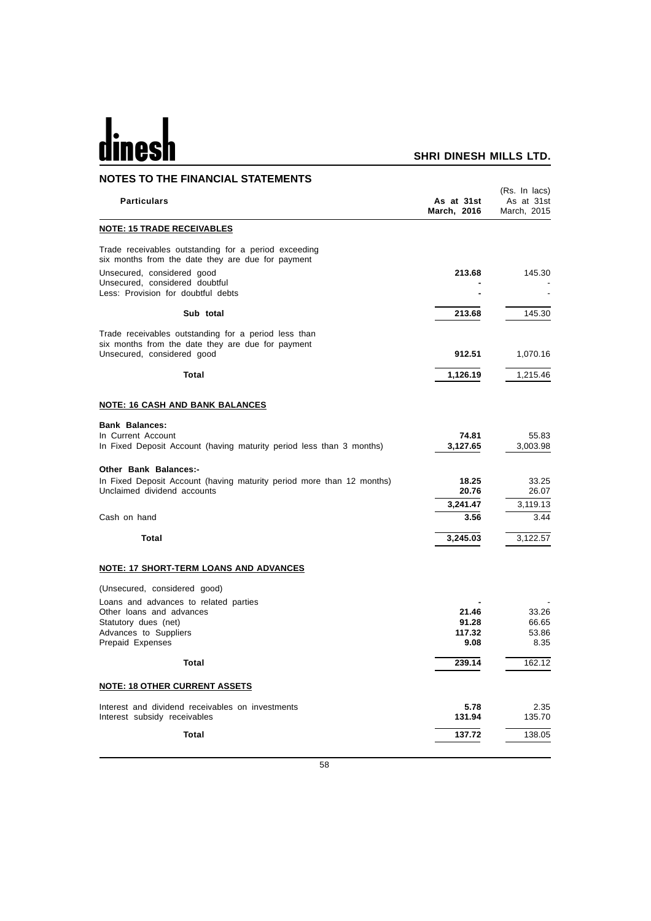## NOTES TO THE FINANCIAL STATEMENTS

(Rs. In lacs)

| Particulars | As at 31st March, 2016 | As at 31st March, 2015 |
|---|---|---|
| **NOTE: 15 TRADE RECEIVABLES** | | |
| Trade receivables outstanding for a period exceeding six months from the date they are due for payment | | |
| Unsecured, considered good | **213.68** | 145.30 |
| Unsecured, considered doubtful | **-** | - |
| Less: Provision for doubtful debts | **-** | - |
| **Sub total** | **213.68** | 145.30 |
| Trade receivables outstanding for a period less than six months from the date they are due for payment | | |
| Unsecured, considered good | **912.51** | 1,070.16 |
| **Total** | **1,126.19** | 1,215.46 |
| **NOTE: 16 CASH AND BANK BALANCES** | | |
| **Bank Balances:** | | |
| In Current Account | **74.81** | 55.83 |
| In Fixed Deposit Account (having maturity period less than 3 months) | **3,127.65** | 3,003.98 |
| **Other Bank Balances:-** | | |
| In Fixed Deposit Account (having maturity period more than 12 months) | **18.25** | 33.25 |
| Unclaimed dividend accounts | **20.76** | 26.07 |
| | **3,241.47** | 3,119.13 |
| Cash on hand | **3.56** | 3.44 |
| **Total** | **3,245.03** | 3,122.57 |
| **NOTE: 17 SHORT-TERM LOANS AND ADVANCES** | | |
| (Unsecured, considered good) | | |
| Loans and advances to related parties | **-** | - |
| Other loans and advances | **21.46** | 33.26 |
| Statutory dues (net) | **91.28** | 66.65 |
| Advances to Suppliers | **117.32** | 53.86 |
| Prepaid Expenses | **9.08** | 8.35 |
| **Total** | **239.14** | 162.12 |
| **NOTE: 18 OTHER CURRENT ASSETS** | | |
| Interest and dividend receivables on investments | **5.78** | 2.35 |
| Interest subsidy receivables | **131.94** | 135.70 |
| **Total** | **137.72** | 138.05 |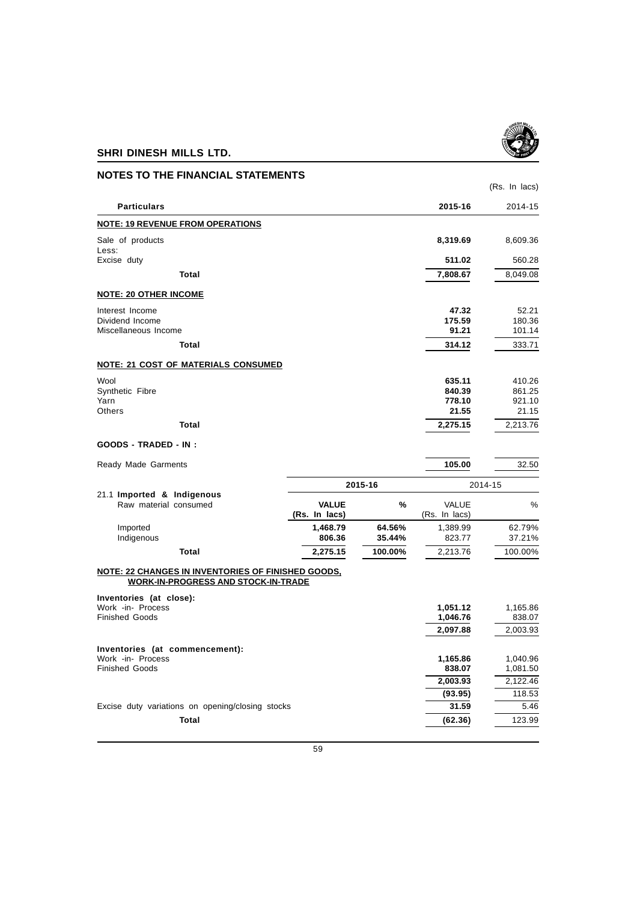## NOTES TO THE FINANCIAL STATEMENTS

(Rs. In lacs)

| Particulars | 2015-16 | 2014-15 |
|---|---|---|
| **NOTE: 19 REVENUE FROM OPERATIONS** | | |
| Sale of products | **8,319.69** | 8,609.36 |
| Less: | | |
| Excise duty | **511.02** | 560.28 |
| **Total** | **7,808.67** | 8,049.08 |
| **NOTE: 20 OTHER INCOME** | | |
| Interest Income | **47.32** | 52.21 |
| Dividend Income | **175.59** | 180.36 |
| Miscellaneous Income | **91.21** | 101.14 |
| **Total** | **314.12** | 333.71 |
| **NOTE: 21 COST OF MATERIALS CONSUMED** | | |
| Wool | **635.11** | 410.26 |
| Synthetic Fibre | **840.39** | 861.25 |
| Yarn | **778.10** | 921.10 |
| Others | **21.55** | 21.15 |
| **Total** | **2,275.15** | 2,213.76 |
| **GOODS - TRADED - IN :** | | |
| Ready Made Garments | **105.00** | 32.50 |

| 21.1 **Imported & Indigenous** Raw material consumed | **2015-16 VALUE (Rs. In lacs)** | **2015-16 %** | 2014-15 VALUE (Rs. In lacs) | 2014-15 % |
|---|---|---|---|---|
| Imported | **1,468.79** | **64.56%** | 1,389.99 | 62.79% |
| Indigenous | **806.36** | **35.44%** | 823.77 | 37.21% |
| **Total** | **2,275.15** | **100.00%** | 2,213.76 | 100.00% |

| Particulars | 2015-16 | 2014-15 |
|---|---|---|
| **NOTE: 22 CHANGES IN INVENTORIES OF FINISHED GOODS, WORK-IN-PROGRESS AND STOCK-IN-TRADE** | | |
| **Inventories (at close):** | | |
| Work -in- Process | **1,051.12** | 1,165.86 |
| Finished Goods | **1,046.76** | 838.07 |
| | **2,097.88** | 2,003.93 |
| **Inventories (at commencement):** | | |
| Work -in- Process | **1,165.86** | 1,040.96 |
| Finished Goods | **838.07** | 1,081.50 |
| | **2,003.93** | 2,122.46 |
| | **(93.95)** | 118.53 |
| Excise duty variations on opening/closing stocks | **31.59** | 5.46 |
| **Total** | **(62.36)** | 123.99 |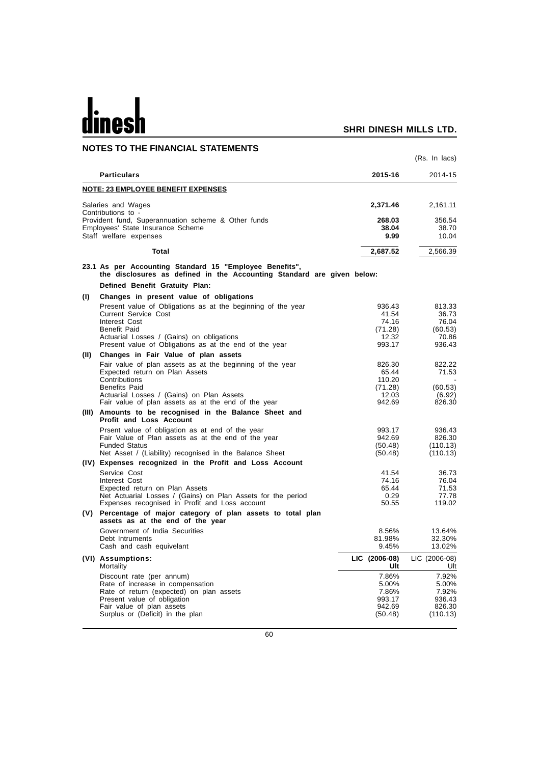## NOTES TO THE FINANCIAL STATEMENTS

(Rs. In lacs)

| Particulars | 2015-16 | 2014-15 |
|---|---|---|
| **NOTE: 23 EMPLOYEE BENEFIT EXPENSES** | | |
| Salaries and Wages | **2,371.46** | 2,161.11 |
| Contributions to - | | |
| Provident fund, Superannuation scheme & Other funds | **268.03** | 356.54 |
| Employees' State Insurance Scheme | **38.04** | 38.70 |
| Staff welfare expenses | **9.99** | 10.04 |
| **Total** | **2,687.52** | 2,566.39 |

**23.1 As per Accounting Standard 15 "Employee Benefits", the disclosures as defined in the Accounting Standard are given below:**

**Defined Benefit Gratuity Plan:**

| | Particulars | 2015-16 | 2014-15 |
|---|---|---|---|
| **(I)** | **Changes in present value of obligations** | | |
| | Present value of Obligations as at the beginning of the year | 936.43 | 813.33 |
| | Current Service Cost | 41.54 | 36.73 |
| | Interest Cost | 74.16 | 76.04 |
| | Benefit Paid | (71.28) | (60.53) |
| | Actuarial Losses / (Gains) on obligations | 12.32 | 70.86 |
| | Present value of Obligations as at the end of the year | 993.17 | 936.43 |
| **(II)** | **Changes in Fair Value of plan assets** | | |
| | Fair value of plan assets as at the beginning of the year | 826.30 | 822.22 |
| | Expected return on Plan Assets | 65.44 | 71.53 |
| | Contributions | 110.20 | - |
| | Benefits Paid | (71.28) | (60.53) |
| | Actuarial Losses / (Gains) on Plan Assets | 12.03 | (6.92) |
| | Fair value of plan assets as at the end of the year | 942.69 | 826.30 |
| **(III)** | **Amounts to be recognised in the Balance Sheet and Profit and Loss Account** | | |
| | Prsent value of obligation as at end of the year | 993.17 | 936.43 |
| | Fair Value of Plan assets as at the end of the year | 942.69 | 826.30 |
| | Funded Status | (50.48) | (110.13) |
| | Net Asset / (Liability) recognised in the Balance Sheet | (50.48) | (110.13) |
| **(IV)** | **Expenses recognized in the Profit and Loss Account** | | |
| | Service Cost | 41.54 | 36.73 |
| | Interest Cost | 74.16 | 76.04 |
| | Expected return on Plan Assets | 65.44 | 71.53 |
| | Net Actuarial Losses / (Gains) on Plan Assets for the period | 0.29 | 77.78 |
| | Expenses recognised in Profit and Loss account | 50.55 | 119.02 |
| **(V)** | **Percentage of major category of plan assets to total plan assets as at the end of the year** | | |
| | Government of India Securities | 8.56% | 13.64% |
| | Debt Intruments | 81.98% | 32.30% |
| | Cash and cash equivelant | 9.45% | 13.02% |
| **(VI)** | **Assumptions:** | | |
| | Mortality | **LIC (2006-08) Ult** | LIC (2006-08) Ult |
| | Discount rate (per annum) | 7.86% | 7.92% |
| | Rate of increase in compensation | 5.00% | 5.00% |
| | Rate of return (expected) on plan assets | 7.86% | 7.92% |
| | Present value of obligation | 993.17 | 936.43 |
| | Fair value of plan assets | 942.69 | 826.30 |
| | Surplus or (Deficit) in the plan | (50.48) | (110.13) |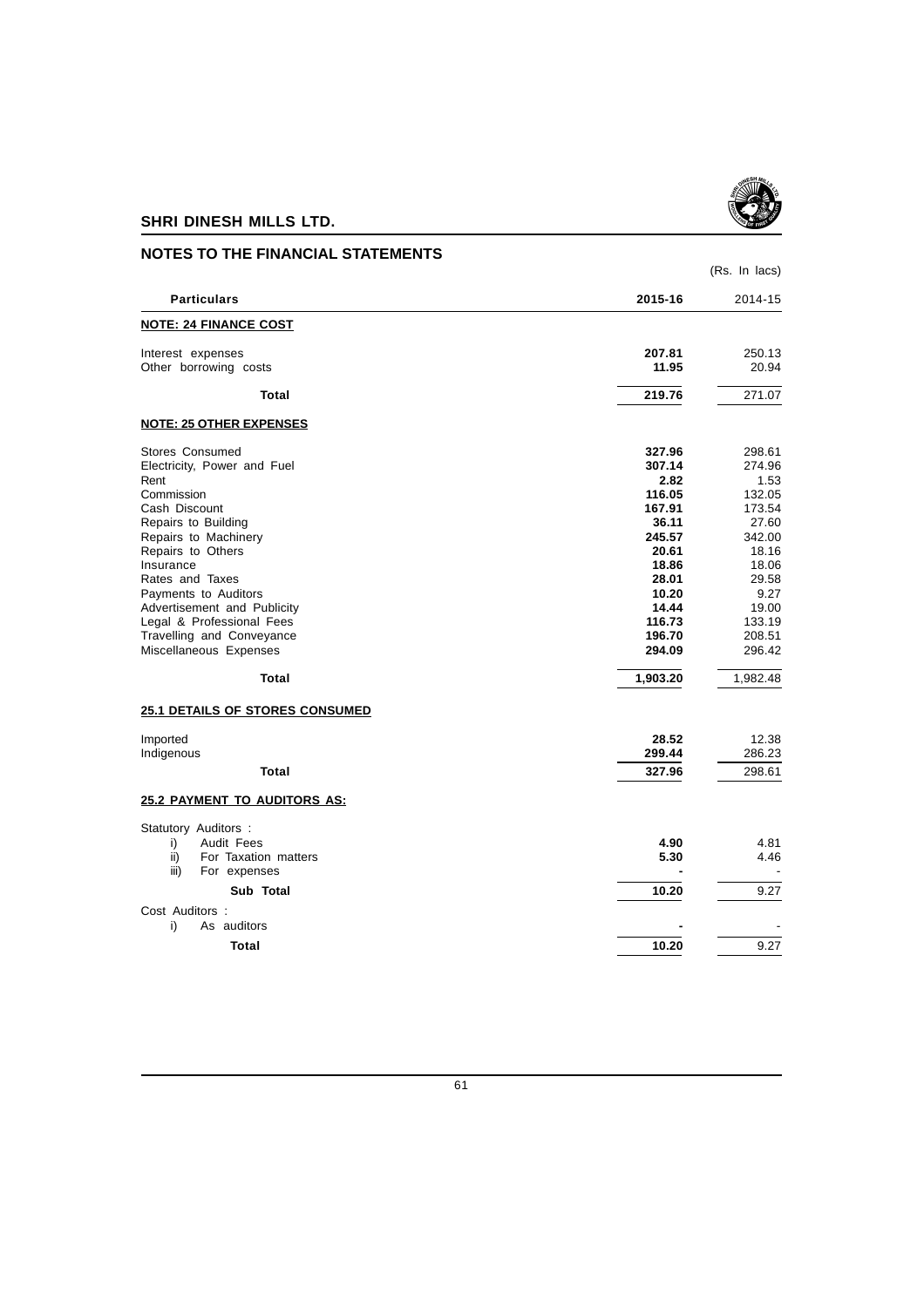## NOTES TO THE FINANCIAL STATEMENTS

(Rs. In lacs)

| Particulars | 2015-16 | 2014-15 |
|---|---|---|
| **NOTE: 24 FINANCE COST** | | |
| Interest expenses | **207.81** | 250.13 |
| Other borrowing costs | **11.95** | 20.94 |
| **Total** | **219.76** | 271.07 |
| **NOTE: 25 OTHER EXPENSES** | | |
| Stores Consumed | **327.96** | 298.61 |
| Electricity, Power and Fuel | **307.14** | 274.96 |
| Rent | **2.82** | 1.53 |
| Commission | **116.05** | 132.05 |
| Cash Discount | **167.91** | 173.54 |
| Repairs to Building | **36.11** | 27.60 |
| Repairs to Machinery | **245.57** | 342.00 |
| Repairs to Others | **20.61** | 18.16 |
| Insurance | **18.86** | 18.06 |
| Rates and Taxes | **28.01** | 29.58 |
| Payments to Auditors | **10.20** | 9.27 |
| Advertisement and Publicity | **14.44** | 19.00 |
| Legal & Professional Fees | **116.73** | 133.19 |
| Travelling and Conveyance | **196.70** | 208.51 |
| Miscellaneous Expenses | **294.09** | 296.42 |
| **Total** | **1,903.20** | 1,982.48 |
| **25.1 DETAILS OF STORES CONSUMED** | | |
| Imported | **28.52** | 12.38 |
| Indigenous | **299.44** | 286.23 |
| **Total** | **327.96** | 298.61 |
| **25.2 PAYMENT TO AUDITORS AS:** | | |
| Statutory Auditors : | | |
| i) Audit Fees | **4.90** | 4.81 |
| ii) For Taxation matters | **5.30** | 4.46 |
| iii) For expenses | **-** | - |
| **Sub Total** | **10.20** | 9.27 |
| Cost Auditors : | | |
| i) As auditors | **-** | - |
| **Total** | **10.20** | 9.27 |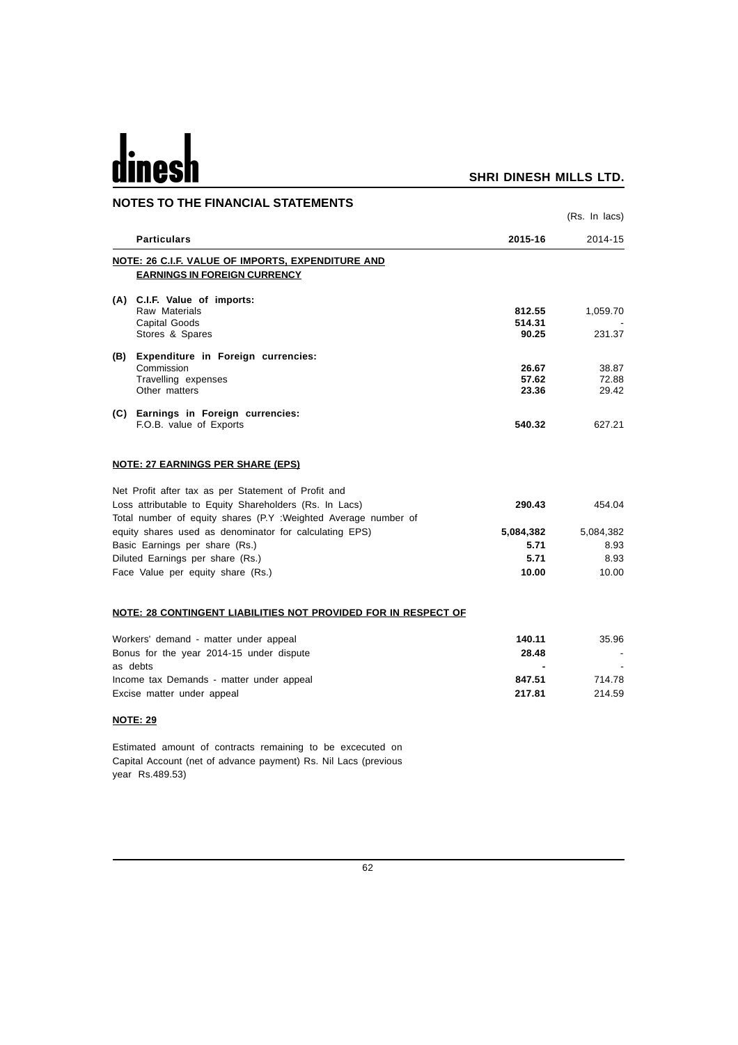## NOTES TO THE FINANCIAL STATEMENTS

(Rs. In lacs)

| | Particulars | 2015-16 | 2014-15 |
|---|---|---|---|
| | **NOTE: 26 C.I.F. VALUE OF IMPORTS, EXPENDITURE AND EARNINGS IN FOREIGN CURRENCY** | | |
| **(A)** | **C.I.F. Value of imports:** | | |
| | Raw Materials | **812.55** | 1,059.70 |
| | Capital Goods | **514.31** | - |
| | Stores & Spares | **90.25** | 231.37 |
| **(B)** | **Expenditure in Foreign currencies:** | | |
| | Commission | **26.67** | 38.87 |
| | Travelling expenses | **57.62** | 72.88 |
| | Other matters | **23.36** | 29.42 |
| **(C)** | **Earnings in Foreign currencies:** | | |
| | F.O.B. value of Exports | **540.32** | 627.21 |

**NOTE: 27 EARNINGS PER SHARE (EPS)**

| Particulars | 2015-16 | 2014-15 |
|---|---|---|
| Net Profit after tax as per Statement of Profit and Loss attributable to Equity Shareholders (Rs. In Lacs) | **290.43** | 454.04 |
| Total number of equity shares (P.Y :Weighted Average number of equity shares used as denominator for calculating EPS) | **5,084,382** | 5,084,382 |
| Basic Earnings per share (Rs.) | **5.71** | 8.93 |
| Diluted Earnings per share (Rs.) | **5.71** | 8.93 |
| Face Value per equity share (Rs.) | **10.00** | 10.00 |

**NOTE: 28 CONTINGENT LIABILITIES NOT PROVIDED FOR IN RESPECT OF**

| Particulars | 2015-16 | 2014-15 |
|---|---|---|
| Workers' demand - matter under appeal | **140.11** | 35.96 |
| Bonus for the year 2014-15 under dispute | **28.48** | - |
| as debts | **-** | - |
| Income tax Demands - matter under appeal | **847.51** | 714.78 |
| Excise matter under appeal | **217.81** | 214.59 |

**NOTE: 29**

Estimated amount of contracts remaining to be excecuted on Capital Account (net of advance payment) Rs. Nil Lacs (previous year Rs.489.53)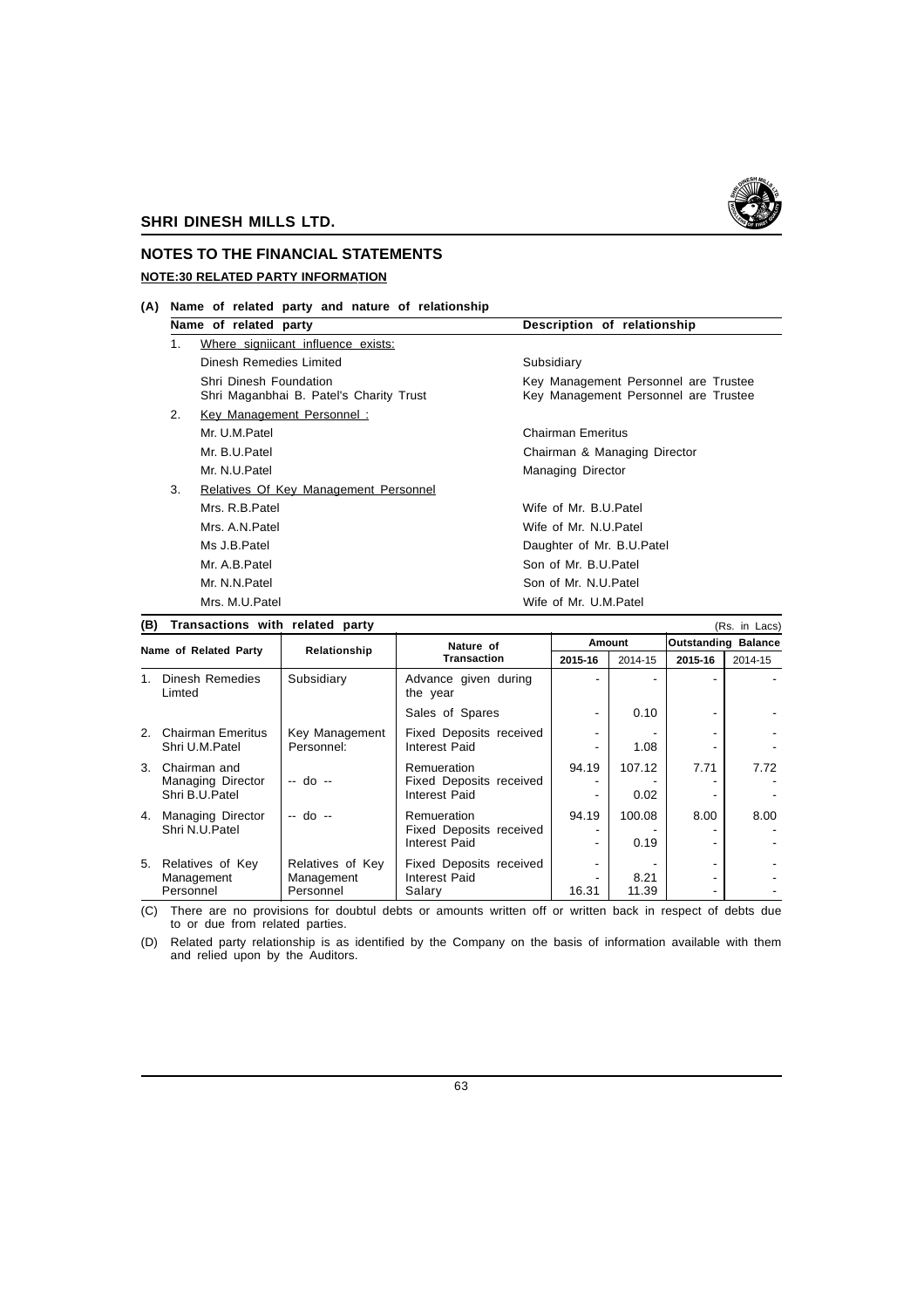## NOTES TO THE FINANCIAL STATEMENTS

### NOTE:30 RELATED PARTY INFORMATION

**(A) Name of related party and nature of relationship**

| | Name of related party | Description of relationship |
|---|---|---|
| 1. | Where signiicant influence exists: | |
| | Dinesh Remedies Limited | Subsidiary |
| | Shri Dinesh Foundation | Key Management Personnel are Trustee |
| | Shri Maganbhai B. Patel's Charity Trust | Key Management Personnel are Trustee |
| 2. | Key Management Personnel : | |
| | Mr. U.M.Patel | Chairman Emeritus |
| | Mr. B.U.Patel | Chairman & Managing Director |
| | Mr. N.U.Patel | Managing Director |
| 3. | Relatives Of Key Management Personnel | |
| | Mrs. R.B.Patel | Wife of Mr. B.U.Patel |
| | Mrs. A.N.Patel | Wife of Mr. N.U.Patel |
| | Ms J.B.Patel | Daughter of Mr. B.U.Patel |
| | Mr. A.B.Patel | Son of Mr. B.U.Patel |
| | Mr. N.N.Patel | Son of Mr. N.U.Patel |
| | Mrs. M.U.Patel | Wife of Mr. U.M.Patel |

**(B) Transactions with related party** (Rs. in Lacs)

| Name of Related Party | Relationship | Nature of Transaction | Amount | | Outstanding Balance | |
|---|---|---|---|---|---|---|
| | | | 2015-16 | 2014-15 | 2015-16 | 2014-15 |
| 1. Dinesh Remedies Limted | Subsidiary | Advance given during the year | - | - | - | - |
| | | Sales of Spares | - | 0.10 | - | - |
| 2. Chairman Emeritus Shri U.M.Patel | Key Management Personnel: | Fixed Deposits received | - | - | - | - |
| | | Interest Paid | - | 1.08 | - | - |
| 3. Chairman and Managing Director Shri B.U.Patel | -- do -- | Remueration | 94.19 | 107.12 | 7.71 | 7.72 |
| | | Fixed Deposits received | - | - | - | - |
| | | Interest Paid | - | 0.02 | - | - |
| 4. Managing Director Shri N.U.Patel | -- do -- | Remueration | 94.19 | 100.08 | 8.00 | 8.00 |
| | | Fixed Deposits received | - | - | - | - |
| | | Interest Paid | - | 0.19 | - | - |
| 5. Relatives of Key Management Personnel | Relatives of Key Management Personnel | Fixed Deposits received | - | - | - | - |
| | | Interest Paid | - | 8.21 | - | - |
| | | Salary | 16.31 | 11.39 | - | - |

(C) There are no provisions for doubtul debts or amounts written off or written back in respect of debts due to or due from related parties.

(D) Related party relationship is as identified by the Company on the basis of information available with them and relied upon by the Auditors.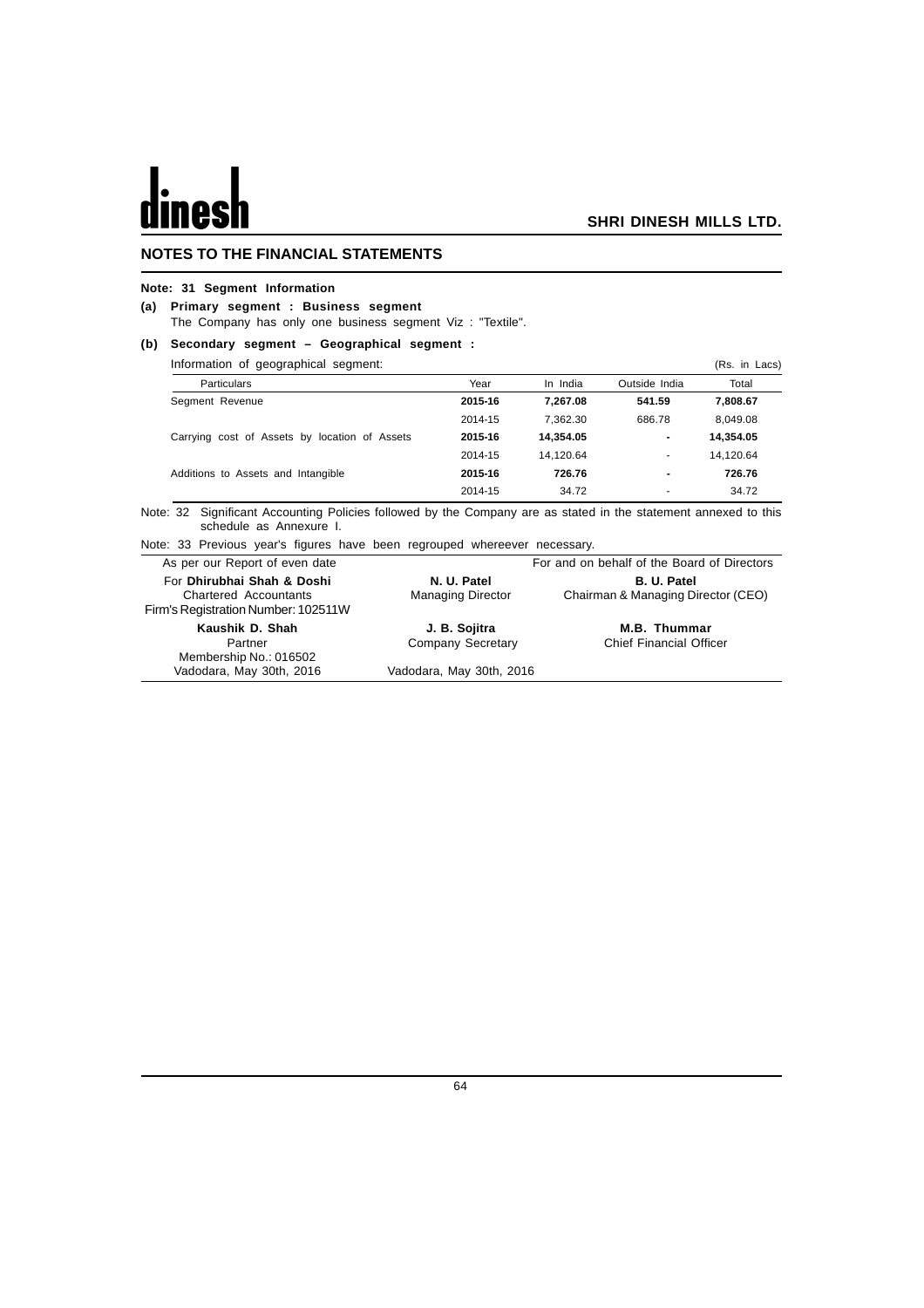## NOTES TO THE FINANCIAL STATEMENTS

**Note: 31 Segment Information**

**(a) Primary segment : Business segment**

The Company has only one business segment Viz : "Textile".

**(b) Secondary segment – Geographical segment :**

Information of geographical segment: (Rs. in Lacs)

| Particulars | Year | In India | Outside India | Total |
|---|---|---|---|---|
| Segment Revenue | **2015-16** | **7,267.08** | **541.59** | **7,808.67** |
| | 2014-15 | 7,362.30 | 686.78 | 8,049.08 |
| Carrying cost of Assets by location of Assets | **2015-16** | **14,354.05** | **-** | **14,354.05** |
| | 2014-15 | 14,120.64 | - | 14,120.64 |
| Additions to Assets and Intangible | **2015-16** | **726.76** | **-** | **726.76** |
| | 2014-15 | 34.72 | - | 34.72 |

Note: 32 Significant Accounting Policies followed by the Company are as stated in the statement annexed to this schedule as Annexure I.

Note: 33 Previous year's figures have been regrouped whereever necessary.

As per our Report of even date

For **Dhirubhai Shah & Doshi**
Chartered Accountants
Firm's Registration Number: 102511W

**Kaushik D. Shah**
Partner
Membership No.: 016502
Vadodara, May 30th, 2016

For and on behalf of the Board of Directors

**N. U. Patel**
Managing Director

**B. U. Patel**
Chairman & Managing Director (CEO)

**J. B. Sojitra**
Company Secretary

**M.B. Thummar**
Chief Financial Officer

Vadodara, May 30th, 2016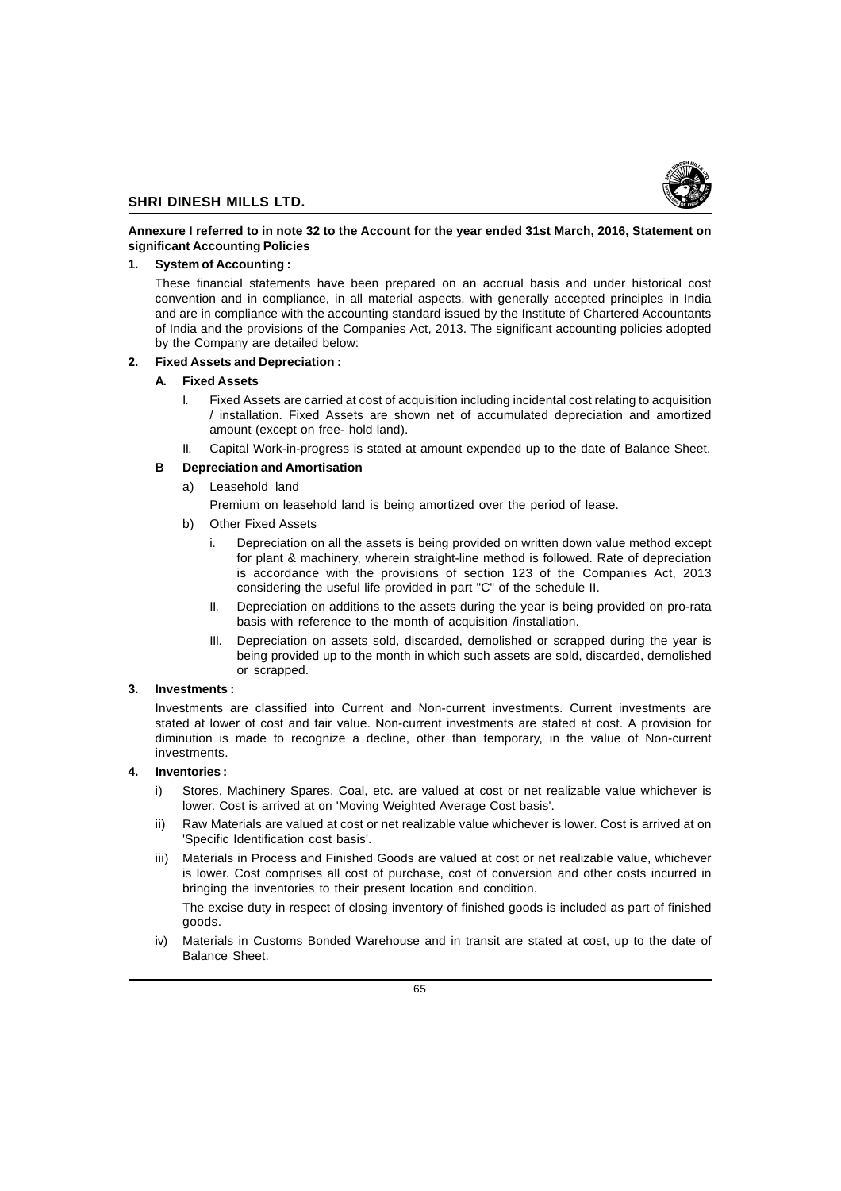**Annexure I referred to in note 32 to the Account for the year ended 31st March, 2016, Statement on significant Accounting Policies**

**1. System of Accounting :**

These financial statements have been prepared on an accrual basis and under historical cost convention and in compliance, in all material aspects, with generally accepted principles in India and are in compliance with the accounting standard issued by the Institute of Chartered Accountants of India and the provisions of the Companies Act, 2013. The significant accounting policies adopted by the Company are detailed below:

**2. Fixed Assets and Depreciation :**

**A. Fixed Assets**

I. Fixed Assets are carried at cost of acquisition including incidental cost relating to acquisition / installation. Fixed Assets are shown net of accumulated depreciation and amortized amount (except on free- hold land).

II. Capital Work-in-progress is stated at amount expended up to the date of Balance Sheet.

**B Depreciation and Amortisation**

a) Leasehold land

Premium on leasehold land is being amortized over the period of lease.

b) Other Fixed Assets

i. Depreciation on all the assets is being provided on written down value method except for plant & machinery, wherein straight-line method is followed. Rate of depreciation is accordance with the provisions of section 123 of the Companies Act, 2013 considering the useful life provided in part "C" of the schedule II.

II. Depreciation on additions to the assets during the year is being provided on pro-rata basis with reference to the month of acquisition /installation.

III. Depreciation on assets sold, discarded, demolished or scrapped during the year is being provided up to the month in which such assets are sold, discarded, demolished or scrapped.

**3. Investments :**

Investments are classified into Current and Non-current investments. Current investments are stated at lower of cost and fair value. Non-current investments are stated at cost. A provision for diminution is made to recognize a decline, other than temporary, in the value of Non-current investments.

**4. Inventories :**

i) Stores, Machinery Spares, Coal, etc. are valued at cost or net realizable value whichever is lower. Cost is arrived at on 'Moving Weighted Average Cost basis'.

ii) Raw Materials are valued at cost or net realizable value whichever is lower. Cost is arrived at on 'Specific Identification cost basis'.

iii) Materials in Process and Finished Goods are valued at cost or net realizable value, whichever is lower. Cost comprises all cost of purchase, cost of conversion and other costs incurred in bringing the inventories to their present location and condition.

The excise duty in respect of closing inventory of finished goods is included as part of finished goods.

iv) Materials in Customs Bonded Warehouse and in transit are stated at cost, up to the date of Balance Sheet.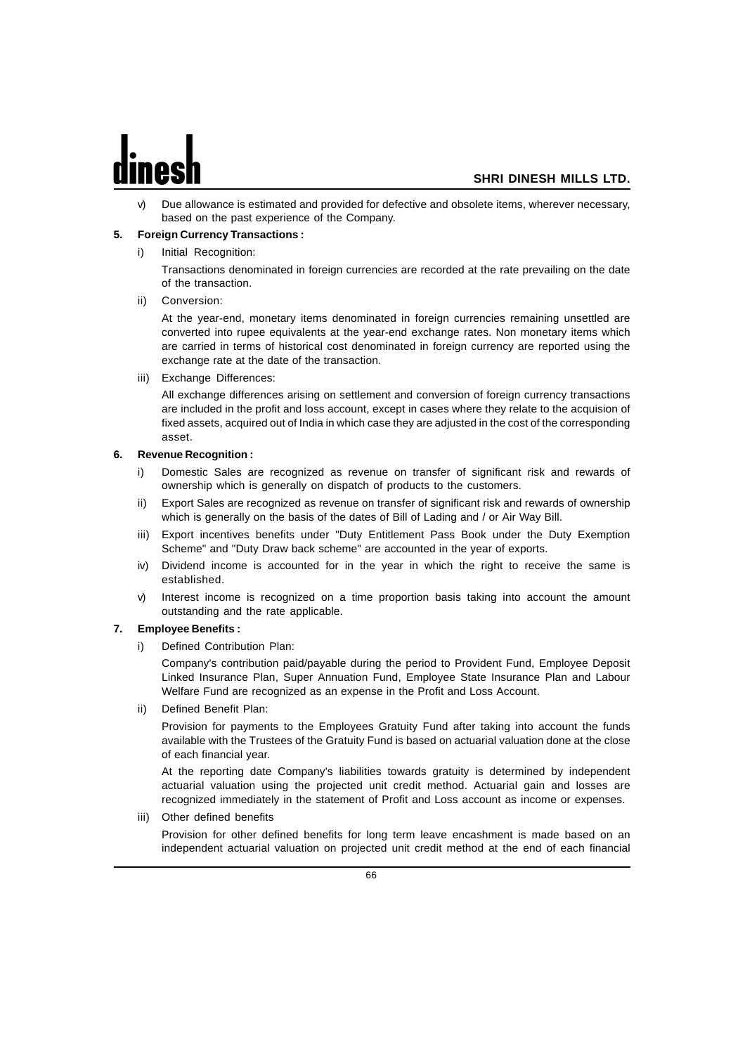v) Due allowance is estimated and provided for defective and obsolete items, wherever necessary, based on the past experience of the Company.

**5. Foreign Currency Transactions :**

i) Initial Recognition:

Transactions denominated in foreign currencies are recorded at the rate prevailing on the date of the transaction.

ii) Conversion:

At the year-end, monetary items denominated in foreign currencies remaining unsettled are converted into rupee equivalents at the year-end exchange rates. Non monetary items which are carried in terms of historical cost denominated in foreign currency are reported using the exchange rate at the date of the transaction.

iii) Exchange Differences:

All exchange differences arising on settlement and conversion of foreign currency transactions are included in the profit and loss account, except in cases where they relate to the acquision of fixed assets, acquired out of India in which case they are adjusted in the cost of the corresponding asset.

**6. Revenue Recognition :**

i) Domestic Sales are recognized as revenue on transfer of significant risk and rewards of ownership which is generally on dispatch of products to the customers.

ii) Export Sales are recognized as revenue on transfer of significant risk and rewards of ownership which is generally on the basis of the dates of Bill of Lading and / or Air Way Bill.

iii) Export incentives benefits under "Duty Entitlement Pass Book under the Duty Exemption Scheme" and "Duty Draw back scheme" are accounted in the year of exports.

iv) Dividend income is accounted for in the year in which the right to receive the same is established.

v) Interest income is recognized on a time proportion basis taking into account the amount outstanding and the rate applicable.

**7. Employee Benefits :**

i) Defined Contribution Plan:

Company's contribution paid/payable during the period to Provident Fund, Employee Deposit Linked Insurance Plan, Super Annuation Fund, Employee State Insurance Plan and Labour Welfare Fund are recognized as an expense in the Profit and Loss Account.

ii) Defined Benefit Plan:

Provision for payments to the Employees Gratuity Fund after taking into account the funds available with the Trustees of the Gratuity Fund is based on actuarial valuation done at the close of each financial year.

At the reporting date Company's liabilities towards gratuity is determined by independent actuarial valuation using the projected unit credit method. Actuarial gain and losses are recognized immediately in the statement of Profit and Loss account as income or expenses.

iii) Other defined benefits

Provision for other defined benefits for long term leave encashment is made based on an independent actuarial valuation on projected unit credit method at the end of each financial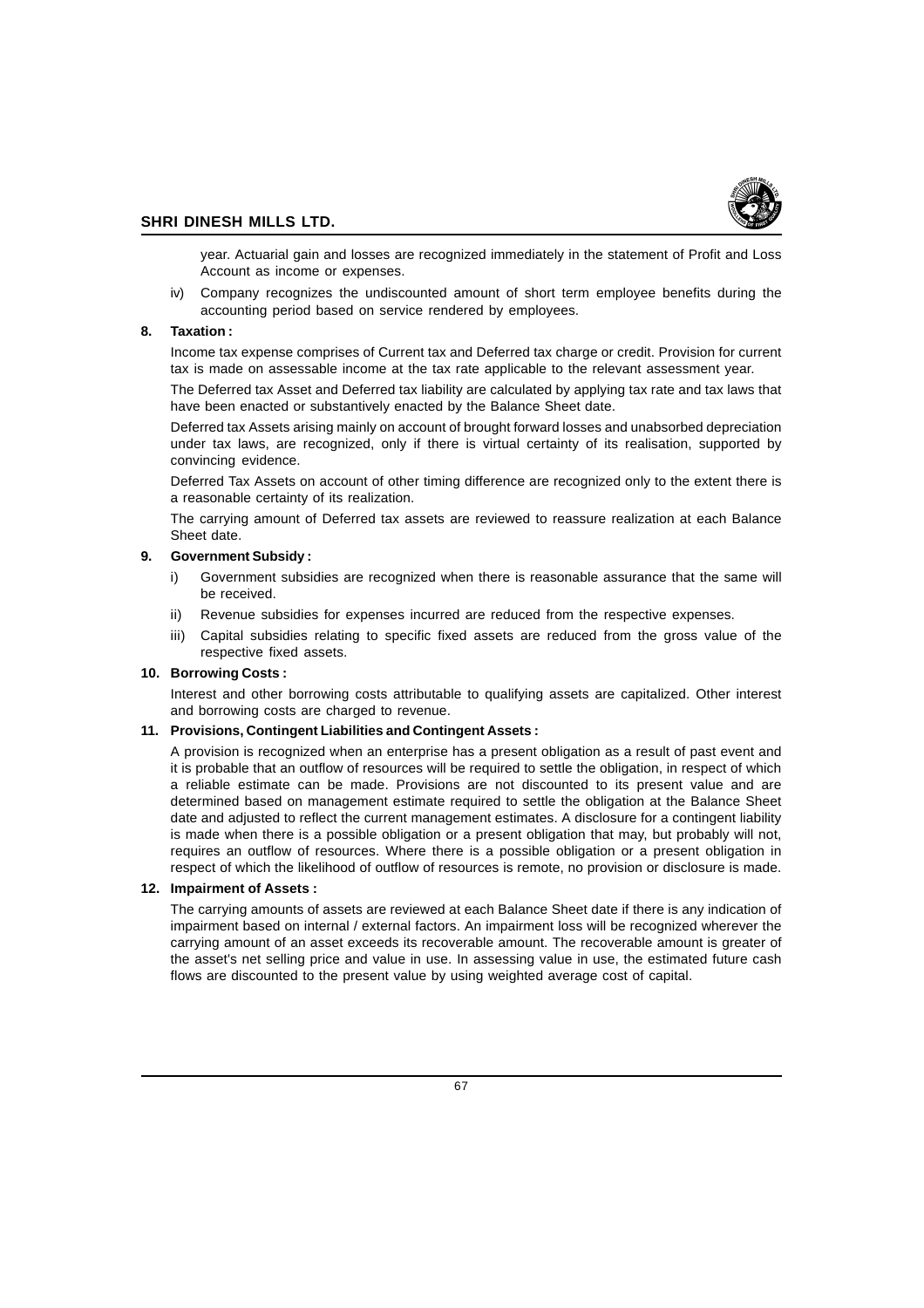year. Actuarial gain and losses are recognized immediately in the statement of Profit and Loss Account as income or expenses.

iv) Company recognizes the undiscounted amount of short term employee benefits during the accounting period based on service rendered by employees.

**8. Taxation :**

Income tax expense comprises of Current tax and Deferred tax charge or credit. Provision for current tax is made on assessable income at the tax rate applicable to the relevant assessment year.

The Deferred tax Asset and Deferred tax liability are calculated by applying tax rate and tax laws that have been enacted or substantively enacted by the Balance Sheet date.

Deferred tax Assets arising mainly on account of brought forward losses and unabsorbed depreciation under tax laws, are recognized, only if there is virtual certainty of its realisation, supported by convincing evidence.

Deferred Tax Assets on account of other timing difference are recognized only to the extent there is a reasonable certainty of its realization.

The carrying amount of Deferred tax assets are reviewed to reassure realization at each Balance Sheet date.

**9. Government Subsidy :**

i) Government subsidies are recognized when there is reasonable assurance that the same will be received.

ii) Revenue subsidies for expenses incurred are reduced from the respective expenses.

iii) Capital subsidies relating to specific fixed assets are reduced from the gross value of the respective fixed assets.

**10. Borrowing Costs :**

Interest and other borrowing costs attributable to qualifying assets are capitalized. Other interest and borrowing costs are charged to revenue.

**11. Provisions, Contingent Liabilities and Contingent Assets :**

A provision is recognized when an enterprise has a present obligation as a result of past event and it is probable that an outflow of resources will be required to settle the obligation, in respect of which a reliable estimate can be made. Provisions are not discounted to its present value and are determined based on management estimate required to settle the obligation at the Balance Sheet date and adjusted to reflect the current management estimates. A disclosure for a contingent liability is made when there is a possible obligation or a present obligation that may, but probably will not, requires an outflow of resources. Where there is a possible obligation or a present obligation in respect of which the likelihood of outflow of resources is remote, no provision or disclosure is made.

**12. Impairment of Assets :**

The carrying amounts of assets are reviewed at each Balance Sheet date if there is any indication of impairment based on internal / external factors. An impairment loss will be recognized wherever the carrying amount of an asset exceeds its recoverable amount. The recoverable amount is greater of the asset's net selling price and value in use. In assessing value in use, the estimated future cash flows are discounted to the present value by using weighted average cost of capital.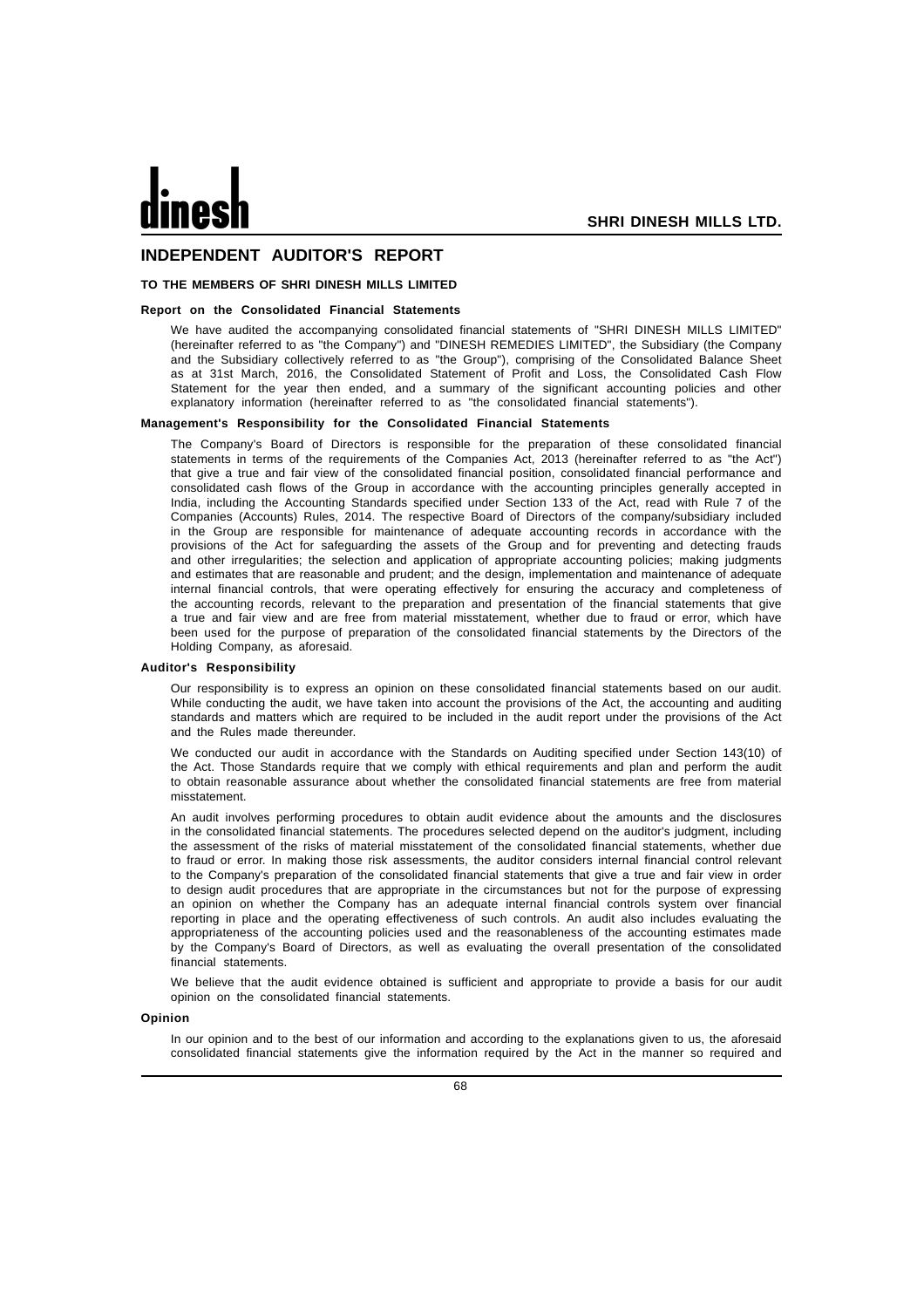# INDEPENDENT AUDITOR'S REPORT

**TO THE MEMBERS OF SHRI DINESH MILLS LIMITED**

**Report on the Consolidated Financial Statements**

We have audited the accompanying consolidated financial statements of "SHRI DINESH MILLS LIMITED" (hereinafter referred to as "the Company") and "DINESH REMEDIES LIMITED", the Subsidiary (the Company and the Subsidiary collectively referred to as "the Group"), comprising of the Consolidated Balance Sheet as at 31st March, 2016, the Consolidated Statement of Profit and Loss, the Consolidated Cash Flow Statement for the year then ended, and a summary of the significant accounting policies and other explanatory information (hereinafter referred to as "the consolidated financial statements").

**Management's Responsibility for the Consolidated Financial Statements**

The Company's Board of Directors is responsible for the preparation of these consolidated financial statements in terms of the requirements of the Companies Act, 2013 (hereinafter referred to as "the Act") that give a true and fair view of the consolidated financial position, consolidated financial performance and consolidated cash flows of the Group in accordance with the accounting principles generally accepted in India, including the Accounting Standards specified under Section 133 of the Act, read with Rule 7 of the Companies (Accounts) Rules, 2014. The respective Board of Directors of the company/subsidiary included in the Group are responsible for maintenance of adequate accounting records in accordance with the provisions of the Act for safeguarding the assets of the Group and for preventing and detecting frauds and other irregularities; the selection and application of appropriate accounting policies; making judgments and estimates that are reasonable and prudent; and the design, implementation and maintenance of adequate internal financial controls, that were operating effectively for ensuring the accuracy and completeness of the accounting records, relevant to the preparation and presentation of the financial statements that give a true and fair view and are free from material misstatement, whether due to fraud or error, which have been used for the purpose of preparation of the consolidated financial statements by the Directors of the Holding Company, as aforesaid.

**Auditor's Responsibility**

Our responsibility is to express an opinion on these consolidated financial statements based on our audit. While conducting the audit, we have taken into account the provisions of the Act, the accounting and auditing standards and matters which are required to be included in the audit report under the provisions of the Act and the Rules made thereunder.

We conducted our audit in accordance with the Standards on Auditing specified under Section 143(10) of the Act. Those Standards require that we comply with ethical requirements and plan and perform the audit to obtain reasonable assurance about whether the consolidated financial statements are free from material misstatement.

An audit involves performing procedures to obtain audit evidence about the amounts and the disclosures in the consolidated financial statements. The procedures selected depend on the auditor's judgment, including the assessment of the risks of material misstatement of the consolidated financial statements, whether due to fraud or error. In making those risk assessments, the auditor considers internal financial control relevant to the Company's preparation of the consolidated financial statements that give a true and fair view in order to design audit procedures that are appropriate in the circumstances but not for the purpose of expressing an opinion on whether the Company has an adequate internal financial controls system over financial reporting in place and the operating effectiveness of such controls. An audit also includes evaluating the appropriateness of the accounting policies used and the reasonableness of the accounting estimates made by the Company's Board of Directors, as well as evaluating the overall presentation of the consolidated financial statements.

We believe that the audit evidence obtained is sufficient and appropriate to provide a basis for our audit opinion on the consolidated financial statements.

**Opinion**

In our opinion and to the best of our information and according to the explanations given to us, the aforesaid consolidated financial statements give the information required by the Act in the manner so required and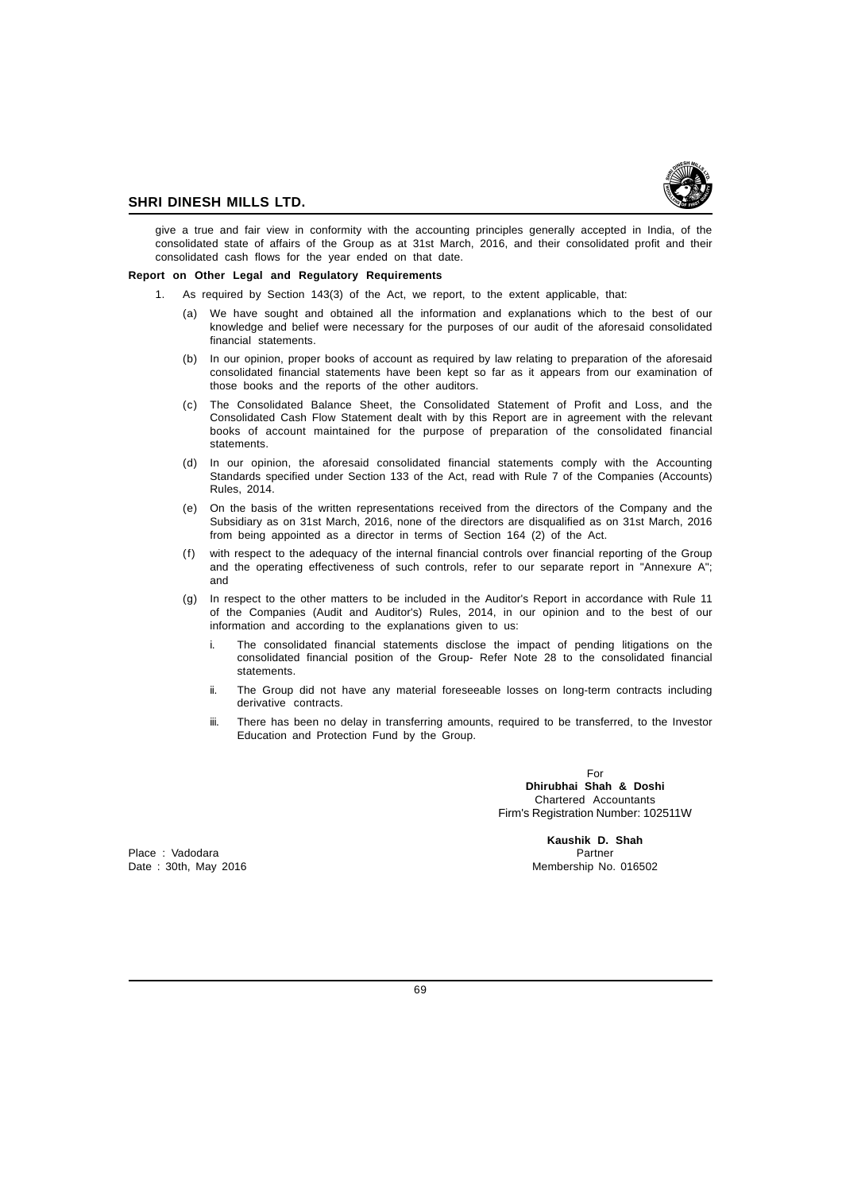give a true and fair view in conformity with the accounting principles generally accepted in India, of the consolidated state of affairs of the Group as at 31st March, 2016, and their consolidated profit and their consolidated cash flows for the year ended on that date.

**Report on Other Legal and Regulatory Requirements**

1. As required by Section 143(3) of the Act, we report, to the extent applicable, that:

   (a) We have sought and obtained all the information and explanations which to the best of our knowledge and belief were necessary for the purposes of our audit of the aforesaid consolidated financial statements.

   (b) In our opinion, proper books of account as required by law relating to preparation of the aforesaid consolidated financial statements have been kept so far as it appears from our examination of those books and the reports of the other auditors.

   (c) The Consolidated Balance Sheet, the Consolidated Statement of Profit and Loss, and the Consolidated Cash Flow Statement dealt with by this Report are in agreement with the relevant books of account maintained for the purpose of preparation of the consolidated financial statements.

   (d) In our opinion, the aforesaid consolidated financial statements comply with the Accounting Standards specified under Section 133 of the Act, read with Rule 7 of the Companies (Accounts) Rules, 2014.

   (e) On the basis of the written representations received from the directors of the Company and the Subsidiary as on 31st March, 2016, none of the directors are disqualified as on 31st March, 2016 from being appointed as a director in terms of Section 164 (2) of the Act.

   (f) with respect to the adequacy of the internal financial controls over financial reporting of the Group and the operating effectiveness of such controls, refer to our separate report in "Annexure A"; and

   (g) In respect to the other matters to be included in the Auditor's Report in accordance with Rule 11 of the Companies (Audit and Auditor's) Rules, 2014, in our opinion and to the best of our information and according to the explanations given to us:

      i. The consolidated financial statements disclose the impact of pending litigations on the consolidated financial position of the Group- Refer Note 28 to the consolidated financial statements.

      ii. The Group did not have any material foreseeable losses on long-term contracts including derivative contracts.

      iii. There has been no delay in transferring amounts, required to be transferred, to the Investor Education and Protection Fund by the Group.

For
**Dhirubhai Shah & Doshi**
Chartered Accountants
Firm's Registration Number: 102511W

**Kaushik D. Shah**
Partner
Membership No. 016502

Place : Vadodara
Date : 30th, May 2016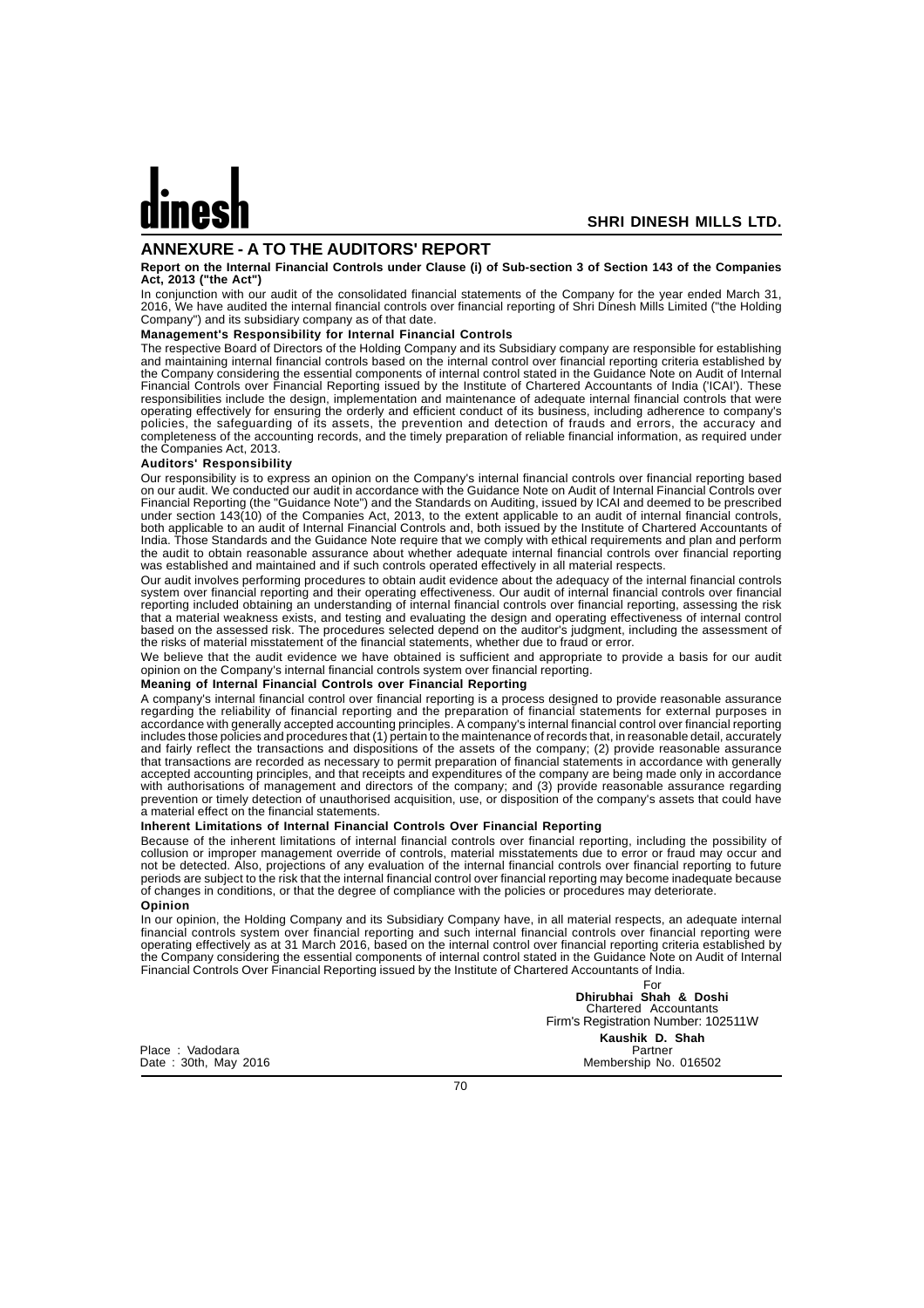## ANNEXURE - A TO THE AUDITORS' REPORT

**Report on the Internal Financial Controls under Clause (i) of Sub-section 3 of Section 143 of the Companies Act, 2013 ("the Act")**

In conjunction with our audit of the consolidated financial statements of the Company for the year ended March 31, 2016, We have audited the internal financial controls over financial reporting of Shri Dinesh Mills Limited ("the Holding Company") and its subsidiary company as of that date.

**Management's Responsibility for Internal Financial Controls**

The respective Board of Directors of the Holding Company and its Subsidiary company are responsible for establishing and maintaining internal financial controls based on the internal control over financial reporting criteria established by the Company considering the essential components of internal control stated in the Guidance Note on Audit of Internal Financial Controls over Financial Reporting issued by the Institute of Chartered Accountants of India ('ICAI'). These responsibilities include the design, implementation and maintenance of adequate internal financial controls that were operating effectively for ensuring the orderly and efficient conduct of its business, including adherence to company's policies, the safeguarding of its assets, the prevention and detection of frauds and errors, the accuracy and completeness of the accounting records, and the timely preparation of reliable financial information, as required under the Companies Act, 2013.

**Auditors' Responsibility**

Our responsibility is to express an opinion on the Company's internal financial controls over financial reporting based on our audit. We conducted our audit in accordance with the Guidance Note on Audit of Internal Financial Controls over Financial Reporting (the "Guidance Note") and the Standards on Auditing, issued by ICAI and deemed to be prescribed under section 143(10) of the Companies Act, 2013, to the extent applicable to an audit of internal financial controls, both applicable to an audit of Internal Financial Controls and, both issued by the Institute of Chartered Accountants of India. Those Standards and the Guidance Note require that we comply with ethical requirements and plan and perform the audit to obtain reasonable assurance about whether adequate internal financial controls over financial reporting was established and maintained and if such controls operated effectively in all material respects.

Our audit involves performing procedures to obtain audit evidence about the adequacy of the internal financial controls system over financial reporting and their operating effectiveness. Our audit of internal financial controls over financial reporting included obtaining an understanding of internal financial controls over financial reporting, assessing the risk that a material weakness exists, and testing and evaluating the design and operating effectiveness of internal control based on the assessed risk. The procedures selected depend on the auditor's judgment, including the assessment of the risks of material misstatement of the financial statements, whether due to fraud or error.

We believe that the audit evidence we have obtained is sufficient and appropriate to provide a basis for our audit opinion on the Company's internal financial controls system over financial reporting.

**Meaning of Internal Financial Controls over Financial Reporting**

A company's internal financial control over financial reporting is a process designed to provide reasonable assurance regarding the reliability of financial reporting and the preparation of financial statements for external purposes in accordance with generally accepted accounting principles. A company's internal financial control over financial reporting includes those policies and procedures that (1) pertain to the maintenance of records that, in reasonable detail, accurately and fairly reflect the transactions and dispositions of the assets of the company; (2) provide reasonable assurance that transactions are recorded as necessary to permit preparation of financial statements in accordance with generally accepted accounting principles, and that receipts and expenditures of the company are being made only in accordance with authorisations of management and directors of the company; and (3) provide reasonable assurance regarding prevention or timely detection of unauthorised acquisition, use, or disposition of the company's assets that could have a material effect on the financial statements.

**Inherent Limitations of Internal Financial Controls Over Financial Reporting**

Because of the inherent limitations of internal financial controls over financial reporting, including the possibility of collusion or improper management override of controls, material misstatements due to error or fraud may occur and not be detected. Also, projections of any evaluation of the internal financial controls over financial reporting to future periods are subject to the risk that the internal financial control over financial reporting may become inadequate because of changes in conditions, or that the degree of compliance with the policies or procedures may deteriorate.

**Opinion**

In our opinion, the Holding Company and its Subsidiary Company have, in all material respects, an adequate internal financial controls system over financial reporting and such internal financial controls over financial reporting were operating effectively as at 31 March 2016, based on the internal control over financial reporting criteria established by the Company considering the essential components of internal control stated in the Guidance Note on Audit of Internal Financial Controls Over Financial Reporting issued by the Institute of Chartered Accountants of India.

For
**Dhirubhai Shah & Doshi**
Chartered Accountants
Firm's Registration Number: 102511W

**Kaushik D. Shah**
Partner
Membership No. 016502

Place : Vadodara
Date : 30th, May 2016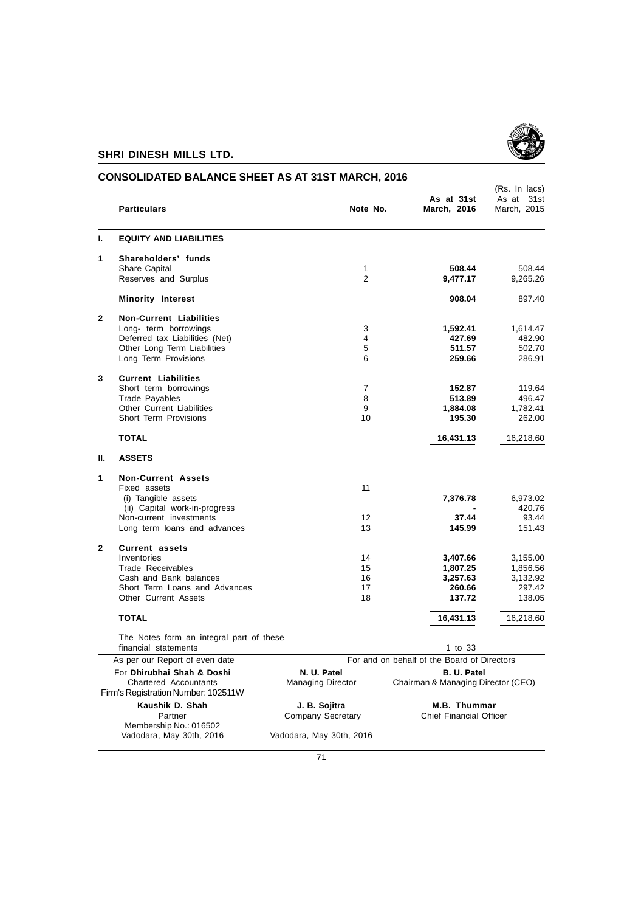## SHRI DINESH MILLS LTD.

## CONSOLIDATED BALANCE SHEET AS AT 31ST MARCH, 2016

(Rs. In lacs)

| | Particulars | Note No. | As at 31st March, 2016 | As at 31st March, 2015 |
|---|---|---|---|---|
| **I.** | **EQUITY AND LIABILITIES** | | | |
| **1** | **Shareholders' funds** | | | |
| | Share Capital | 1 | **508.44** | 508.44 |
| | Reserves and Surplus | 2 | **9,477.17** | 9,265.26 |
| | **Minority Interest** | | **908.04** | 897.40 |
| **2** | **Non-Current Liabilities** | | | |
| | Long- term borrowings | 3 | **1,592.41** | 1,614.47 |
| | Deferred tax Liabilities (Net) | 4 | **427.69** | 482.90 |
| | Other Long Term Liabilities | 5 | **511.57** | 502.70 |
| | Long Term Provisions | 6 | **259.66** | 286.91 |
| **3** | **Current Liabilities** | | | |
| | Short term borrowings | 7 | **152.87** | 119.64 |
| | Trade Payables | 8 | **513.89** | 496.47 |
| | Other Current Liabilities | 9 | **1,884.08** | 1,782.41 |
| | Short Term Provisions | 10 | **195.30** | 262.00 |
| | **TOTAL** | | **16,431.13** | 16,218.60 |
| **II.** | **ASSETS** | | | |
| **1** | **Non-Current Assets** | | | |
| | Fixed assets | 11 | | |
| | (i) Tangible assets | | **7,376.78** | 6,973.02 |
| | (ii) Capital work-in-progress | | **-** | 420.76 |
| | Non-current investments | 12 | **37.44** | 93.44 |
| | Long term loans and advances | 13 | **145.99** | 151.43 |
| **2** | **Current assets** | | | |
| | Inventories | 14 | **3,407.66** | 3,155.00 |
| | Trade Receivables | 15 | **1,807.25** | 1,856.56 |
| | Cash and Bank balances | 16 | **3,257.63** | 3,132.92 |
| | Short Term Loans and Advances | 17 | **260.66** | 297.42 |
| | Other Current Assets | 18 | **137.72** | 138.05 |
| | **TOTAL** | | **16,431.13** | 16,218.60 |
| | The Notes form an integral part of these financial statements | | 1 to 33 | |

As per our Report of even date

For **Dhirubhai Shah & Doshi**
Chartered Accountants
Firm's Registration Number: 102511W

**Kaushik D. Shah**
Partner
Membership No.: 016502
Vadodara, May 30th, 2016

For and on behalf of the Board of Directors

**N. U. Patel**
Managing Director

**B. U. Patel**
Chairman & Managing Director (CEO)

**J. B. Sojitra**
Company Secretary

**M.B. Thummar**
Chief Financial Officer

Vadodara, May 30th, 2016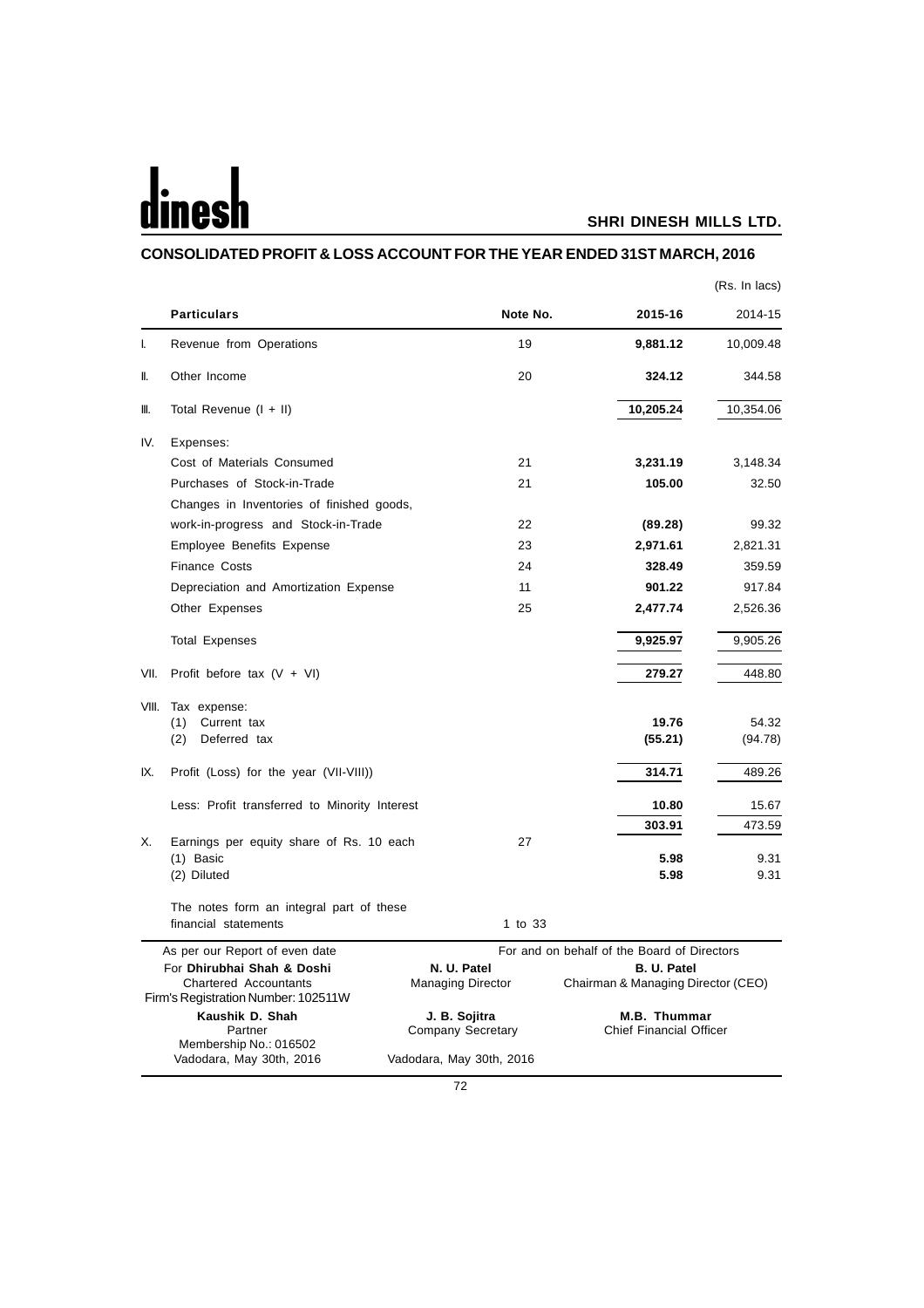# CONSOLIDATED PROFIT & LOSS ACCOUNT FOR THE YEAR ENDED 31ST MARCH, 2016

(Rs. In lacs)

| | Particulars | Note No. | 2015-16 | 2014-15 |
|---|---|---|---|---|
| I. | Revenue from Operations | 19 | **9,881.12** | 10,009.48 |
| II. | Other Income | 20 | **324.12** | 344.58 |
| III. | Total Revenue (I + II) | | **10,205.24** | 10,354.06 |
| IV. | Expenses: | | | |
| | Cost of Materials Consumed | 21 | **3,231.19** | 3,148.34 |
| | Purchases of Stock-in-Trade | 21 | **105.00** | 32.50 |
| | Changes in Inventories of finished goods, work-in-progress and Stock-in-Trade | 22 | **(89.28)** | 99.32 |
| | Employee Benefits Expense | 23 | **2,971.61** | 2,821.31 |
| | Finance Costs | 24 | **328.49** | 359.59 |
| | Depreciation and Amortization Expense | 11 | **901.22** | 917.84 |
| | Other Expenses | 25 | **2,477.74** | 2,526.36 |
| | Total Expenses | | **9,925.97** | 9,905.26 |
| VII. | Profit before tax (V + VI) | | **279.27** | 448.80 |
| VIII. | Tax expense: | | | |
| | (1) Current tax | | **19.76** | 54.32 |
| | (2) Deferred tax | | **(55.21)** | (94.78) |
| IX. | Profit (Loss) for the year (VII-VIII)) | | **314.71** | 489.26 |
| | Less: Profit transferred to Minority Interest | | **10.80** | 15.67 |
| | | | **303.91** | 473.59 |
| X. | Earnings per equity share of Rs. 10 each | 27 | | |
| | (1) Basic | | **5.98** | 9.31 |
| | (2) Diluted | | **5.98** | 9.31 |
| | The notes form an integral part of these financial statements | 1 to 33 | | |

As per our Report of even date
For **Dhirubhai Shah & Doshi**
Chartered Accountants
Firm's Registration Number: 102511W

**Kaushik D. Shah**
Partner
Membership No.: 016502
Vadodara, May 30th, 2016

For and on behalf of the Board of Directors

**N. U. Patel**
Managing Director

**B. U. Patel**
Chairman & Managing Director (CEO)

**J. B. Sojitra**
Company Secretary

**M.B. Thummar**
Chief Financial Officer

Vadodara, May 30th, 2016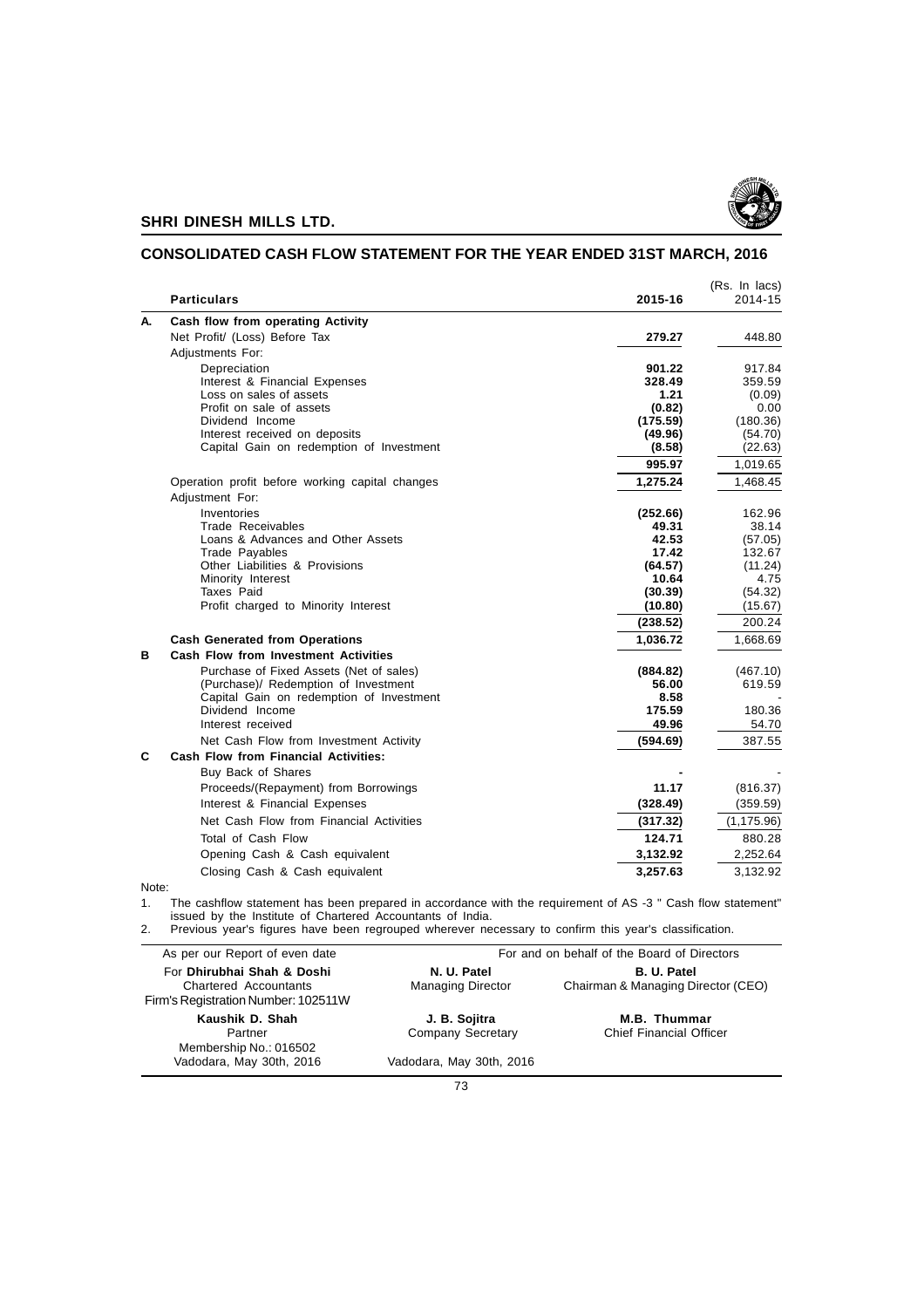## CONSOLIDATED CASH FLOW STATEMENT FOR THE YEAR ENDED 31ST MARCH, 2016

(Rs. In lacs)

| | Particulars | 2015-16 | 2014-15 |
|---|---|---|---|
| **A.** | **Cash flow from operating Activity** | | |
| | Net Profit/ (Loss) Before Tax | **279.27** | 448.80 |
| | Adjustments For: | | |
| | Depreciation | **901.22** | 917.84 |
| | Interest & Financial Expenses | **328.49** | 359.59 |
| | Loss on sales of assets | **1.21** | (0.09) |
| | Profit on sale of assets | **(0.82)** | 0.00 |
| | Dividend Income | **(175.59)** | (180.36) |
| | Interest received on deposits | **(49.96)** | (54.70) |
| | Capital Gain on redemption of Investment | **(8.58)** | (22.63) |
| | | **995.97** | 1,019.65 |
| | Operation profit before working capital changes | **1,275.24** | 1,468.45 |
| | Adjustment For: | | |
| | Inventories | **(252.66)** | 162.96 |
| | Trade Receivables | **49.31** | 38.14 |
| | Loans & Advances and Other Assets | **42.53** | (57.05) |
| | Trade Payables | **17.42** | 132.67 |
| | Other Liabilities & Provisions | **(64.57)** | (11.24) |
| | Minority Interest | **10.64** | 4.75 |
| | Taxes Paid | **(30.39)** | (54.32) |
| | Profit charged to Minority Interest | **(10.80)** | (15.67) |
| | | **(238.52)** | 200.24 |
| | **Cash Generated from Operations** | **1,036.72** | 1,668.69 |
| **B** | **Cash Flow from Investment Activities** | | |
| | Purchase of Fixed Assets (Net of sales) | **(884.82)** | (467.10) |
| | (Purchase)/ Redemption of Investment | **56.00** | 619.59 |
| | Capital Gain on redemption of Investment | **8.58** | - |
| | Dividend Income | **175.59** | 180.36 |
| | Interest received | **49.96** | 54.70 |
| | Net Cash Flow from Investment Activity | **(594.69)** | 387.55 |
| **C** | **Cash Flow from Financial Activities:** | | |
| | Buy Back of Shares | **-** | - |
| | Proceeds/(Repayment) from Borrowings | **11.17** | (816.37) |
| | Interest & Financial Expenses | **(328.49)** | (359.59) |
| | Net Cash Flow from Financial Activities | **(317.32)** | (1,175.96) |
| | Total of Cash Flow | **124.71** | 880.28 |
| | Opening Cash & Cash equivalent | **3,132.92** | 2,252.64 |
| | Closing Cash & Cash equivalent | **3,257.63** | 3,132.92 |

Note:

1. The cashflow statement has been prepared in accordance with the requirement of AS -3 " Cash flow statement" issued by the Institute of Chartered Accountants of India.
2. Previous year's figures have been regrouped wherever necessary to confirm this year's classification.

| As per our Report of even date | For and on behalf of the Board of Directors | |
|---|---|---|
| For **Dhirubhai Shah & Doshi**<br>Chartered Accountants<br>Firm's Registration Number: 102511W | **N. U. Patel**<br>Managing Director | **B. U. Patel**<br>Chairman & Managing Director (CEO) |
| **Kaushik D. Shah**<br>Partner<br>Membership No.: 016502<br>Vadodara, May 30th, 2016 | **J. B. Sojitra**<br>Company Secretary<br><br>Vadodara, May 30th, 2016 | **M.B. Thummar**<br>Chief Financial Officer |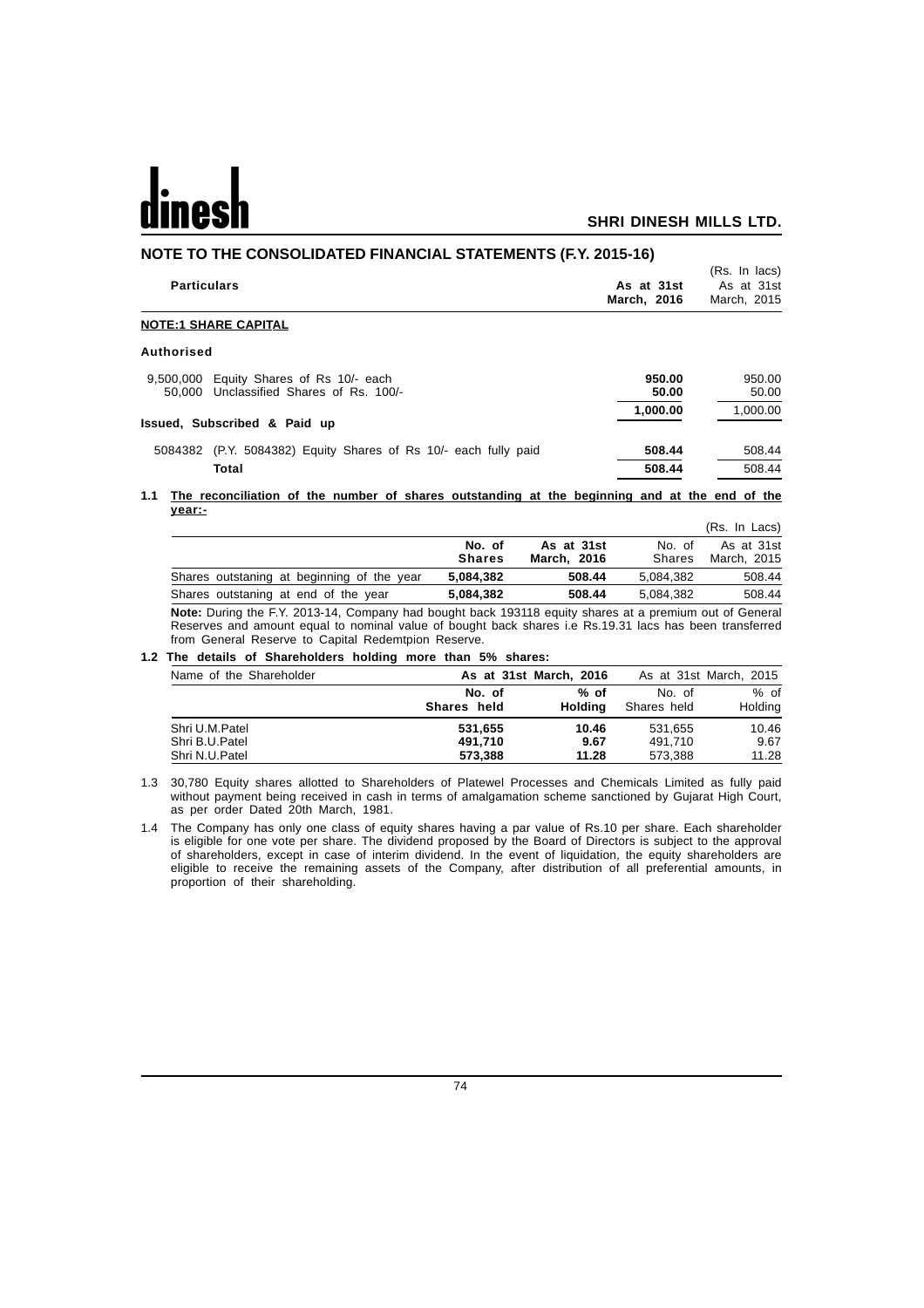## NOTE TO THE CONSOLIDATED FINANCIAL STATEMENTS (F.Y. 2015-16)

(Rs. In lacs)

| Particulars | As at 31st March, 2016 | As at 31st March, 2015 |
|---|---|---|
| **NOTE:1 SHARE CAPITAL** | | |
| **Authorised** | | |
| 9,500,000 Equity Shares of Rs 10/- each | **950.00** | 950.00 |
| 50,000 Unclassified Shares of Rs. 100/- | **50.00** | 50.00 |
| | **1,000.00** | 1,000.00 |
| **Issued, Subscribed & Paid up** | | |
| 5084382 (P.Y. 5084382) Equity Shares of Rs 10/- each fully paid | **508.44** | 508.44 |
| **Total** | **508.44** | 508.44 |

**1.1 The reconciliation of the number of shares outstanding at the beginning and at the end of the year:-**

(Rs. In Lacs)

| | No. of Shares | As at 31st March, 2016 | No. of Shares | As at 31st March, 2015 |
|---|---|---|---|---|
| Shares outstaning at beginning of the year | **5,084,382** | **508.44** | 5,084,382 | 508.44 |
| Shares outstaning at end of the year | **5,084,382** | **508.44** | 5,084,382 | 508.44 |

**Note:** During the F.Y. 2013-14, Company had bought back 193118 equity shares at a premium out of General Reserves and amount equal to nominal value of bought back shares i.e Rs.19.31 lacs has been transferred from General Reserve to Capital Redemtpion Reserve.

**1.2 The details of Shareholders holding more than 5% shares:**

| Name of the Shareholder | As at 31st March, 2016 | | As at 31st March, 2015 | |
|---|---|---|---|---|
| | No. of Shares held | % of Holding | No. of Shares held | % of Holding |
| Shri U.M.Patel | **531,655** | **10.46** | 531,655 | 10.46 |
| Shri B.U.Patel | **491,710** | **9.67** | 491,710 | 9.67 |
| Shri N.U.Patel | **573,388** | **11.28** | 573,388 | 11.28 |

1.3 30,780 Equity shares allotted to Shareholders of Platewel Processes and Chemicals Limited as fully paid without payment being received in cash in terms of amalgamation scheme sanctioned by Gujarat High Court, as per order Dated 20th March, 1981.

1.4 The Company has only one class of equity shares having a par value of Rs.10 per share. Each shareholder is eligible for one vote per share. The dividend proposed by the Board of Directors is subject to the approval of shareholders, except in case of interim dividend. In the event of liquidation, the equity shareholders are eligible to receive the remaining assets of the Company, after distribution of all preferential amounts, in proportion of their shareholding.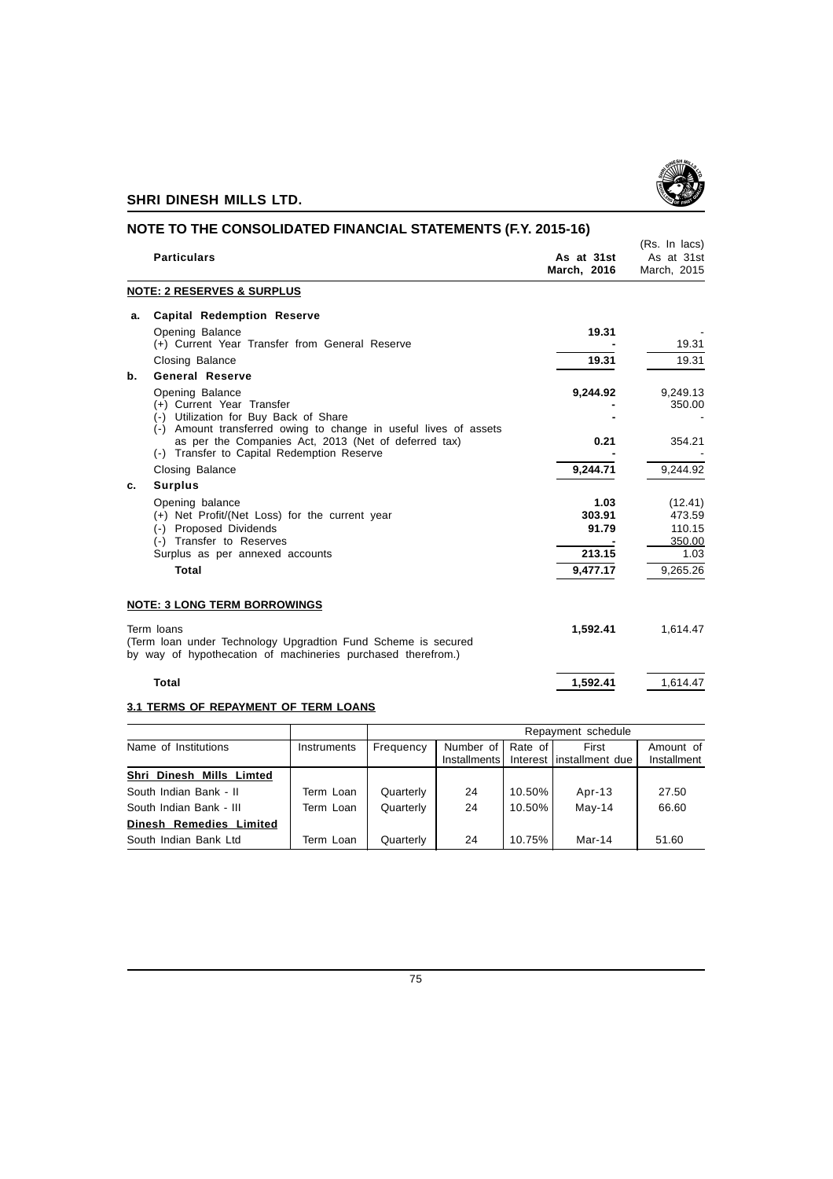# SHRI DINESH MILLS LTD.

## NOTE TO THE CONSOLIDATED FINANCIAL STATEMENTS (F.Y. 2015-16)

(Rs. In lacs)

| | Particulars | As at 31st March, 2016 | As at 31st March, 2015 |
|---|---|---|---|
| | **NOTE: 2 RESERVES & SURPLUS** | | |
| **a.** | **Capital Redemption Reserve** | | |
| | Opening Balance | **19.31** | - |
| | (+) Current Year Transfer from General Reserve | **-** | 19.31 |
| | Closing Balance | **19.31** | 19.31 |
| **b.** | **General Reserve** | | |
| | Opening Balance | **9,244.92** | 9,249.13 |
| | (+) Current Year Transfer | **-** | 350.00 |
| | (-) Utilization for Buy Back of Share | **-** | - |
| | (-) Amount transferred owing to change in useful lives of assets as per the Companies Act, 2013 (Net of deferred tax) | **0.21** | 354.21 |
| | (-) Transfer to Capital Redemption Reserve | **-** | - |
| | Closing Balance | **9,244.71** | 9,244.92 |
| **c.** | **Surplus** | | |
| | Opening balance | **1.03** | (12.41) |
| | (+) Net Profit/(Net Loss) for the current year | **303.91** | 473.59 |
| | (-) Proposed Dividends | **91.79** | 110.15 |
| | (-) Transfer to Reserves | **-** | 350.00 |
| | Surplus as per annexed accounts | **213.15** | 1.03 |
| | **Total** | **9,477.17** | 9,265.26 |
| | **NOTE: 3 LONG TERM BORROWINGS** | | |
| | Term loans (Term loan under Technology Upgradtion Fund Scheme is secured by way of hypothecation of machineries purchased therefrom.) | **1,592.41** | 1,614.47 |
| | **Total** | **1,592.41** | 1,614.47 |

### 3.1 TERMS OF REPAYMENT OF TERM LOANS

| | | Repayment schedule | | | | |
|---|---|---|---|---|---|---|
| Name of Institutions | Instruments | Frequency | Number of Installments | Rate of Interest | First installment due | Amount of Installment |
| **Shri Dinesh Mills Limted** | | | | | | |
| South Indian Bank - II | Term Loan | Quarterly | 24 | 10.50% | Apr-13 | 27.50 |
| South Indian Bank - III | Term Loan | Quarterly | 24 | 10.50% | May-14 | 66.60 |
| **Dinesh Remedies Limited** | | | | | | |
| South Indian Bank Ltd | Term Loan | Quarterly | 24 | 10.75% | Mar-14 | 51.60 |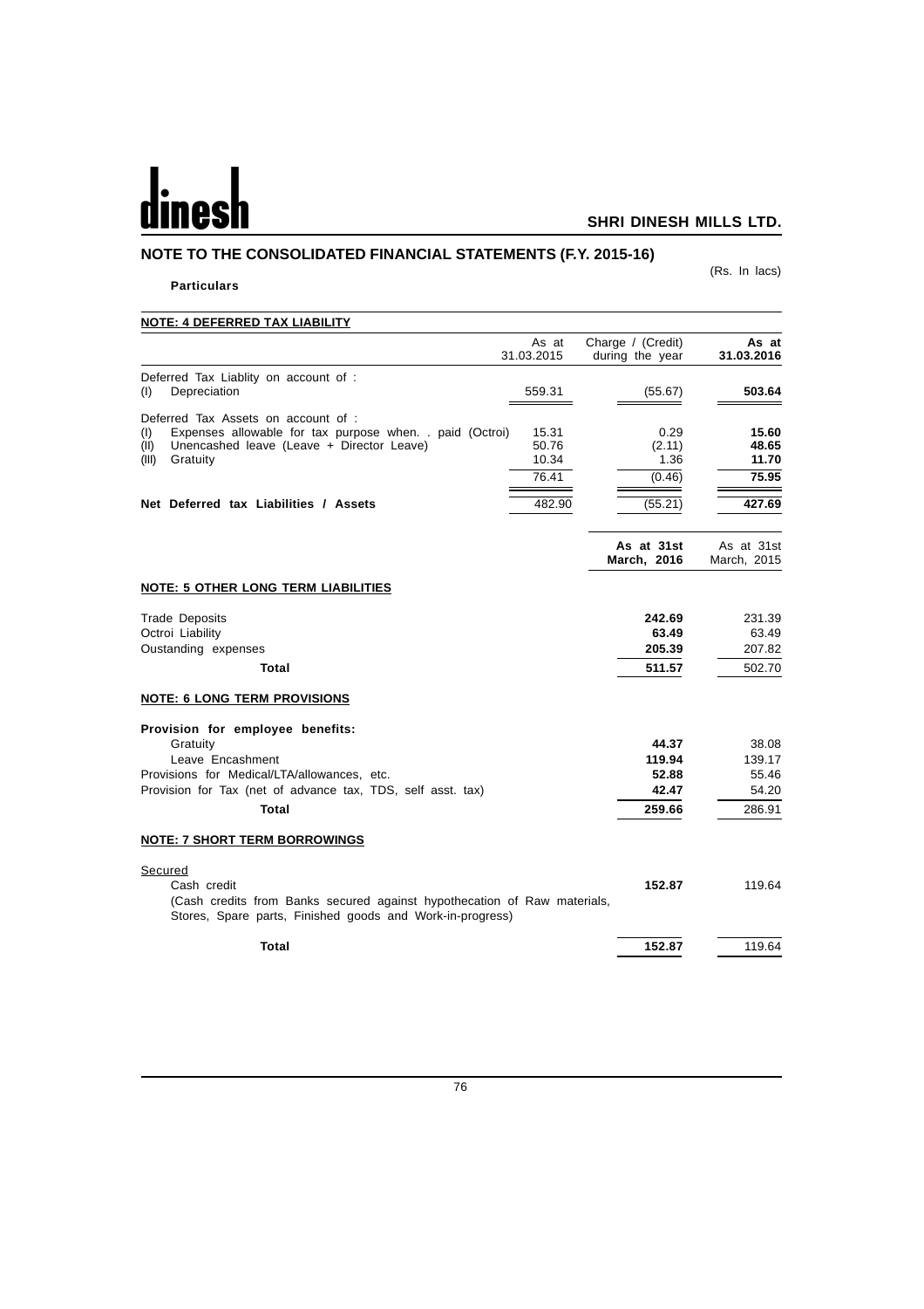## NOTE TO THE CONSOLIDATED FINANCIAL STATEMENTS (F.Y. 2015-16)

(Rs. In lacs)

**Particulars**

### NOTE: 4 DEFERRED TAX LIABILITY

| | As at 31.03.2015 | Charge / (Credit) during the year | **As at 31.03.2016** |
|---|---|---|---|
| Deferred Tax Liablity on account of : | | | |
| (I) Depreciation | 559.31 | (55.67) | **503.64** |
| Deferred Tax Assets on account of : | | | |
| (I) Expenses allowable for tax purpose when. . paid (Octroi) | 15.31 | 0.29 | **15.60** |
| (II) Unencashed leave (Leave + Director Leave) | 50.76 | (2.11) | **48.65** |
| (III) Gratuity | 10.34 | 1.36 | **11.70** |
| | 76.41 | (0.46) | **75.95** |
| **Net Deferred tax Liabilities / Assets** | 482.90 | (55.21) | **427.69** |

| | **As at 31st March, 2016** | As at 31st March, 2015 |
|---|---|---|
| **NOTE: 5 OTHER LONG TERM LIABILITIES** | | |
| Trade Deposits | **242.69** | 231.39 |
| Octroi Liability | **63.49** | 63.49 |
| Oustanding expenses | **205.39** | 207.82 |
| **Total** | **511.57** | 502.70 |
| **NOTE: 6 LONG TERM PROVISIONS** | | |
| **Provision for employee benefits:** | | |
| Gratuity | **44.37** | 38.08 |
| Leave Encashment | **119.94** | 139.17 |
| Provisions for Medical/LTA/allowances, etc. | **52.88** | 55.46 |
| Provision for Tax (net of advance tax, TDS, self asst. tax) | **42.47** | 54.20 |
| **Total** | **259.66** | 286.91 |
| **NOTE: 7 SHORT TERM BORROWINGS** | | |
| Secured | | |
| Cash credit | **152.87** | 119.64 |
| (Cash credits from Banks secured against hypothecation of Raw materials, Stores, Spare parts, Finished goods and Work-in-progress) | | |
| **Total** | **152.87** | 119.64 |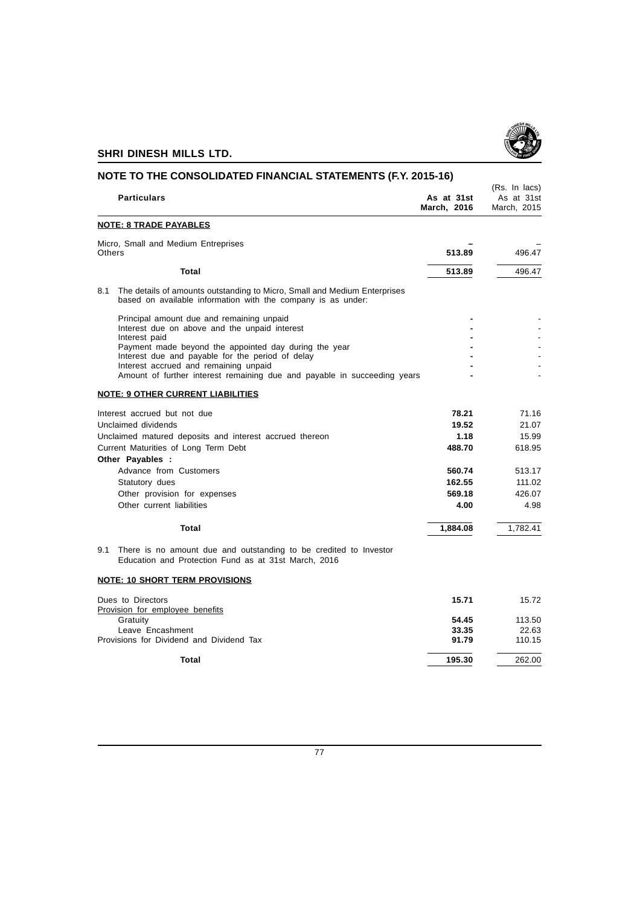## NOTE TO THE CONSOLIDATED FINANCIAL STATEMENTS (F.Y. 2015-16)

(Rs. In lacs)

| Particulars | As at 31st March, 2016 | As at 31st March, 2015 |
|---|---|---|
| **NOTE: 8 TRADE PAYABLES** | | |
| Micro, Small and Medium Entreprises | – | – |
| Others | **513.89** | 496.47 |
| **Total** | **513.89** | 496.47 |

8.1 The details of amounts outstanding to Micro, Small and Medium Enterprises based on available information with the company is as under:

| Particulars | As at 31st March, 2016 | As at 31st March, 2015 |
|---|---|---|
| Principal amount due and remaining unpaid | - | - |
| Interest due on above and the unpaid interest | - | - |
| Interest paid | - | - |
| Payment made beyond the appointed day during the year | - | - |
| Interest due and payable for the period of delay | - | - |
| Interest accrued and remaining unpaid | - | - |
| Amount of further interest remaining due and payable in succeeding years | - | - |

**NOTE: 9 OTHER CURRENT LIABILITIES**

| Particulars | As at 31st March, 2016 | As at 31st March, 2015 |
|---|---|---|
| Interest accrued but not due | **78.21** | 71.16 |
| Unclaimed dividends | **19.52** | 21.07 |
| Unclaimed matured deposits and interest accrued thereon | **1.18** | 15.99 |
| Current Maturities of Long Term Debt | **488.70** | 618.95 |
| **Other Payables :** | | |
| Advance from Customers | **560.74** | 513.17 |
| Statutory dues | **162.55** | 111.02 |
| Other provision for expenses | **569.18** | 426.07 |
| Other current liabilities | **4.00** | 4.98 |
| **Total** | **1,884.08** | 1,782.41 |

9.1 There is no amount due and outstanding to be credited to Investor Education and Protection Fund as at 31st March, 2016

**NOTE: 10 SHORT TERM PROVISIONS**

| Particulars | As at 31st March, 2016 | As at 31st March, 2015 |
|---|---|---|
| Dues to Directors | **15.71** | 15.72 |
| Provision for employee benefits | | |
| Gratuity | **54.45** | 113.50 |
| Leave Encashment | **33.35** | 22.63 |
| Provisions for Dividend and Dividend Tax | **91.79** | 110.15 |
| **Total** | **195.30** | 262.00 |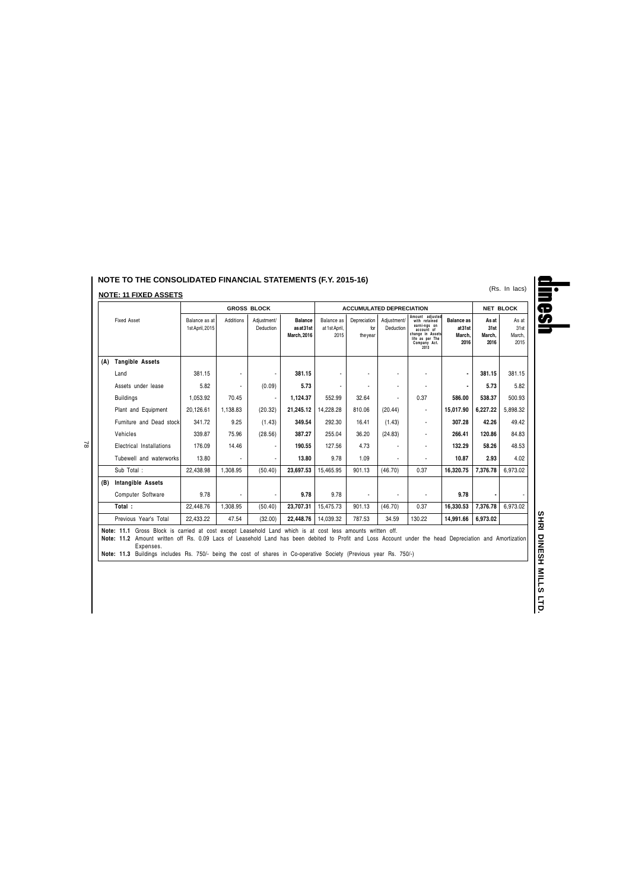## NOTE TO THE CONSOLIDATED FINANCIAL STATEMENTS (F.Y. 2015-16)

### NOTE: 11 FIXED ASSETS

(Rs. In lacs)

| | Fixed Asset | GROSS BLOCK | | | | ACCUMULATED DEPRECIATION | | | | | NET BLOCK | |
|---|---|---|---|---|---|---|---|---|---|---|---|---|
| | | Balance as at 1st April, 2015 | Additions | Adjustment/ Deduction | **Balance as at 31st March, 2016** | Balance as at 1st April, 2015 | Depreciation for the year | Adjustment/ Deduction | Amount adjusted with retained earni-ngs on account of change in Assets life as per The Company Act. 2013 | **Balance as at 31st March, 2016** | **As at 31st March, 2016** | As at 31st March, 2015 |
| **(A)** | **Tangible Assets** | | | | | | | | | | | |
| | Land | 381.15 | - | - | **381.15** | - | - | - | - | **-** | **381.15** | 381.15 |
| | Assets under lease | 5.82 | - | (0.09) | **5.73** | - | - | - | - | **-** | **5.73** | 5.82 |
| | Buildings | 1,053.92 | 70.45 | - | **1,124.37** | 552.99 | 32.64 | - | 0.37 | **586.00** | **538.37** | 500.93 |
| | Plant and Equipment | 20,126.61 | 1,138.83 | (20.32) | **21,245.12** | 14,228.28 | 810.06 | (20.44) | - | **15,017.90** | **6,227.22** | 5,898.32 |
| | Furniture and Dead stock | 341.72 | 9.25 | (1.43) | **349.54** | 292.30 | 16.41 | (1.43) | - | **307.28** | **42.26** | 49.42 |
| | Vehicles | 339.87 | 75.96 | (28.56) | **387.27** | 255.04 | 36.20 | (24.83) | - | **266.41** | **120.86** | 84.83 |
| | Electrical Installations | 176.09 | 14.46 | - | **190.55** | 127.56 | 4.73 | - | - | **132.29** | **58.26** | 48.53 |
| | Tubewell and waterworks | 13.80 | - | - | **13.80** | 9.78 | 1.09 | - | - | **10.87** | **2.93** | 4.02 |
| | Sub Total : | 22,438.98 | 1,308.95 | (50.40) | **23,697.53** | 15,465.95 | 901.13 | (46.70) | 0.37 | **16,320.75** | **7,376.78** | 6,973.02 |
| **(B)** | **Intangible Assets** | | | | | | | | | | | |
| | Computer Software | 9.78 | - | - | **9.78** | 9.78 | - | - | - | **9.78** | **-** | - |
| | **Total :** | 22,448.76 | 1,308.95 | (50.40) | **23,707.31** | 15,475.73 | 901.13 | (46.70) | 0.37 | **16,330.53** | **7,376.78** | 6,973.02 |
| | Previous Year's Total | 22,433.22 | 47.54 | (32.00) | **22,448.76** | 14,039.32 | 787.53 | 34.59 | 130.22 | **14,991.66** | **6,973.02** | |

**Note: 11.1** Gross Block is carried at cost except Leasehold Land which is at cost less amounts written off.

**Note: 11.2** Amount written off Rs. 0.09 Lacs of Leasehold Land has been debited to Profit and Loss Account under the head Depreciation and Amortization Expenses.

**Note: 11.3** Buildings includes Rs. 750/- being the cost of shares in Co-operative Society (Previous year Rs. 750/-)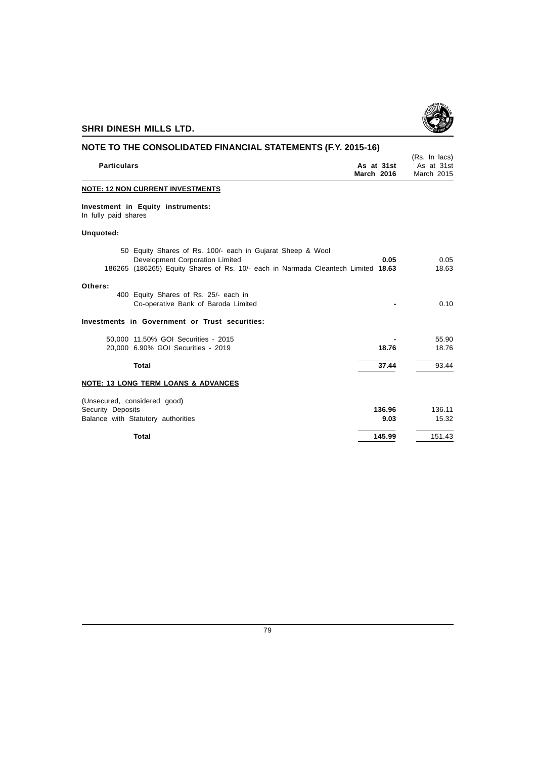## NOTE TO THE CONSOLIDATED FINANCIAL STATEMENTS (F.Y. 2015-16)

(Rs. In lacs)

| Particulars | As at 31st March 2016 | As at 31st March 2015 |
|---|---|---|
| **NOTE: 12 NON CURRENT INVESTMENTS** | | |
| **Investment in Equity instruments:** | | |
| In fully paid shares | | |
| **Unquoted:** | | |
| 50 Equity Shares of Rs. 100/- each in Gujarat Sheep & Wool Development Corporation Limited | **0.05** | 0.05 |
| 186265 (186265) Equity Shares of Rs. 10/- each in Narmada Cleantech Limited | **18.63** | 18.63 |
| **Others:** | | |
| 400 Equity Shares of Rs. 25/- each in Co-operative Bank of Baroda Limited | **-** | 0.10 |
| **Investments in Government or Trust securities:** | | |
| 50,000 11.50% GOI Securities - 2015 | **-** | 55.90 |
| 20,000 6.90% GOI Securities - 2019 | **18.76** | 18.76 |
| **Total** | **37.44** | 93.44 |
| **NOTE: 13 LONG TERM LOANS & ADVANCES** | | |
| (Unsecured, considered good) | | |
| Security Deposits | **136.96** | 136.11 |
| Balance with Statutory authorities | **9.03** | 15.32 |
| **Total** | **145.99** | 151.43 |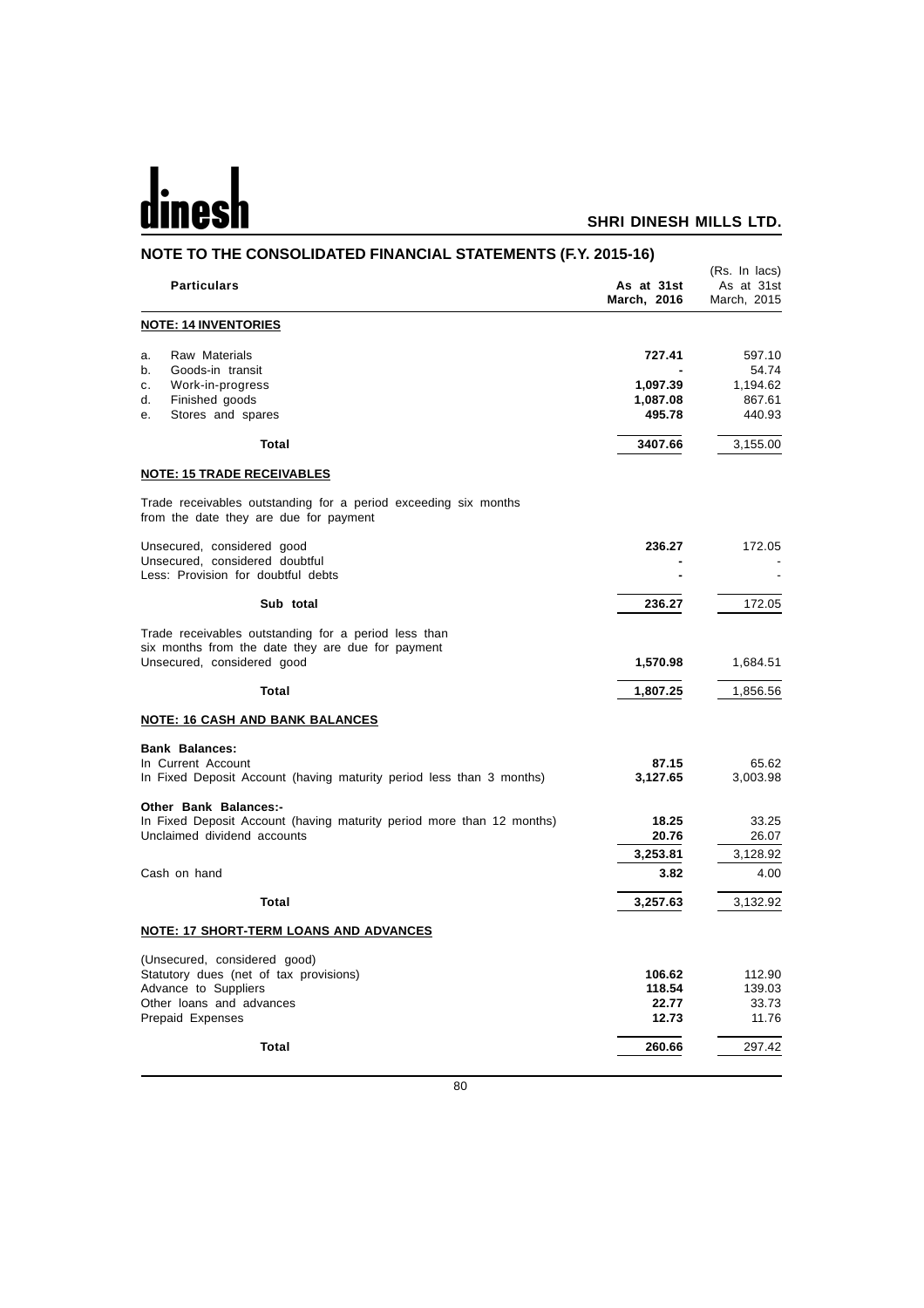## NOTE TO THE CONSOLIDATED FINANCIAL STATEMENTS (F.Y. 2015-16)

(Rs. In lacs)

| Particulars | As at 31st March, 2016 | As at 31st March, 2015 |
|---|---|---|
| **NOTE: 14 INVENTORIES** | | |
| a. Raw Materials | **727.41** | 597.10 |
| b. Goods-in transit | **-** | 54.74 |
| c. Work-in-progress | **1,097.39** | 1,194.62 |
| d. Finished goods | **1,087.08** | 867.61 |
| e. Stores and spares | **495.78** | 440.93 |
| **Total** | **3407.66** | 3,155.00 |
| **NOTE: 15 TRADE RECEIVABLES** | | |
| Trade receivables outstanding for a period exceeding six months from the date they are due for payment | | |
| Unsecured, considered good | **236.27** | 172.05 |
| Unsecured, considered doubtful | **-** | - |
| Less: Provision for doubtful debts | **-** | - |
| **Sub total** | **236.27** | 172.05 |
| Trade receivables outstanding for a period less than six months from the date they are due for payment | | |
| Unsecured, considered good | **1,570.98** | 1,684.51 |
| **Total** | **1,807.25** | 1,856.56 |
| **NOTE: 16 CASH AND BANK BALANCES** | | |
| **Bank Balances:** | | |
| In Current Account | **87.15** | 65.62 |
| In Fixed Deposit Account (having maturity period less than 3 months) | **3,127.65** | 3,003.98 |
| **Other Bank Balances:-** | | |
| In Fixed Deposit Account (having maturity period more than 12 months) | **18.25** | 33.25 |
| Unclaimed dividend accounts | **20.76** | 26.07 |
| | **3,253.81** | 3,128.92 |
| Cash on hand | **3.82** | 4.00 |
| **Total** | **3,257.63** | 3,132.92 |
| **NOTE: 17 SHORT-TERM LOANS AND ADVANCES** | | |
| (Unsecured, considered good) | | |
| Statutory dues (net of tax provisions) | **106.62** | 112.90 |
| Advance to Suppliers | **118.54** | 139.03 |
| Other loans and advances | **22.77** | 33.73 |
| Prepaid Expenses | **12.73** | 11.76 |
| **Total** | **260.66** | 297.42 |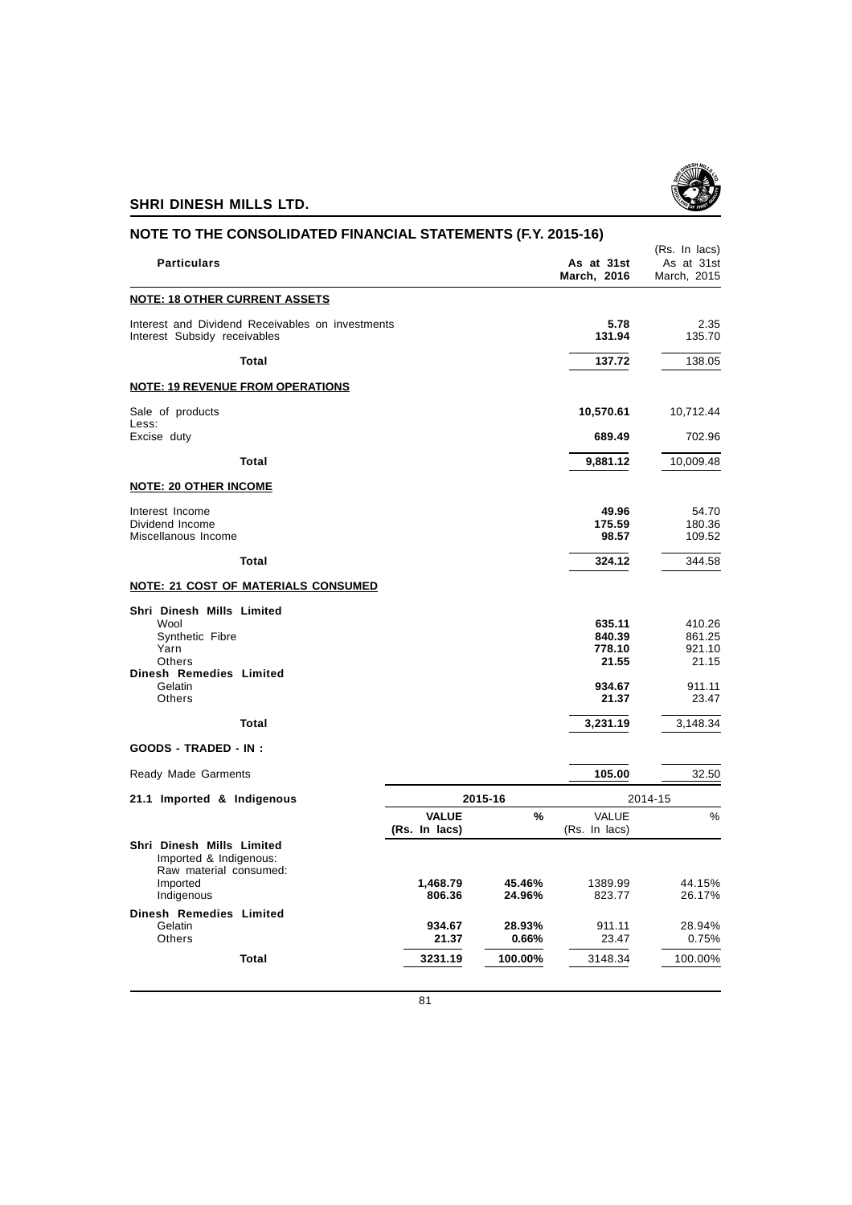## NOTE TO THE CONSOLIDATED FINANCIAL STATEMENTS (F.Y. 2015-16)

(Rs. In lacs)

| Particulars | As at 31st March, 2016 | As at 31st March, 2015 |
|---|---|---|
| **NOTE: 18 OTHER CURRENT ASSETS** | | |
| Interest and Dividend Receivables on investments | **5.78** | 2.35 |
| Interest Subsidy receivables | **131.94** | 135.70 |
| **Total** | **137.72** | 138.05 |
| **NOTE: 19 REVENUE FROM OPERATIONS** | | |
| Sale of products | **10,570.61** | 10,712.44 |
| Less: | | |
| Excise duty | **689.49** | 702.96 |
| **Total** | **9,881.12** | 10,009.48 |
| **NOTE: 20 OTHER INCOME** | | |
| Interest Income | **49.96** | 54.70 |
| Dividend Income | **175.59** | 180.36 |
| Miscellanous Income | **98.57** | 109.52 |
| **Total** | **324.12** | 344.58 |
| **NOTE: 21 COST OF MATERIALS CONSUMED** | | |
| **Shri Dinesh Mills Limited** | | |
| Wool | **635.11** | 410.26 |
| Synthetic Fibre | **840.39** | 861.25 |
| Yarn | **778.10** | 921.10 |
| Others | **21.55** | 21.15 |
| **Dinesh Remedies Limited** | | |
| Gelatin | **934.67** | 911.11 |
| Others | **21.37** | 23.47 |
| **Total** | **3,231.19** | 3,148.34 |
| **GOODS - TRADED - IN :** | | |
| Ready Made Garments | **105.00** | 32.50 |

| 21.1 Imported & Indigenous | 2015-16 | | 2014-15 | |
|---|---|---|---|---|
| | **VALUE (Rs. In lacs)** | **%** | VALUE (Rs. In lacs) | % |
| **Shri Dinesh Mills Limited** | | | | |
| Imported & Indigenous: | | | | |
| Raw material consumed: | | | | |
| Imported | **1,468.79** | **45.46%** | 1389.99 | 44.15% |
| Indigenous | **806.36** | **24.96%** | 823.77 | 26.17% |
| **Dinesh Remedies Limited** | | | | |
| Gelatin | **934.67** | **28.93%** | 911.11 | 28.94% |
| Others | **21.37** | **0.66%** | 23.47 | 0.75% |
| **Total** | **3231.19** | **100.00%** | 3148.34 | 100.00% |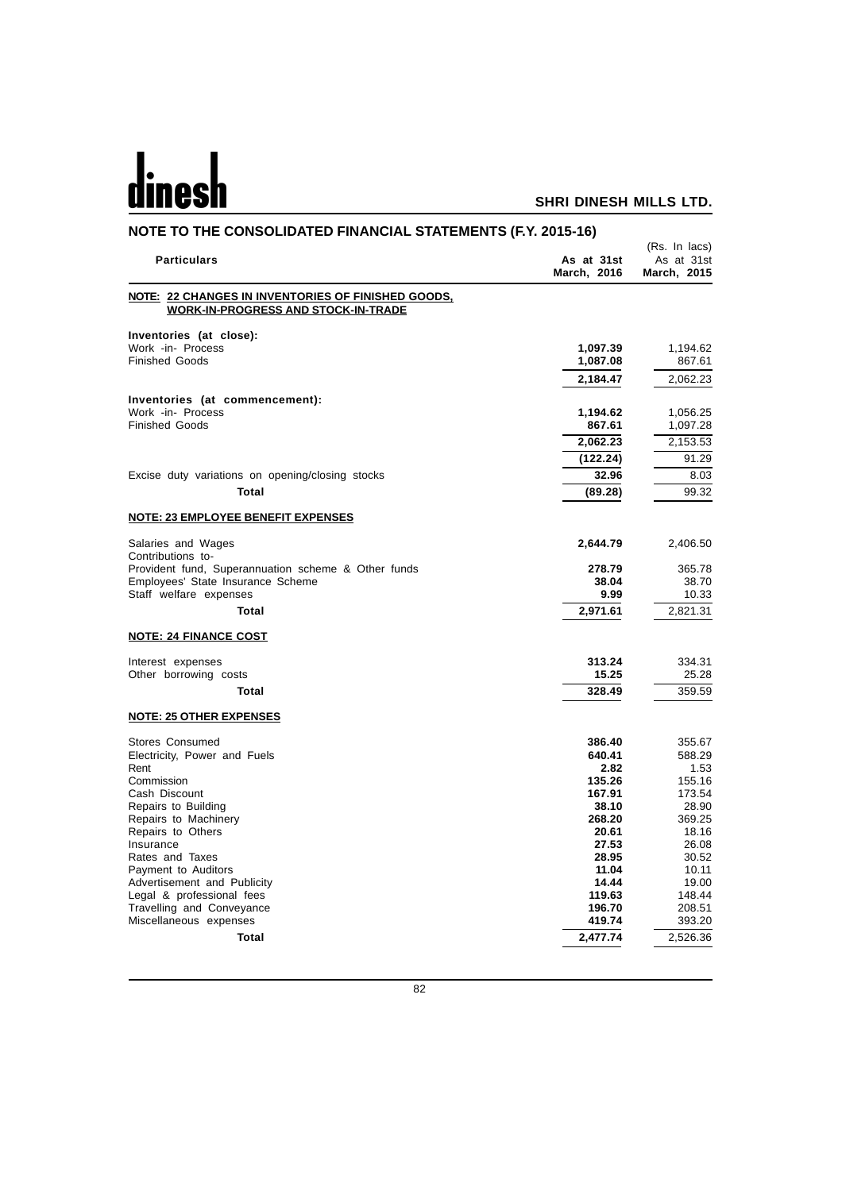## NOTE TO THE CONSOLIDATED FINANCIAL STATEMENTS (F.Y. 2015-16)

(Rs. In lacs)

| Particulars | As at 31st March, 2016 | As at 31st March, 2015 |
|---|---|---|
| **NOTE: 22 CHANGES IN INVENTORIES OF FINISHED GOODS, WORK-IN-PROGRESS AND STOCK-IN-TRADE** | | |
| **Inventories (at close):** | | |
| Work -in- Process | **1,097.39** | 1,194.62 |
| Finished Goods | **1,087.08** | 867.61 |
| | **2,184.47** | 2,062.23 |
| **Inventories (at commencement):** | | |
| Work -in- Process | **1,194.62** | 1,056.25 |
| Finished Goods | **867.61** | 1,097.28 |
| | **2,062.23** | 2,153.53 |
| | **(122.24)** | 91.29 |
| Excise duty variations on opening/closing stocks | **32.96** | 8.03 |
| **Total** | **(89.28)** | 99.32 |
| **NOTE: 23 EMPLOYEE BENEFIT EXPENSES** | | |
| Salaries and Wages | **2,644.79** | 2,406.50 |
| Contributions to- | | |
| Provident fund, Superannuation scheme & Other funds | **278.79** | 365.78 |
| Employees' State Insurance Scheme | **38.04** | 38.70 |
| Staff welfare expenses | **9.99** | 10.33 |
| **Total** | **2,971.61** | 2,821.31 |
| **NOTE: 24 FINANCE COST** | | |
| Interest expenses | **313.24** | 334.31 |
| Other borrowing costs | **15.25** | 25.28 |
| **Total** | **328.49** | 359.59 |
| **NOTE: 25 OTHER EXPENSES** | | |
| Stores Consumed | **386.40** | 355.67 |
| Electricity, Power and Fuels | **640.41** | 588.29 |
| Rent | **2.82** | 1.53 |
| Commission | **135.26** | 155.16 |
| Cash Discount | **167.91** | 173.54 |
| Repairs to Building | **38.10** | 28.90 |
| Repairs to Machinery | **268.20** | 369.25 |
| Repairs to Others | **20.61** | 18.16 |
| Insurance | **27.53** | 26.08 |
| Rates and Taxes | **28.95** | 30.52 |
| Payment to Auditors | **11.04** | 10.11 |
| Advertisement and Publicity | **14.44** | 19.00 |
| Legal & professional fees | **119.63** | 148.44 |
| Travelling and Conveyance | **196.70** | 208.51 |
| Miscellaneous expenses | **419.74** | 393.20 |
| **Total** | **2,477.74** | 2,526.36 |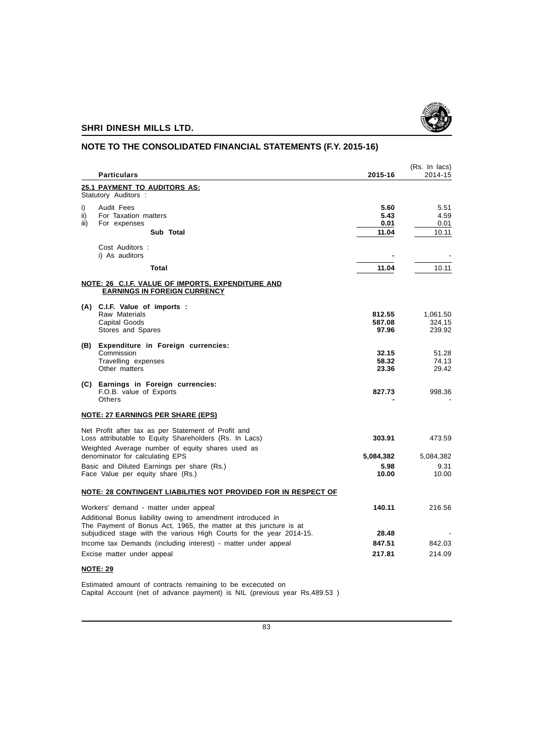## NOTE TO THE CONSOLIDATED FINANCIAL STATEMENTS (F.Y. 2015-16)

(Rs. In lacs)

| | Particulars | 2015-16 | 2014-15 |
|---|---|---|---|
| | **25.1 PAYMENT TO AUDITORS AS:** | | |
| | Statutory Auditors : | | |
| i) | Audit Fees | **5.60** | 5.51 |
| ii) | For Taxation matters | **5.43** | 4.59 |
| iii) | For expenses | **0.01** | 0.01 |
| | **Sub Total** | **11.04** | 10.11 |
| | Cost Auditors : | | |
| | i) As auditors | **-** | - |
| | **Total** | **11.04** | 10.11 |
| | **NOTE: 26 C.I.F. VALUE OF IMPORTS, EXPENDITURE AND EARNINGS IN FOREIGN CURRENCY** | | |
| **(A)** | **C.I.F. Value of imports :** | | |
| | Raw Materials | **812.55** | 1,061.50 |
| | Capital Goods | **587.08** | 324.15 |
| | Stores and Spares | **97.96** | 239.92 |
| **(B)** | **Expenditure in Foreign currencies:** | | |
| | Commission | **32.15** | 51.28 |
| | Travelling expenses | **58.32** | 74.13 |
| | Other matters | **23.36** | 29.42 |
| **(C)** | **Earnings in Foreign currencies:** | | |
| | F.O.B. value of Exports | **827.73** | 998.36 |
| | Others | **-** | - |
| | **NOTE: 27 EARNINGS PER SHARE (EPS)** | | |
| | Net Profit after tax as per Statement of Profit and Loss attributable to Equity Shareholders (Rs. In Lacs) | **303.91** | 473.59 |
| | Weighted Average number of equity shares used as denominator for calculating EPS | **5,084,382** | 5,084,382 |
| | Basic and Diluted Earnings per share (Rs.) | **5.98** | 9.31 |
| | Face Value per equity share (Rs.) | **10.00** | 10.00 |
| | **NOTE: 28 CONTINGENT LIABILITIES NOT PROVIDED FOR IN RESPECT OF** | | |
| | Workers' demand - matter under appeal | **140.11** | 216.56 |
| | Additional Bonus liability owing to amendment introduced in The Payment of Bonus Act, 1965, the matter at this juncture is at subjudiced stage with the various High Courts for the year 2014-15. | **28.48** | - |
| | Income tax Demands (including interest) - matter under appeal | **847.51** | 842.03 |
| | Excise matter under appeal | **217.81** | 214.09 |

**NOTE: 29**

Estimated amount of contracts remaining to be excecuted on Capital Account (net of advance payment) is NIL (previous year Rs.489.53 )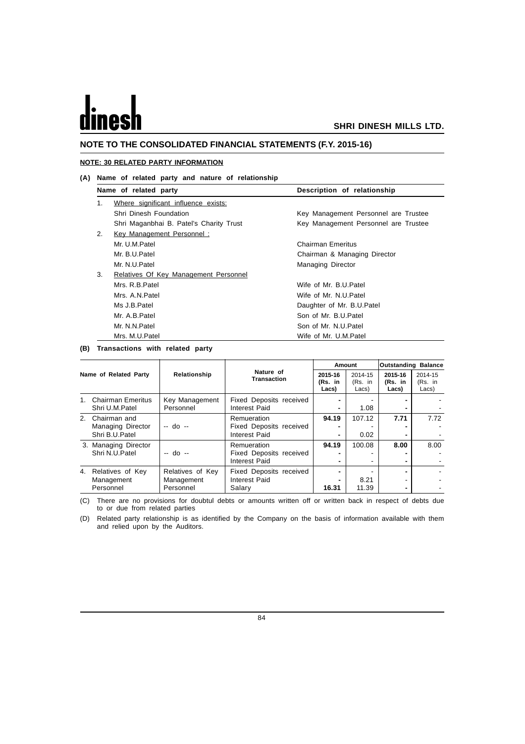## NOTE TO THE CONSOLIDATED FINANCIAL STATEMENTS (F.Y. 2015-16)

### NOTE: 30 RELATED PARTY INFORMATION

**(A) Name of related party and nature of relationship**

| Name of related party | Description of relationship |
|---|---|
| 1. Where significant influence exists: | |
| Shri Dinesh Foundation | Key Management Personnel are Trustee |
| Shri Maganbhai B. Patel's Charity Trust | Key Management Personnel are Trustee |
| 2. Key Management Personnel : | |
| Mr. U.M.Patel | Chairman Emeritus |
| Mr. B.U.Patel | Chairman & Managing Director |
| Mr. N.U.Patel | Managing Director |
| 3. Relatives Of Key Management Personnel | |
| Mrs. R.B.Patel | Wife of Mr. B.U.Patel |
| Mrs. A.N.Patel | Wife of Mr. N.U.Patel |
| Ms J.B.Patel | Daughter of Mr. B.U.Patel |
| Mr. A.B.Patel | Son of Mr. B.U.Patel |
| Mr. N.N.Patel | Son of Mr. N.U.Patel |
| Mrs. M.U.Patel | Wife of Mr. U.M.Patel |

**(B) Transactions with related party**

| Name of Related Party | Relationship | Nature of Transaction | Amount | | Outstanding Balance | |
|---|---|---|---|---|---|---|
| | | | **2015-16 (Rs. in Lacs)** | 2014-15 (Rs. in Lacs) | **2015-16 (Rs. in Lacs)** | 2014-15 (Rs. in Lacs) |
| 1. Chairman Emeritus Shri U.M.Patel | Key Management Personnel | Fixed Deposits received | **-** | - | **-** | - |
| | | Interest Paid | **-** | 1.08 | **-** | - |
| 2. Chairman and Managing Director Shri B.U.Patel | -- do -- | Remueration | **94.19** | 107.12 | **7.71** | 7.72 |
| | | Fixed Deposits received | **-** | - | **-** | - |
| | | Interest Paid | **-** | 0.02 | **-** | - |
| 3. Managing Director Shri N.U.Patel | -- do -- | Remueration | **94.19** | 100.08 | **8.00** | 8.00 |
| | | Fixed Deposits received | **-** | - | **-** | - |
| | | Interest Paid | **-** | - | **-** | - |
| 4. Relatives of Key Management Personnel | Relatives of Key Management Personnel | Fixed Deposits received | **-** | - | **-** | - |
| | | Interest Paid | **-** | 8.21 | - | - |
| | | Salary | **16.31** | 11.39 | **-** | - |

(C) There are no provisions for doubtul debts or amounts written off or written back in respect of debts due to or due from related parties

(D) Related party relationship is as identified by the Company on the basis of information available with them and relied upon by the Auditors.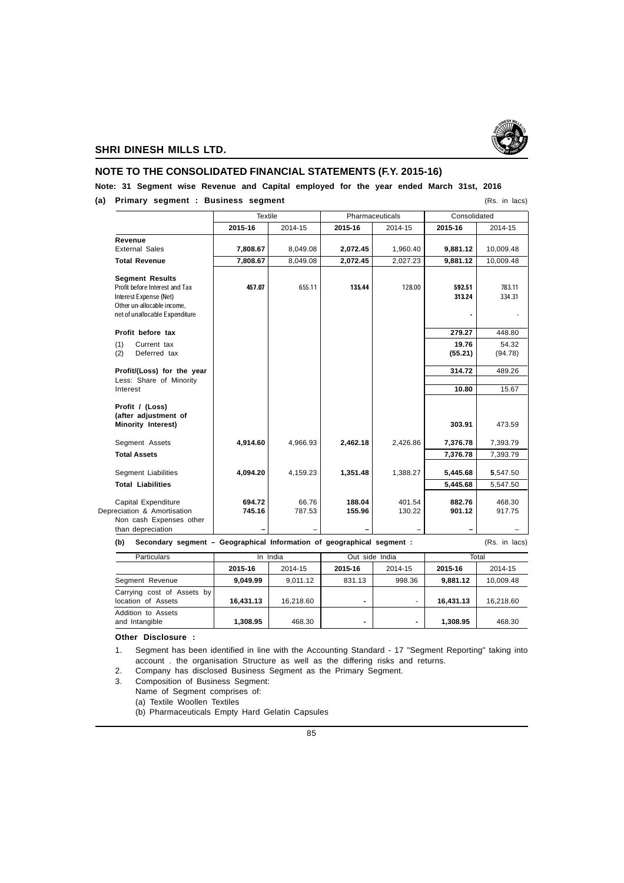## NOTE TO THE CONSOLIDATED FINANCIAL STATEMENTS (F.Y. 2015-16)

**Note: 31 Segment wise Revenue and Capital employed for the year ended March 31st, 2016**

**(a) Primary segment : Business segment** (Rs. in lacs)

| | Textile | | Pharmaceuticals | | Consolidated | |
|---|---|---|---|---|---|---|
| | **2015-16** | 2014-15 | **2015-16** | 2014-15 | **2015-16** | 2014-15 |
| **Revenue** | | | | | | |
| External Sales | **7,808.67** | 8,049.08 | **2,072.45** | 1,960.40 | **9,881.12** | 10,009.48 |
| **Total Revenue** | **7,808.67** | 8,049.08 | **2,072.45** | 2,027.23 | **9,881.12** | 10,009.48 |
| **Segment Results** | | | | | | |
| Profit before Interest and Tax | **457.07** | 655.11 | **135.44** | 128.00 | **592.51** | 783.11 |
| Interest Expense (Net) | | | | | **313.24** | 334.31 |
| Other un-allocable income, net of unallocable Expenditure | | | | | **-** | - |
| **Profit before tax** | | | | | **279.27** | 448.80 |
| (1) Current tax | | | | | **19.76** | 54.32 |
| (2) Deferred tax | | | | | **(55.21)** | (94.78) |
| **Profit/(Loss) for the year** | | | | | **314.72** | 489.26 |
| Less: Share of Minority Interest | | | | | **10.80** | 15.67 |
| **Profit / (Loss) (after adjustment of Minority Interest)** | | | | | **303.91** | 473.59 |
| Segment Assets | **4,914.60** | 4,966.93 | **2,462.18** | 2,426.86 | **7,376.78** | 7,393.79 |
| **Total Assets** | | | | | **7,376.78** | 7,393.79 |
| Segment Liabilities | **4,094.20** | 4,159.23 | **1,351.48** | 1,388.27 | **5,445.68** | **5**,547.50 |
| **Total Liabilities** | | | | | **5,445.68** | 5,547.50 |
| Capital Expenditure | **694.72** | 66.76 | **188.04** | 401.54 | **882.76** | 468.30 |
| Depreciation & Amortisation | **745.16** | 787.53 | **155.96** | 130.22 | **901.12** | 917.75 |
| Non cash Expenses other than depreciation | **–** | – | **–** | – | **–** | – |

**(b) Secondary segment – Geographical Information of geographical segment :** (Rs. in lacs)

| Particulars | In India | | Out side India | | Total | |
|---|---|---|---|---|---|---|
| | **2015-16** | 2014-15 | **2015-16** | 2014-15 | **2015-16** | 2014-15 |
| Segment Revenue | **9,049.99** | 9,011.12 | 831.13 | 998.36 | **9,881.12** | 10,009.48 |
| Carrying cost of Assets by location of Assets | **16,431.13** | 16,218.60 | **-** | - | **16,431.13** | 16,218.60 |
| Addition to Assets and Intangible | **1,308.95** | 468.30 | **-** | **-** | **1,308.95** | 468.30 |

**Other Disclosure :**

1. Segment has been identified in line with the Accounting Standard - 17 "Segment Reporting" taking into account . the organisation Structure as well as the differing risks and returns.
2. Company has disclosed Business Segment as the Primary Segment.
3. Composition of Business Segment:
   Name of Segment comprises of:
   (a) Textile Woollen Textiles
   (b) Pharmaceuticals Empty Hard Gelatin Capsules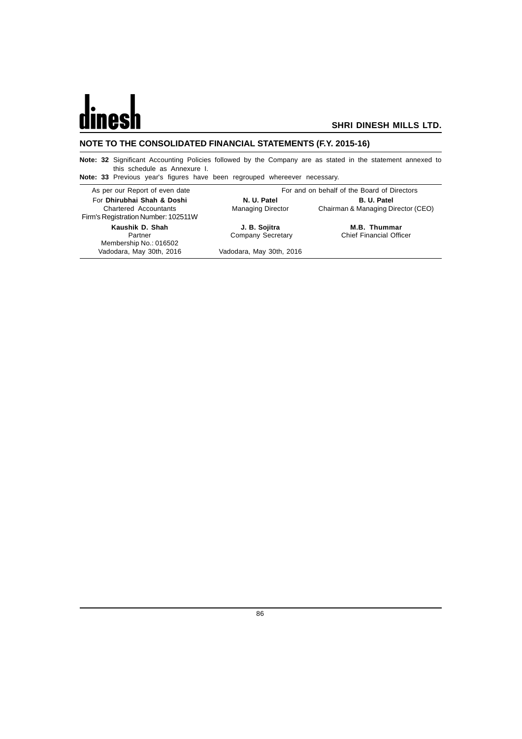## NOTE TO THE CONSOLIDATED FINANCIAL STATEMENTS (F.Y. 2015-16)

**Note: 32** Significant Accounting Policies followed by the Company are as stated in the statement annexed to this schedule as Annexure I.

**Note: 33** Previous year's figures have been regrouped whereever necessary.

| As per our Report of even date | For and on behalf of the Board of Directors | |
|---|---|---|
| For **Dhirubhai Shah & Doshi**<br>Chartered Accountants<br>Firm's Registration Number: 102511W | **N. U. Patel**<br>Managing Director | **B. U. Patel**<br>Chairman & Managing Director (CEO) |
| **Kaushik D. Shah**<br>Partner<br>Membership No.: 016502 | **J. B. Sojitra**<br>Company Secretary | **M.B. Thummar**<br>Chief Financial Officer |
| Vadodara, May 30th, 2016 | Vadodara, May 30th, 2016 | |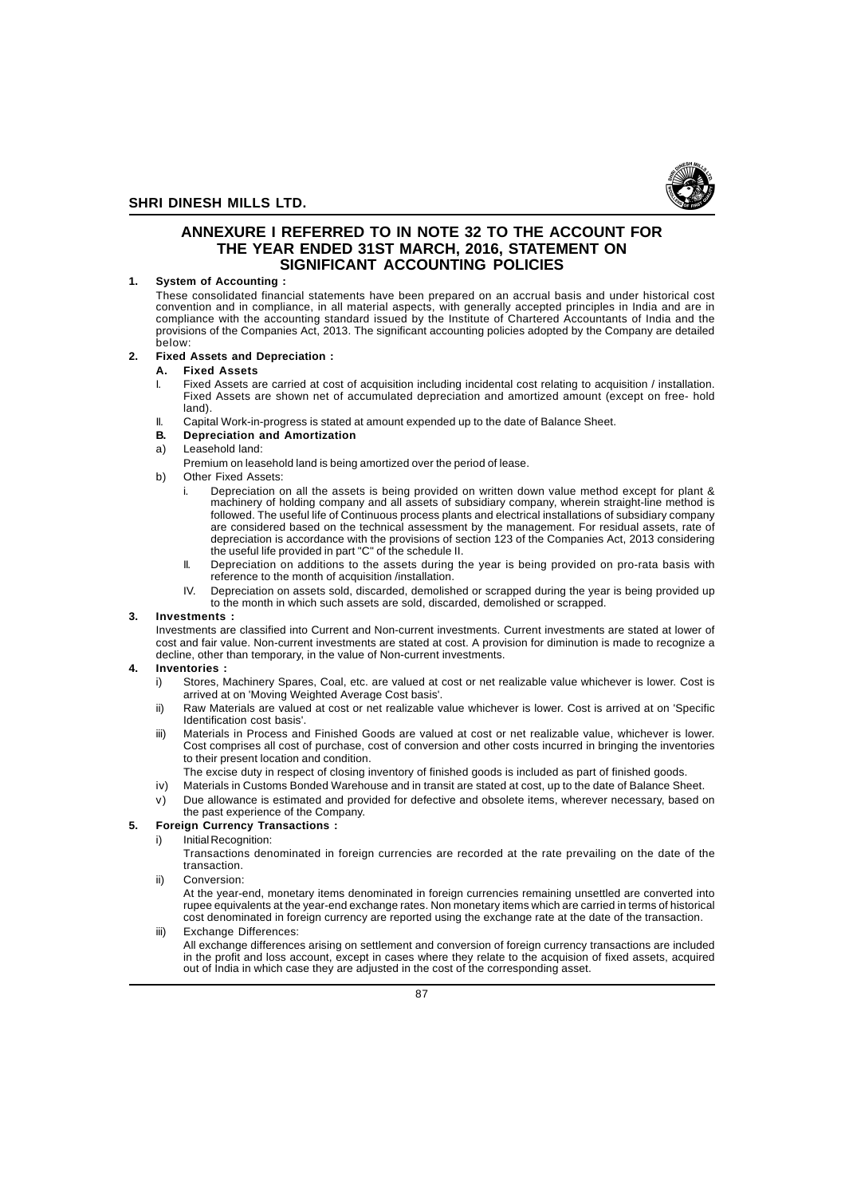# ANNEXURE I REFERRED TO IN NOTE 32 TO THE ACCOUNT FOR THE YEAR ENDED 31ST MARCH, 2016, STATEMENT ON SIGNIFICANT ACCOUNTING POLICIES

**1. System of Accounting :**

These consolidated financial statements have been prepared on an accrual basis and under historical cost convention and in compliance, in all material aspects, with generally accepted principles in India and are in compliance with the accounting standard issued by the Institute of Chartered Accountants of India and the provisions of the Companies Act, 2013. The significant accounting policies adopted by the Company are detailed below:

**2. Fixed Assets and Depreciation :**

**A. Fixed Assets**

I. Fixed Assets are carried at cost of acquisition including incidental cost relating to acquisition / installation. Fixed Assets are shown net of accumulated depreciation and amortized amount (except on free- hold land).

II. Capital Work-in-progress is stated at amount expended up to the date of Balance Sheet.

**B. Depreciation and Amortization**

a) Leasehold land:

Premium on leasehold land is being amortized over the period of lease.

b) Other Fixed Assets:

i. Depreciation on all the assets is being provided on written down value method except for plant & machinery of holding company and all assets of subsidiary company, wherein straight-line method is followed. The useful life of Continuous process plants and electrical installations of subsidiary company are considered based on the technical assessment by the management. For residual assets, rate of depreciation is accordance with the provisions of section 123 of the Companies Act, 2013 considering the useful life provided in part "C" of the schedule II.

II. Depreciation on additions to the assets during the year is being provided on pro-rata basis with reference to the month of acquisition /installation.

IV. Depreciation on assets sold, discarded, demolished or scrapped during the year is being provided up to the month in which such assets are sold, discarded, demolished or scrapped.

**3. Investments :**

Investments are classified into Current and Non-current investments. Current investments are stated at lower of cost and fair value. Non-current investments are stated at cost. A provision for diminution is made to recognize a decline, other than temporary, in the value of Non-current investments.

**4. Inventories :**

i) Stores, Machinery Spares, Coal, etc. are valued at cost or net realizable value whichever is lower. Cost is arrived at on 'Moving Weighted Average Cost basis'.

ii) Raw Materials are valued at cost or net realizable value whichever is lower. Cost is arrived at on 'Specific Identification cost basis'.

iii) Materials in Process and Finished Goods are valued at cost or net realizable value, whichever is lower. Cost comprises all cost of purchase, cost of conversion and other costs incurred in bringing the inventories to their present location and condition.

The excise duty in respect of closing inventory of finished goods is included as part of finished goods.

iv) Materials in Customs Bonded Warehouse and in transit are stated at cost, up to the date of Balance Sheet.

v) Due allowance is estimated and provided for defective and obsolete items, wherever necessary, based on the past experience of the Company.

**5. Foreign Currency Transactions :**

i) Initial Recognition:

Transactions denominated in foreign currencies are recorded at the rate prevailing on the date of the transaction.

ii) Conversion:

At the year-end, monetary items denominated in foreign currencies remaining unsettled are converted into rupee equivalents at the year-end exchange rates. Non monetary items which are carried in terms of historical cost denominated in foreign currency are reported using the exchange rate at the date of the transaction.

iii) Exchange Differences:

All exchange differences arising on settlement and conversion of foreign currency transactions are included in the profit and loss account, except in cases where they relate to the acquision of fixed assets, acquired out of India in which case they are adjusted in the cost of the corresponding asset.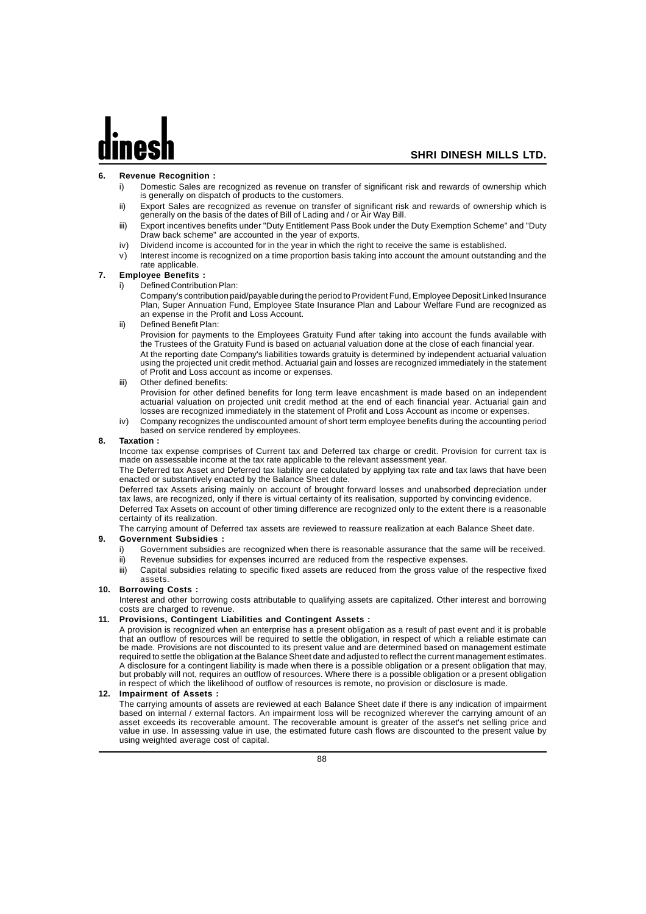**6. Revenue Recognition :**

i) Domestic Sales are recognized as revenue on transfer of significant risk and rewards of ownership which is generally on dispatch of products to the customers.

ii) Export Sales are recognized as revenue on transfer of significant risk and rewards of ownership which is generally on the basis of the dates of Bill of Lading and / or Air Way Bill.

iii) Export incentives benefits under "Duty Entitlement Pass Book under the Duty Exemption Scheme" and "Duty Draw back scheme" are accounted in the year of exports.

iv) Dividend income is accounted for in the year in which the right to receive the same is established.

v) Interest income is recognized on a time proportion basis taking into account the amount outstanding and the rate applicable.

**7. Employee Benefits :**

i) Defined Contribution Plan:

Company's contribution paid/payable during the period to Provident Fund, Employee Deposit Linked Insurance Plan, Super Annuation Fund, Employee State Insurance Plan and Labour Welfare Fund are recognized as an expense in the Profit and Loss Account.

ii) Defined Benefit Plan:

Provision for payments to the Employees Gratuity Fund after taking into account the funds available with the Trustees of the Gratuity Fund is based on actuarial valuation done at the close of each financial year.

At the reporting date Company's liabilities towards gratuity is determined by independent actuarial valuation using the projected unit credit method. Actuarial gain and losses are recognized immediately in the statement of Profit and Loss account as income or expenses.

iii) Other defined benefits:

Provision for other defined benefits for long term leave encashment is made based on an independent actuarial valuation on projected unit credit method at the end of each financial year. Actuarial gain and losses are recognized immediately in the statement of Profit and Loss Account as income or expenses.

iv) Company recognizes the undiscounted amount of short term employee benefits during the accounting period based on service rendered by employees.

**8. Taxation :**

Income tax expense comprises of Current tax and Deferred tax charge or credit. Provision for current tax is made on assessable income at the tax rate applicable to the relevant assessment year.

The Deferred tax Asset and Deferred tax liability are calculated by applying tax rate and tax laws that have been enacted or substantively enacted by the Balance Sheet date.

Deferred tax Assets arising mainly on account of brought forward losses and unabsorbed depreciation under tax laws, are recognized, only if there is virtual certainty of its realisation, supported by convincing evidence.

Deferred Tax Assets on account of other timing difference are recognized only to the extent there is a reasonable certainty of its realization.

The carrying amount of Deferred tax assets are reviewed to reassure realization at each Balance Sheet date.

**9. Government Subsidies :**

i) Government subsidies are recognized when there is reasonable assurance that the same will be received.

ii) Revenue subsidies for expenses incurred are reduced from the respective expenses.

iii) Capital subsidies relating to specific fixed assets are reduced from the gross value of the respective fixed assets.

**10. Borrowing Costs :**

Interest and other borrowing costs attributable to qualifying assets are capitalized. Other interest and borrowing costs are charged to revenue.

**11. Provisions, Contingent Liabilities and Contingent Assets :**

A provision is recognized when an enterprise has a present obligation as a result of past event and it is probable that an outflow of resources will be required to settle the obligation, in respect of which a reliable estimate can be made. Provisions are not discounted to its present value and are determined based on management estimate required to settle the obligation at the Balance Sheet date and adjusted to reflect the current management estimates. A disclosure for a contingent liability is made when there is a possible obligation or a present obligation that may, but probably will not, requires an outflow of resources. Where there is a possible obligation or a present obligation in respect of which the likelihood of outflow of resources is remote, no provision or disclosure is made.

**12. Impairment of Assets :**

The carrying amounts of assets are reviewed at each Balance Sheet date if there is any indication of impairment based on internal / external factors. An impairment loss will be recognized wherever the carrying amount of an asset exceeds its recoverable amount. The recoverable amount is greater of the asset's net selling price and value in use. In assessing value in use, the estimated future cash flows are discounted to the present value by using weighted average cost of capital.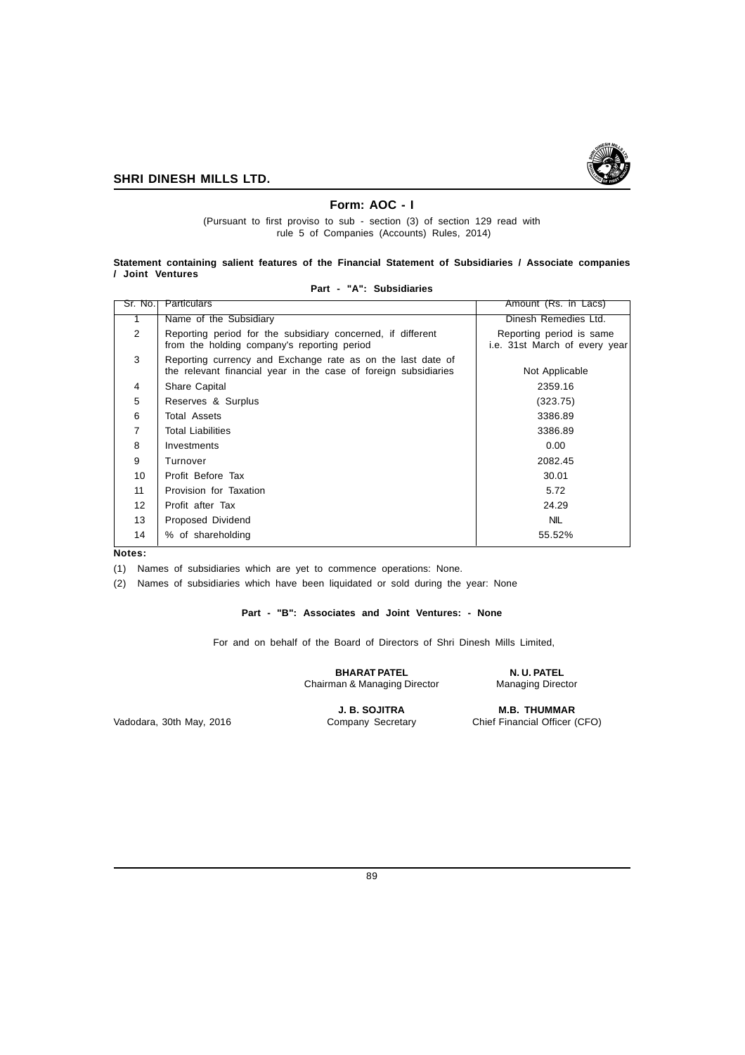## Form: AOC - I

(Pursuant to first proviso to sub - section (3) of section 129 read with rule 5 of Companies (Accounts) Rules, 2014)

**Statement containing salient features of the Financial Statement of Subsidiaries / Associate companies / Joint Ventures**

**Part - "A": Subsidiaries**

| Sr. No. | Particulars | Amount (Rs. in Lacs) |
|---|---|---|
| 1 | Name of the Subsidiary | Dinesh Remedies Ltd. |
| 2 | Reporting period for the subsidiary concerned, if different from the holding company's reporting period | Reporting period is same i.e. 31st March of every year |
| 3 | Reporting currency and Exchange rate as on the last date of the relevant financial year in the case of foreign subsidiaries | Not Applicable |
| 4 | Share Capital | 2359.16 |
| 5 | Reserves & Surplus | (323.75) |
| 6 | Total Assets | 3386.89 |
| 7 | Total Liabilities | 3386.89 |
| 8 | Investments | 0.00 |
| 9 | Turnover | 2082.45 |
| 10 | Profit Before Tax | 30.01 |
| 11 | Provision for Taxation | 5.72 |
| 12 | Profit after Tax | 24.29 |
| 13 | Proposed Dividend | NIL |
| 14 | % of shareholding | 55.52% |

**Notes:**

(1) Names of subsidiaries which are yet to commence operations: None.

(2) Names of subsidiaries which have been liquidated or sold during the year: None

**Part - "B": Associates and Joint Ventures: - None**

For and on behalf of the Board of Directors of Shri Dinesh Mills Limited,

**BHARAT PATEL**
Chairman & Managing Director

**N. U. PATEL**
Managing Director

**J. B. SOJITRA**
Company Secretary

**M.B. THUMMAR**
Chief Financial Officer (CFO)

Vadodara, 30th May, 2016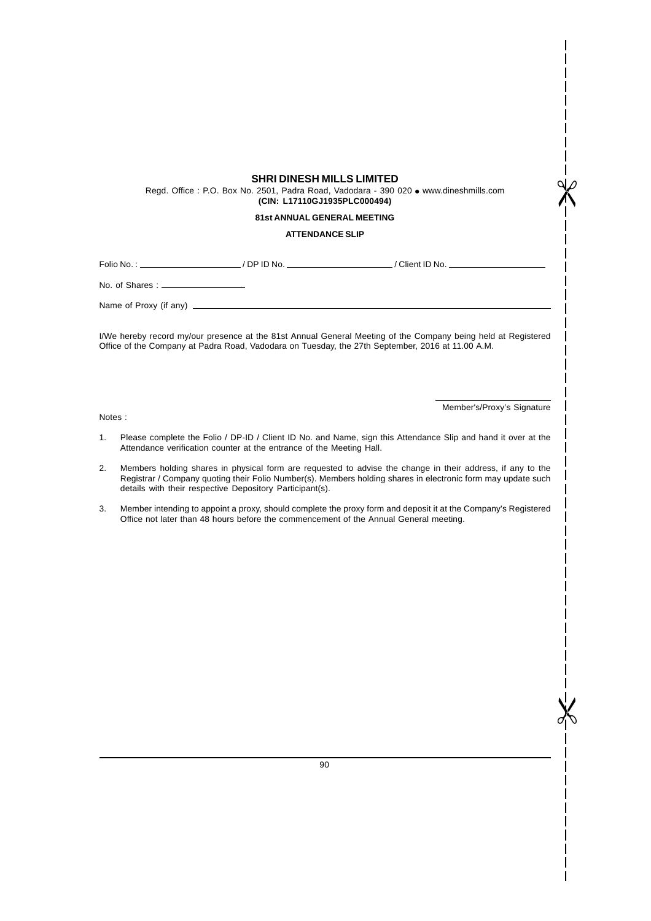# SHRI DINESH MILLS LIMITED

Regd. Office : P.O. Box No. 2501, Padra Road, Vadodara - 390 020 • www.dineshmills.com

**(CIN: L17110GJ1935PLC000494)**

**81st ANNUAL GENERAL MEETING**

**ATTENDANCE SLIP**

Folio No. : ____________________ / DP ID No. ____________________ / Client ID No. ____________________

No. of Shares : ________________

Name of Proxy (if any) ________________________________________________________________

I/We hereby record my/our presence at the 81st Annual General Meeting of the Company being held at Registered Office of the Company at Padra Road, Vadodara on Tuesday, the 27th September, 2016 at 11.00 A.M.

______________________

Member's/Proxy's Signature

Notes :

1. Please complete the Folio / DP-ID / Client ID No. and Name, sign this Attendance Slip and hand it over at the Attendance verification counter at the entrance of the Meeting Hall.
2. Members holding shares in physical form are requested to advise the change in their address, if any to the Registrar / Company quoting their Folio Number(s). Members holding shares in electronic form may update such details with their respective Depository Participant(s).
3. Member intending to appoint a proxy, should complete the proxy form and deposit it at the Company's Registered Office not later than 48 hours before the commencement of the Annual General meeting.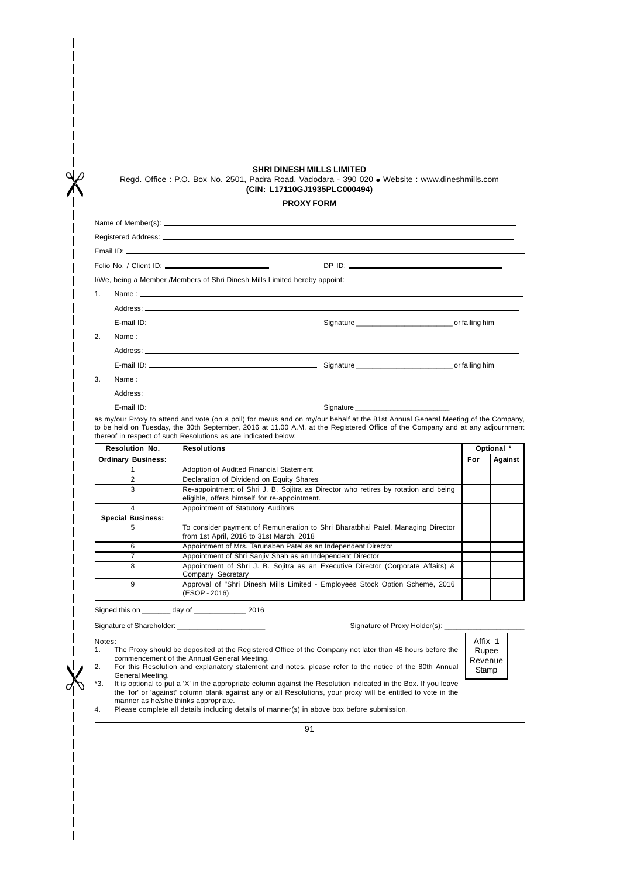**SHRI DINESH MILLS LIMITED**

Regd. Office : P.O. Box No. 2501, Padra Road, Vadodara - 390 020 ● Website : www.dineshmills.com

**(CIN: L17110GJ1935PLC000494)**

**PROXY FORM**

Name of Member(s): ______________________________

Registered Address: ______________________________

Email ID: ______________________________

Folio No. / Client ID: ______________________ DP ID: ______________________

I/We, being a Member /Members of Shri Dinesh Mills Limited hereby appoint:

1. Name : ______________________________

   Address: ______________________________

   E-mail ID: ______________________ Signature ______________________ or failing him

2. Name : ______________________________

   Address: ______________________________

   E-mail ID: ______________________ Signature ______________________ or failing him

3. Name : ______________________________

   Address: ______________________________

   E-mail ID: ______________________ Signature ______________________

as my/our Proxy to attend and vote (on a poll) for me/us and on my/our behalf at the 81st Annual General Meeting of the Company, to be held on Tuesday, the 30th September, 2016 at 11.00 A.M. at the Registered Office of the Company and at any adjournment thereof in respect of such Resolutions as are indicated below:

| Resolution No. | Resolutions | Optional * | |
|---|---|---|---|
| **Ordinary Business:** | | **For** | **Against** |
| 1 | Adoption of Audited Financial Statement | | |
| 2 | Declaration of Dividend on Equity Shares | | |
| 3 | Re-appointment of Shri J. B. Sojitra as Director who retires by rotation and being eligible, offers himself for re-appointment. | | |
| 4 | Appointment of Statutory Auditors | | |
| **Special Business:** | | | |
| 5 | To consider payment of Remuneration to Shri Bharatbhai Patel, Managing Director from 1st April, 2016 to 31st March, 2018 | | |
| 6 | Appointment of Mrs. Tarunaben Patel as an Independent Director | | |
| 7 | Appointment of Shri Sanjiv Shah as an Independent Director | | |
| 8 | Appointment of Shri J. B. Sojitra as an Executive Director (Corporate Affairs) & Company Secretary | | |
| 9 | Approval of "Shri Dinesh Mills Limited - Employees Stock Option Scheme, 2016 (ESOP - 2016) | | |

Signed this on _______ day of _____________ 2016

Signature of Shareholder: ______________________ Signature of Proxy Holder(s): ______________________

Affix 1 Rupee Revenue Stamp

Notes:

1. The Proxy should be deposited at the Registered Office of the Company not later than 48 hours before the commencement of the Annual General Meeting.
2. For this Resolution and explanatory statement and notes, please refer to the notice of the 80th Annual General Meeting.

*3. It is optional to put a 'X' in the appropriate column against the Resolution indicated in the Box. If you leave the 'for' or 'against' column blank against any or all Resolutions, your proxy will be entitled to vote in the manner as he/she thinks appropriate.

4. Please complete all details including details of manner(s) in above box before submission.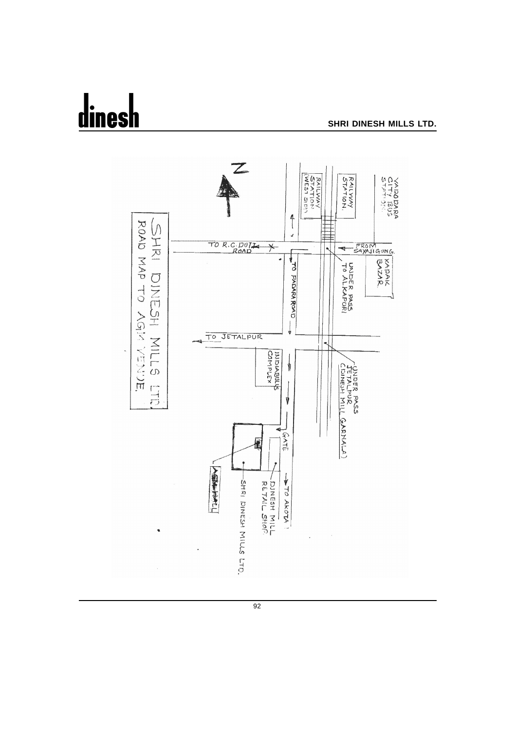N

VADODARA CITY BUS STATION

RAILWAY STATION

RAILWAY STATION (WEST SIDE)

FROM SAYAJIGUNG.

KADAK BAZAR

TO R.C. DUTT ROAD

UNDER PASS TO ALKAPURI

TO PADARA ROAD

TO JETALPUR

UNDER PASS JETALPUR (DINESH MILL GARNALA)

INDIABULLS COMPLEX

GATE

TO AKOTA

DINESH MILL RETAIL SHOP

SHRI DINESH MILLS LTD.

AGM HALL

SHRI DINESH MILLS LTD. ROAD MAP TO AGM VENUE.